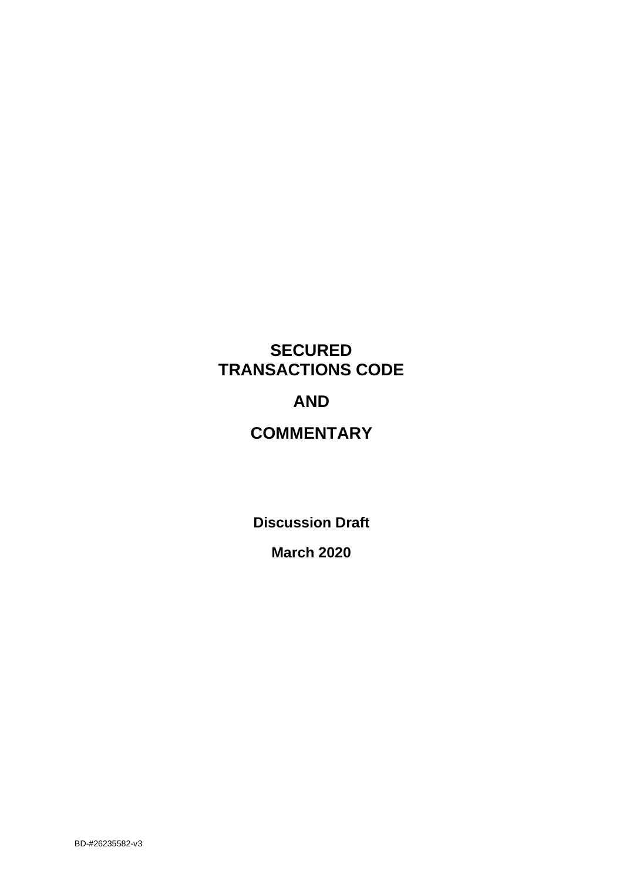# SECURED TRANSACTIONS CODE

# AND

# COMMENTARY

**Discussion Draft**

**March 2020**

BD-#26235582-v3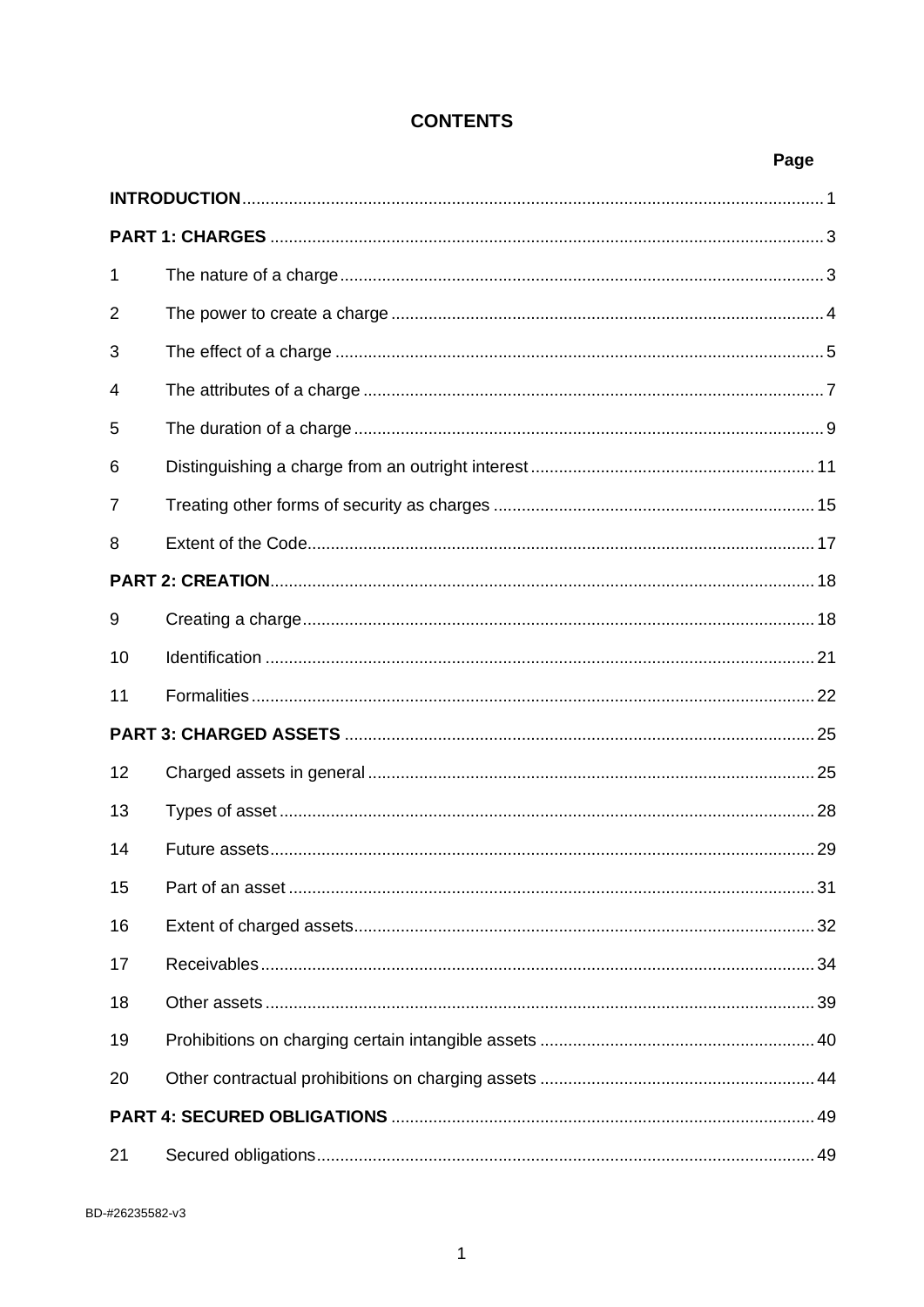# CONTENTS

| | | Page |
|---|---|---|
| **INTRODUCTION** | | 1 |
| **PART 1: CHARGES** | | 3 |
| 1 | The nature of a charge | 3 |
| 2 | The power to create a charge | 4 |
| 3 | The effect of a charge | 5 |
| 4 | The attributes of a charge | 7 |
| 5 | The duration of a charge | 9 |
| 6 | Distinguishing a charge from an outright interest | 11 |
| 7 | Treating other forms of security as charges | 15 |
| 8 | Extent of the Code | 17 |
| **PART 2: CREATION** | | 18 |
| 9 | Creating a charge | 18 |
| 10 | Identification | 21 |
| 11 | Formalities | 22 |
| **PART 3: CHARGED ASSETS** | | 25 |
| 12 | Charged assets in general | 25 |
| 13 | Types of asset | 28 |
| 14 | Future assets | 29 |
| 15 | Part of an asset | 31 |
| 16 | Extent of charged assets | 32 |
| 17 | Receivables | 34 |
| 18 | Other assets | 39 |
| 19 | Prohibitions on charging certain intangible assets | 40 |
| 20 | Other contractual prohibitions on charging assets | 44 |
| **PART 4: SECURED OBLIGATIONS** | | 49 |
| 21 | Secured obligations | 49 |

BD-#26235582-v3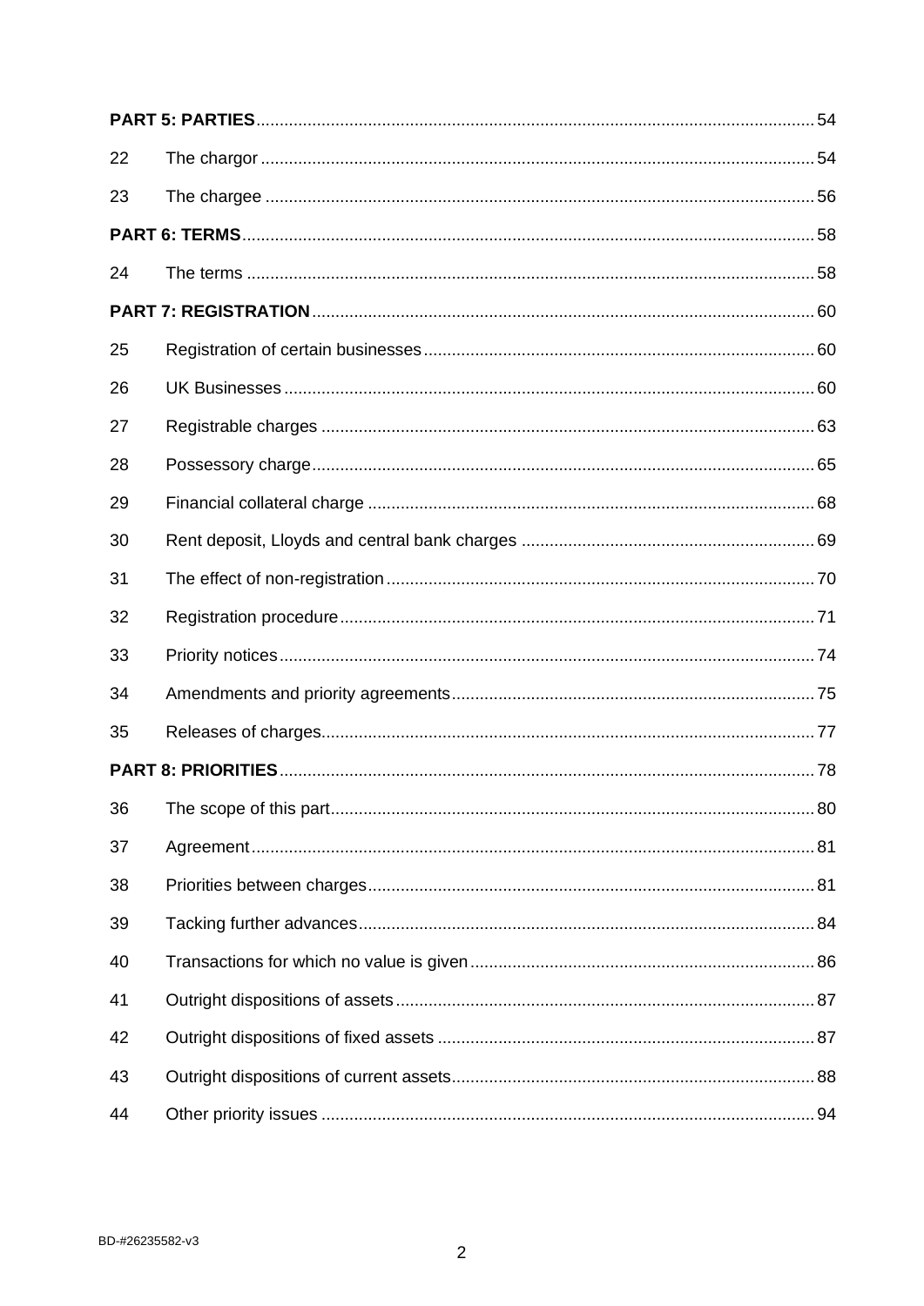| | | |
|---|---|---|
| **PART 5: PARTIES** | | 54 |
| 22 | The chargor | 54 |
| 23 | The chargee | 56 |
| **PART 6: TERMS** | | 58 |
| 24 | The terms | 58 |
| **PART 7: REGISTRATION** | | 60 |
| 25 | Registration of certain businesses | 60 |
| 26 | UK Businesses | 60 |
| 27 | Registrable charges | 63 |
| 28 | Possessory charge | 65 |
| 29 | Financial collateral charge | 68 |
| 30 | Rent deposit, Lloyds and central bank charges | 69 |
| 31 | The effect of non-registration | 70 |
| 32 | Registration procedure | 71 |
| 33 | Priority notices | 74 |
| 34 | Amendments and priority agreements | 75 |
| 35 | Releases of charges | 77 |
| **PART 8: PRIORITIES** | | 78 |
| 36 | The scope of this part | 80 |
| 37 | Agreement | 81 |
| 38 | Priorities between charges | 81 |
| 39 | Tacking further advances | 84 |
| 40 | Transactions for which no value is given | 86 |
| 41 | Outright dispositions of assets | 87 |
| 42 | Outright dispositions of fixed assets | 87 |
| 43 | Outright dispositions of current assets | 88 |
| 44 | Other priority issues | 94 |

BD-#26235582-v3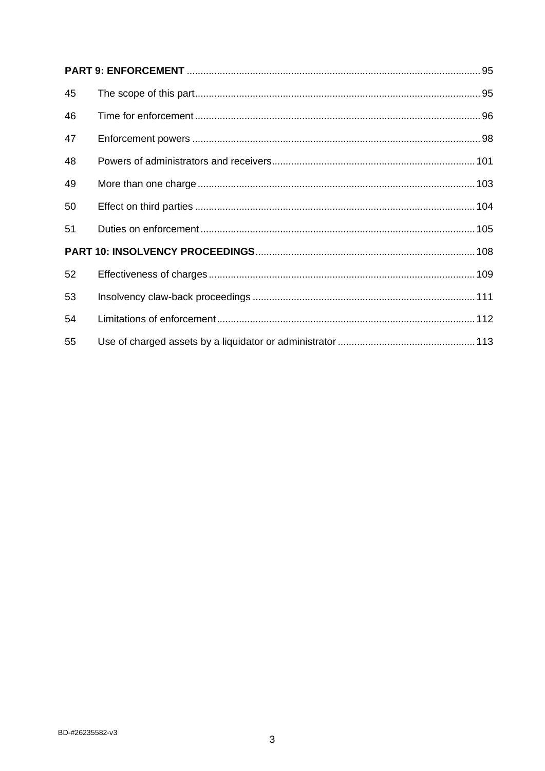| | | |
|---|---|---|
| **PART 9: ENFORCEMENT** | | 95 |
| 45 | The scope of this part | 95 |
| 46 | Time for enforcement | 96 |
| 47 | Enforcement powers | 98 |
| 48 | Powers of administrators and receivers | 101 |
| 49 | More than one charge | 103 |
| 50 | Effect on third parties | 104 |
| 51 | Duties on enforcement | 105 |
| **PART 10: INSOLVENCY PROCEEDINGS** | | 108 |
| 52 | Effectiveness of charges | 109 |
| 53 | Insolvency claw-back proceedings | 111 |
| 54 | Limitations of enforcement | 112 |
| 55 | Use of charged assets by a liquidator or administrator | 113 |

BD-#26235582-v3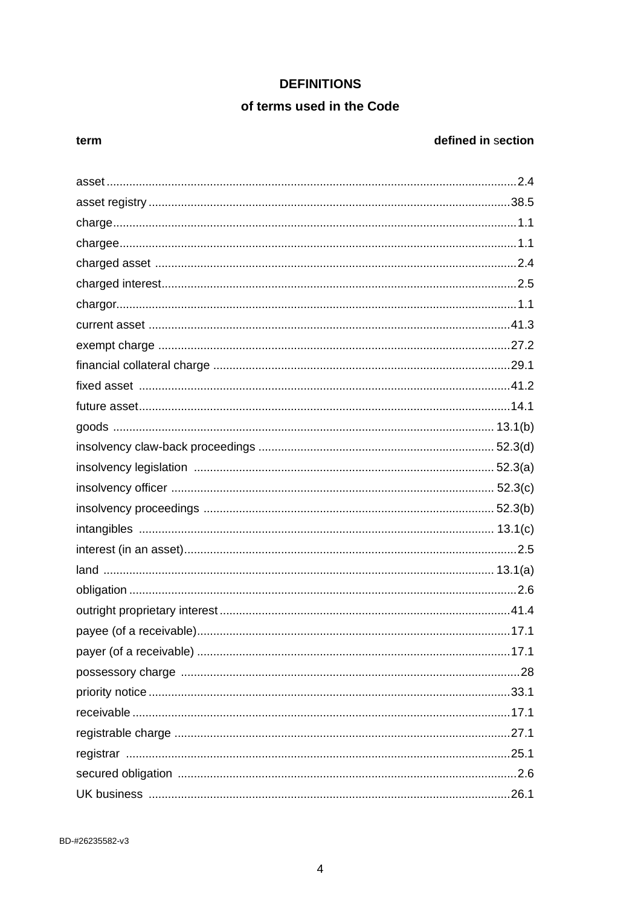# DEFINITIONS

## of terms used in the Code

| term | defined in section |
| --- | --- |
| asset | 2.4 |
| asset registry | 38.5 |
| charge | 1.1 |
| chargee | 1.1 |
| charged asset | 2.4 |
| charged interest | 2.5 |
| chargor | 1.1 |
| current asset | 41.3 |
| exempt charge | 27.2 |
| financial collateral charge | 29.1 |
| fixed asset | 41.2 |
| future asset | 14.1 |
| goods | 13.1(b) |
| insolvency claw-back proceedings | 52.3(d) |
| insolvency legislation | 52.3(a) |
| insolvency officer | 52.3(c) |
| insolvency proceedings | 52.3(b) |
| intangibles | 13.1(c) |
| interest (in an asset) | 2.5 |
| land | 13.1(a) |
| obligation | 2.6 |
| outright proprietary interest | 41.4 |
| payee (of a receivable) | 17.1 |
| payer (of a receivable) | 17.1 |
| possessory charge | 28 |
| priority notice | 33.1 |
| receivable | 17.1 |
| registrable charge | 27.1 |
| registrar | 25.1 |
| secured obligation | 2.6 |
| UK business | 26.1 |

BD-#26235582-v3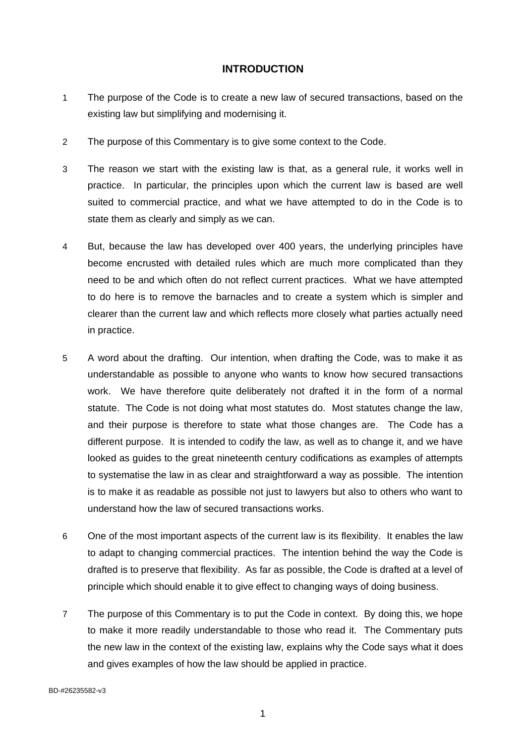## INTRODUCTION

1 The purpose of the Code is to create a new law of secured transactions, based on the existing law but simplifying and modernising it.

2 The purpose of this Commentary is to give some context to the Code.

3 The reason we start with the existing law is that, as a general rule, it works well in practice. In particular, the principles upon which the current law is based are well suited to commercial practice, and what we have attempted to do in the Code is to state them as clearly and simply as we can.

4 But, because the law has developed over 400 years, the underlying principles have become encrusted with detailed rules which are much more complicated than they need to be and which often do not reflect current practices. What we have attempted to do here is to remove the barnacles and to create a system which is simpler and clearer than the current law and which reflects more closely what parties actually need in practice.

5 A word about the drafting. Our intention, when drafting the Code, was to make it as understandable as possible to anyone who wants to know how secured transactions work. We have therefore quite deliberately not drafted it in the form of a normal statute. The Code is not doing what most statutes do. Most statutes change the law, and their purpose is therefore to state what those changes are. The Code has a different purpose. It is intended to codify the law, as well as to change it, and we have looked as guides to the great nineteenth century codifications as examples of attempts to systematise the law in as clear and straightforward a way as possible. The intention is to make it as readable as possible not just to lawyers but also to others who want to understand how the law of secured transactions works.

6 One of the most important aspects of the current law is its flexibility. It enables the law to adapt to changing commercial practices. The intention behind the way the Code is drafted is to preserve that flexibility. As far as possible, the Code is drafted at a level of principle which should enable it to give effect to changing ways of doing business.

7 The purpose of this Commentary is to put the Code in context. By doing this, we hope to make it more readily understandable to those who read it. The Commentary puts the new law in the context of the existing law, explains why the Code says what it does and gives examples of how the law should be applied in practice.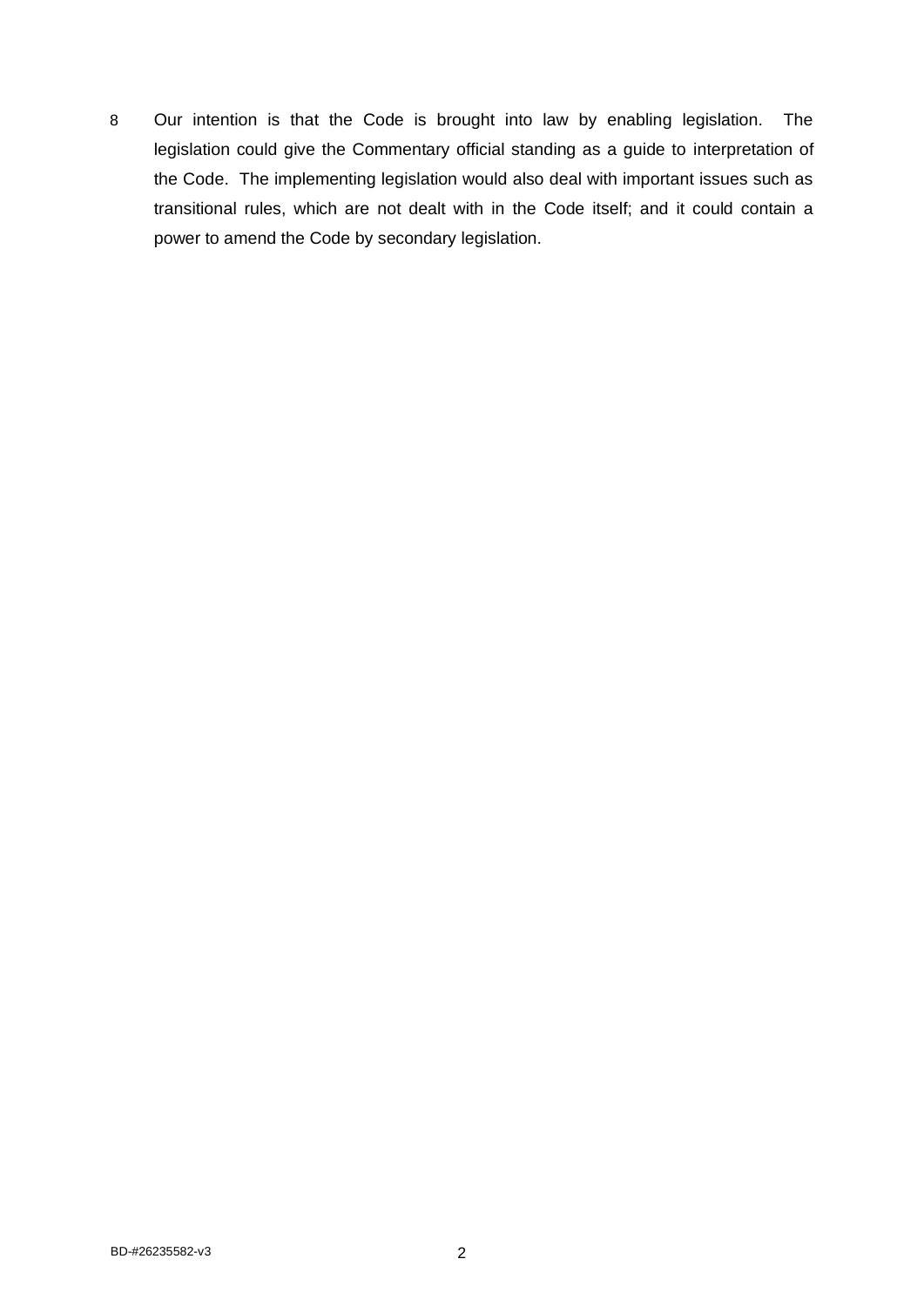8 Our intention is that the Code is brought into law by enabling legislation. The legislation could give the Commentary official standing as a guide to interpretation of the Code. The implementing legislation would also deal with important issues such as transitional rules, which are not dealt with in the Code itself; and it could contain a power to amend the Code by secondary legislation.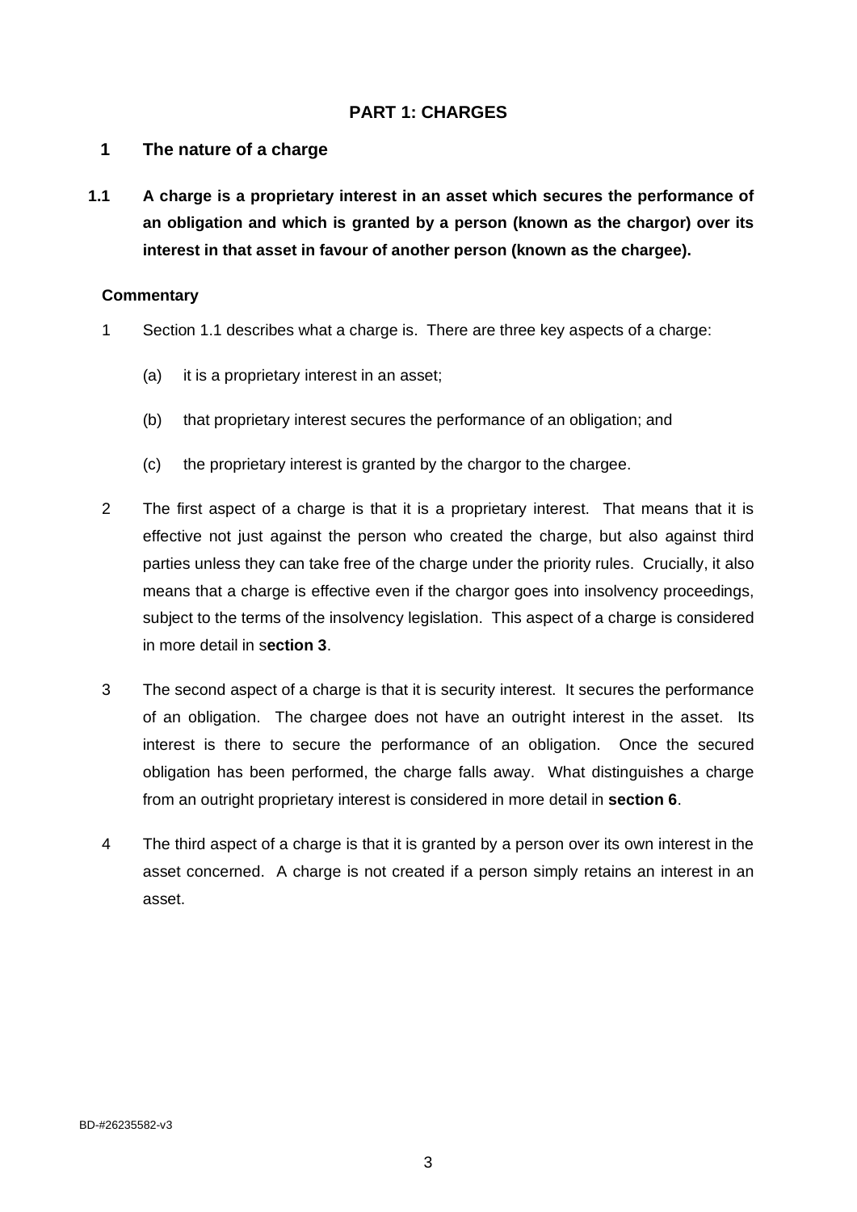# PART 1: CHARGES

## 1 The nature of a charge

**1.1 A charge is a proprietary interest in an asset which secures the performance of an obligation and which is granted by a person (known as the chargor) over its interest in that asset in favour of another person (known as the chargee).**

**Commentary**

1 Section 1.1 describes what a charge is. There are three key aspects of a charge:

(a) it is a proprietary interest in an asset;

(b) that proprietary interest secures the performance of an obligation; and

(c) the proprietary interest is granted by the chargor to the chargee.

2 The first aspect of a charge is that it is a proprietary interest. That means that it is effective not just against the person who created the charge, but also against third parties unless they can take free of the charge under the priority rules. Crucially, it also means that a charge is effective even if the chargor goes into insolvency proceedings, subject to the terms of the insolvency legislation. This aspect of a charge is considered in more detail in s**ection 3**.

3 The second aspect of a charge is that it is security interest. It secures the performance of an obligation. The chargee does not have an outright interest in the asset. Its interest is there to secure the performance of an obligation. Once the secured obligation has been performed, the charge falls away. What distinguishes a charge from an outright proprietary interest is considered in more detail in **section 6**.

4 The third aspect of a charge is that it is granted by a person over its own interest in the asset concerned. A charge is not created if a person simply retains an interest in an asset.

BD-#26235582-v3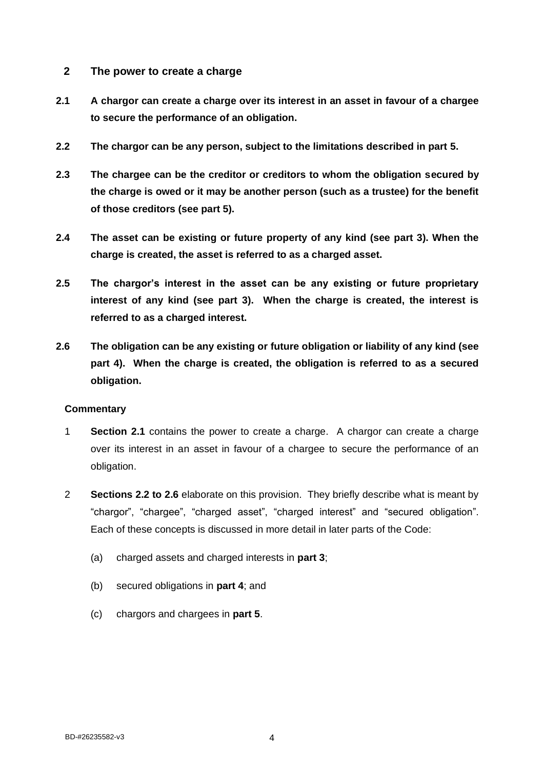## 2 The power to create a charge

**2.1 A chargor can create a charge over its interest in an asset in favour of a chargee to secure the performance of an obligation.**

**2.2 The chargor can be any person, subject to the limitations described in part 5.**

**2.3 The chargee can be the creditor or creditors to whom the obligation secured by the charge is owed or it may be another person (such as a trustee) for the benefit of those creditors (see part 5).**

**2.4 The asset can be existing or future property of any kind (see part 3). When the charge is created, the asset is referred to as a charged asset.**

**2.5 The chargor's interest in the asset can be any existing or future proprietary interest of any kind (see part 3). When the charge is created, the interest is referred to as a charged interest.**

**2.6 The obligation can be any existing or future obligation or liability of any kind (see part 4). When the charge is created, the obligation is referred to as a secured obligation.**

**Commentary**

1 **Section 2.1** contains the power to create a charge. A chargor can create a charge over its interest in an asset in favour of a chargee to secure the performance of an obligation.

2 **Sections 2.2 to 2.6** elaborate on this provision. They briefly describe what is meant by "chargor", "chargee", "charged asset", "charged interest" and "secured obligation". Each of these concepts is discussed in more detail in later parts of the Code:

(a) charged assets and charged interests in **part 3**;

(b) secured obligations in **part 4**; and

(c) chargors and chargees in **part 5**.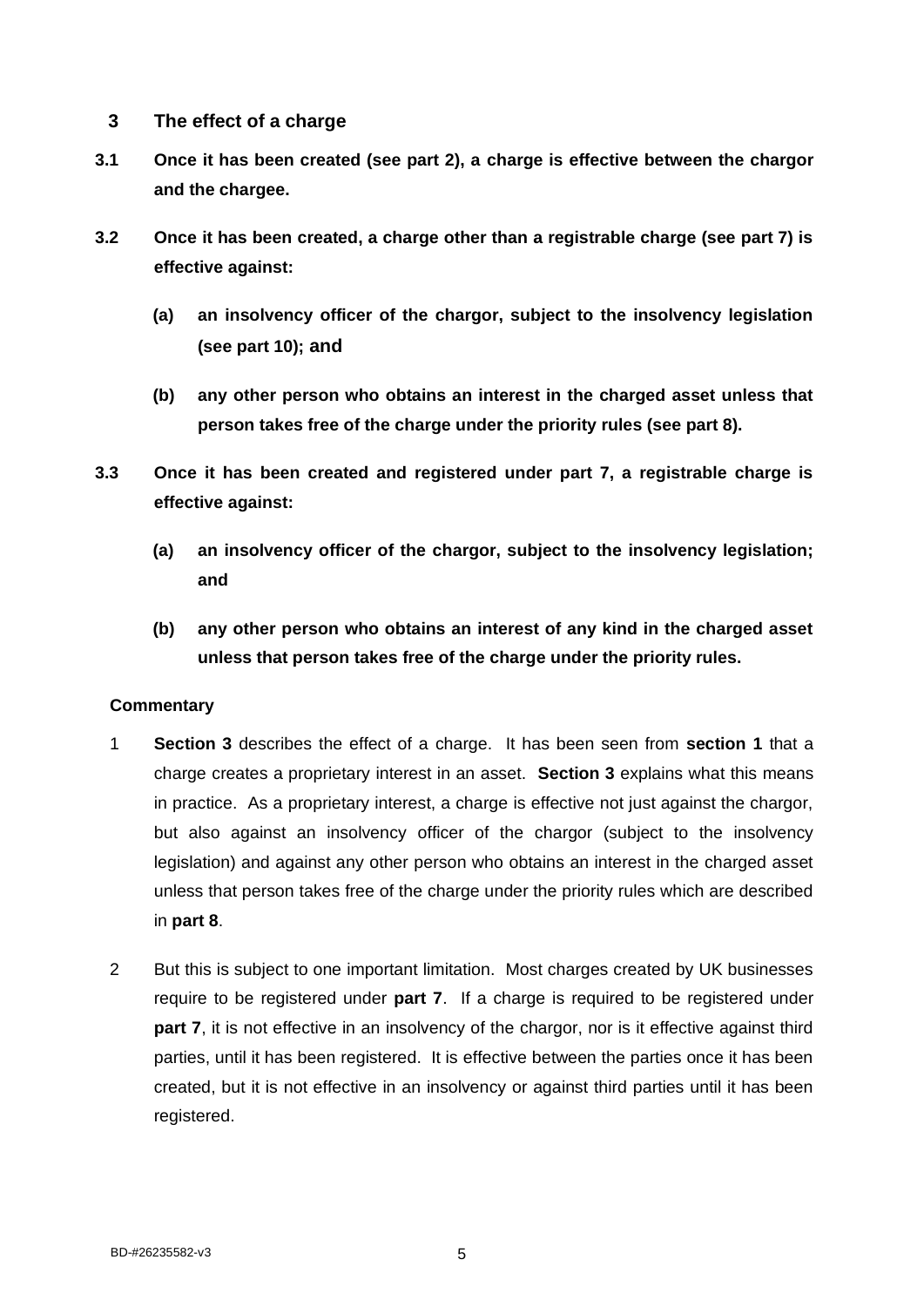## 3 The effect of a charge

**3.1 Once it has been created (see part 2), a charge is effective between the chargor and the chargee.**

**3.2 Once it has been created, a charge other than a registrable charge (see part 7) is effective against:**

> **(a) an insolvency officer of the chargor, subject to the insolvency legislation (see part 10); and**
>
> **(b) any other person who obtains an interest in the charged asset unless that person takes free of the charge under the priority rules (see part 8).**

**3.3 Once it has been created and registered under part 7, a registrable charge is effective against:**

> **(a) an insolvency officer of the chargor, subject to the insolvency legislation; and**
>
> **(b) any other person who obtains an interest of any kind in the charged asset unless that person takes free of the charge under the priority rules.**

**Commentary**

1 **Section 3** describes the effect of a charge. It has been seen from **section 1** that a charge creates a proprietary interest in an asset. **Section 3** explains what this means in practice. As a proprietary interest, a charge is effective not just against the chargor, but also against an insolvency officer of the chargor (subject to the insolvency legislation) and against any other person who obtains an interest in the charged asset unless that person takes free of the charge under the priority rules which are described in **part 8**.

2 But this is subject to one important limitation. Most charges created by UK businesses require to be registered under **part 7**. If a charge is required to be registered under **part 7**, it is not effective in an insolvency of the chargor, nor is it effective against third parties, until it has been registered. It is effective between the parties once it has been created, but it is not effective in an insolvency or against third parties until it has been registered.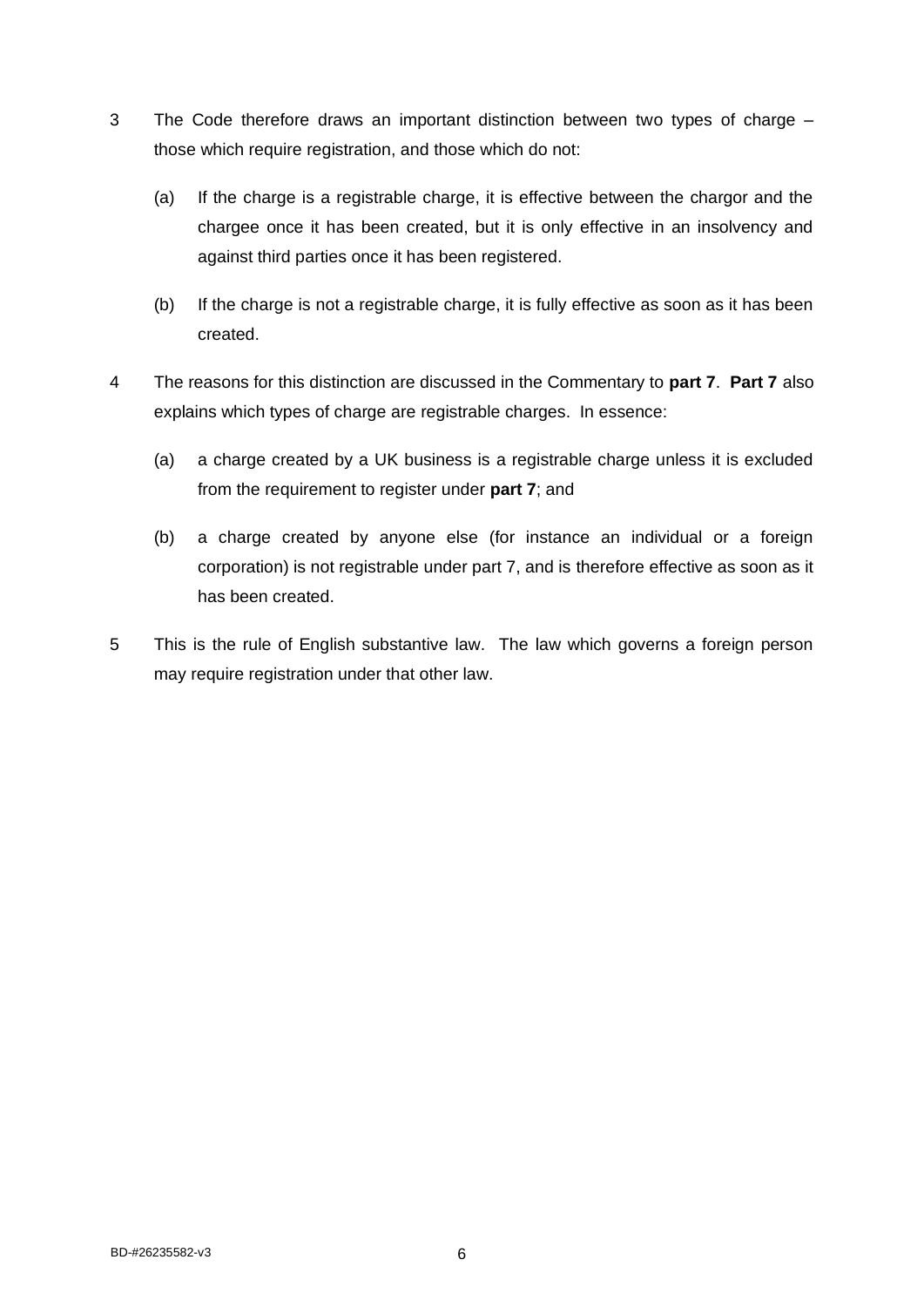3 The Code therefore draws an important distinction between two types of charge – those which require registration, and those which do not:

   (a) If the charge is a registrable charge, it is effective between the chargor and the chargee once it has been created, but it is only effective in an insolvency and against third parties once it has been registered.

   (b) If the charge is not a registrable charge, it is fully effective as soon as it has been created.

4 The reasons for this distinction are discussed in the Commentary to **part 7**. **Part 7** also explains which types of charge are registrable charges. In essence:

   (a) a charge created by a UK business is a registrable charge unless it is excluded from the requirement to register under **part 7**; and

   (b) a charge created by anyone else (for instance an individual or a foreign corporation) is not registrable under part 7, and is therefore effective as soon as it has been created.

5 This is the rule of English substantive law. The law which governs a foreign person may require registration under that other law.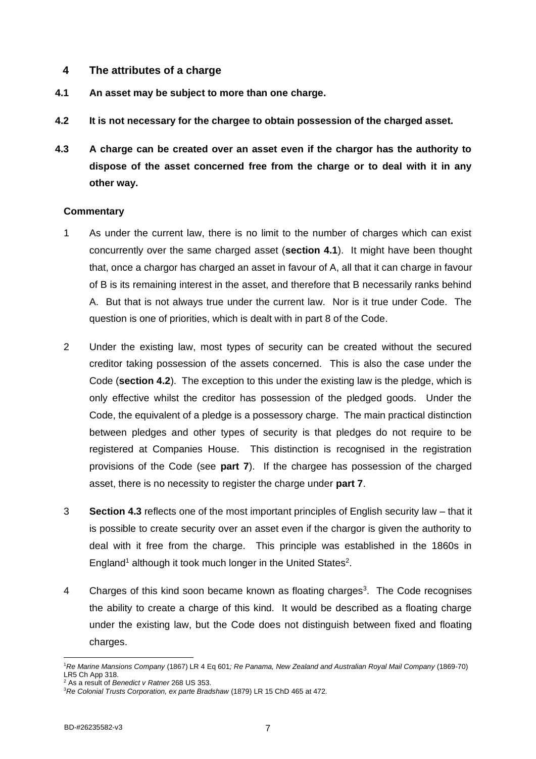## 4 The attributes of a charge

**4.1 An asset may be subject to more than one charge.**

**4.2 It is not necessary for the chargee to obtain possession of the charged asset.**

**4.3 A charge can be created over an asset even if the chargor has the authority to dispose of the asset concerned free from the charge or to deal with it in any other way.**

**Commentary**

1 As under the current law, there is no limit to the number of charges which can exist concurrently over the same charged asset (**section 4.1**). It might have been thought that, once a chargor has charged an asset in favour of A, all that it can charge in favour of B is its remaining interest in the asset, and therefore that B necessarily ranks behind A. But that is not always true under the current law. Nor is it true under Code. The question is one of priorities, which is dealt with in part 8 of the Code.

2 Under the existing law, most types of security can be created without the secured creditor taking possession of the assets concerned. This is also the case under the Code (**section 4.2**). The exception to this under the existing law is the pledge, which is only effective whilst the creditor has possession of the pledged goods. Under the Code, the equivalent of a pledge is a possessory charge. The main practical distinction between pledges and other types of security is that pledges do not require to be registered at Companies House. This distinction is recognised in the registration provisions of the Code (see **part 7**). If the chargee has possession of the charged asset, there is no necessity to register the charge under **part 7**.

3 **Section 4.3** reflects one of the most important principles of English security law – that it is possible to create security over an asset even if the chargor is given the authority to deal with it free from the charge. This principle was established in the 1860s in England[1] although it took much longer in the United States[2].

4 Charges of this kind soon became known as floating charges[3]. The Code recognises the ability to create a charge of this kind. It would be described as a floating charge under the existing law, but the Code does not distinguish between fixed and floating charges.

---

[1] *Re Marine Mansions Company* (1867) LR 4 Eq 601*; Re Panama, New Zealand and Australian Royal Mail Company* (1869-70) LR5 Ch App 318.

[2] As a result of *Benedict v Ratner* 268 US 353.

[3] *Re Colonial Trusts Corporation, ex parte Bradshaw* (1879) LR 15 ChD 465 at 472.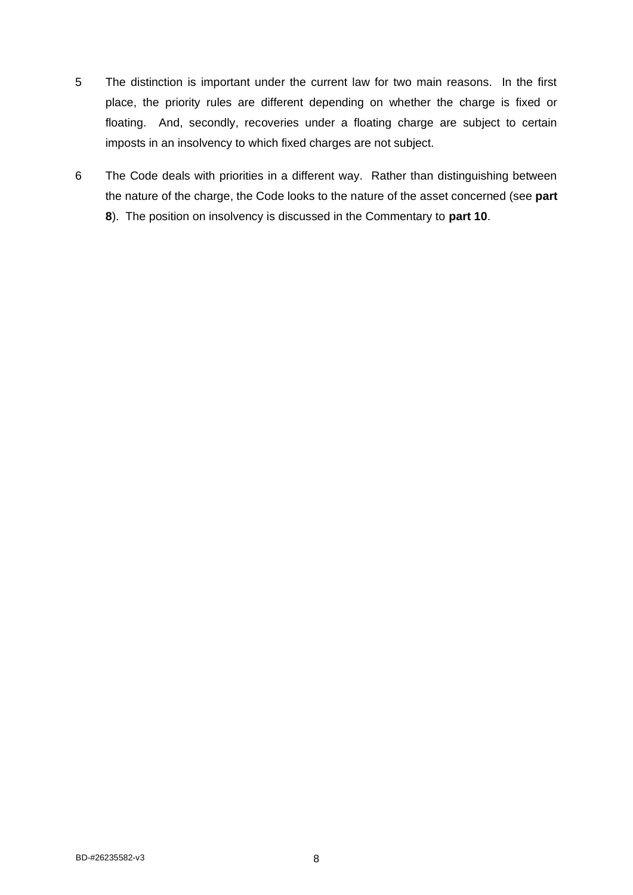5 The distinction is important under the current law for two main reasons. In the first place, the priority rules are different depending on whether the charge is fixed or floating. And, secondly, recoveries under a floating charge are subject to certain imposts in an insolvency to which fixed charges are not subject.

6 The Code deals with priorities in a different way. Rather than distinguishing between the nature of the charge, the Code looks to the nature of the asset concerned (see **part 8**). The position on insolvency is discussed in the Commentary to **part 10**.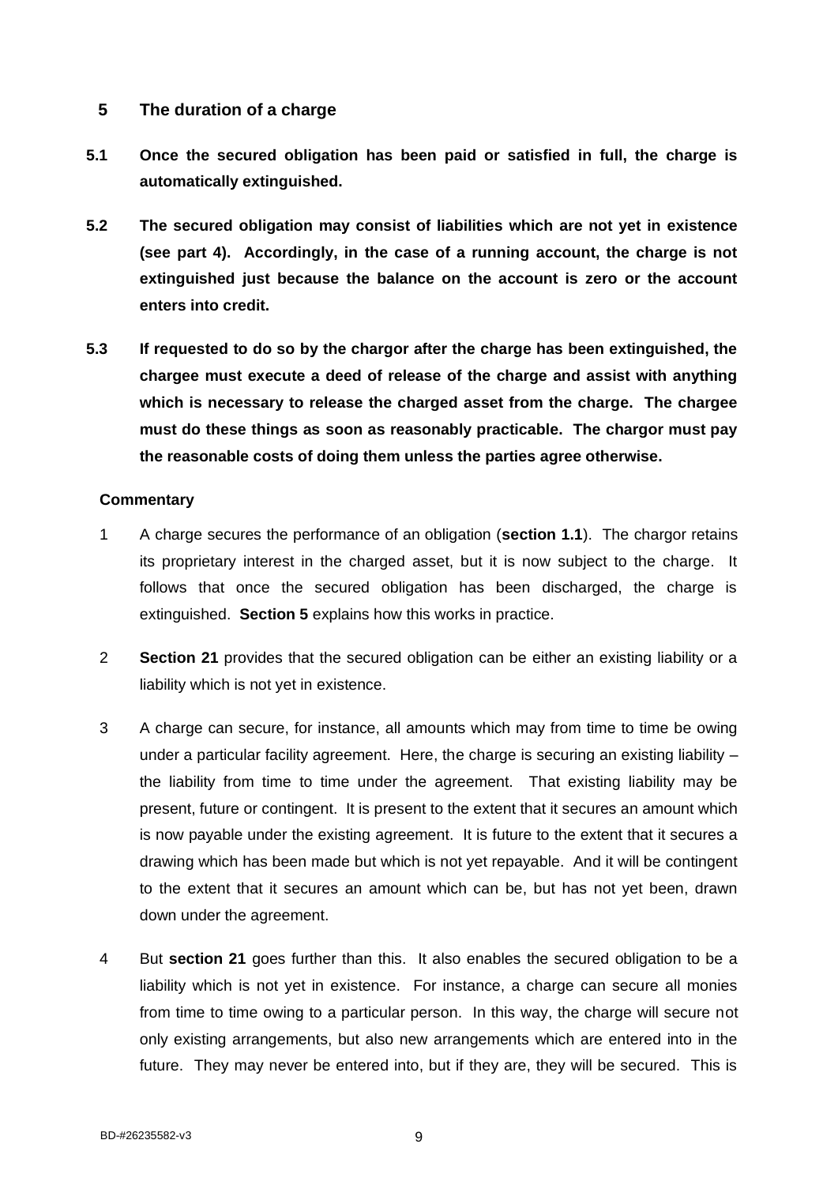## 5 The duration of a charge

**5.1 Once the secured obligation has been paid or satisfied in full, the charge is automatically extinguished.**

**5.2 The secured obligation may consist of liabilities which are not yet in existence (see part 4). Accordingly, in the case of a running account, the charge is not extinguished just because the balance on the account is zero or the account enters into credit.**

**5.3 If requested to do so by the chargor after the charge has been extinguished, the chargee must execute a deed of release of the charge and assist with anything which is necessary to release the charged asset from the charge. The chargee must do these things as soon as reasonably practicable. The chargor must pay the reasonable costs of doing them unless the parties agree otherwise.**

**Commentary**

1 A charge secures the performance of an obligation (**section 1.1**). The chargor retains its proprietary interest in the charged asset, but it is now subject to the charge. It follows that once the secured obligation has been discharged, the charge is extinguished. **Section 5** explains how this works in practice.

2 **Section 21** provides that the secured obligation can be either an existing liability or a liability which is not yet in existence.

3 A charge can secure, for instance, all amounts which may from time to time be owing under a particular facility agreement. Here, the charge is securing an existing liability – the liability from time to time under the agreement. That existing liability may be present, future or contingent. It is present to the extent that it secures an amount which is now payable under the existing agreement. It is future to the extent that it secures a drawing which has been made but which is not yet repayable. And it will be contingent to the extent that it secures an amount which can be, but has not yet been, drawn down under the agreement.

4 But **section 21** goes further than this. It also enables the secured obligation to be a liability which is not yet in existence. For instance, a charge can secure all monies from time to time owing to a particular person. In this way, the charge will secure not only existing arrangements, but also new arrangements which are entered into in the future. They may never be entered into, but if they are, they will be secured. This is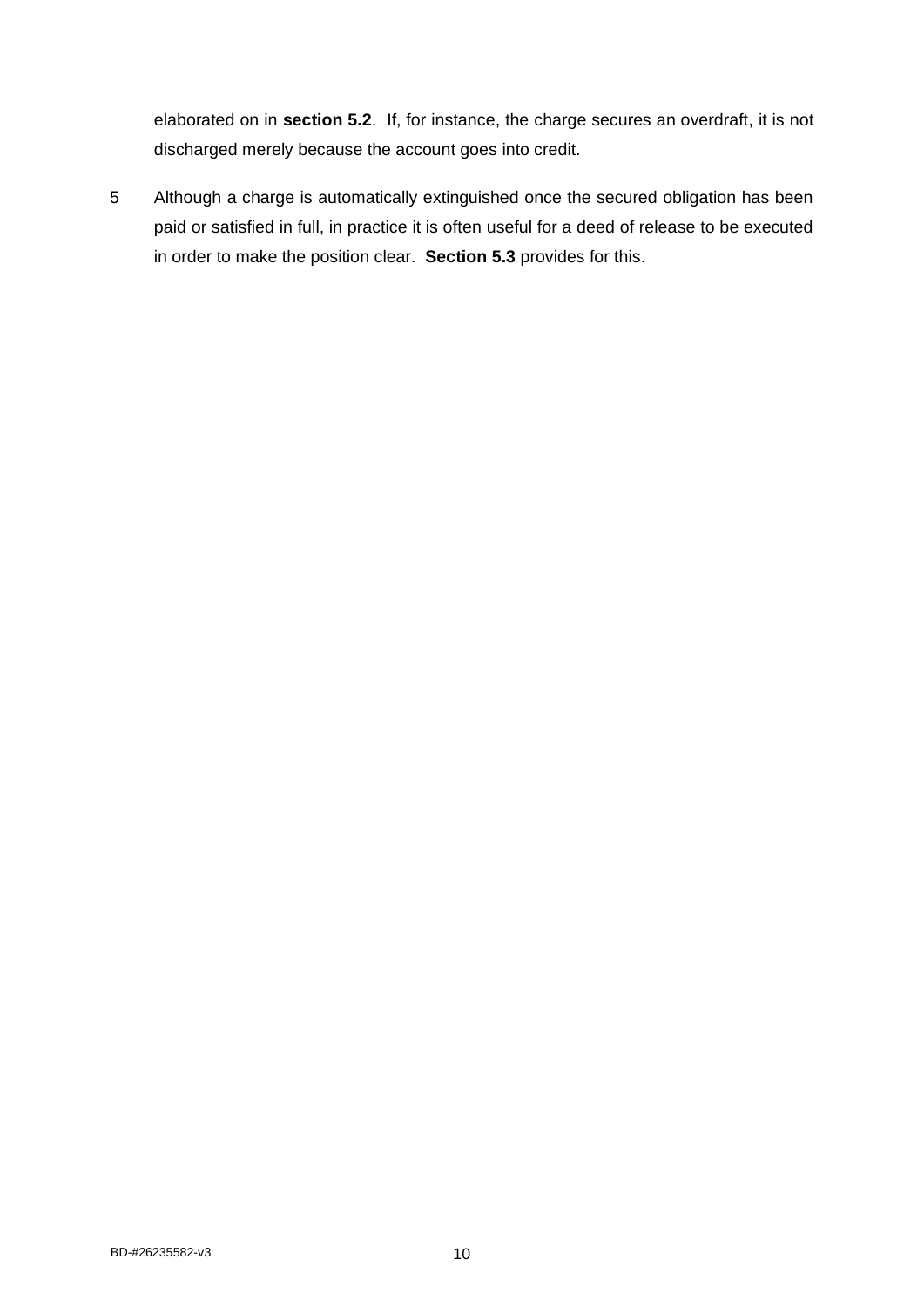elaborated on in **section 5.2**. If, for instance, the charge secures an overdraft, it is not discharged merely because the account goes into credit.

5 Although a charge is automatically extinguished once the secured obligation has been paid or satisfied in full, in practice it is often useful for a deed of release to be executed in order to make the position clear. **Section 5.3** provides for this.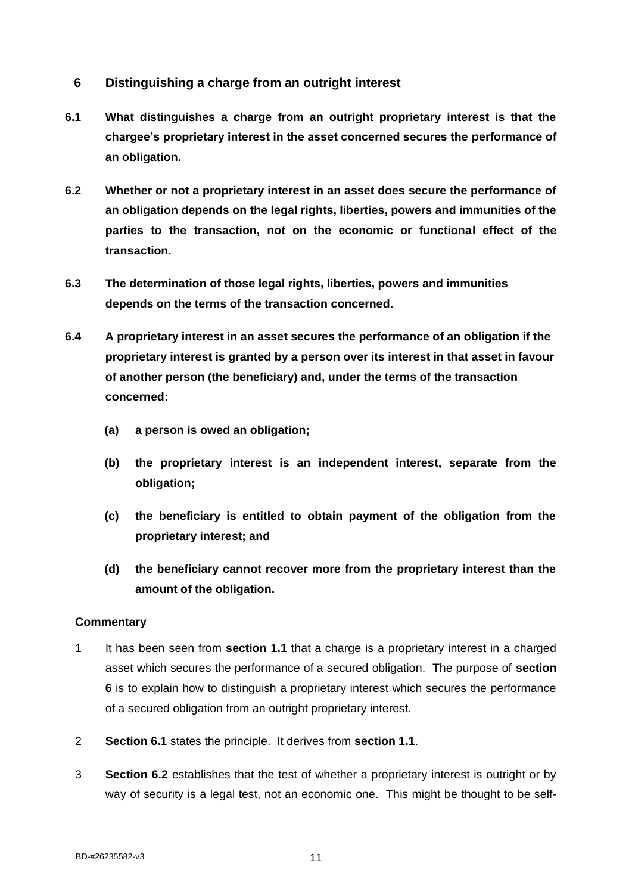## 6 Distinguishing a charge from an outright interest

**6.1 What distinguishes a charge from an outright proprietary interest is that the chargee's proprietary interest in the asset concerned secures the performance of an obligation.**

**6.2 Whether or not a proprietary interest in an asset does secure the performance of an obligation depends on the legal rights, liberties, powers and immunities of the parties to the transaction, not on the economic or functional effect of the transaction.**

**6.3 The determination of those legal rights, liberties, powers and immunities depends on the terms of the transaction concerned.**

**6.4 A proprietary interest in an asset secures the performance of an obligation if the proprietary interest is granted by a person over its interest in that asset in favour of another person (the beneficiary) and, under the terms of the transaction concerned:**

**(a) a person is owed an obligation;**

**(b) the proprietary interest is an independent interest, separate from the obligation;**

**(c) the beneficiary is entitled to obtain payment of the obligation from the proprietary interest; and**

**(d) the beneficiary cannot recover more from the proprietary interest than the amount of the obligation.**

**Commentary**

1 It has been seen from **section 1.1** that a charge is a proprietary interest in a charged asset which secures the performance of a secured obligation. The purpose of **section 6** is to explain how to distinguish a proprietary interest which secures the performance of a secured obligation from an outright proprietary interest.

2 **Section 6.1** states the principle. It derives from **section 1.1**.

3 **Section 6.2** establishes that the test of whether a proprietary interest is outright or by way of security is a legal test, not an economic one. This might be thought to be self-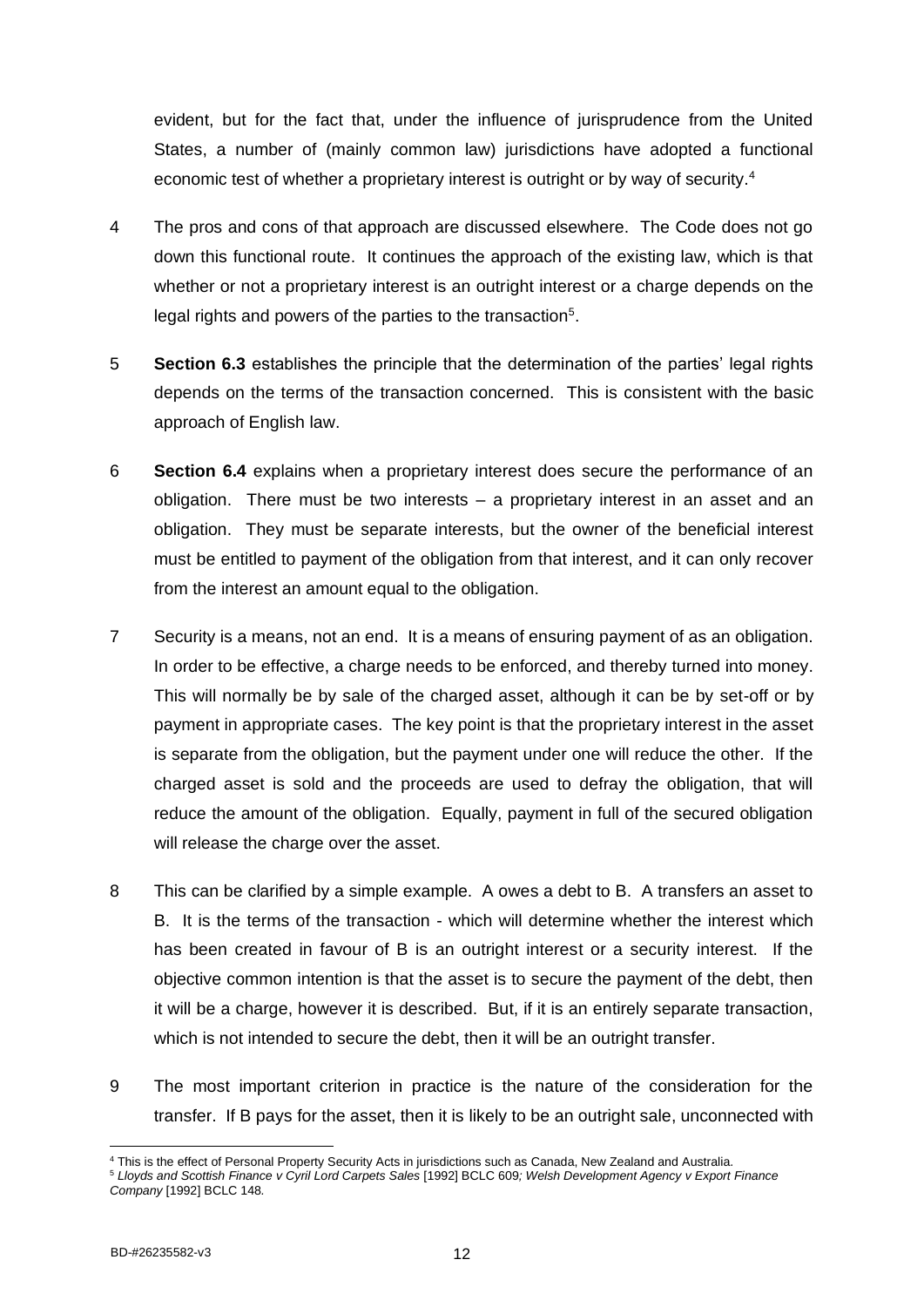evident, but for the fact that, under the influence of jurisprudence from the United States, a number of (mainly common law) jurisdictions have adopted a functional economic test of whether a proprietary interest is outright or by way of security.[4]

4 The pros and cons of that approach are discussed elsewhere. The Code does not go down this functional route. It continues the approach of the existing law, which is that whether or not a proprietary interest is an outright interest or a charge depends on the legal rights and powers of the parties to the transaction[5].

5 **Section 6.3** establishes the principle that the determination of the parties' legal rights depends on the terms of the transaction concerned. This is consistent with the basic approach of English law.

6 **Section 6.4** explains when a proprietary interest does secure the performance of an obligation. There must be two interests – a proprietary interest in an asset and an obligation. They must be separate interests, but the owner of the beneficial interest must be entitled to payment of the obligation from that interest, and it can only recover from the interest an amount equal to the obligation.

7 Security is a means, not an end. It is a means of ensuring payment of as an obligation. In order to be effective, a charge needs to be enforced, and thereby turned into money. This will normally be by sale of the charged asset, although it can be by set-off or by payment in appropriate cases. The key point is that the proprietary interest in the asset is separate from the obligation, but the payment under one will reduce the other. If the charged asset is sold and the proceeds are used to defray the obligation, that will reduce the amount of the obligation. Equally, payment in full of the secured obligation will release the charge over the asset.

8 This can be clarified by a simple example. A owes a debt to B. A transfers an asset to B. It is the terms of the transaction - which will determine whether the interest which has been created in favour of B is an outright interest or a security interest. If the objective common intention is that the asset is to secure the payment of the debt, then it will be a charge, however it is described. But, if it is an entirely separate transaction, which is not intended to secure the debt, then it will be an outright transfer.

9 The most important criterion in practice is the nature of the consideration for the transfer. If B pays for the asset, then it is likely to be an outright sale, unconnected with

---

[4] This is the effect of Personal Property Security Acts in jurisdictions such as Canada, New Zealand and Australia.

[5] *Lloyds and Scottish Finance v Cyril Lord Carpets Sales* [1992] BCLC 609*; Welsh Development Agency v Export Finance Company* [1992] BCLC 148*.*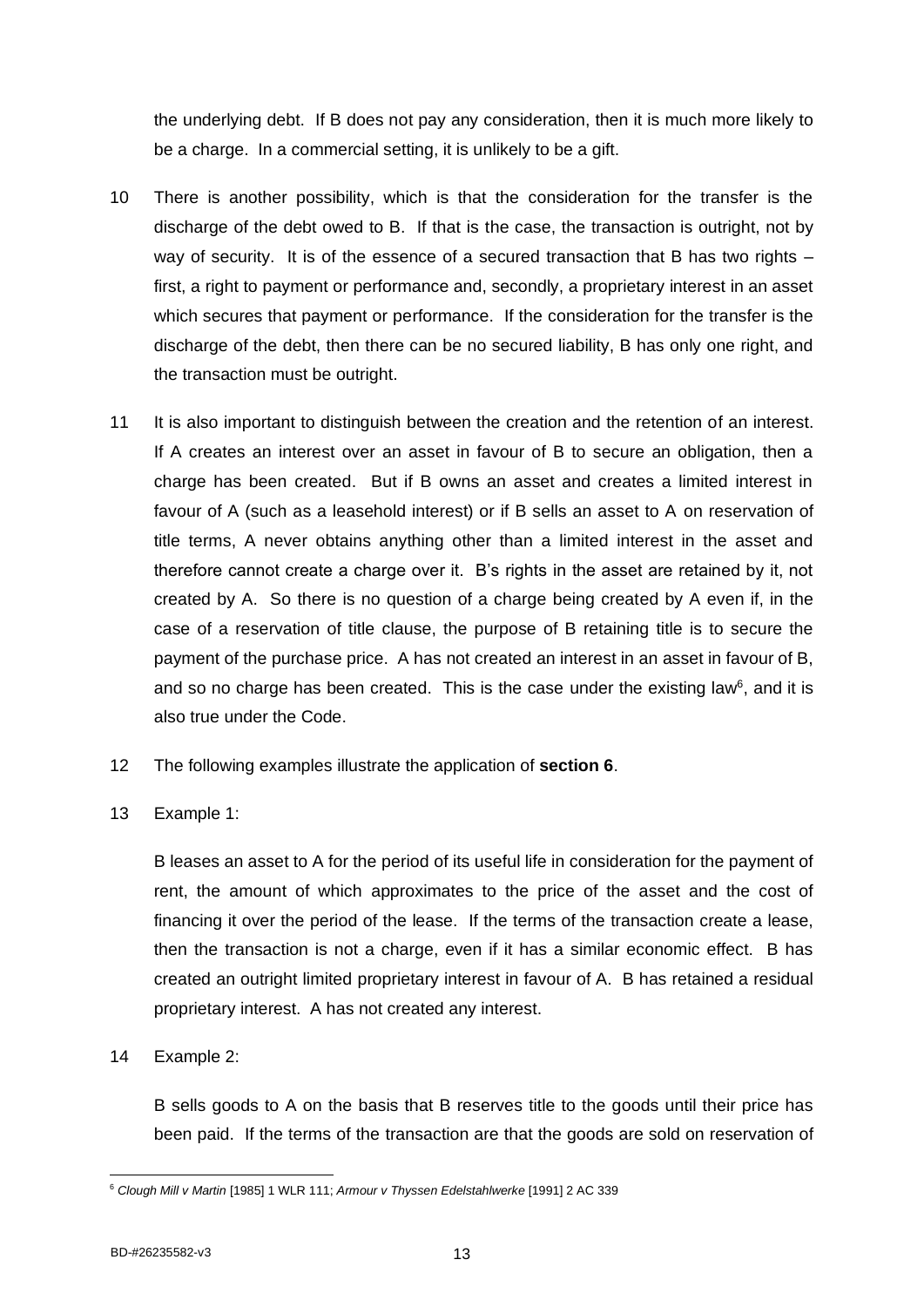the underlying debt. If B does not pay any consideration, then it is much more likely to be a charge. In a commercial setting, it is unlikely to be a gift.

10 There is another possibility, which is that the consideration for the transfer is the discharge of the debt owed to B. If that is the case, the transaction is outright, not by way of security. It is of the essence of a secured transaction that B has two rights – first, a right to payment or performance and, secondly, a proprietary interest in an asset which secures that payment or performance. If the consideration for the transfer is the discharge of the debt, then there can be no secured liability, B has only one right, and the transaction must be outright.

11 It is also important to distinguish between the creation and the retention of an interest. If A creates an interest over an asset in favour of B to secure an obligation, then a charge has been created. But if B owns an asset and creates a limited interest in favour of A (such as a leasehold interest) or if B sells an asset to A on reservation of title terms, A never obtains anything other than a limited interest in the asset and therefore cannot create a charge over it. B's rights in the asset are retained by it, not created by A. So there is no question of a charge being created by A even if, in the case of a reservation of title clause, the purpose of B retaining title is to secure the payment of the purchase price. A has not created an interest in an asset in favour of B, and so no charge has been created. This is the case under the existing law[6], and it is also true under the Code.

12 The following examples illustrate the application of **section 6**.

13 Example 1:

B leases an asset to A for the period of its useful life in consideration for the payment of rent, the amount of which approximates to the price of the asset and the cost of financing it over the period of the lease. If the terms of the transaction create a lease, then the transaction is not a charge, even if it has a similar economic effect. B has created an outright limited proprietary interest in favour of A. B has retained a residual proprietary interest. A has not created any interest.

14 Example 2:

B sells goods to A on the basis that B reserves title to the goods until their price has been paid. If the terms of the transaction are that the goods are sold on reservation of

[6] *Clough Mill v Martin* [1985] 1 WLR 111; *Armour v Thyssen Edelstahlwerke* [1991] 2 AC 339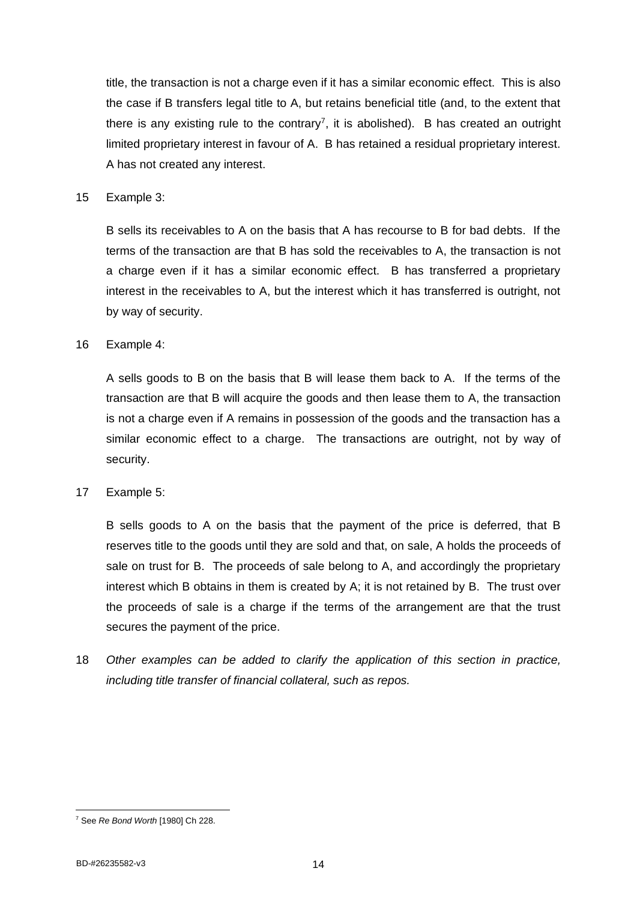title, the transaction is not a charge even if it has a similar economic effect. This is also the case if B transfers legal title to A, but retains beneficial title (and, to the extent that there is any existing rule to the contrary[7], it is abolished). B has created an outright limited proprietary interest in favour of A. B has retained a residual proprietary interest. A has not created any interest.

15 Example 3:

B sells its receivables to A on the basis that A has recourse to B for bad debts. If the terms of the transaction are that B has sold the receivables to A, the transaction is not a charge even if it has a similar economic effect. B has transferred a proprietary interest in the receivables to A, but the interest which it has transferred is outright, not by way of security.

16 Example 4:

A sells goods to B on the basis that B will lease them back to A. If the terms of the transaction are that B will acquire the goods and then lease them to A, the transaction is not a charge even if A remains in possession of the goods and the transaction has a similar economic effect to a charge. The transactions are outright, not by way of security.

17 Example 5:

B sells goods to A on the basis that the payment of the price is deferred, that B reserves title to the goods until they are sold and that, on sale, A holds the proceeds of sale on trust for B. The proceeds of sale belong to A, and accordingly the proprietary interest which B obtains in them is created by A; it is not retained by B. The trust over the proceeds of sale is a charge if the terms of the arrangement are that the trust secures the payment of the price.

18 *Other examples can be added to clarify the application of this section in practice, including title transfer of financial collateral, such as repos.*

---

[7] See *Re Bond Worth* [1980] Ch 228.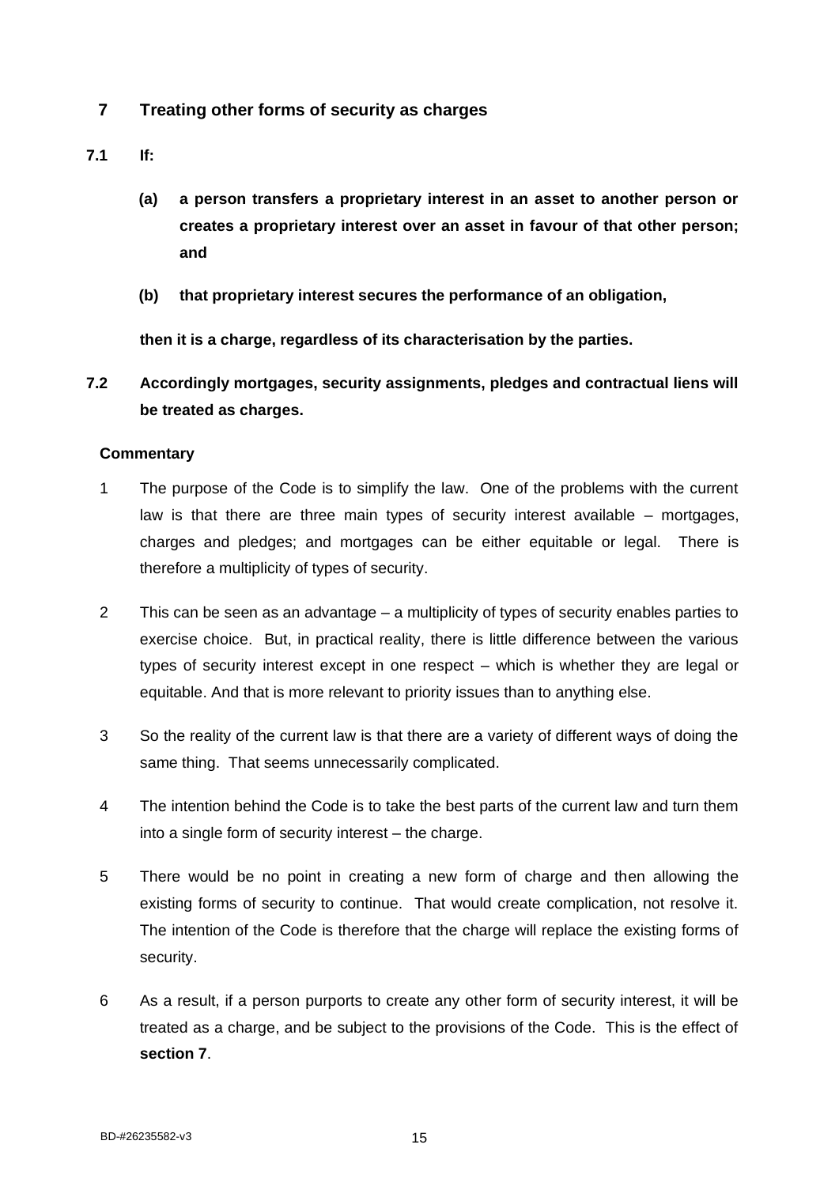## 7 Treating other forms of security as charges

**7.1 If:**

> **(a) a person transfers a proprietary interest in an asset to another person or creates a proprietary interest over an asset in favour of that other person; and**
>
> **(b) that proprietary interest secures the performance of an obligation,**
>
> **then it is a charge, regardless of its characterisation by the parties.**

**7.2 Accordingly mortgages, security assignments, pledges and contractual liens will be treated as charges.**

**Commentary**

1. The purpose of the Code is to simplify the law. One of the problems with the current law is that there are three main types of security interest available – mortgages, charges and pledges; and mortgages can be either equitable or legal. There is therefore a multiplicity of types of security.

2. This can be seen as an advantage – a multiplicity of types of security enables parties to exercise choice. But, in practical reality, there is little difference between the various types of security interest except in one respect – which is whether they are legal or equitable. And that is more relevant to priority issues than to anything else.

3. So the reality of the current law is that there are a variety of different ways of doing the same thing. That seems unnecessarily complicated.

4. The intention behind the Code is to take the best parts of the current law and turn them into a single form of security interest – the charge.

5. There would be no point in creating a new form of charge and then allowing the existing forms of security to continue. That would create complication, not resolve it. The intention of the Code is therefore that the charge will replace the existing forms of security.

6. As a result, if a person purports to create any other form of security interest, it will be treated as a charge, and be subject to the provisions of the Code. This is the effect of **section 7**.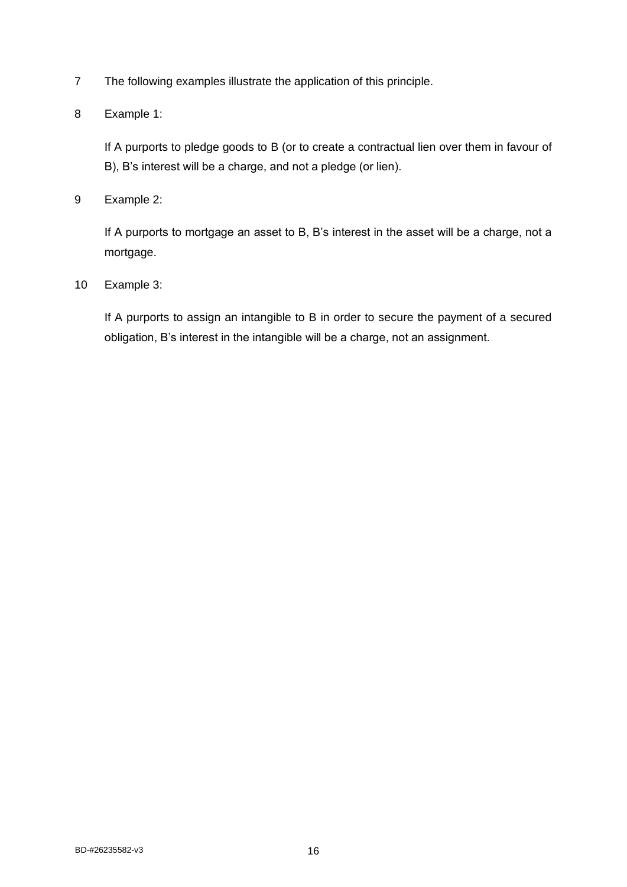7 The following examples illustrate the application of this principle.

8 Example 1:

If A purports to pledge goods to B (or to create a contractual lien over them in favour of B), B's interest will be a charge, and not a pledge (or lien).

9 Example 2:

If A purports to mortgage an asset to B, B's interest in the asset will be a charge, not a mortgage.

10 Example 3:

If A purports to assign an intangible to B in order to secure the payment of a secured obligation, B's interest in the intangible will be a charge, not an assignment.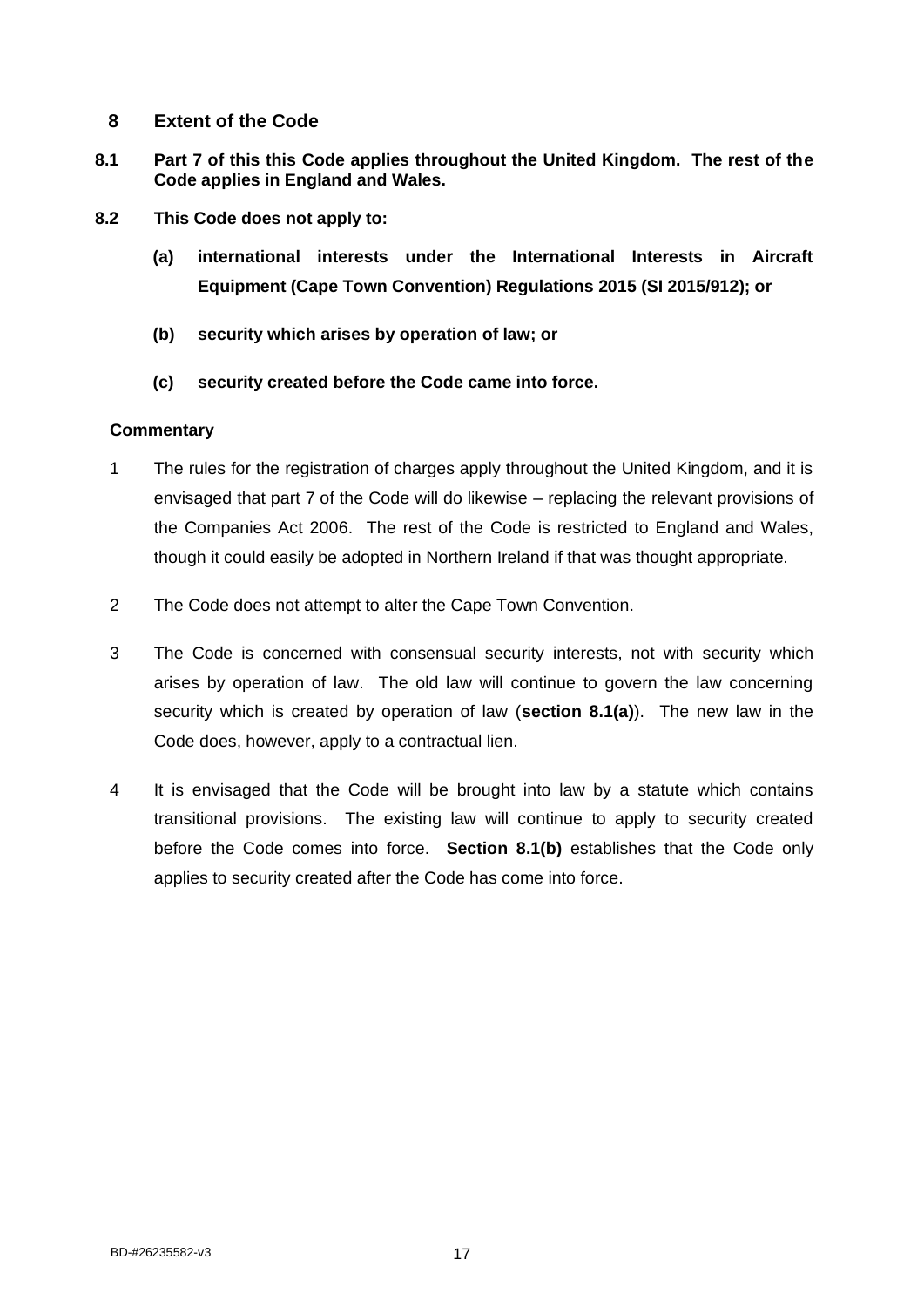## 8 Extent of the Code

**8.1 Part 7 of this this Code applies throughout the United Kingdom. The rest of the Code applies in England and Wales.**

**8.2 This Code does not apply to:**

**(a) international interests under the International Interests in Aircraft Equipment (Cape Town Convention) Regulations 2015 (SI 2015/912); or**

**(b) security which arises by operation of law; or**

**(c) security created before the Code came into force.**

**Commentary**

1 The rules for the registration of charges apply throughout the United Kingdom, and it is envisaged that part 7 of the Code will do likewise – replacing the relevant provisions of the Companies Act 2006. The rest of the Code is restricted to England and Wales, though it could easily be adopted in Northern Ireland if that was thought appropriate.

2 The Code does not attempt to alter the Cape Town Convention.

3 The Code is concerned with consensual security interests, not with security which arises by operation of law. The old law will continue to govern the law concerning security which is created by operation of law (**section 8.1(a)**). The new law in the Code does, however, apply to a contractual lien.

4 It is envisaged that the Code will be brought into law by a statute which contains transitional provisions. The existing law will continue to apply to security created before the Code comes into force. **Section 8.1(b)** establishes that the Code only applies to security created after the Code has come into force.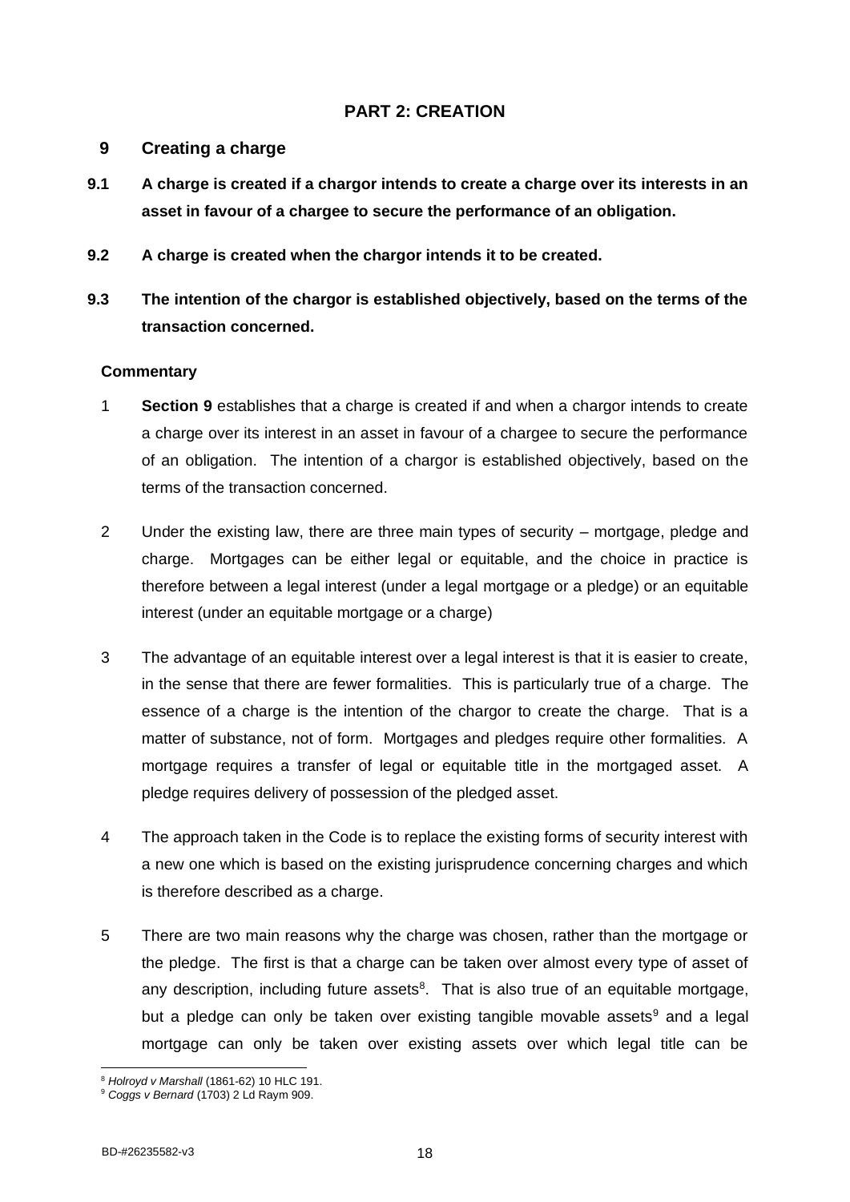# PART 2: CREATION

## 9 Creating a charge

**9.1 A charge is created if a chargor intends to create a charge over its interests in an asset in favour of a chargee to secure the performance of an obligation.**

**9.2 A charge is created when the chargor intends it to be created.**

**9.3 The intention of the chargor is established objectively, based on the terms of the transaction concerned.**

**Commentary**

1 **Section 9** establishes that a charge is created if and when a chargor intends to create a charge over its interest in an asset in favour of a chargee to secure the performance of an obligation. The intention of a chargor is established objectively, based on the terms of the transaction concerned.

2 Under the existing law, there are three main types of security – mortgage, pledge and charge. Mortgages can be either legal or equitable, and the choice in practice is therefore between a legal interest (under a legal mortgage or a pledge) or an equitable interest (under an equitable mortgage or a charge)

3 The advantage of an equitable interest over a legal interest is that it is easier to create, in the sense that there are fewer formalities. This is particularly true of a charge. The essence of a charge is the intention of the chargor to create the charge. That is a matter of substance, not of form. Mortgages and pledges require other formalities. A mortgage requires a transfer of legal or equitable title in the mortgaged asset. A pledge requires delivery of possession of the pledged asset.

4 The approach taken in the Code is to replace the existing forms of security interest with a new one which is based on the existing jurisprudence concerning charges and which is therefore described as a charge.

5 There are two main reasons why the charge was chosen, rather than the mortgage or the pledge. The first is that a charge can be taken over almost every type of asset of any description, including future assets[8]. That is also true of an equitable mortgage, but a pledge can only be taken over existing tangible movable assets[9] and a legal mortgage can only be taken over existing assets over which legal title can be

[8] *Holroyd v Marshall* (1861-62) 10 HLC 191.

[9] *Coggs v Bernard* (1703) 2 Ld Raym 909.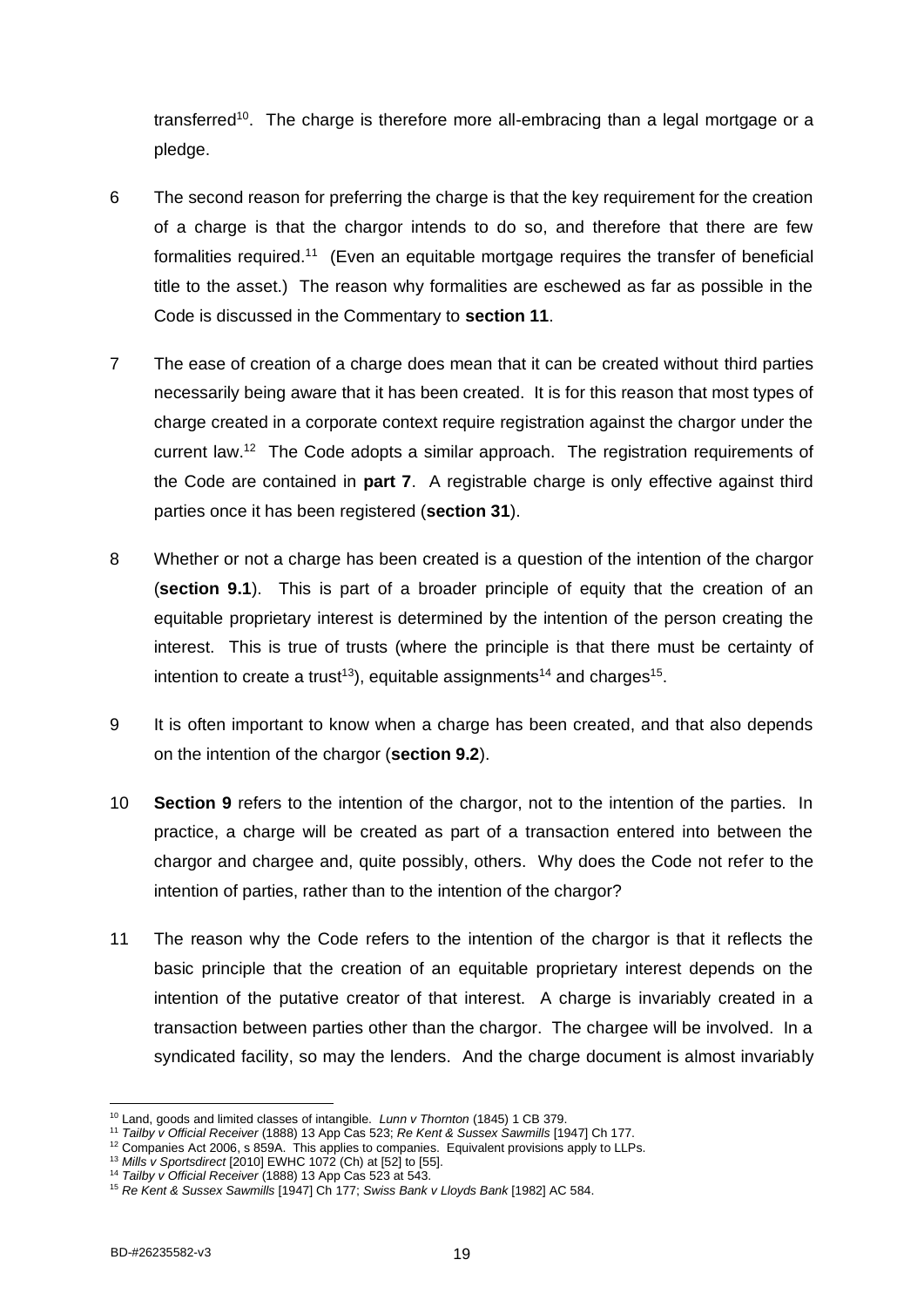transferred[10]. The charge is therefore more all-embracing than a legal mortgage or a pledge.

6 The second reason for preferring the charge is that the key requirement for the creation of a charge is that the chargor intends to do so, and therefore that there are few formalities required.[11] (Even an equitable mortgage requires the transfer of beneficial title to the asset.) The reason why formalities are eschewed as far as possible in the Code is discussed in the Commentary to **section 11**.

7 The ease of creation of a charge does mean that it can be created without third parties necessarily being aware that it has been created. It is for this reason that most types of charge created in a corporate context require registration against the chargor under the current law.[12] The Code adopts a similar approach. The registration requirements of the Code are contained in **part 7**. A registrable charge is only effective against third parties once it has been registered (**section 31**).

8 Whether or not a charge has been created is a question of the intention of the chargor (**section 9.1**). This is part of a broader principle of equity that the creation of an equitable proprietary interest is determined by the intention of the person creating the interest. This is true of trusts (where the principle is that there must be certainty of intention to create a trust[13]), equitable assignments[14] and charges[15].

9 It is often important to know when a charge has been created, and that also depends on the intention of the chargor (**section 9.2**).

10 **Section 9** refers to the intention of the chargor, not to the intention of the parties. In practice, a charge will be created as part of a transaction entered into between the chargor and chargee and, quite possibly, others. Why does the Code not refer to the intention of parties, rather than to the intention of the chargor?

11 The reason why the Code refers to the intention of the chargor is that it reflects the basic principle that the creation of an equitable proprietary interest depends on the intention of the putative creator of that interest. A charge is invariably created in a transaction between parties other than the chargor. The chargee will be involved. In a syndicated facility, so may the lenders. And the charge document is almost invariably

---

[10] Land, goods and limited classes of intangible. *Lunn v Thornton* (1845) 1 CB 379.

[11] *Tailby v Official Receiver* (1888) 13 App Cas 523; *Re Kent & Sussex Sawmills* [1947] Ch 177.

[12] Companies Act 2006, s 859A. This applies to companies. Equivalent provisions apply to LLPs.

[13] *Mills v Sportsdirect* [2010] EWHC 1072 (Ch) at [52] to [55].

[14] *Tailby v Official Receiver* (1888) 13 App Cas 523 at 543.

[15] *Re Kent & Sussex Sawmills* [1947] Ch 177; *Swiss Bank v Lloyds Bank* [1982] AC 584.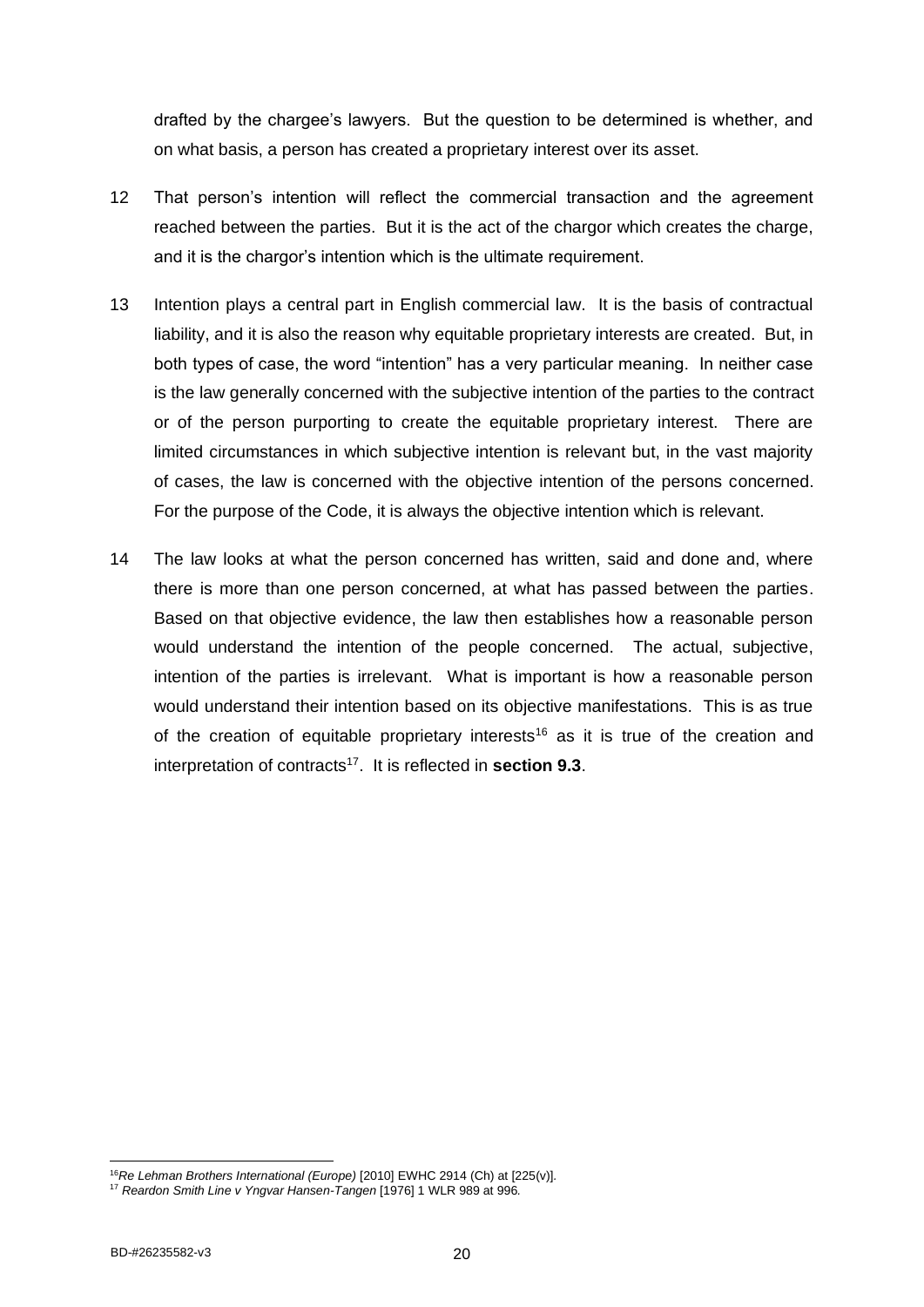drafted by the chargee's lawyers. But the question to be determined is whether, and on what basis, a person has created a proprietary interest over its asset.

12 That person's intention will reflect the commercial transaction and the agreement reached between the parties. But it is the act of the chargor which creates the charge, and it is the chargor's intention which is the ultimate requirement.

13 Intention plays a central part in English commercial law. It is the basis of contractual liability, and it is also the reason why equitable proprietary interests are created. But, in both types of case, the word "intention" has a very particular meaning. In neither case is the law generally concerned with the subjective intention of the parties to the contract or of the person purporting to create the equitable proprietary interest. There are limited circumstances in which subjective intention is relevant but, in the vast majority of cases, the law is concerned with the objective intention of the persons concerned. For the purpose of the Code, it is always the objective intention which is relevant.

14 The law looks at what the person concerned has written, said and done and, where there is more than one person concerned, at what has passed between the parties. Based on that objective evidence, the law then establishes how a reasonable person would understand the intention of the people concerned. The actual, subjective, intention of the parties is irrelevant. What is important is how a reasonable person would understand their intention based on its objective manifestations. This is as true of the creation of equitable proprietary interests[16] as it is true of the creation and interpretation of contracts[17]. It is reflected in **section 9.3**.

---

[16] *Re Lehman Brothers International (Europe)* [2010] EWHC 2914 (Ch) at [225(v)].

[17] *Reardon Smith Line v Yngvar Hansen-Tangen* [1976] 1 WLR 989 at 996.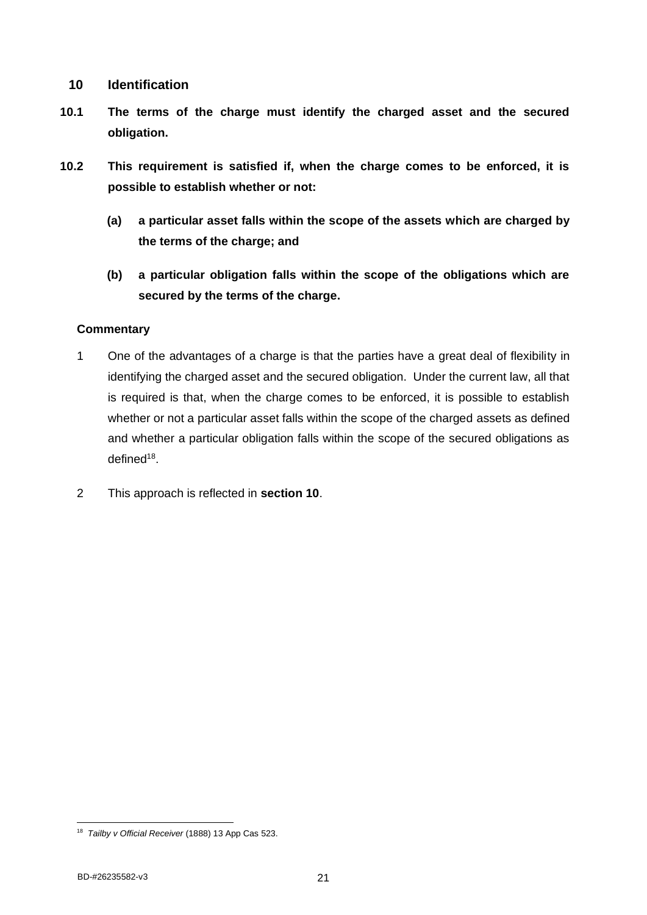## 10 Identification

**10.1 The terms of the charge must identify the charged asset and the secured obligation.**

**10.2 This requirement is satisfied if, when the charge comes to be enforced, it is possible to establish whether or not:**

**(a) a particular asset falls within the scope of the assets which are charged by the terms of the charge; and**

**(b) a particular obligation falls within the scope of the obligations which are secured by the terms of the charge.**

### Commentary

1 One of the advantages of a charge is that the parties have a great deal of flexibility in identifying the charged asset and the secured obligation. Under the current law, all that is required is that, when the charge comes to be enforced, it is possible to establish whether or not a particular asset falls within the scope of the charged assets as defined and whether a particular obligation falls within the scope of the secured obligations as defined[18].

2 This approach is reflected in **section 10**.

---

[18] *Tailby v Official Receiver* (1888) 13 App Cas 523.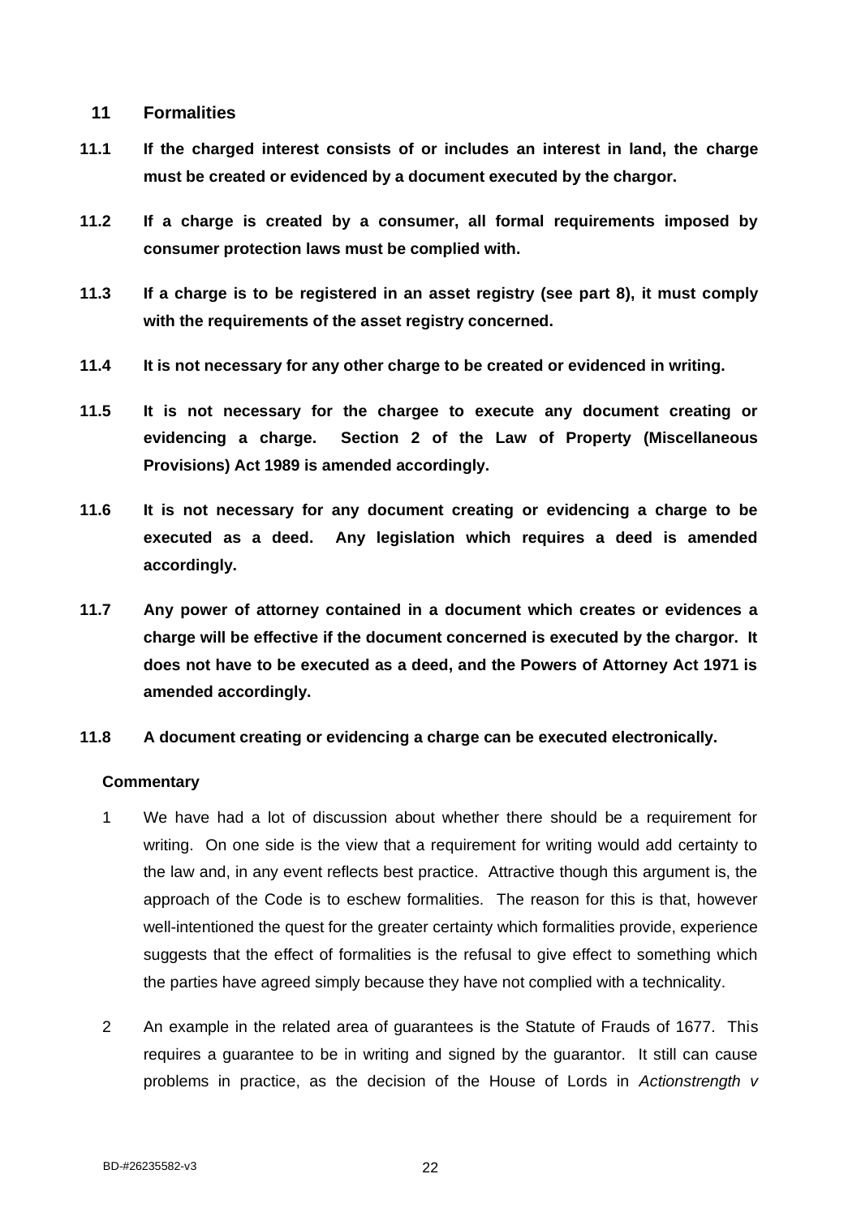## 11 Formalities

**11.1 If the charged interest consists of or includes an interest in land, the charge must be created or evidenced by a document executed by the chargor.**

**11.2 If a charge is created by a consumer, all formal requirements imposed by consumer protection laws must be complied with.**

**11.3 If a charge is to be registered in an asset registry (see part 8), it must comply with the requirements of the asset registry concerned.**

**11.4 It is not necessary for any other charge to be created or evidenced in writing.**

**11.5 It is not necessary for the chargee to execute any document creating or evidencing a charge. Section 2 of the Law of Property (Miscellaneous Provisions) Act 1989 is amended accordingly.**

**11.6 It is not necessary for any document creating or evidencing a charge to be executed as a deed. Any legislation which requires a deed is amended accordingly.**

**11.7 Any power of attorney contained in a document which creates or evidences a charge will be effective if the document concerned is executed by the chargor. It does not have to be executed as a deed, and the Powers of Attorney Act 1971 is amended accordingly.**

**11.8 A document creating or evidencing a charge can be executed electronically.**

### Commentary

1 We have had a lot of discussion about whether there should be a requirement for writing. On one side is the view that a requirement for writing would add certainty to the law and, in any event reflects best practice. Attractive though this argument is, the approach of the Code is to eschew formalities. The reason for this is that, however well-intentioned the quest for the greater certainty which formalities provide, experience suggests that the effect of formalities is the refusal to give effect to something which the parties have agreed simply because they have not complied with a technicality.

2 An example in the related area of guarantees is the Statute of Frauds of 1677. This requires a guarantee to be in writing and signed by the guarantor. It still can cause problems in practice, as the decision of the House of Lords in *Actionstrength v*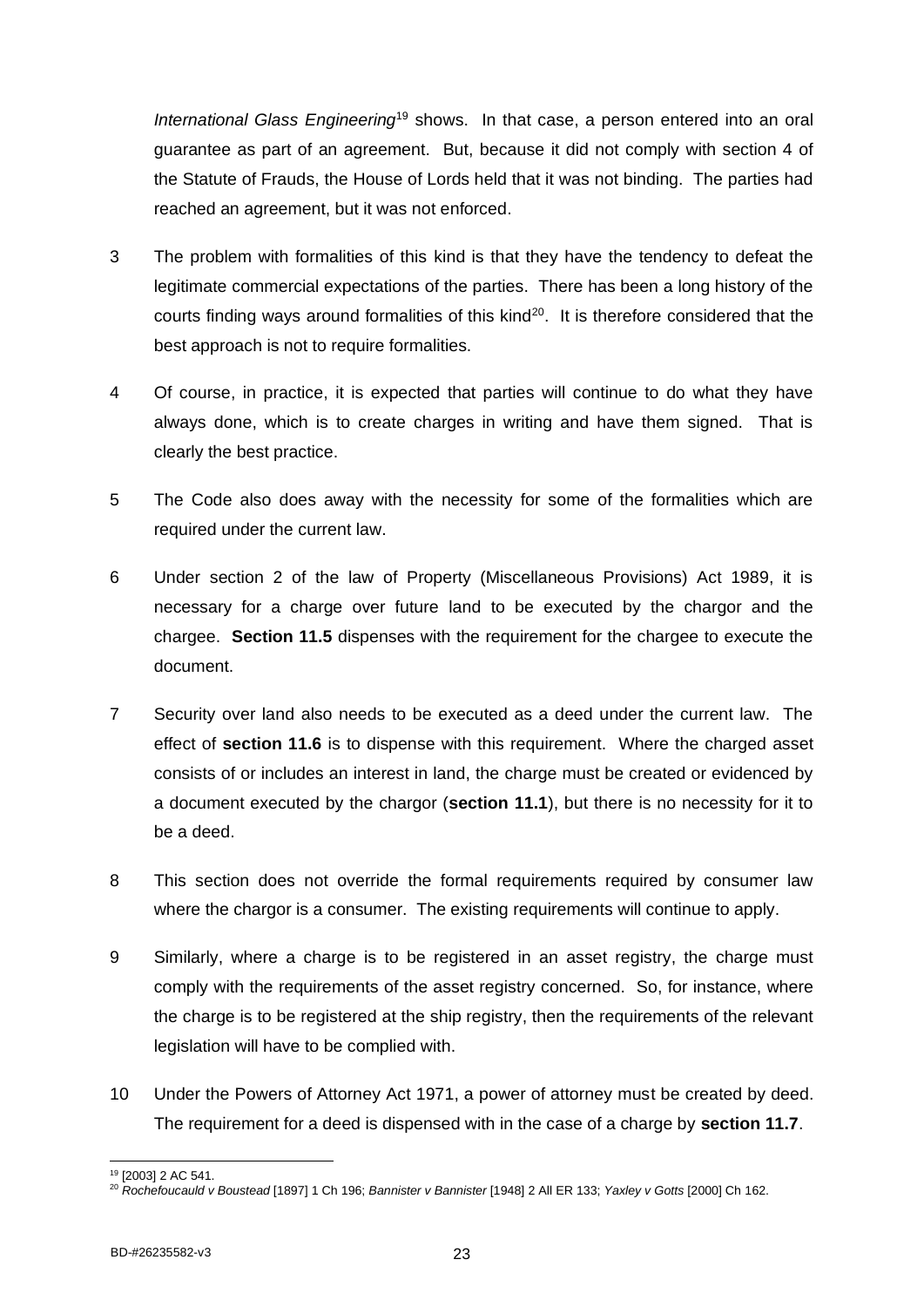*International Glass Engineering*[19] shows. In that case, a person entered into an oral guarantee as part of an agreement. But, because it did not comply with section 4 of the Statute of Frauds, the House of Lords held that it was not binding. The parties had reached an agreement, but it was not enforced.

3 The problem with formalities of this kind is that they have the tendency to defeat the legitimate commercial expectations of the parties. There has been a long history of the courts finding ways around formalities of this kind[20]. It is therefore considered that the best approach is not to require formalities.

4 Of course, in practice, it is expected that parties will continue to do what they have always done, which is to create charges in writing and have them signed. That is clearly the best practice.

5 The Code also does away with the necessity for some of the formalities which are required under the current law.

6 Under section 2 of the law of Property (Miscellaneous Provisions) Act 1989, it is necessary for a charge over future land to be executed by the chargor and the chargee. **Section 11.5** dispenses with the requirement for the chargee to execute the document.

7 Security over land also needs to be executed as a deed under the current law. The effect of **section 11.6** is to dispense with this requirement. Where the charged asset consists of or includes an interest in land, the charge must be created or evidenced by a document executed by the chargor (**section 11.1**), but there is no necessity for it to be a deed.

8 This section does not override the formal requirements required by consumer law where the chargor is a consumer. The existing requirements will continue to apply.

9 Similarly, where a charge is to be registered in an asset registry, the charge must comply with the requirements of the asset registry concerned. So, for instance, where the charge is to be registered at the ship registry, then the requirements of the relevant legislation will have to be complied with.

10 Under the Powers of Attorney Act 1971, a power of attorney must be created by deed. The requirement for a deed is dispensed with in the case of a charge by **section 11.7**.

---

[19] [2003] 2 AC 541.

[20] *Rochefoucauld v Boustead* [1897] 1 Ch 196; *Bannister v Bannister* [1948] 2 All ER 133; *Yaxley v Gotts* [2000] Ch 162.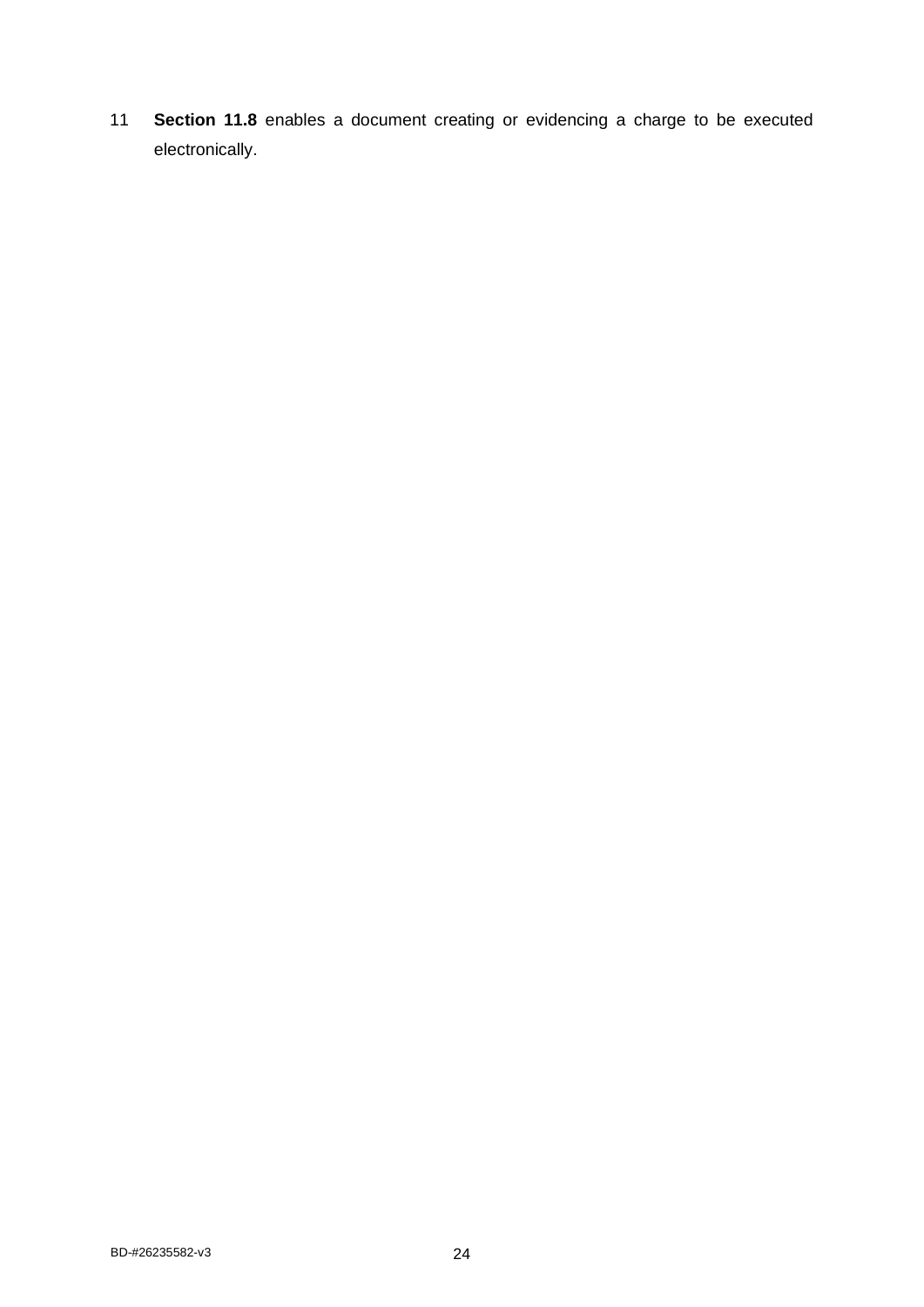11 **Section 11.8** enables a document creating or evidencing a charge to be executed electronically.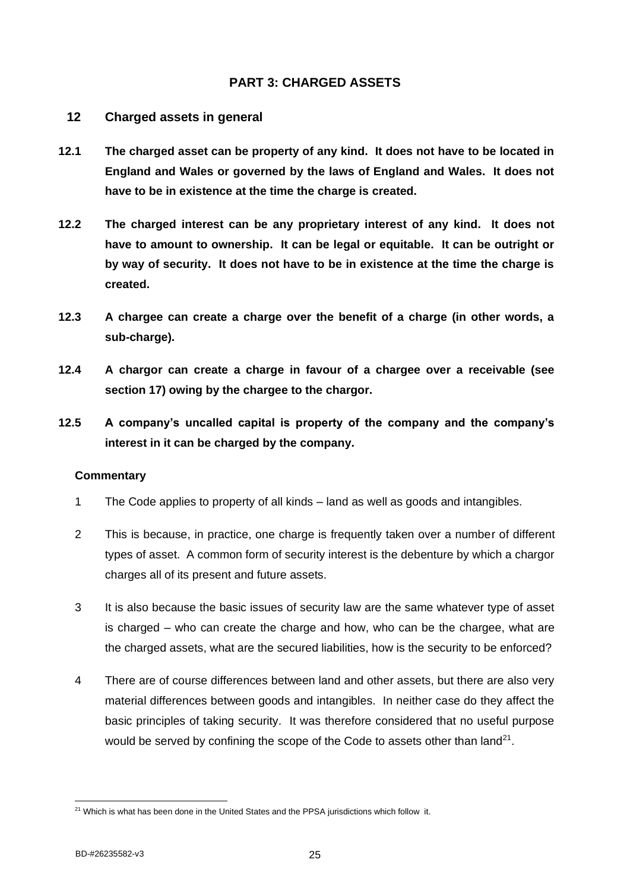# PART 3: CHARGED ASSETS

## 12 Charged assets in general

**12.1 The charged asset can be property of any kind. It does not have to be located in England and Wales or governed by the laws of England and Wales. It does not have to be in existence at the time the charge is created.**

**12.2 The charged interest can be any proprietary interest of any kind. It does not have to amount to ownership. It can be legal or equitable. It can be outright or by way of security. It does not have to be in existence at the time the charge is created.**

**12.3 A chargee can create a charge over the benefit of a charge (in other words, a sub-charge).**

**12.4 A chargor can create a charge in favour of a chargee over a receivable (see section 17) owing by the chargee to the chargor.**

**12.5 A company's uncalled capital is property of the company and the company's interest in it can be charged by the company.**

**Commentary**

1 The Code applies to property of all kinds – land as well as goods and intangibles.

2 This is because, in practice, one charge is frequently taken over a number of different types of asset. A common form of security interest is the debenture by which a chargor charges all of its present and future assets.

3 It is also because the basic issues of security law are the same whatever type of asset is charged – who can create the charge and how, who can be the chargee, what are the charged assets, what are the secured liabilities, how is the security to be enforced?

4 There are of course differences between land and other assets, but there are also very material differences between goods and intangibles. In neither case do they affect the basic principles of taking security. It was therefore considered that no useful purpose would be served by confining the scope of the Code to assets other than land[21].

[21] Which is what has been done in the United States and the PPSA jurisdictions which follow it.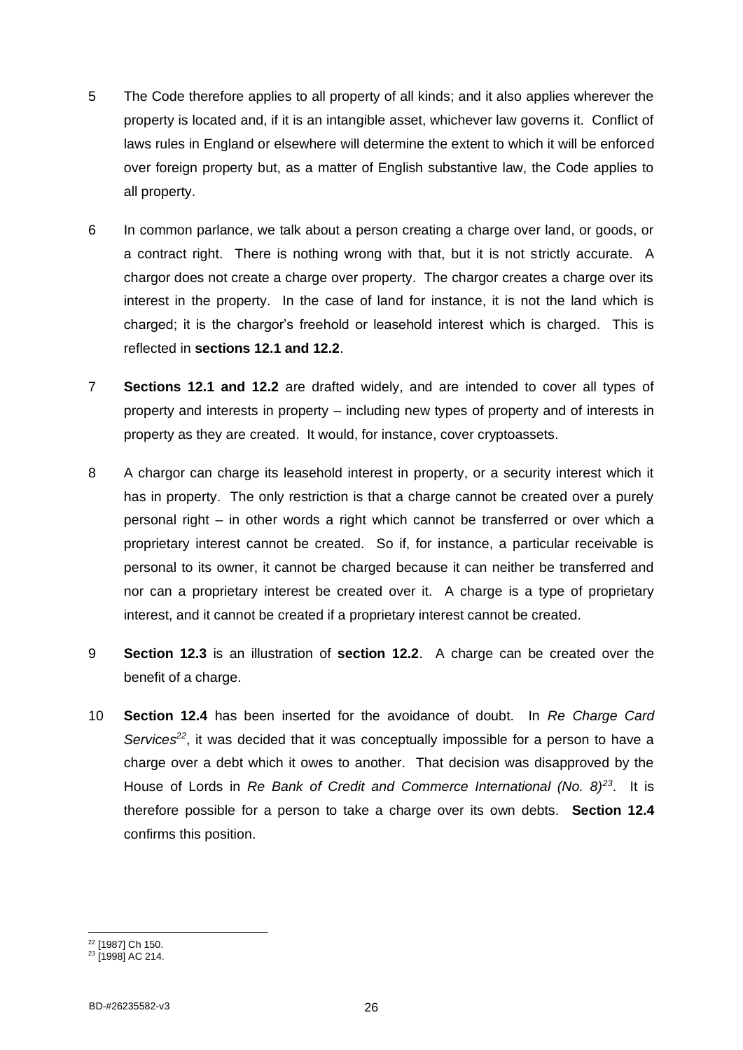5 The Code therefore applies to all property of all kinds; and it also applies wherever the property is located and, if it is an intangible asset, whichever law governs it. Conflict of laws rules in England or elsewhere will determine the extent to which it will be enforced over foreign property but, as a matter of English substantive law, the Code applies to all property.

6 In common parlance, we talk about a person creating a charge over land, or goods, or a contract right. There is nothing wrong with that, but it is not strictly accurate. A chargor does not create a charge over property. The chargor creates a charge over its interest in the property. In the case of land for instance, it is not the land which is charged; it is the chargor's freehold or leasehold interest which is charged. This is reflected in **sections 12.1 and 12.2**.

7 **Sections 12.1 and 12.2** are drafted widely, and are intended to cover all types of property and interests in property – including new types of property and of interests in property as they are created. It would, for instance, cover cryptoassets.

8 A chargor can charge its leasehold interest in property, or a security interest which it has in property. The only restriction is that a charge cannot be created over a purely personal right – in other words a right which cannot be transferred or over which a proprietary interest cannot be created. So if, for instance, a particular receivable is personal to its owner, it cannot be charged because it can neither be transferred and nor can a proprietary interest be created over it. A charge is a type of proprietary interest, and it cannot be created if a proprietary interest cannot be created.

9 **Section 12.3** is an illustration of **section 12.2**. A charge can be created over the benefit of a charge.

10 **Section 12.4** has been inserted for the avoidance of doubt. In *Re Charge Card Services*[22], it was decided that it was conceptually impossible for a person to have a charge over a debt which it owes to another. That decision was disapproved by the House of Lords in *Re Bank of Credit and Commerce International (No. 8)*[23]. It is therefore possible for a person to take a charge over its own debts. **Section 12.4** confirms this position.

---

[22] [1987] Ch 150.

[23] [1998] AC 214.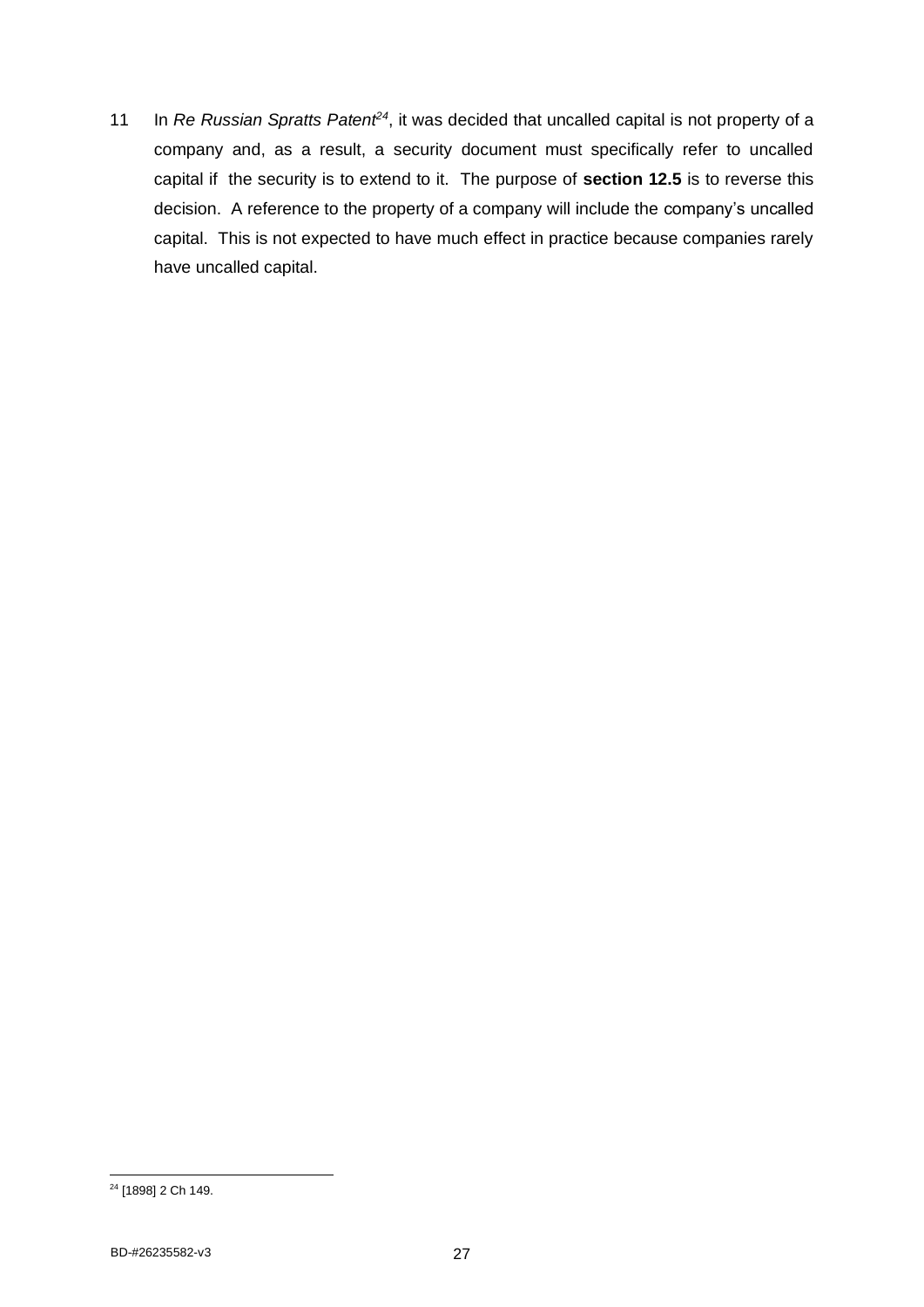11 In *Re Russian Spratts Patent*[24], it was decided that uncalled capital is not property of a company and, as a result, a security document must specifically refer to uncalled capital if the security is to extend to it. The purpose of **section 12.5** is to reverse this decision. A reference to the property of a company will include the company's uncalled capital. This is not expected to have much effect in practice because companies rarely have uncalled capital.

[24] [1898] 2 Ch 149.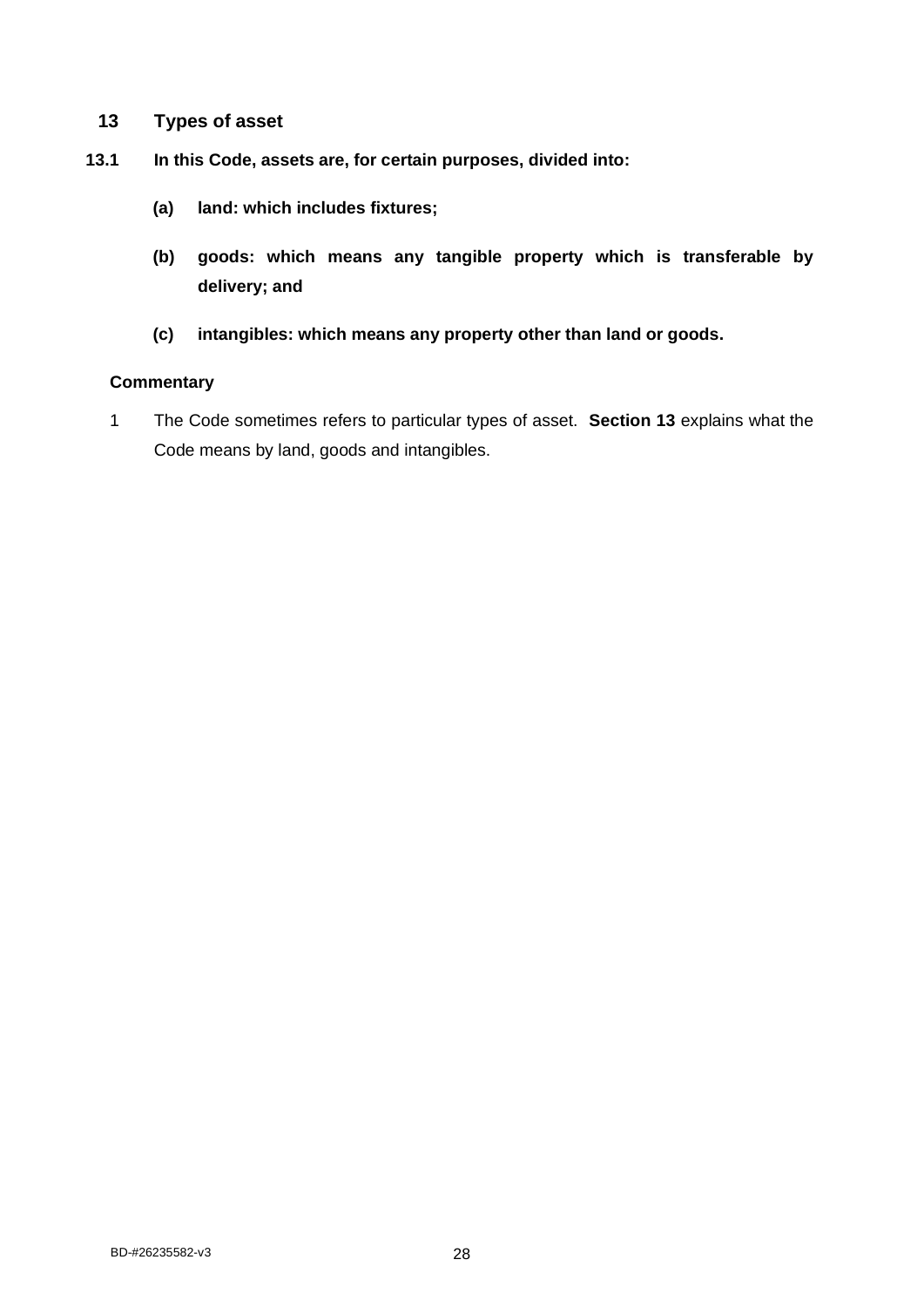## 13 Types of asset

**13.1 In this Code, assets are, for certain purposes, divided into:**

**(a) land: which includes fixtures;**

**(b) goods: which means any tangible property which is transferable by delivery; and**

**(c) intangibles: which means any property other than land or goods.**

**Commentary**

1 The Code sometimes refers to particular types of asset. **Section 13** explains what the Code means by land, goods and intangibles.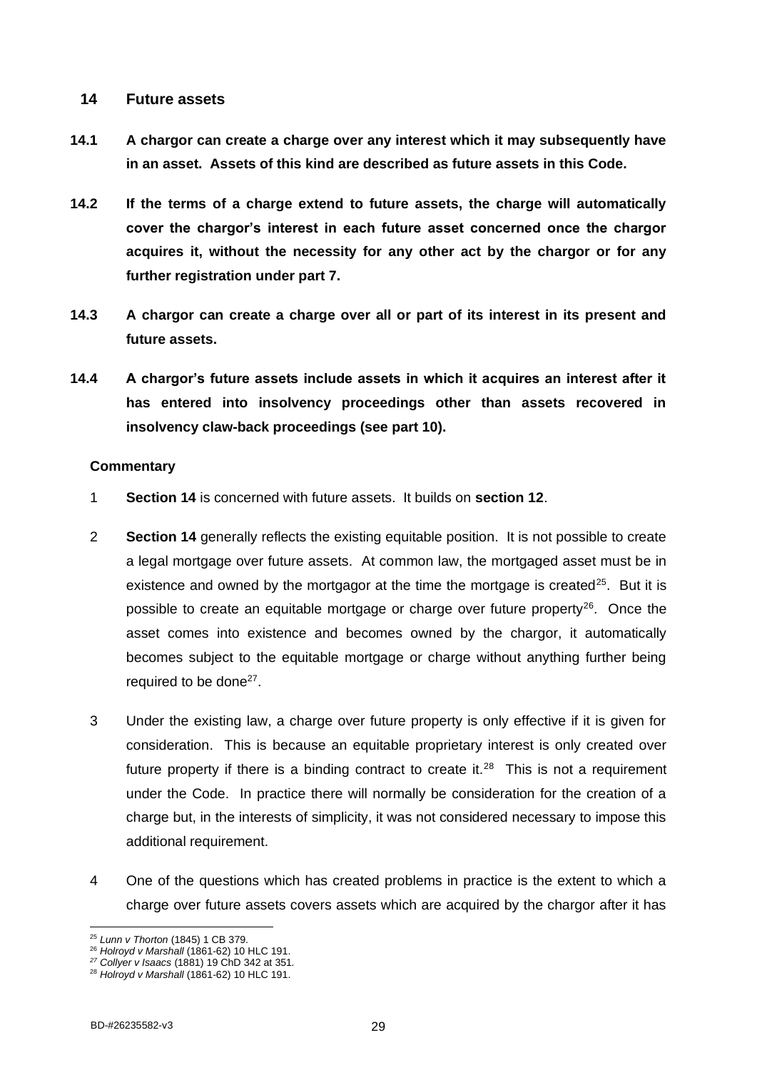## 14 Future assets

**14.1 A chargor can create a charge over any interest which it may subsequently have in an asset. Assets of this kind are described as future assets in this Code.**

**14.2 If the terms of a charge extend to future assets, the charge will automatically cover the chargor's interest in each future asset concerned once the chargor acquires it, without the necessity for any other act by the chargor or for any further registration under part 7.**

**14.3 A chargor can create a charge over all or part of its interest in its present and future assets.**

**14.4 A chargor's future assets include assets in which it acquires an interest after it has entered into insolvency proceedings other than assets recovered in insolvency claw-back proceedings (see part 10).**

### Commentary

1 **Section 14** is concerned with future assets. It builds on **section 12**.

2 **Section 14** generally reflects the existing equitable position. It is not possible to create a legal mortgage over future assets. At common law, the mortgaged asset must be in existence and owned by the mortgagor at the time the mortgage is created[25]. But it is possible to create an equitable mortgage or charge over future property[26]. Once the asset comes into existence and becomes owned by the chargor, it automatically becomes subject to the equitable mortgage or charge without anything further being required to be done[27].

3 Under the existing law, a charge over future property is only effective if it is given for consideration. This is because an equitable proprietary interest is only created over future property if there is a binding contract to create it.[28] This is not a requirement under the Code. In practice there will normally be consideration for the creation of a charge but, in the interests of simplicity, it was not considered necessary to impose this additional requirement.

4 One of the questions which has created problems in practice is the extent to which a charge over future assets covers assets which are acquired by the chargor after it has

---

[25] *Lunn v Thorton* (1845) 1 CB 379.

[26] *Holroyd v Marshall* (1861-62) 10 HLC 191.

[27] *Collyer v Isaacs* (1881) 19 ChD 342 at 351.

[28] *Holroyd v Marshall* (1861-62) 10 HLC 191.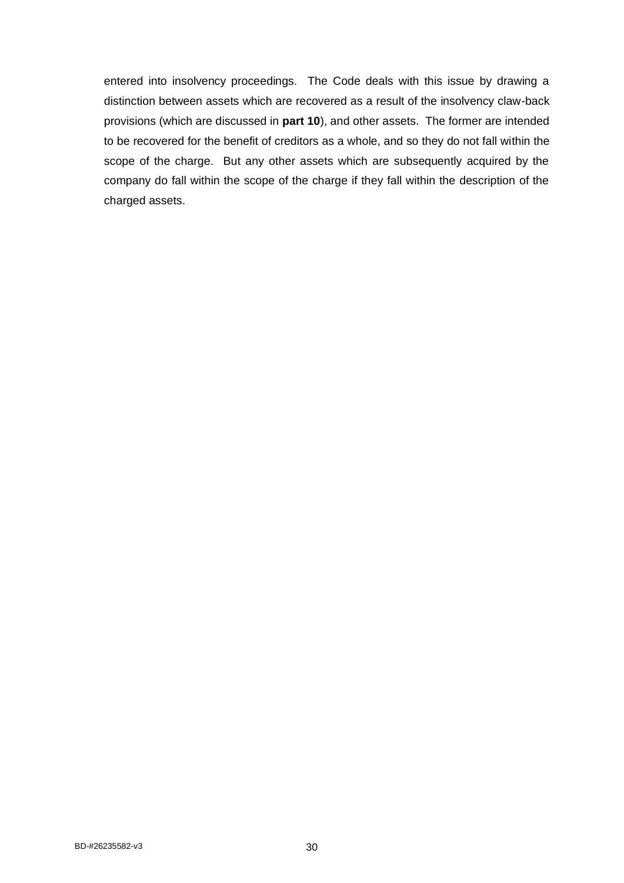entered into insolvency proceedings. The Code deals with this issue by drawing a distinction between assets which are recovered as a result of the insolvency claw-back provisions (which are discussed in **part 10**), and other assets. The former are intended to be recovered for the benefit of creditors as a whole, and so they do not fall within the scope of the charge. But any other assets which are subsequently acquired by the company do fall within the scope of the charge if they fall within the description of the charged assets.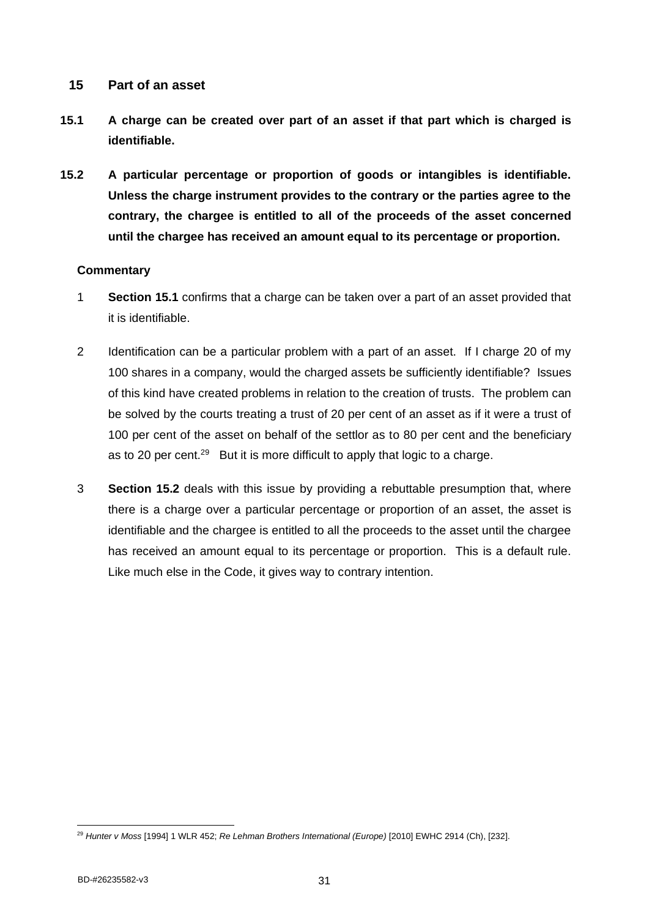## 15 Part of an asset

**15.1 A charge can be created over part of an asset if that part which is charged is identifiable.**

**15.2 A particular percentage or proportion of goods or intangibles is identifiable. Unless the charge instrument provides to the contrary or the parties agree to the contrary, the chargee is entitled to all of the proceeds of the asset concerned until the chargee has received an amount equal to its percentage or proportion.**

**Commentary**

1 **Section 15.1** confirms that a charge can be taken over a part of an asset provided that it is identifiable.

2 Identification can be a particular problem with a part of an asset. If I charge 20 of my 100 shares in a company, would the charged assets be sufficiently identifiable? Issues of this kind have created problems in relation to the creation of trusts. The problem can be solved by the courts treating a trust of 20 per cent of an asset as if it were a trust of 100 per cent of the asset on behalf of the settlor as to 80 per cent and the beneficiary as to 20 per cent.[29] But it is more difficult to apply that logic to a charge.

3 **Section 15.2** deals with this issue by providing a rebuttable presumption that, where there is a charge over a particular percentage or proportion of an asset, the asset is identifiable and the chargee is entitled to all the proceeds to the asset until the chargee has received an amount equal to its percentage or proportion. This is a default rule. Like much else in the Code, it gives way to contrary intention.

[29] *Hunter v Moss* [1994] 1 WLR 452; *Re Lehman Brothers International (Europe)* [2010] EWHC 2914 (Ch), [232].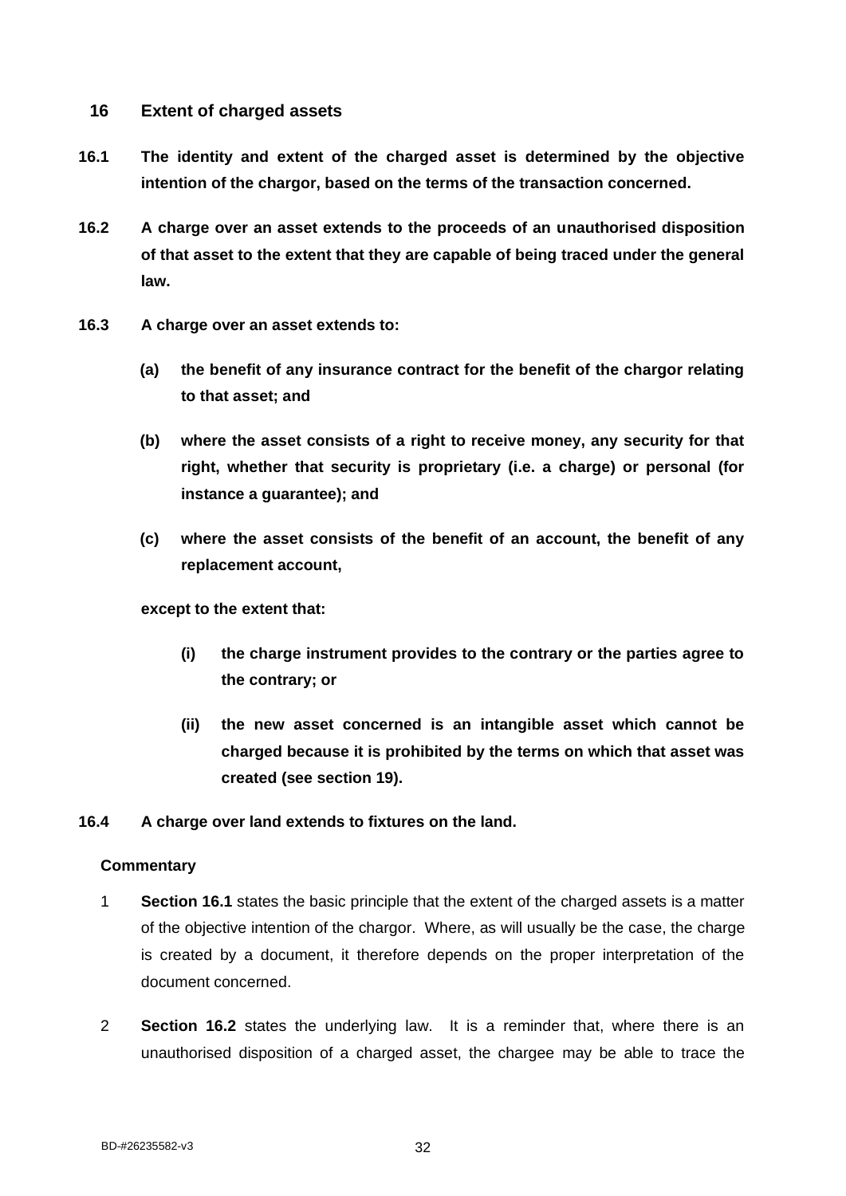## 16 Extent of charged assets

**16.1 The identity and extent of the charged asset is determined by the objective intention of the chargor, based on the terms of the transaction concerned.**

**16.2 A charge over an asset extends to the proceeds of an unauthorised disposition of that asset to the extent that they are capable of being traced under the general law.**

**16.3 A charge over an asset extends to:**

**(a) the benefit of any insurance contract for the benefit of the chargor relating to that asset; and**

**(b) where the asset consists of a right to receive money, any security for that right, whether that security is proprietary (i.e. a charge) or personal (for instance a guarantee); and**

**(c) where the asset consists of the benefit of an account, the benefit of any replacement account,**

**except to the extent that:**

**(i) the charge instrument provides to the contrary or the parties agree to the contrary; or**

**(ii) the new asset concerned is an intangible asset which cannot be charged because it is prohibited by the terms on which that asset was created (see section 19).**

**16.4 A charge over land extends to fixtures on the land.**

**Commentary**

1 **Section 16.1** states the basic principle that the extent of the charged assets is a matter of the objective intention of the chargor. Where, as will usually be the case, the charge is created by a document, it therefore depends on the proper interpretation of the document concerned.

2 **Section 16.2** states the underlying law. It is a reminder that, where there is an unauthorised disposition of a charged asset, the chargee may be able to trace the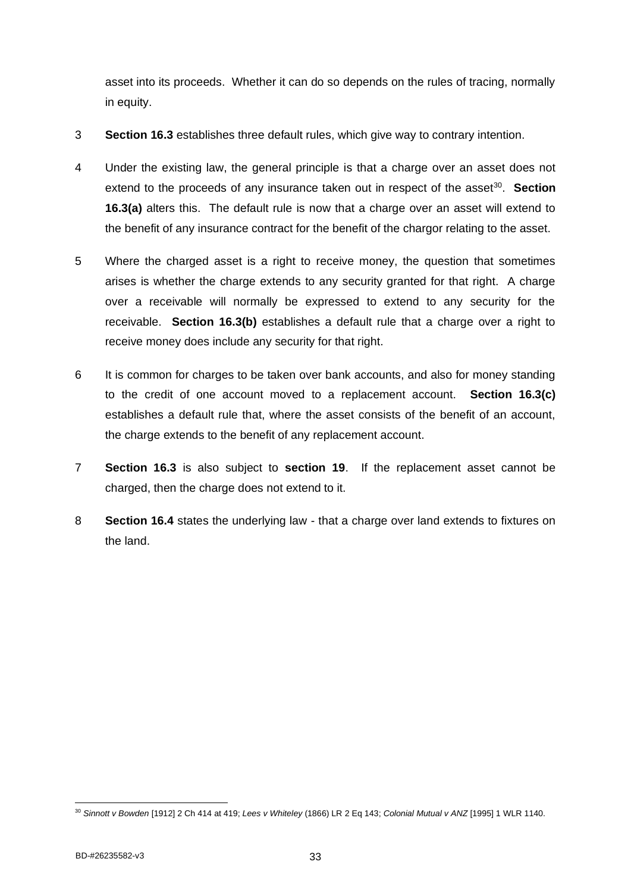asset into its proceeds. Whether it can do so depends on the rules of tracing, normally in equity.

3 **Section 16.3** establishes three default rules, which give way to contrary intention.

4 Under the existing law, the general principle is that a charge over an asset does not extend to the proceeds of any insurance taken out in respect of the asset[30]. **Section 16.3(a)** alters this. The default rule is now that a charge over an asset will extend to the benefit of any insurance contract for the benefit of the chargor relating to the asset.

5 Where the charged asset is a right to receive money, the question that sometimes arises is whether the charge extends to any security granted for that right. A charge over a receivable will normally be expressed to extend to any security for the receivable. **Section 16.3(b)** establishes a default rule that a charge over a right to receive money does include any security for that right.

6 It is common for charges to be taken over bank accounts, and also for money standing to the credit of one account moved to a replacement account. **Section 16.3(c)** establishes a default rule that, where the asset consists of the benefit of an account, the charge extends to the benefit of any replacement account.

7 **Section 16.3** is also subject to **section 19**. If the replacement asset cannot be charged, then the charge does not extend to it.

8 **Section 16.4** states the underlying law - that a charge over land extends to fixtures on the land.

[30] *Sinnott v Bowden* [1912] 2 Ch 414 at 419; *Lees v Whiteley* (1866) LR 2 Eq 143; *Colonial Mutual v ANZ* [1995] 1 WLR 1140.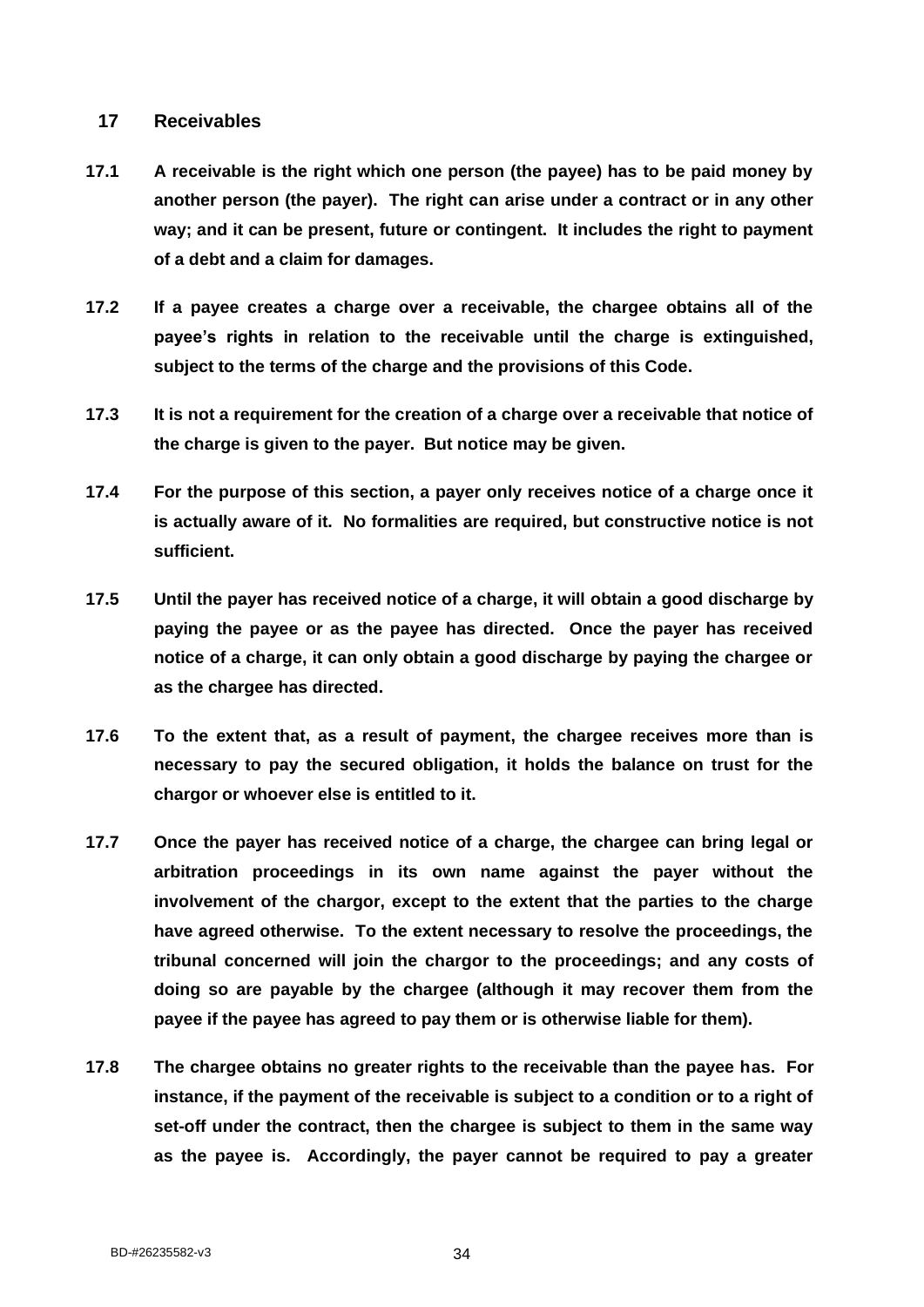## 17 Receivables

**17.1 A receivable is the right which one person (the payee) has to be paid money by another person (the payer). The right can arise under a contract or in any other way; and it can be present, future or contingent. It includes the right to payment of a debt and a claim for damages.**

**17.2 If a payee creates a charge over a receivable, the chargee obtains all of the payee's rights in relation to the receivable until the charge is extinguished, subject to the terms of the charge and the provisions of this Code.**

**17.3 It is not a requirement for the creation of a charge over a receivable that notice of the charge is given to the payer. But notice may be given.**

**17.4 For the purpose of this section, a payer only receives notice of a charge once it is actually aware of it. No formalities are required, but constructive notice is not sufficient.**

**17.5 Until the payer has received notice of a charge, it will obtain a good discharge by paying the payee or as the payee has directed. Once the payer has received notice of a charge, it can only obtain a good discharge by paying the chargee or as the chargee has directed.**

**17.6 To the extent that, as a result of payment, the chargee receives more than is necessary to pay the secured obligation, it holds the balance on trust for the chargor or whoever else is entitled to it.**

**17.7 Once the payer has received notice of a charge, the chargee can bring legal or arbitration proceedings in its own name against the payer without the involvement of the chargor, except to the extent that the parties to the charge have agreed otherwise. To the extent necessary to resolve the proceedings, the tribunal concerned will join the chargor to the proceedings; and any costs of doing so are payable by the chargee (although it may recover them from the payee if the payee has agreed to pay them or is otherwise liable for them).**

**17.8 The chargee obtains no greater rights to the receivable than the payee has. For instance, if the payment of the receivable is subject to a condition or to a right of set-off under the contract, then the chargee is subject to them in the same way as the payee is. Accordingly, the payer cannot be required to pay a greater**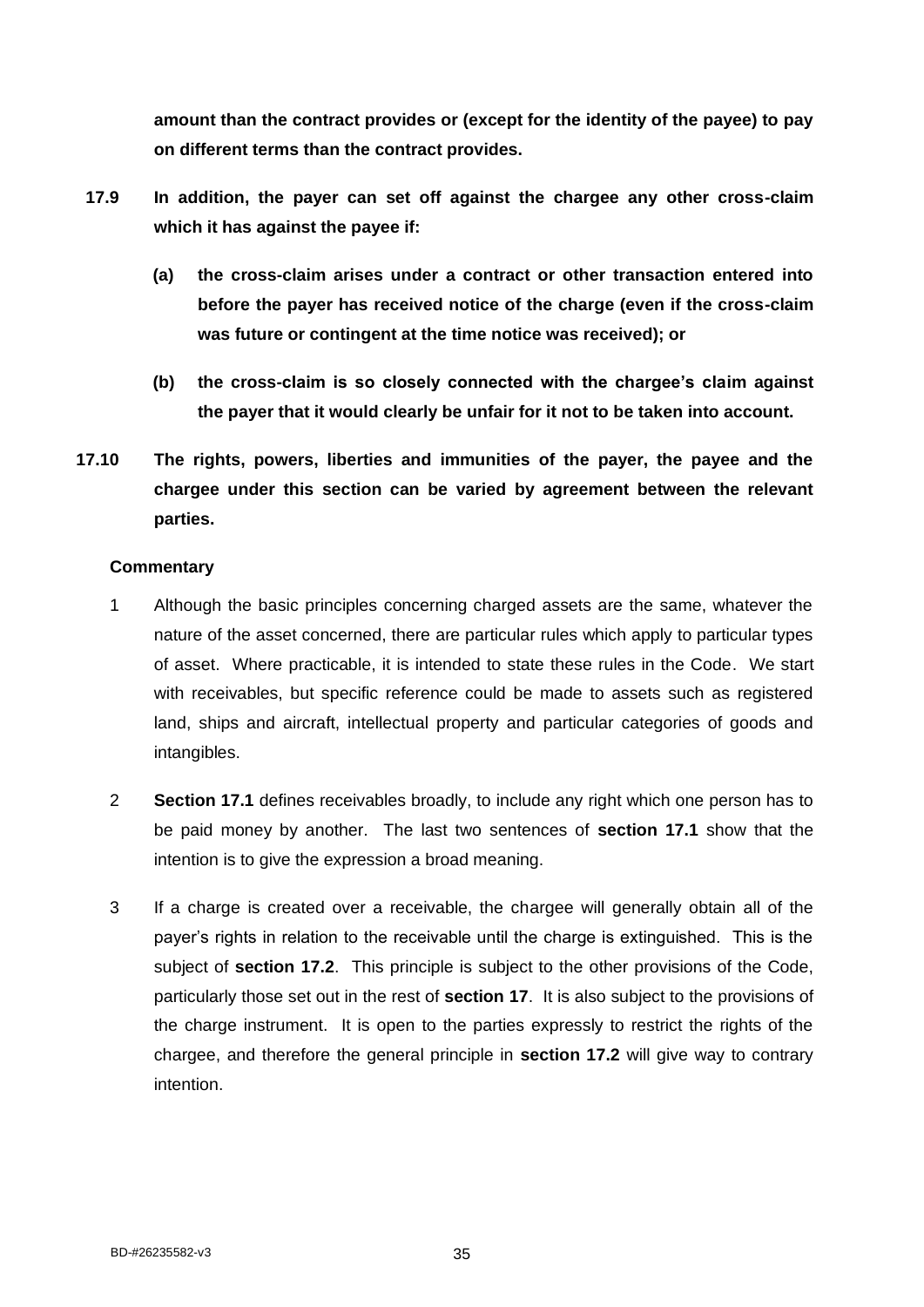**amount than the contract provides or (except for the identity of the payee) to pay on different terms than the contract provides.**

**17.9 In addition, the payer can set off against the chargee any other cross-claim which it has against the payee if:**

**(a) the cross-claim arises under a contract or other transaction entered into before the payer has received notice of the charge (even if the cross-claim was future or contingent at the time notice was received); or**

**(b) the cross-claim is so closely connected with the chargee's claim against the payer that it would clearly be unfair for it not to be taken into account.**

**17.10 The rights, powers, liberties and immunities of the payer, the payee and the chargee under this section can be varied by agreement between the relevant parties.**

**Commentary**

1 Although the basic principles concerning charged assets are the same, whatever the nature of the asset concerned, there are particular rules which apply to particular types of asset. Where practicable, it is intended to state these rules in the Code. We start with receivables, but specific reference could be made to assets such as registered land, ships and aircraft, intellectual property and particular categories of goods and intangibles.

2 **Section 17.1** defines receivables broadly, to include any right which one person has to be paid money by another. The last two sentences of **section 17.1** show that the intention is to give the expression a broad meaning.

3 If a charge is created over a receivable, the chargee will generally obtain all of the payer's rights in relation to the receivable until the charge is extinguished. This is the subject of **section 17.2**. This principle is subject to the other provisions of the Code, particularly those set out in the rest of **section 17**. It is also subject to the provisions of the charge instrument. It is open to the parties expressly to restrict the rights of the chargee, and therefore the general principle in **section 17.2** will give way to contrary intention.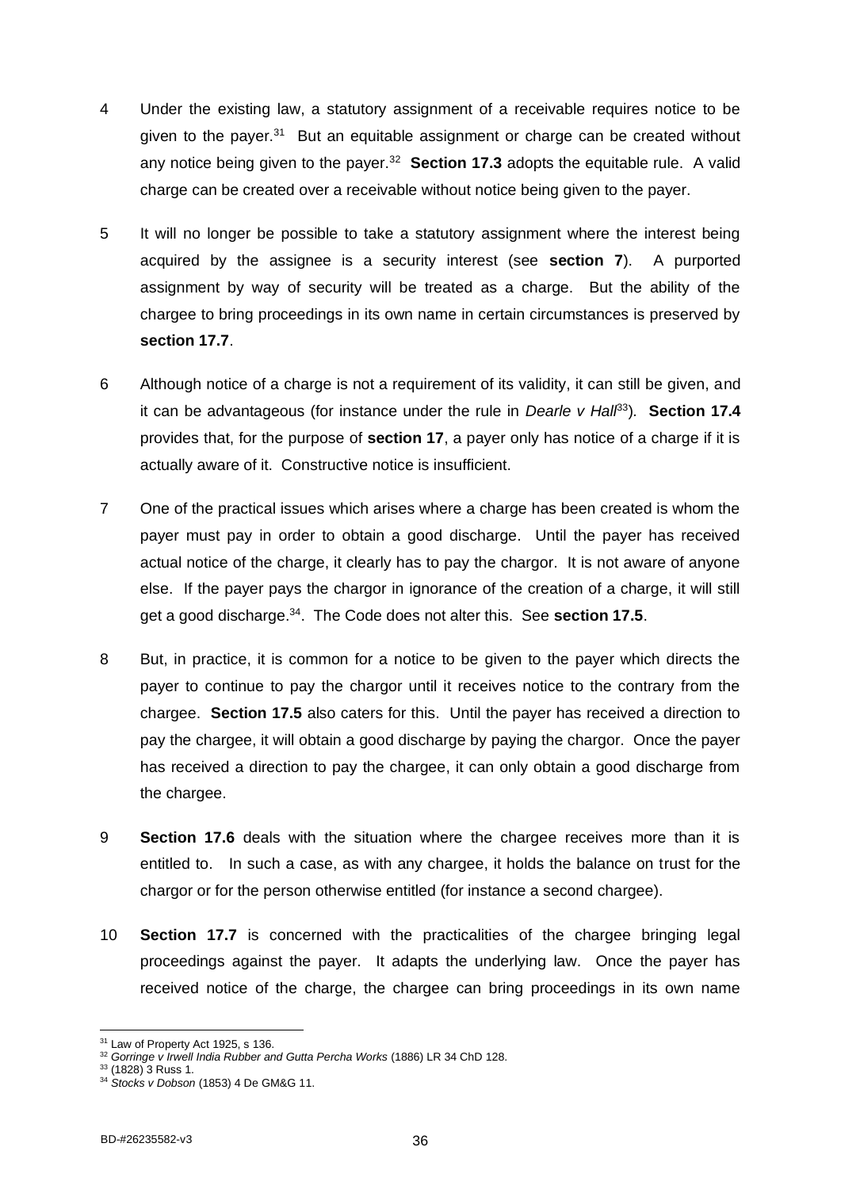4 Under the existing law, a statutory assignment of a receivable requires notice to be given to the payer.[31] But an equitable assignment or charge can be created without any notice being given to the payer.[32] **Section 17.3** adopts the equitable rule. A valid charge can be created over a receivable without notice being given to the payer.

5 It will no longer be possible to take a statutory assignment where the interest being acquired by the assignee is a security interest (see **section 7**). A purported assignment by way of security will be treated as a charge. But the ability of the chargee to bring proceedings in its own name in certain circumstances is preserved by **section 17.7**.

6 Although notice of a charge is not a requirement of its validity, it can still be given, and it can be advantageous (for instance under the rule in *Dearle v Hall*[33]). **Section 17.4** provides that, for the purpose of **section 17**, a payer only has notice of a charge if it is actually aware of it. Constructive notice is insufficient.

7 One of the practical issues which arises where a charge has been created is whom the payer must pay in order to obtain a good discharge. Until the payer has received actual notice of the charge, it clearly has to pay the chargor. It is not aware of anyone else. If the payer pays the chargor in ignorance of the creation of a charge, it will still get a good discharge.[34]. The Code does not alter this. See **section 17.5**.

8 But, in practice, it is common for a notice to be given to the payer which directs the payer to continue to pay the chargor until it receives notice to the contrary from the chargee. **Section 17.5** also caters for this. Until the payer has received a direction to pay the chargee, it will obtain a good discharge by paying the chargor. Once the payer has received a direction to pay the chargee, it can only obtain a good discharge from the chargee.

9 **Section 17.6** deals with the situation where the chargee receives more than it is entitled to. In such a case, as with any chargee, it holds the balance on trust for the chargor or for the person otherwise entitled (for instance a second chargee).

10 **Section 17.7** is concerned with the practicalities of the chargee bringing legal proceedings against the payer. It adapts the underlying law. Once the payer has received notice of the charge, the chargee can bring proceedings in its own name

---

[31] Law of Property Act 1925, s 136.

[32] *Gorringe v Irwell India Rubber and Gutta Percha Works* (1886) LR 34 ChD 128.

[33] (1828) 3 Russ 1.

[34] *Stocks v Dobson* (1853) 4 De GM&G 11.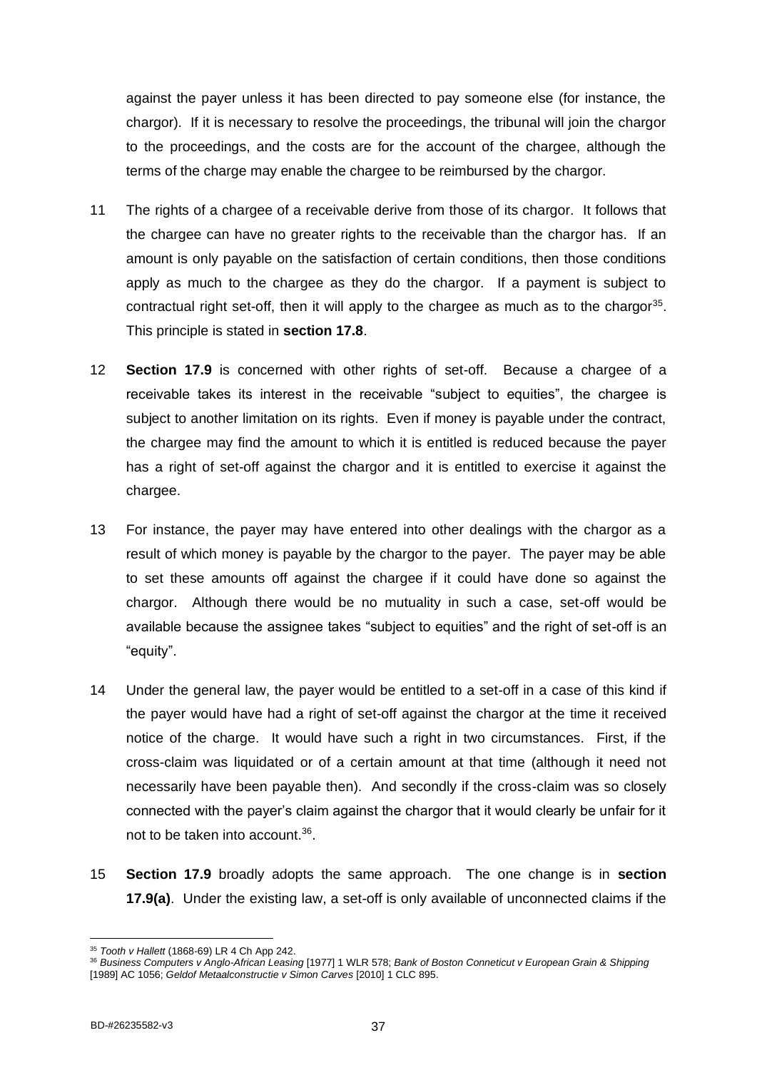against the payer unless it has been directed to pay someone else (for instance, the chargor). If it is necessary to resolve the proceedings, the tribunal will join the chargor to the proceedings, and the costs are for the account of the chargee, although the terms of the charge may enable the chargee to be reimbursed by the chargor.

11 The rights of a chargee of a receivable derive from those of its chargor. It follows that the chargee can have no greater rights to the receivable than the chargor has. If an amount is only payable on the satisfaction of certain conditions, then those conditions apply as much to the chargee as they do the chargor. If a payment is subject to contractual right set-off, then it will apply to the chargee as much as to the chargor[35]. This principle is stated in **section 17.8**.

12 **Section 17.9** is concerned with other rights of set-off. Because a chargee of a receivable takes its interest in the receivable "subject to equities", the chargee is subject to another limitation on its rights. Even if money is payable under the contract, the chargee may find the amount to which it is entitled is reduced because the payer has a right of set-off against the chargor and it is entitled to exercise it against the chargee.

13 For instance, the payer may have entered into other dealings with the chargor as a result of which money is payable by the chargor to the payer. The payer may be able to set these amounts off against the chargee if it could have done so against the chargor. Although there would be no mutuality in such a case, set-off would be available because the assignee takes "subject to equities" and the right of set-off is an "equity".

14 Under the general law, the payer would be entitled to a set-off in a case of this kind if the payer would have had a right of set-off against the chargor at the time it received notice of the charge. It would have such a right in two circumstances. First, if the cross-claim was liquidated or of a certain amount at that time (although it need not necessarily have been payable then). And secondly if the cross-claim was so closely connected with the payer's claim against the chargor that it would clearly be unfair for it not to be taken into account.[36].

15 **Section 17.9** broadly adopts the same approach. The one change is in **section 17.9(a)**. Under the existing law, a set-off is only available of unconnected claims if the

---

[35] *Tooth v Hallett* (1868-69) LR 4 Ch App 242.

[36] *Business Computers v Anglo-African Leasing* [1977] 1 WLR 578; *Bank of Boston Conneticut v European Grain & Shipping* [1989] AC 1056; *Geldof Metaalconstructie v Simon Carves* [2010] 1 CLC 895.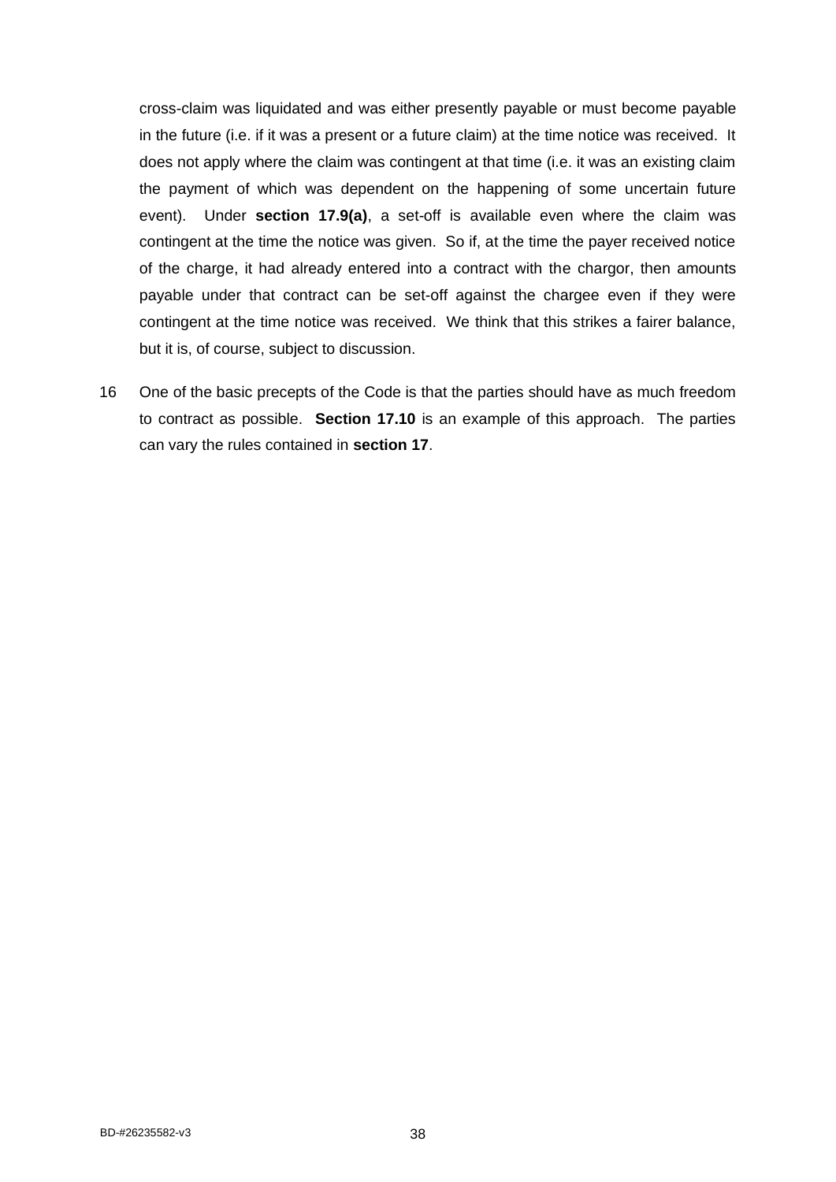cross-claim was liquidated and was either presently payable or must become payable in the future (i.e. if it was a present or a future claim) at the time notice was received. It does not apply where the claim was contingent at that time (i.e. it was an existing claim the payment of which was dependent on the happening of some uncertain future event). Under **section 17.9(a)**, a set-off is available even where the claim was contingent at the time the notice was given. So if, at the time the payer received notice of the charge, it had already entered into a contract with the chargor, then amounts payable under that contract can be set-off against the chargee even if they were contingent at the time notice was received. We think that this strikes a fairer balance, but it is, of course, subject to discussion.

16 One of the basic precepts of the Code is that the parties should have as much freedom to contract as possible. **Section 17.10** is an example of this approach. The parties can vary the rules contained in **section 17**.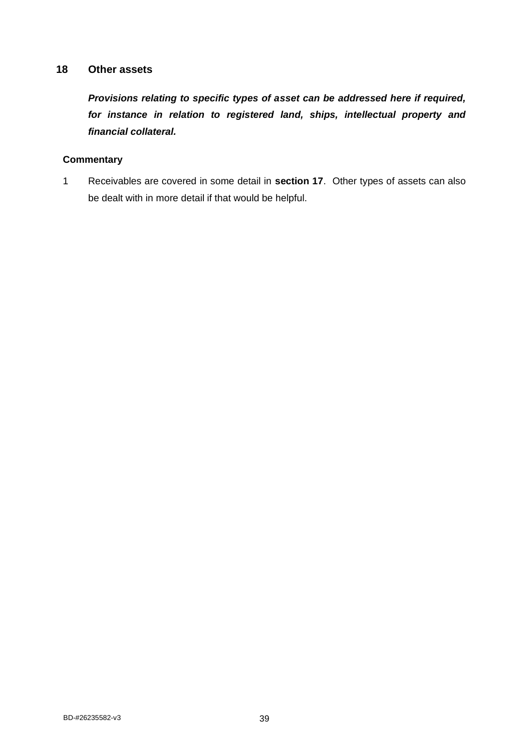## 18 Other assets

***Provisions relating to specific types of asset can be addressed here if required, for instance in relation to registered land, ships, intellectual property and financial collateral.***

**Commentary**

1. Receivables are covered in some detail in **section 17**. Other types of assets can also be dealt with in more detail if that would be helpful.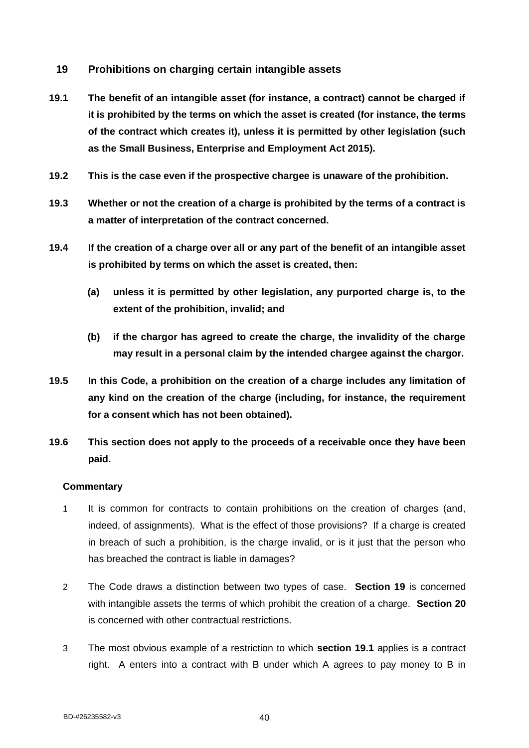## 19 Prohibitions on charging certain intangible assets

**19.1 The benefit of an intangible asset (for instance, a contract) cannot be charged if it is prohibited by the terms on which the asset is created (for instance, the terms of the contract which creates it), unless it is permitted by other legislation (such as the Small Business, Enterprise and Employment Act 2015).**

**19.2 This is the case even if the prospective chargee is unaware of the prohibition.**

**19.3 Whether or not the creation of a charge is prohibited by the terms of a contract is a matter of interpretation of the contract concerned.**

**19.4 If the creation of a charge over all or any part of the benefit of an intangible asset is prohibited by terms on which the asset is created, then:**

**(a) unless it is permitted by other legislation, any purported charge is, to the extent of the prohibition, invalid; and**

**(b) if the chargor has agreed to create the charge, the invalidity of the charge may result in a personal claim by the intended chargee against the chargor.**

**19.5 In this Code, a prohibition on the creation of a charge includes any limitation of any kind on the creation of the charge (including, for instance, the requirement for a consent which has not been obtained).**

**19.6 This section does not apply to the proceeds of a receivable once they have been paid.**

**Commentary**

1 It is common for contracts to contain prohibitions on the creation of charges (and, indeed, of assignments). What is the effect of those provisions? If a charge is created in breach of such a prohibition, is the charge invalid, or is it just that the person who has breached the contract is liable in damages?

2 The Code draws a distinction between two types of case. **Section 19** is concerned with intangible assets the terms of which prohibit the creation of a charge. **Section 20** is concerned with other contractual restrictions.

3 The most obvious example of a restriction to which **section 19.1** applies is a contract right. A enters into a contract with B under which A agrees to pay money to B in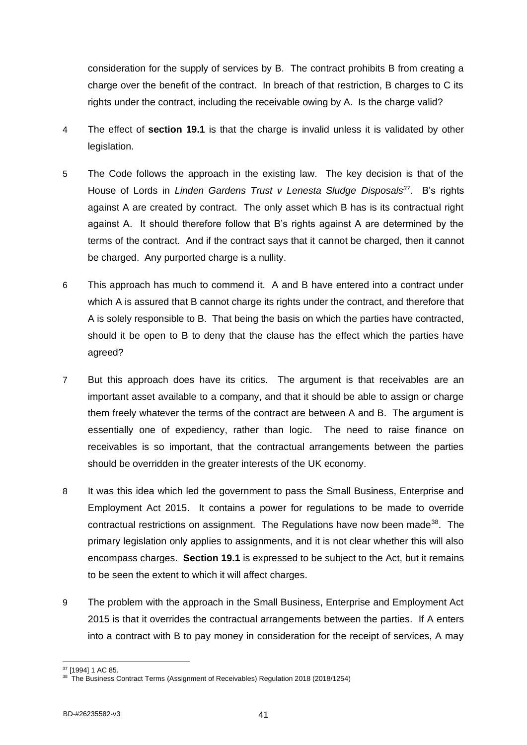consideration for the supply of services by B. The contract prohibits B from creating a charge over the benefit of the contract. In breach of that restriction, B charges to C its rights under the contract, including the receivable owing by A. Is the charge valid?

4 The effect of **section 19.1** is that the charge is invalid unless it is validated by other legislation.

5 The Code follows the approach in the existing law. The key decision is that of the House of Lords in *Linden Gardens Trust v Lenesta Sludge Disposals*[37]. B's rights against A are created by contract. The only asset which B has is its contractual right against A. It should therefore follow that B's rights against A are determined by the terms of the contract. And if the contract says that it cannot be charged, then it cannot be charged. Any purported charge is a nullity.

6 This approach has much to commend it. A and B have entered into a contract under which A is assured that B cannot charge its rights under the contract, and therefore that A is solely responsible to B. That being the basis on which the parties have contracted, should it be open to B to deny that the clause has the effect which the parties have agreed?

7 But this approach does have its critics. The argument is that receivables are an important asset available to a company, and that it should be able to assign or charge them freely whatever the terms of the contract are between A and B. The argument is essentially one of expediency, rather than logic. The need to raise finance on receivables is so important, that the contractual arrangements between the parties should be overridden in the greater interests of the UK economy.

8 It was this idea which led the government to pass the Small Business, Enterprise and Employment Act 2015. It contains a power for regulations to be made to override contractual restrictions on assignment. The Regulations have now been made[38]. The primary legislation only applies to assignments, and it is not clear whether this will also encompass charges. **Section 19.1** is expressed to be subject to the Act, but it remains to be seen the extent to which it will affect charges.

9 The problem with the approach in the Small Business, Enterprise and Employment Act 2015 is that it overrides the contractual arrangements between the parties. If A enters into a contract with B to pay money in consideration for the receipt of services, A may

---

[37] [1994] 1 AC 85.

[38] The Business Contract Terms (Assignment of Receivables) Regulation 2018 (2018/1254)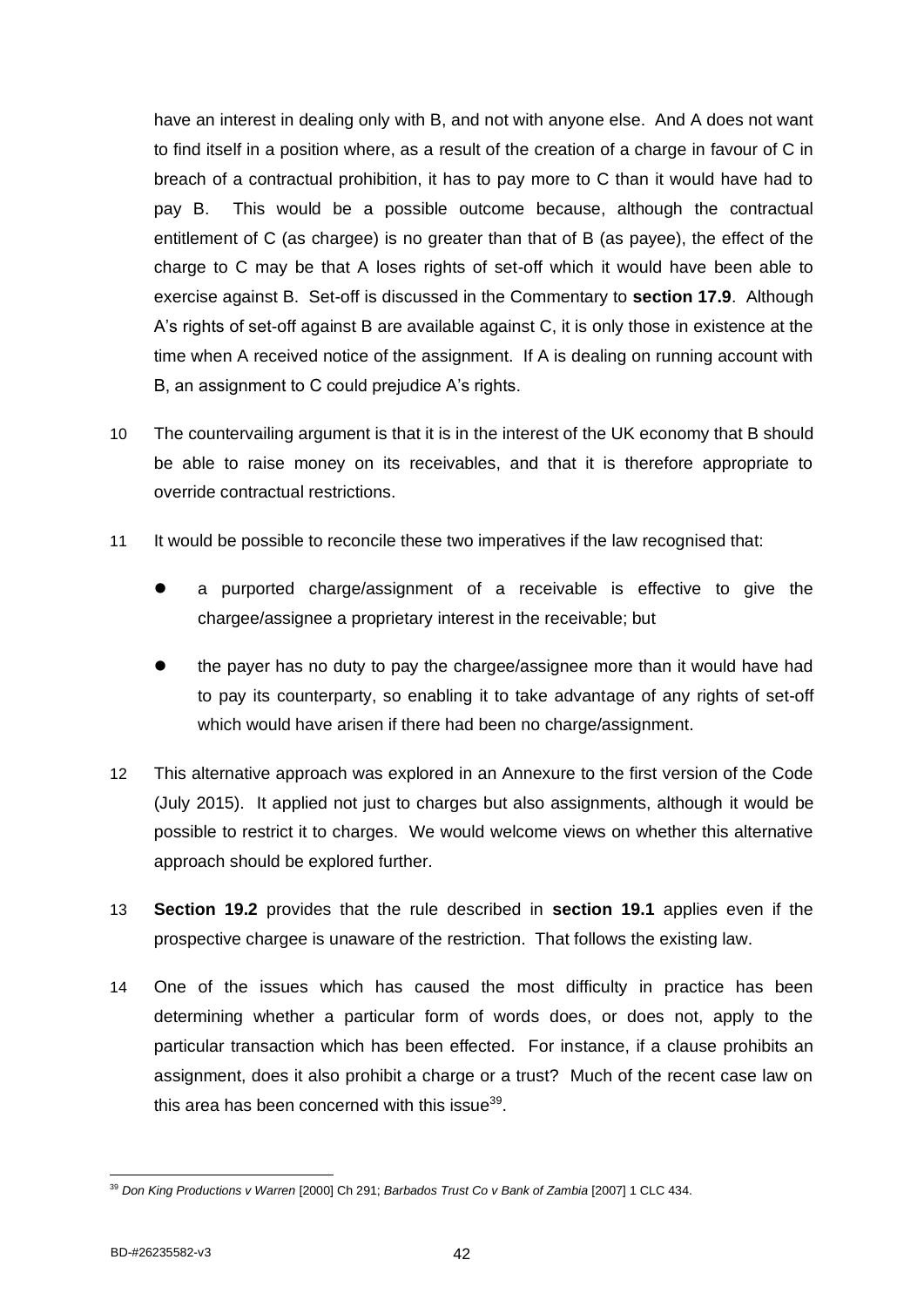have an interest in dealing only with B, and not with anyone else. And A does not want to find itself in a position where, as a result of the creation of a charge in favour of C in breach of a contractual prohibition, it has to pay more to C than it would have had to pay B. This would be a possible outcome because, although the contractual entitlement of C (as chargee) is no greater than that of B (as payee), the effect of the charge to C may be that A loses rights of set-off which it would have been able to exercise against B. Set-off is discussed in the Commentary to **section 17.9**. Although A's rights of set-off against B are available against C, it is only those in existence at the time when A received notice of the assignment. If A is dealing on running account with B, an assignment to C could prejudice A's rights.

10 The countervailing argument is that it is in the interest of the UK economy that B should be able to raise money on its receivables, and that it is therefore appropriate to override contractual restrictions.

11 It would be possible to reconcile these two imperatives if the law recognised that:

- a purported charge/assignment of a receivable is effective to give the chargee/assignee a proprietary interest in the receivable; but
- the payer has no duty to pay the chargee/assignee more than it would have had to pay its counterparty, so enabling it to take advantage of any rights of set-off which would have arisen if there had been no charge/assignment.

12 This alternative approach was explored in an Annexure to the first version of the Code (July 2015). It applied not just to charges but also assignments, although it would be possible to restrict it to charges. We would welcome views on whether this alternative approach should be explored further.

13 **Section 19.2** provides that the rule described in **section 19.1** applies even if the prospective chargee is unaware of the restriction. That follows the existing law.

14 One of the issues which has caused the most difficulty in practice has been determining whether a particular form of words does, or does not, apply to the particular transaction which has been effected. For instance, if a clause prohibits an assignment, does it also prohibit a charge or a trust? Much of the recent case law on this area has been concerned with this issue[39].

[39] *Don King Productions v Warren* [2000] Ch 291; *Barbados Trust Co v Bank of Zambia* [2007] 1 CLC 434.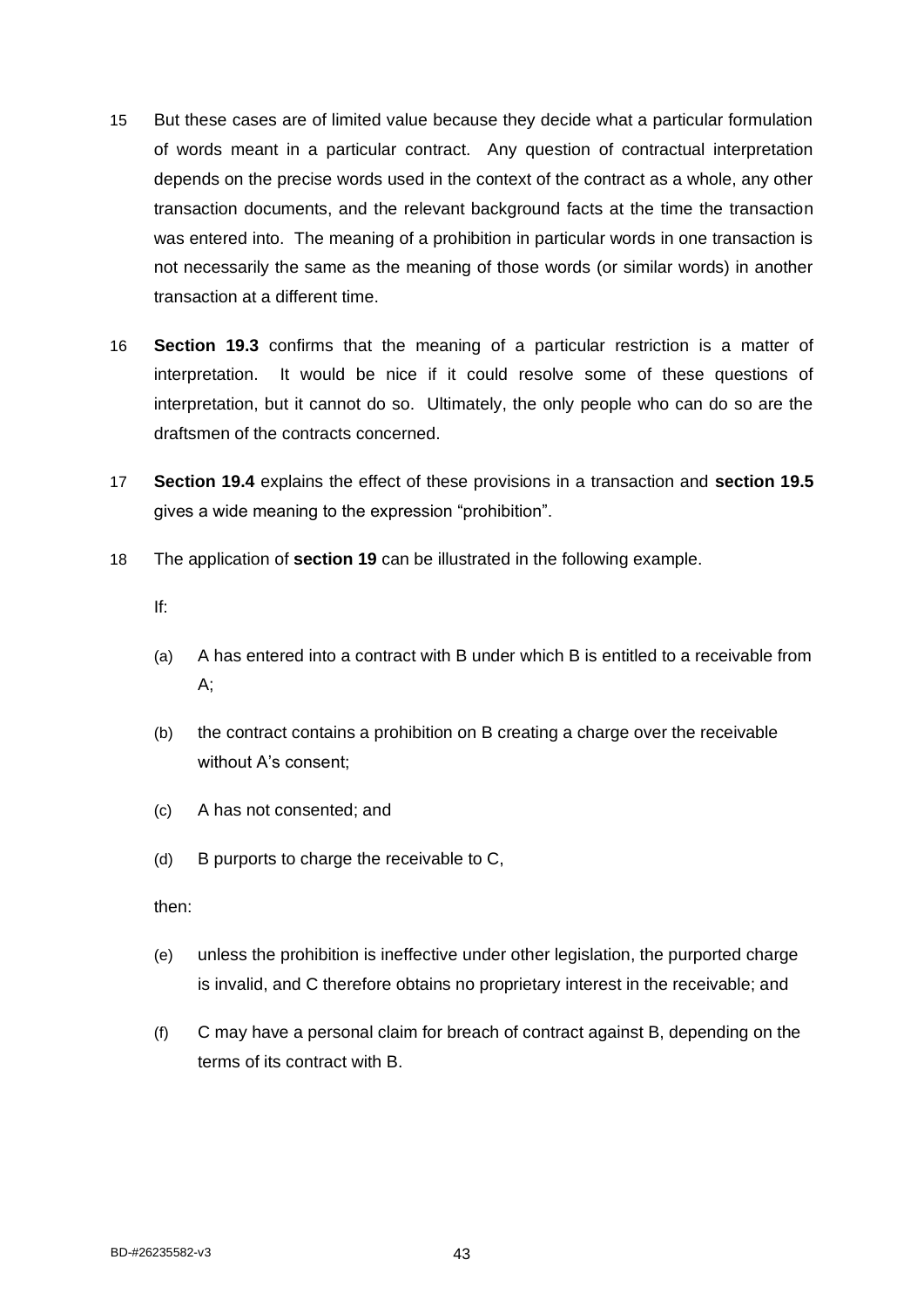15 But these cases are of limited value because they decide what a particular formulation of words meant in a particular contract. Any question of contractual interpretation depends on the precise words used in the context of the contract as a whole, any other transaction documents, and the relevant background facts at the time the transaction was entered into. The meaning of a prohibition in particular words in one transaction is not necessarily the same as the meaning of those words (or similar words) in another transaction at a different time.

16 **Section 19.3** confirms that the meaning of a particular restriction is a matter of interpretation. It would be nice if it could resolve some of these questions of interpretation, but it cannot do so. Ultimately, the only people who can do so are the draftsmen of the contracts concerned.

17 **Section 19.4** explains the effect of these provisions in a transaction and **section 19.5** gives a wide meaning to the expression "prohibition".

18 The application of **section 19** can be illustrated in the following example.

If:

(a) A has entered into a contract with B under which B is entitled to a receivable from A;

(b) the contract contains a prohibition on B creating a charge over the receivable without A's consent;

(c) A has not consented; and

(d) B purports to charge the receivable to C,

then:

(e) unless the prohibition is ineffective under other legislation, the purported charge is invalid, and C therefore obtains no proprietary interest in the receivable; and

(f) C may have a personal claim for breach of contract against B, depending on the terms of its contract with B.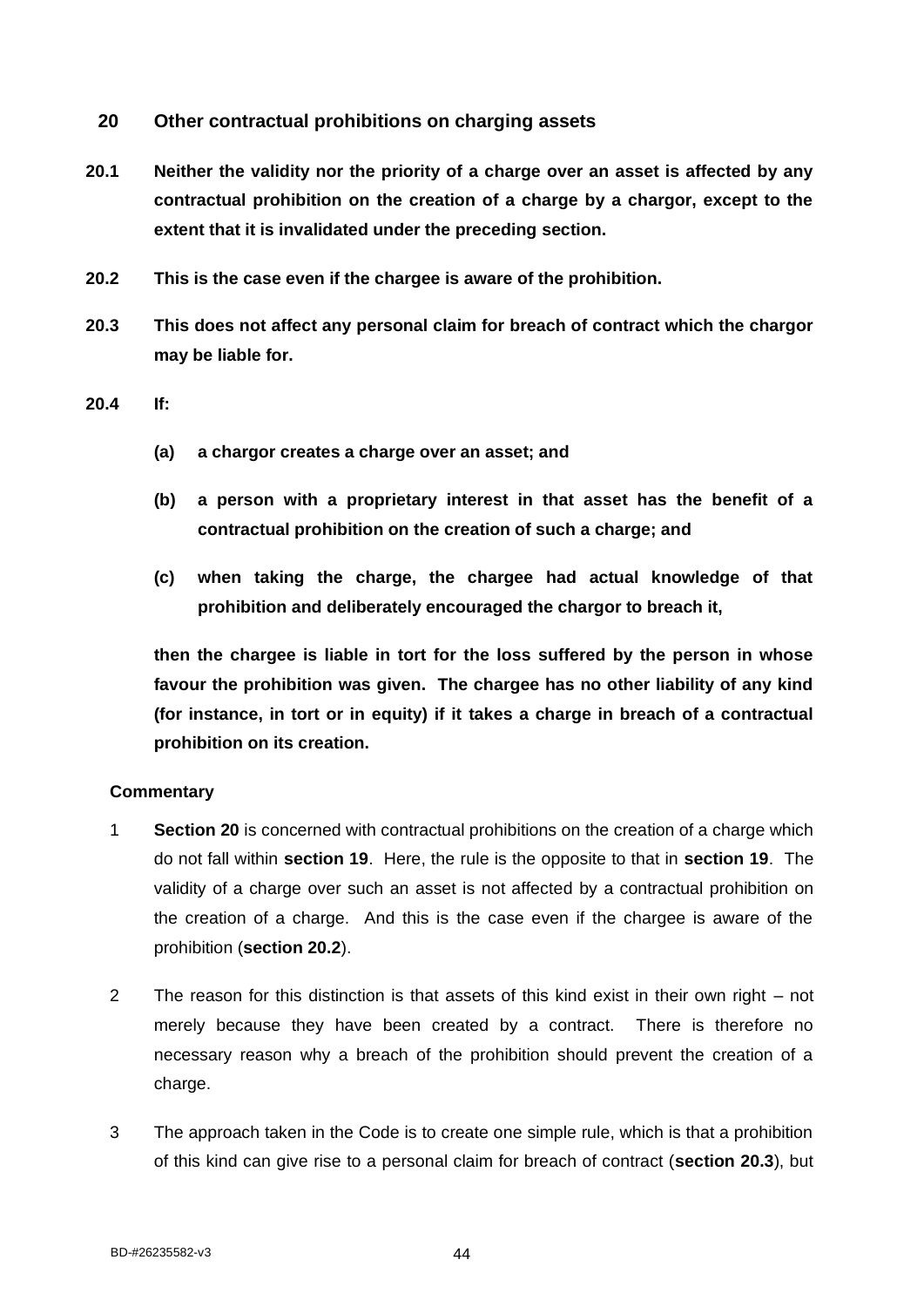## 20 Other contractual prohibitions on charging assets

**20.1 Neither the validity nor the priority of a charge over an asset is affected by any contractual prohibition on the creation of a charge by a chargor, except to the extent that it is invalidated under the preceding section.**

**20.2 This is the case even if the chargee is aware of the prohibition.**

**20.3 This does not affect any personal claim for breach of contract which the chargor may be liable for.**

**20.4 If:**

**(a) a chargor creates a charge over an asset; and**

**(b) a person with a proprietary interest in that asset has the benefit of a contractual prohibition on the creation of such a charge; and**

**(c) when taking the charge, the chargee had actual knowledge of that prohibition and deliberately encouraged the chargor to breach it,**

**then the chargee is liable in tort for the loss suffered by the person in whose favour the prohibition was given. The chargee has no other liability of any kind (for instance, in tort or in equity) if it takes a charge in breach of a contractual prohibition on its creation.**

### Commentary

1 **Section 20** is concerned with contractual prohibitions on the creation of a charge which do not fall within **section 19**. Here, the rule is the opposite to that in **section 19**. The validity of a charge over such an asset is not affected by a contractual prohibition on the creation of a charge. And this is the case even if the chargee is aware of the prohibition (**section 20.2**).

2 The reason for this distinction is that assets of this kind exist in their own right – not merely because they have been created by a contract. There is therefore no necessary reason why a breach of the prohibition should prevent the creation of a charge.

3 The approach taken in the Code is to create one simple rule, which is that a prohibition of this kind can give rise to a personal claim for breach of contract (**section 20.3**), but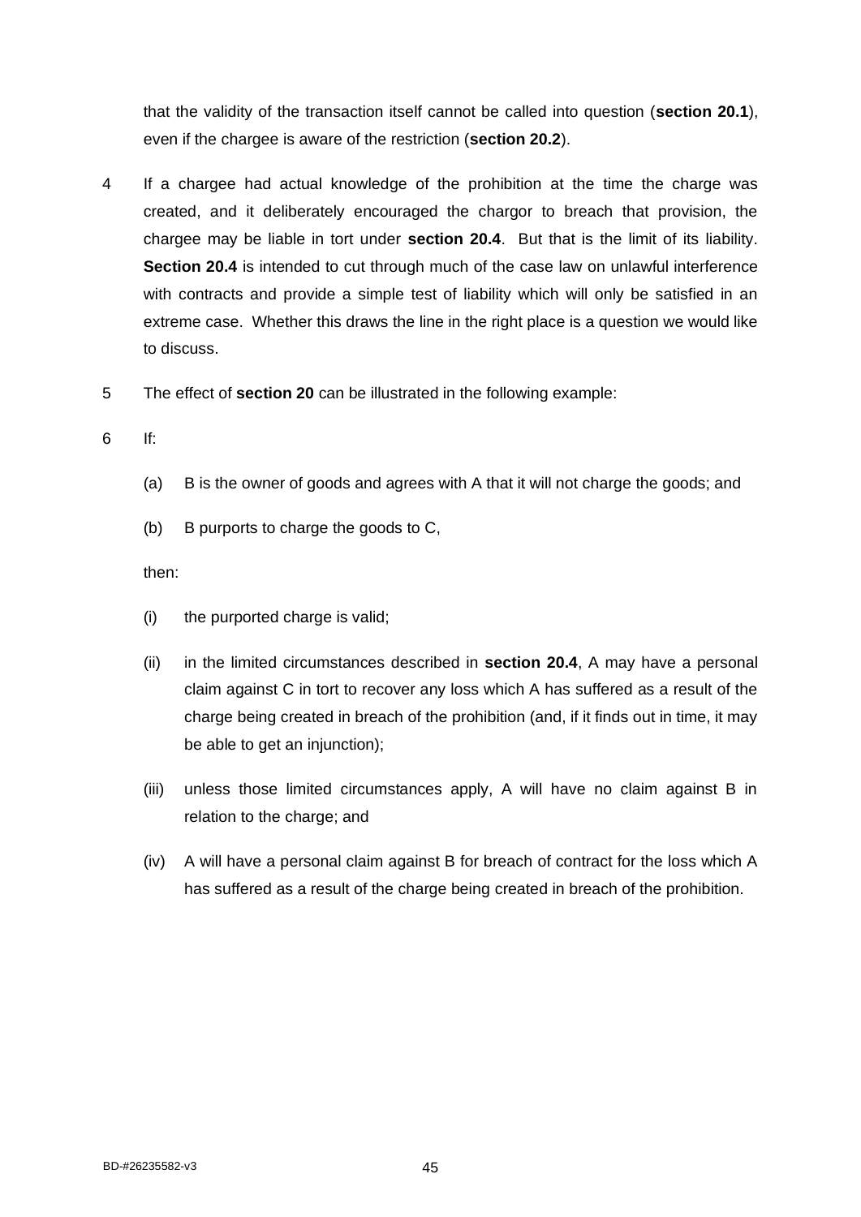that the validity of the transaction itself cannot be called into question (**section 20.1**), even if the chargee is aware of the restriction (**section 20.2**).

4 If a chargee had actual knowledge of the prohibition at the time the charge was created, and it deliberately encouraged the chargor to breach that provision, the chargee may be liable in tort under **section 20.4**. But that is the limit of its liability. **Section 20.4** is intended to cut through much of the case law on unlawful interference with contracts and provide a simple test of liability which will only be satisfied in an extreme case. Whether this draws the line in the right place is a question we would like to discuss.

5 The effect of **section 20** can be illustrated in the following example:

6 If:

(a) B is the owner of goods and agrees with A that it will not charge the goods; and

(b) B purports to charge the goods to C,

then:

(i) the purported charge is valid;

(ii) in the limited circumstances described in **section 20.4**, A may have a personal claim against C in tort to recover any loss which A has suffered as a result of the charge being created in breach of the prohibition (and, if it finds out in time, it may be able to get an injunction);

(iii) unless those limited circumstances apply, A will have no claim against B in relation to the charge; and

(iv) A will have a personal claim against B for breach of contract for the loss which A has suffered as a result of the charge being created in breach of the prohibition.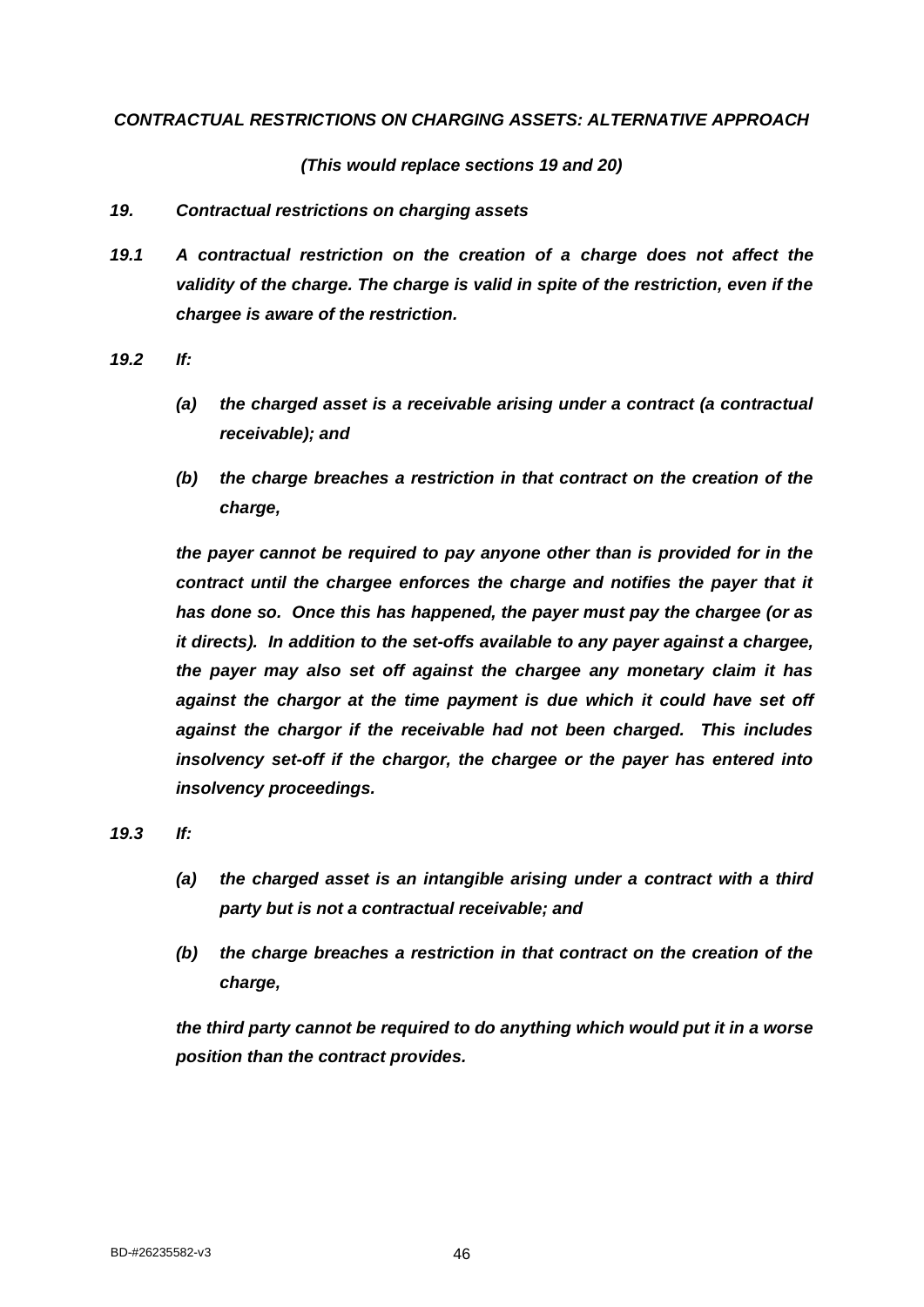***CONTRACTUAL RESTRICTIONS ON CHARGING ASSETS: ALTERNATIVE APPROACH***

***(This would replace sections 19 and 20)***

***19. Contractual restrictions on charging assets***

***19.1*** ***A contractual restriction on the creation of a charge does not affect the validity of the charge. The charge is valid in spite of the restriction, even if the chargee is aware of the restriction.***

***19.2*** ***If:***

- ***(a)*** ***the charged asset is a receivable arising under a contract (a contractual receivable); and***
- ***(b)*** ***the charge breaches a restriction in that contract on the creation of the charge,***

***the payer cannot be required to pay anyone other than is provided for in the contract until the chargee enforces the charge and notifies the payer that it has done so. Once this has happened, the payer must pay the chargee (or as it directs). In addition to the set-offs available to any payer against a chargee, the payer may also set off against the chargee any monetary claim it has against the chargor at the time payment is due which it could have set off against the chargor if the receivable had not been charged. This includes insolvency set-off if the chargor, the chargee or the payer has entered into insolvency proceedings.***

***19.3*** ***If:***

- ***(a)*** ***the charged asset is an intangible arising under a contract with a third party but is not a contractual receivable; and***
- ***(b)*** ***the charge breaches a restriction in that contract on the creation of the charge,***

***the third party cannot be required to do anything which would put it in a worse position than the contract provides.***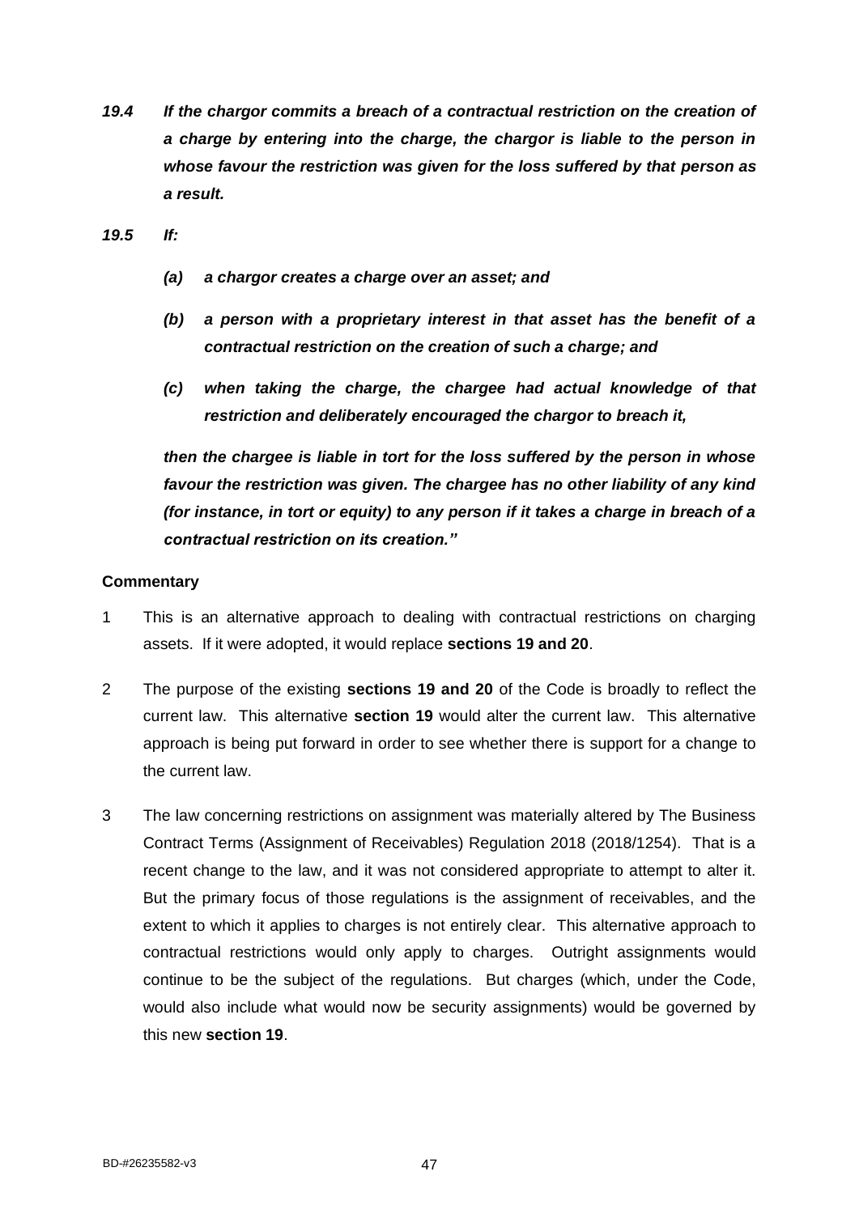***19.4 If the chargor commits a breach of a contractual restriction on the creation of a charge by entering into the charge, the chargor is liable to the person in whose favour the restriction was given for the loss suffered by that person as a result.***

***19.5 If:***

- ***(a) a chargor creates a charge over an asset; and***
- ***(b) a person with a proprietary interest in that asset has the benefit of a contractual restriction on the creation of such a charge; and***
- ***(c) when taking the charge, the chargee had actual knowledge of that restriction and deliberately encouraged the chargor to breach it,***

***then the chargee is liable in tort for the loss suffered by the person in whose favour the restriction was given. The chargee has no other liability of any kind (for instance, in tort or equity) to any person if it takes a charge in breach of a contractual restriction on its creation."***

**Commentary**

1. This is an alternative approach to dealing with contractual restrictions on charging assets. If it were adopted, it would replace **sections 19 and 20**.

2. The purpose of the existing **sections 19 and 20** of the Code is broadly to reflect the current law. This alternative **section 19** would alter the current law. This alternative approach is being put forward in order to see whether there is support for a change to the current law.

3. The law concerning restrictions on assignment was materially altered by The Business Contract Terms (Assignment of Receivables) Regulation 2018 (2018/1254). That is a recent change to the law, and it was not considered appropriate to attempt to alter it. But the primary focus of those regulations is the assignment of receivables, and the extent to which it applies to charges is not entirely clear. This alternative approach to contractual restrictions would only apply to charges. Outright assignments would continue to be the subject of the regulations. But charges (which, under the Code, would also include what would now be security assignments) would be governed by this new **section 19**.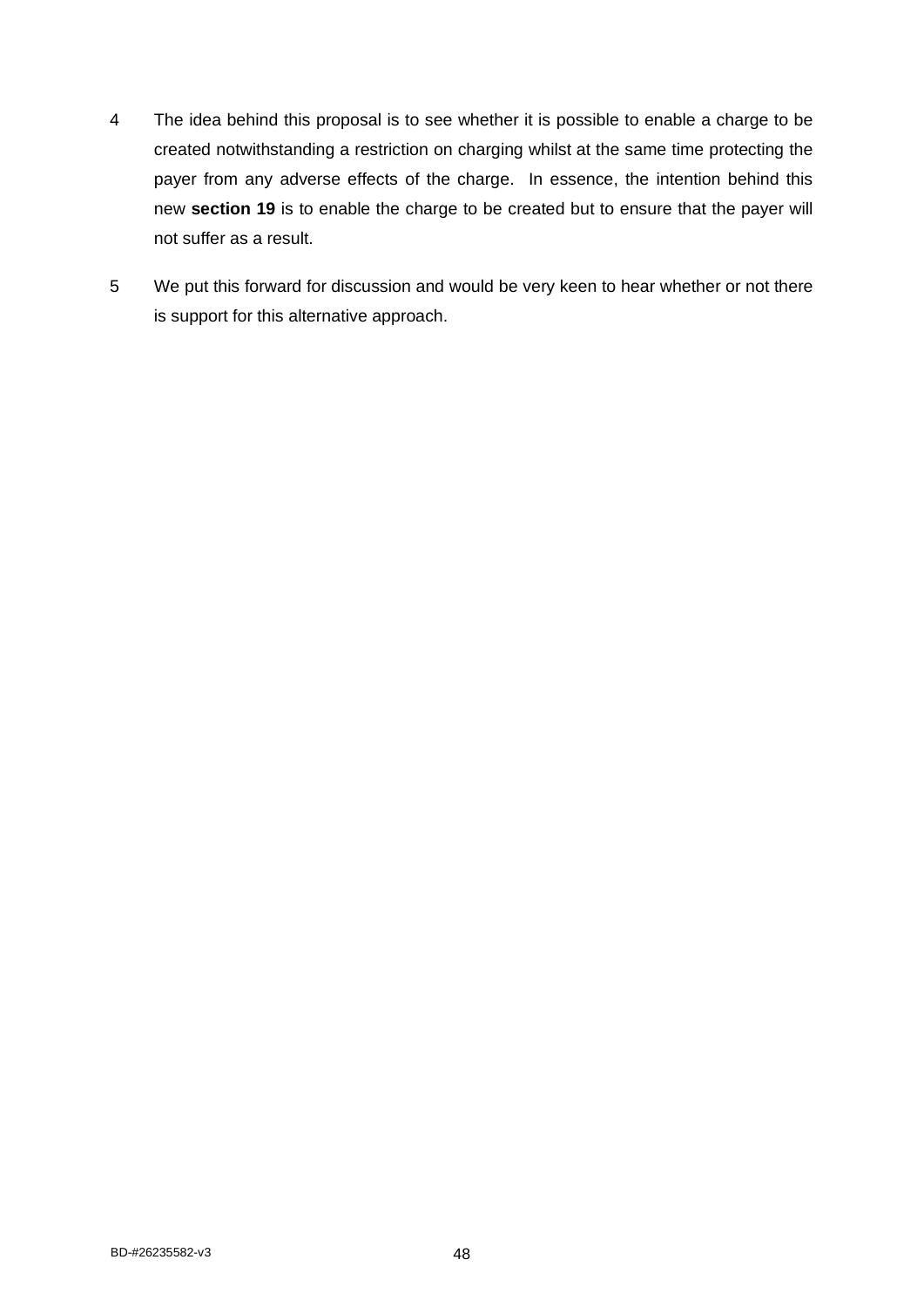4 The idea behind this proposal is to see whether it is possible to enable a charge to be created notwithstanding a restriction on charging whilst at the same time protecting the payer from any adverse effects of the charge. In essence, the intention behind this new **section 19** is to enable the charge to be created but to ensure that the payer will not suffer as a result.

5 We put this forward for discussion and would be very keen to hear whether or not there is support for this alternative approach.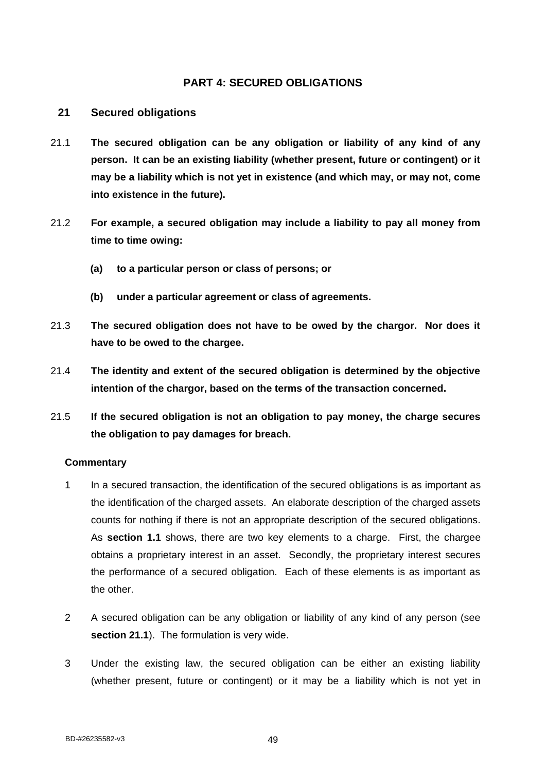## PART 4: SECURED OBLIGATIONS

### 21 Secured obligations

21.1 **The secured obligation can be any obligation or liability of any kind of any person. It can be an existing liability (whether present, future or contingent) or it may be a liability which is not yet in existence (and which may, or may not, come into existence in the future).**

21.2 **For example, a secured obligation may include a liability to pay all money from time to time owing:**

**(a) to a particular person or class of persons; or**

**(b) under a particular agreement or class of agreements.**

21.3 **The secured obligation does not have to be owed by the chargor. Nor does it have to be owed to the chargee.**

21.4 **The identity and extent of the secured obligation is determined by the objective intention of the chargor, based on the terms of the transaction concerned.**

21.5 **If the secured obligation is not an obligation to pay money, the charge secures the obligation to pay damages for breach.**

**Commentary**

1 In a secured transaction, the identification of the secured obligations is as important as the identification of the charged assets. An elaborate description of the charged assets counts for nothing if there is not an appropriate description of the secured obligations. As **section 1.1** shows, there are two key elements to a charge. First, the chargee obtains a proprietary interest in an asset. Secondly, the proprietary interest secures the performance of a secured obligation. Each of these elements is as important as the other.

2 A secured obligation can be any obligation or liability of any kind of any person (see **section 21.1**). The formulation is very wide.

3 Under the existing law, the secured obligation can be either an existing liability (whether present, future or contingent) or it may be a liability which is not yet in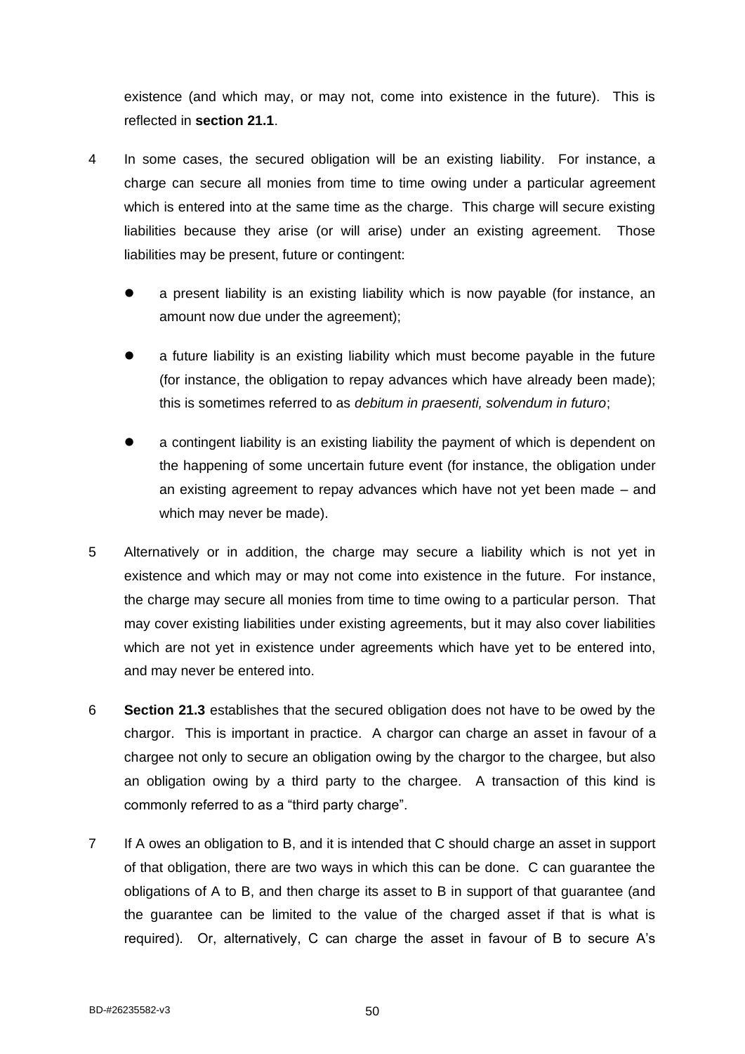existence (and which may, or may not, come into existence in the future). This is reflected in **section 21.1**.

4 In some cases, the secured obligation will be an existing liability. For instance, a charge can secure all monies from time to time owing under a particular agreement which is entered into at the same time as the charge. This charge will secure existing liabilities because they arise (or will arise) under an existing agreement. Those liabilities may be present, future or contingent:

- a present liability is an existing liability which is now payable (for instance, an amount now due under the agreement);
- a future liability is an existing liability which must become payable in the future (for instance, the obligation to repay advances which have already been made); this is sometimes referred to as *debitum in praesenti, solvendum in futuro*;
- a contingent liability is an existing liability the payment of which is dependent on the happening of some uncertain future event (for instance, the obligation under an existing agreement to repay advances which have not yet been made – and which may never be made).

5 Alternatively or in addition, the charge may secure a liability which is not yet in existence and which may or may not come into existence in the future. For instance, the charge may secure all monies from time to time owing to a particular person. That may cover existing liabilities under existing agreements, but it may also cover liabilities which are not yet in existence under agreements which have yet to be entered into, and may never be entered into.

6 **Section 21.3** establishes that the secured obligation does not have to be owed by the chargor. This is important in practice. A chargor can charge an asset in favour of a chargee not only to secure an obligation owing by the chargor to the chargee, but also an obligation owing by a third party to the chargee. A transaction of this kind is commonly referred to as a "third party charge".

7 If A owes an obligation to B, and it is intended that C should charge an asset in support of that obligation, there are two ways in which this can be done. C can guarantee the obligations of A to B, and then charge its asset to B in support of that guarantee (and the guarantee can be limited to the value of the charged asset if that is what is required). Or, alternatively, C can charge the asset in favour of B to secure A's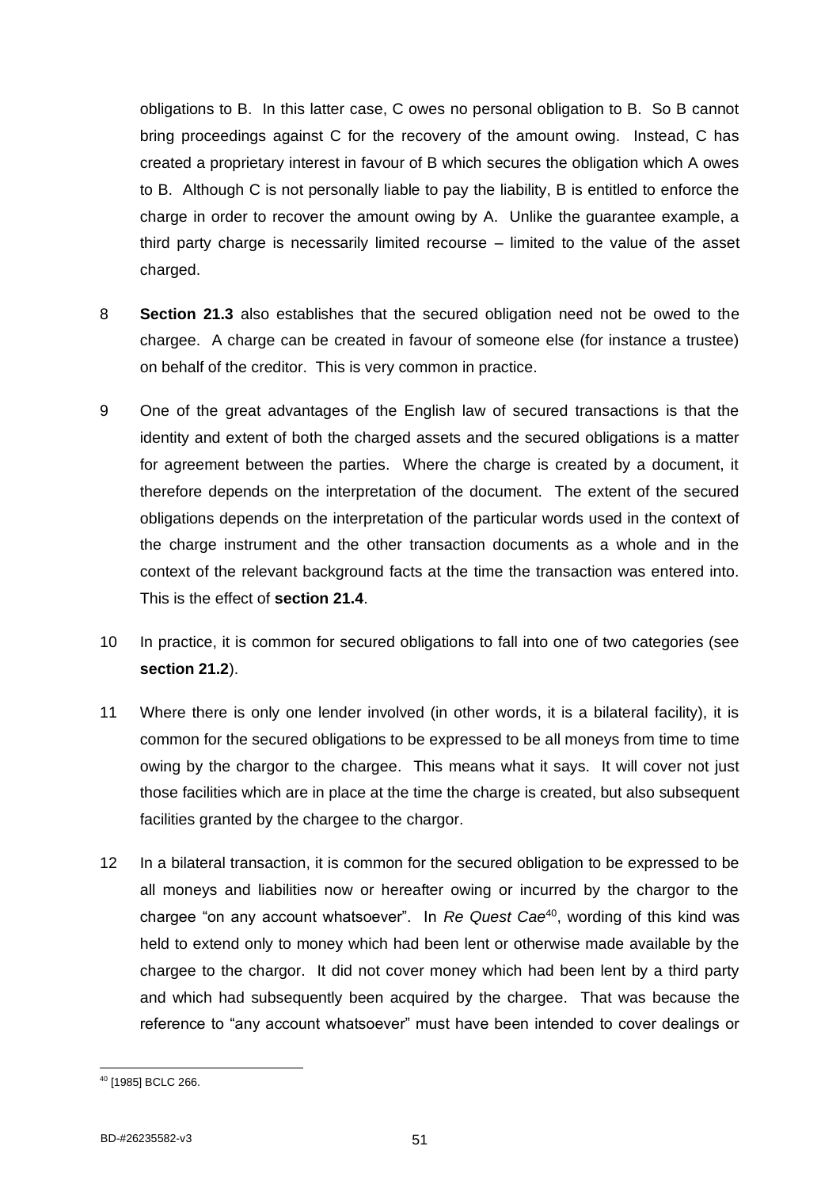obligations to B. In this latter case, C owes no personal obligation to B. So B cannot bring proceedings against C for the recovery of the amount owing. Instead, C has created a proprietary interest in favour of B which secures the obligation which A owes to B. Although C is not personally liable to pay the liability, B is entitled to enforce the charge in order to recover the amount owing by A. Unlike the guarantee example, a third party charge is necessarily limited recourse – limited to the value of the asset charged.

8 **Section 21.3** also establishes that the secured obligation need not be owed to the chargee. A charge can be created in favour of someone else (for instance a trustee) on behalf of the creditor. This is very common in practice.

9 One of the great advantages of the English law of secured transactions is that the identity and extent of both the charged assets and the secured obligations is a matter for agreement between the parties. Where the charge is created by a document, it therefore depends on the interpretation of the document. The extent of the secured obligations depends on the interpretation of the particular words used in the context of the charge instrument and the other transaction documents as a whole and in the context of the relevant background facts at the time the transaction was entered into. This is the effect of **section 21.4**.

10 In practice, it is common for secured obligations to fall into one of two categories (see **section 21.2**).

11 Where there is only one lender involved (in other words, it is a bilateral facility), it is common for the secured obligations to be expressed to be all moneys from time to time owing by the chargor to the chargee. This means what it says. It will cover not just those facilities which are in place at the time the charge is created, but also subsequent facilities granted by the chargee to the chargor.

12 In a bilateral transaction, it is common for the secured obligation to be expressed to be all moneys and liabilities now or hereafter owing or incurred by the chargor to the chargee "on any account whatsoever". In *Re Quest Cae*[40], wording of this kind was held to extend only to money which had been lent or otherwise made available by the chargee to the chargor. It did not cover money which had been lent by a third party and which had subsequently been acquired by the chargee. That was because the reference to "any account whatsoever" must have been intended to cover dealings or

[40] [1985] BCLC 266.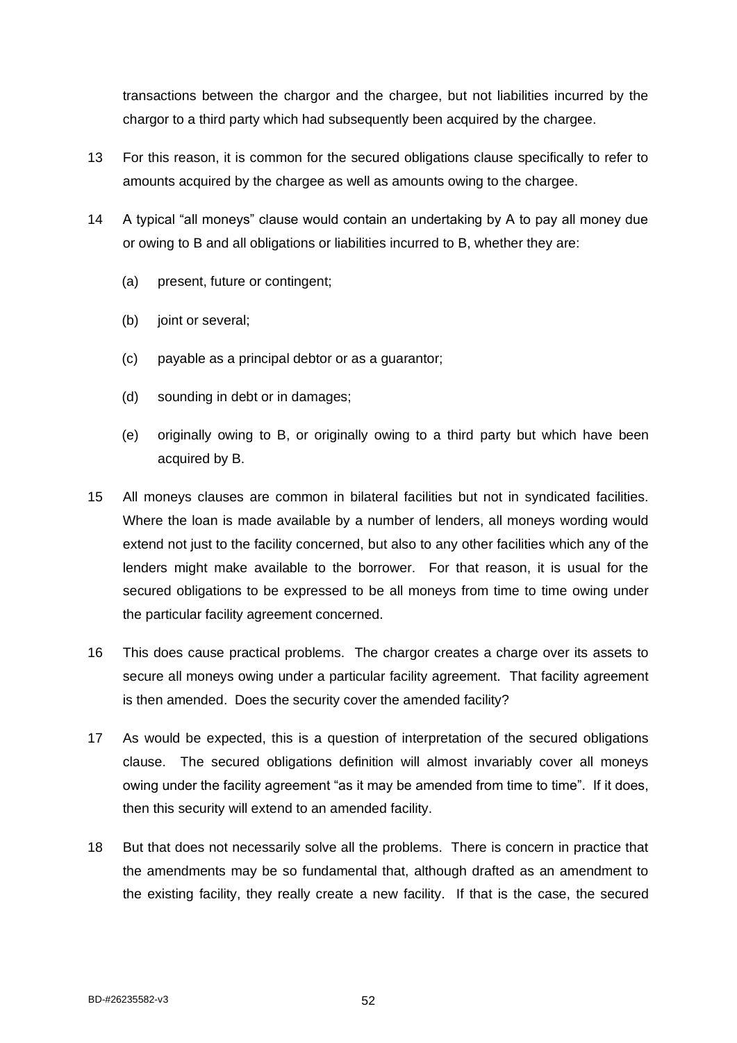transactions between the chargor and the chargee, but not liabilities incurred by the chargor to a third party which had subsequently been acquired by the chargee.

13 For this reason, it is common for the secured obligations clause specifically to refer to amounts acquired by the chargee as well as amounts owing to the chargee.

14 A typical "all moneys" clause would contain an undertaking by A to pay all money due or owing to B and all obligations or liabilities incurred to B, whether they are:

(a) present, future or contingent;

(b) joint or several;

(c) payable as a principal debtor or as a guarantor;

(d) sounding in debt or in damages;

(e) originally owing to B, or originally owing to a third party but which have been acquired by B.

15 All moneys clauses are common in bilateral facilities but not in syndicated facilities. Where the loan is made available by a number of lenders, all moneys wording would extend not just to the facility concerned, but also to any other facilities which any of the lenders might make available to the borrower. For that reason, it is usual for the secured obligations to be expressed to be all moneys from time to time owing under the particular facility agreement concerned.

16 This does cause practical problems. The chargor creates a charge over its assets to secure all moneys owing under a particular facility agreement. That facility agreement is then amended. Does the security cover the amended facility?

17 As would be expected, this is a question of interpretation of the secured obligations clause. The secured obligations definition will almost invariably cover all moneys owing under the facility agreement "as it may be amended from time to time". If it does, then this security will extend to an amended facility.

18 But that does not necessarily solve all the problems. There is concern in practice that the amendments may be so fundamental that, although drafted as an amendment to the existing facility, they really create a new facility. If that is the case, the secured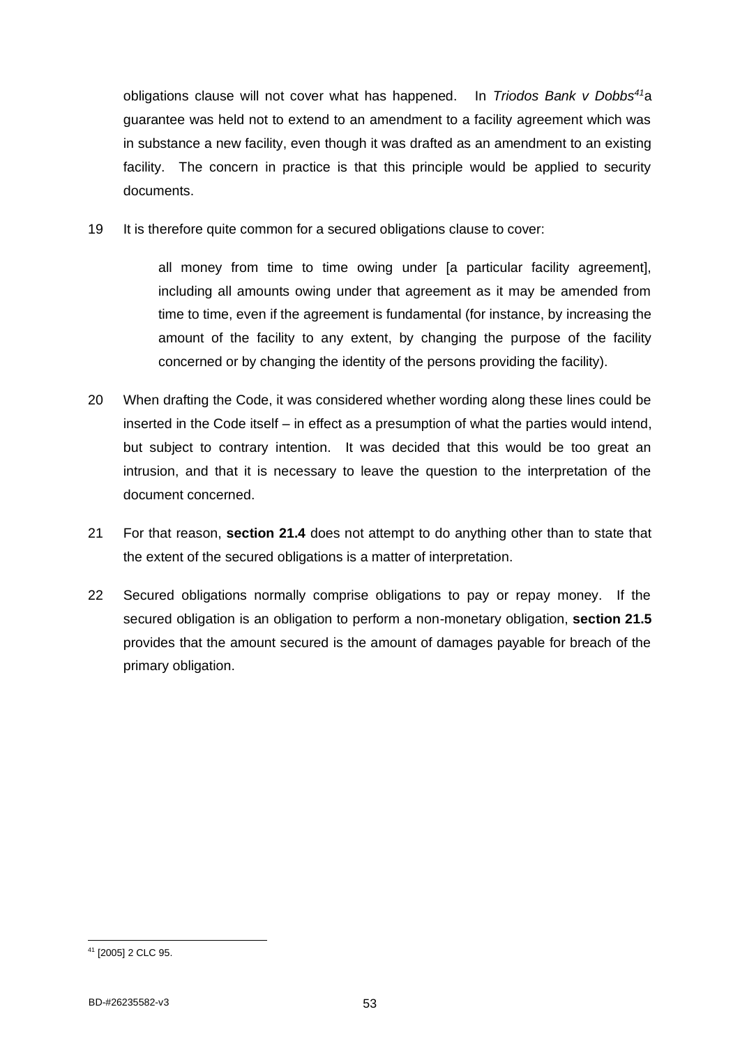obligations clause will not cover what has happened. In *Triodos Bank v Dobbs*[41] a guarantee was held not to extend to an amendment to a facility agreement which was in substance a new facility, even though it was drafted as an amendment to an existing facility. The concern in practice is that this principle would be applied to security documents.

19 It is therefore quite common for a secured obligations clause to cover:

> all money from time to time owing under [a particular facility agreement], including all amounts owing under that agreement as it may be amended from time to time, even if the agreement is fundamental (for instance, by increasing the amount of the facility to any extent, by changing the purpose of the facility concerned or by changing the identity of the persons providing the facility).

20 When drafting the Code, it was considered whether wording along these lines could be inserted in the Code itself – in effect as a presumption of what the parties would intend, but subject to contrary intention. It was decided that this would be too great an intrusion, and that it is necessary to leave the question to the interpretation of the document concerned.

21 For that reason, **section 21.4** does not attempt to do anything other than to state that the extent of the secured obligations is a matter of interpretation.

22 Secured obligations normally comprise obligations to pay or repay money. If the secured obligation is an obligation to perform a non-monetary obligation, **section 21.5** provides that the amount secured is the amount of damages payable for breach of the primary obligation.

[41] [2005] 2 CLC 95.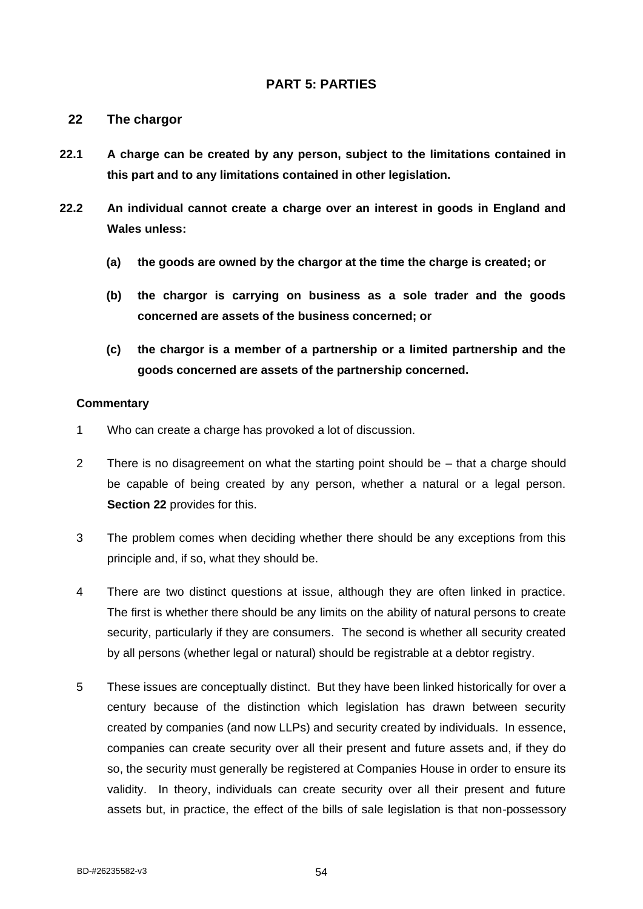## PART 5: PARTIES

### 22 The chargor

**22.1 A charge can be created by any person, subject to the limitations contained in this part and to any limitations contained in other legislation.**

**22.2 An individual cannot create a charge over an interest in goods in England and Wales unless:**

- **(a) the goods are owned by the chargor at the time the charge is created; or**
- **(b) the chargor is carrying on business as a sole trader and the goods concerned are assets of the business concerned; or**
- **(c) the chargor is a member of a partnership or a limited partnership and the goods concerned are assets of the partnership concerned.**

#### Commentary

1 Who can create a charge has provoked a lot of discussion.

2 There is no disagreement on what the starting point should be – that a charge should be capable of being created by any person, whether a natural or a legal person. **Section 22** provides for this.

3 The problem comes when deciding whether there should be any exceptions from this principle and, if so, what they should be.

4 There are two distinct questions at issue, although they are often linked in practice. The first is whether there should be any limits on the ability of natural persons to create security, particularly if they are consumers. The second is whether all security created by all persons (whether legal or natural) should be registrable at a debtor registry.

5 These issues are conceptually distinct. But they have been linked historically for over a century because of the distinction which legislation has drawn between security created by companies (and now LLPs) and security created by individuals. In essence, companies can create security over all their present and future assets and, if they do so, the security must generally be registered at Companies House in order to ensure its validity. In theory, individuals can create security over all their present and future assets but, in practice, the effect of the bills of sale legislation is that non-possessory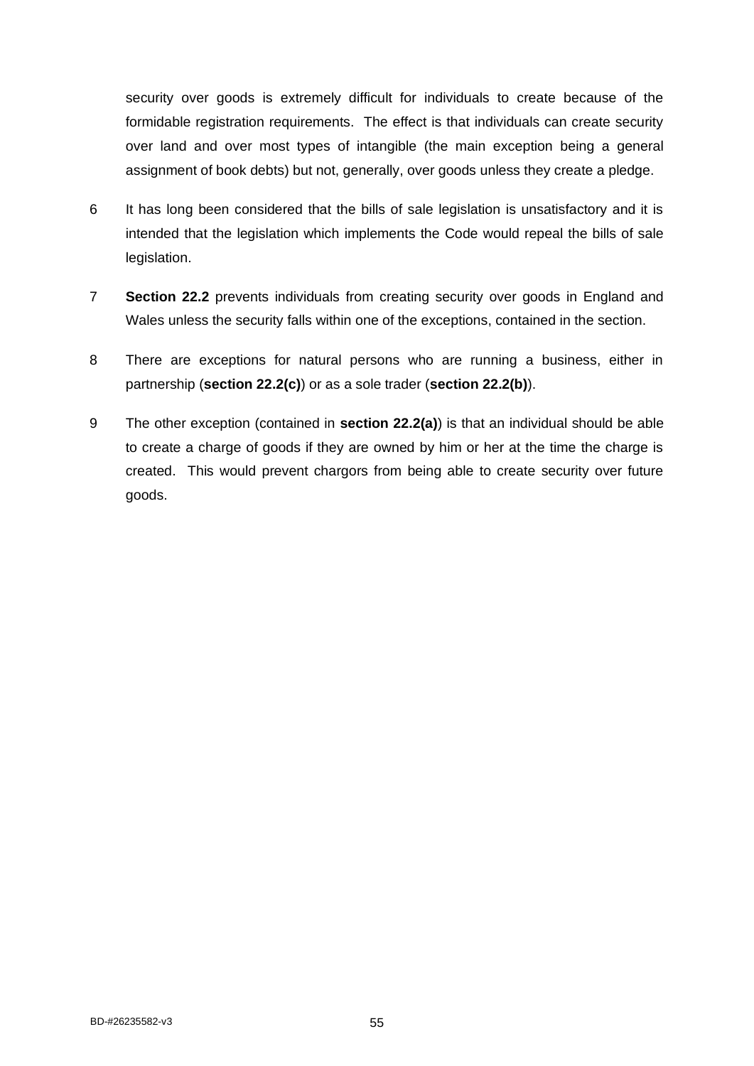security over goods is extremely difficult for individuals to create because of the formidable registration requirements. The effect is that individuals can create security over land and over most types of intangible (the main exception being a general assignment of book debts) but not, generally, over goods unless they create a pledge.

6 It has long been considered that the bills of sale legislation is unsatisfactory and it is intended that the legislation which implements the Code would repeal the bills of sale legislation.

7 **Section 22.2** prevents individuals from creating security over goods in England and Wales unless the security falls within one of the exceptions, contained in the section.

8 There are exceptions for natural persons who are running a business, either in partnership (**section 22.2(c)**) or as a sole trader (**section 22.2(b)**).

9 The other exception (contained in **section 22.2(a)**) is that an individual should be able to create a charge of goods if they are owned by him or her at the time the charge is created. This would prevent chargors from being able to create security over future goods.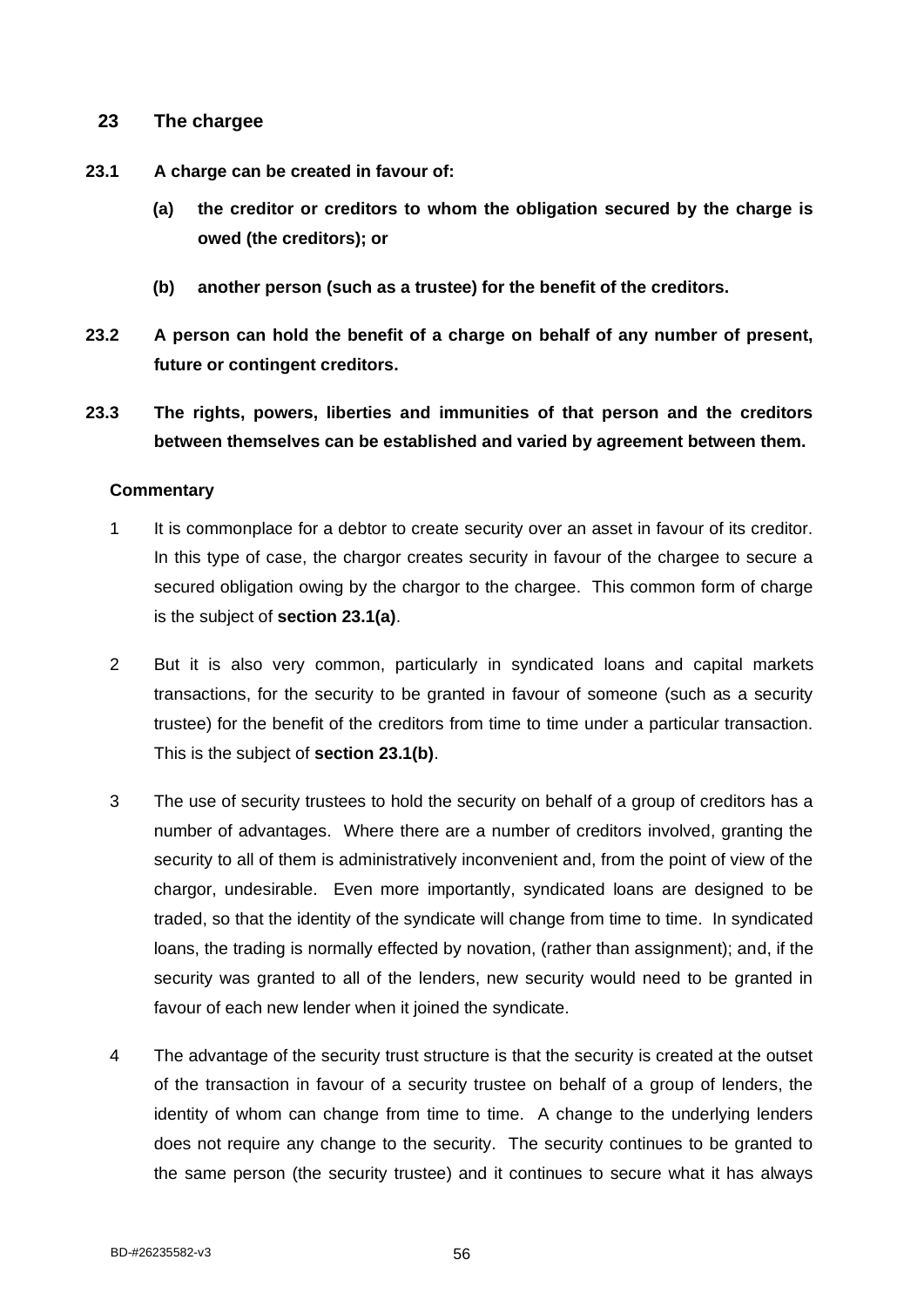## 23 The chargee

**23.1 A charge can be created in favour of:**

**(a) the creditor or creditors to whom the obligation secured by the charge is owed (the creditors); or**

**(b) another person (such as a trustee) for the benefit of the creditors.**

**23.2 A person can hold the benefit of a charge on behalf of any number of present, future or contingent creditors.**

**23.3 The rights, powers, liberties and immunities of that person and the creditors between themselves can be established and varied by agreement between them.**

### Commentary

1 It is commonplace for a debtor to create security over an asset in favour of its creditor. In this type of case, the chargor creates security in favour of the chargee to secure a secured obligation owing by the chargor to the chargee. This common form of charge is the subject of **section 23.1(a)**.

2 But it is also very common, particularly in syndicated loans and capital markets transactions, for the security to be granted in favour of someone (such as a security trustee) for the benefit of the creditors from time to time under a particular transaction. This is the subject of **section 23.1(b)**.

3 The use of security trustees to hold the security on behalf of a group of creditors has a number of advantages. Where there are a number of creditors involved, granting the security to all of them is administratively inconvenient and, from the point of view of the chargor, undesirable. Even more importantly, syndicated loans are designed to be traded, so that the identity of the syndicate will change from time to time. In syndicated loans, the trading is normally effected by novation, (rather than assignment); and, if the security was granted to all of the lenders, new security would need to be granted in favour of each new lender when it joined the syndicate.

4 The advantage of the security trust structure is that the security is created at the outset of the transaction in favour of a security trustee on behalf of a group of lenders, the identity of whom can change from time to time. A change to the underlying lenders does not require any change to the security. The security continues to be granted to the same person (the security trustee) and it continues to secure what it has always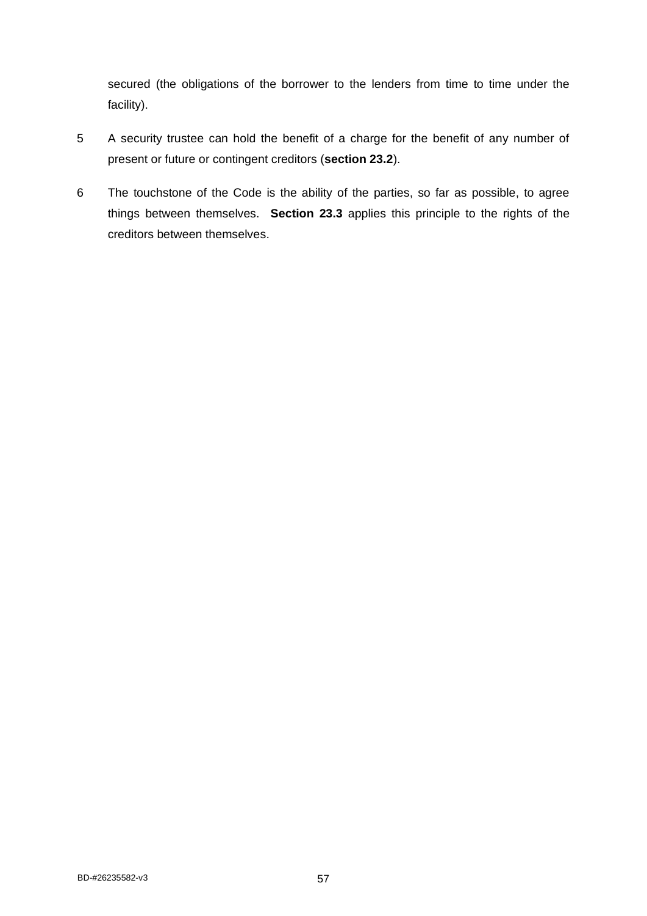secured (the obligations of the borrower to the lenders from time to time under the facility).

5 A security trustee can hold the benefit of a charge for the benefit of any number of present or future or contingent creditors (**section 23.2**).

6 The touchstone of the Code is the ability of the parties, so far as possible, to agree things between themselves. **Section 23.3** applies this principle to the rights of the creditors between themselves.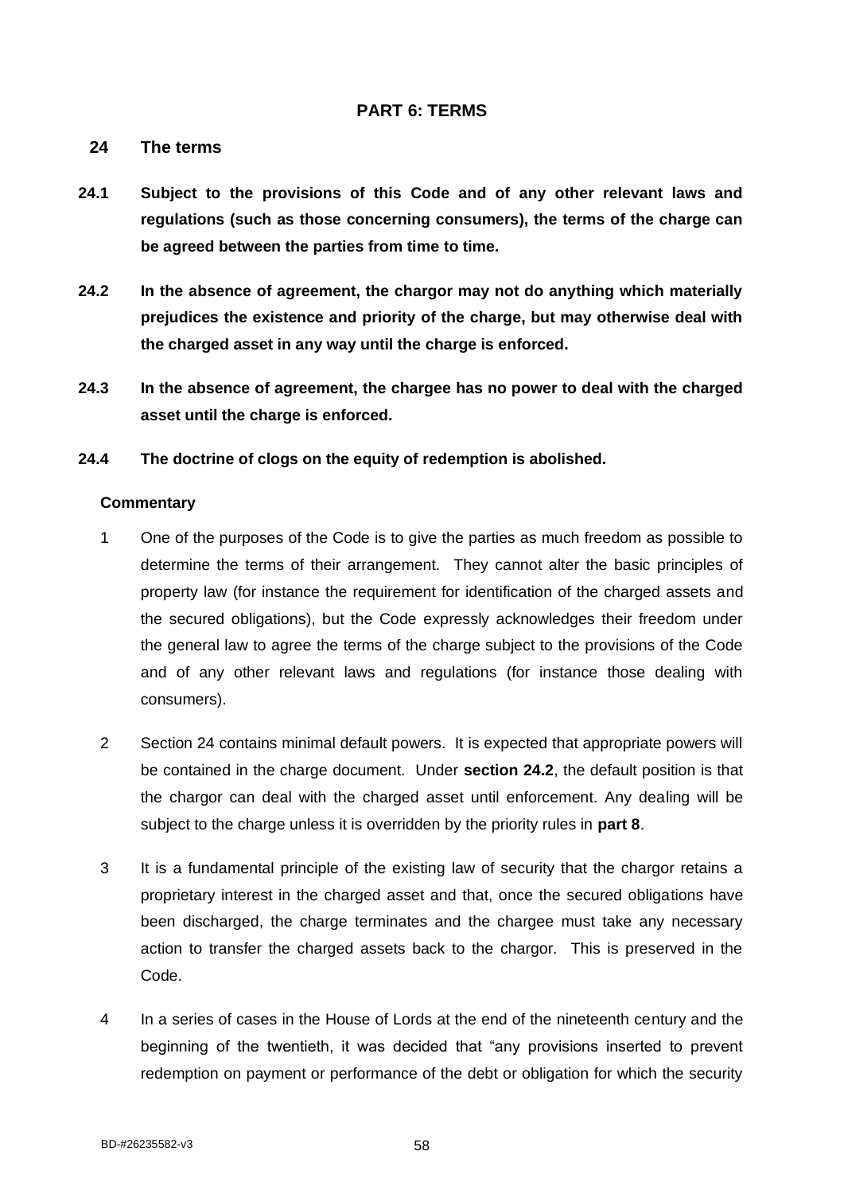## PART 6: TERMS

### 24 The terms

**24.1 Subject to the provisions of this Code and of any other relevant laws and regulations (such as those concerning consumers), the terms of the charge can be agreed between the parties from time to time.**

**24.2 In the absence of agreement, the chargor may not do anything which materially prejudices the existence and priority of the charge, but may otherwise deal with the charged asset in any way until the charge is enforced.**

**24.3 In the absence of agreement, the chargee has no power to deal with the charged asset until the charge is enforced.**

**24.4 The doctrine of clogs on the equity of redemption is abolished.**

**Commentary**

1 One of the purposes of the Code is to give the parties as much freedom as possible to determine the terms of their arrangement. They cannot alter the basic principles of property law (for instance the requirement for identification of the charged assets and the secured obligations), but the Code expressly acknowledges their freedom under the general law to agree the terms of the charge subject to the provisions of the Code and of any other relevant laws and regulations (for instance those dealing with consumers).

2 Section 24 contains minimal default powers. It is expected that appropriate powers will be contained in the charge document. Under **section 24.2**, the default position is that the chargor can deal with the charged asset until enforcement. Any dealing will be subject to the charge unless it is overridden by the priority rules in **part 8**.

3 It is a fundamental principle of the existing law of security that the chargor retains a proprietary interest in the charged asset and that, once the secured obligations have been discharged, the charge terminates and the chargee must take any necessary action to transfer the charged assets back to the chargor. This is preserved in the Code.

4 In a series of cases in the House of Lords at the end of the nineteenth century and the beginning of the twentieth, it was decided that "any provisions inserted to prevent redemption on payment or performance of the debt or obligation for which the security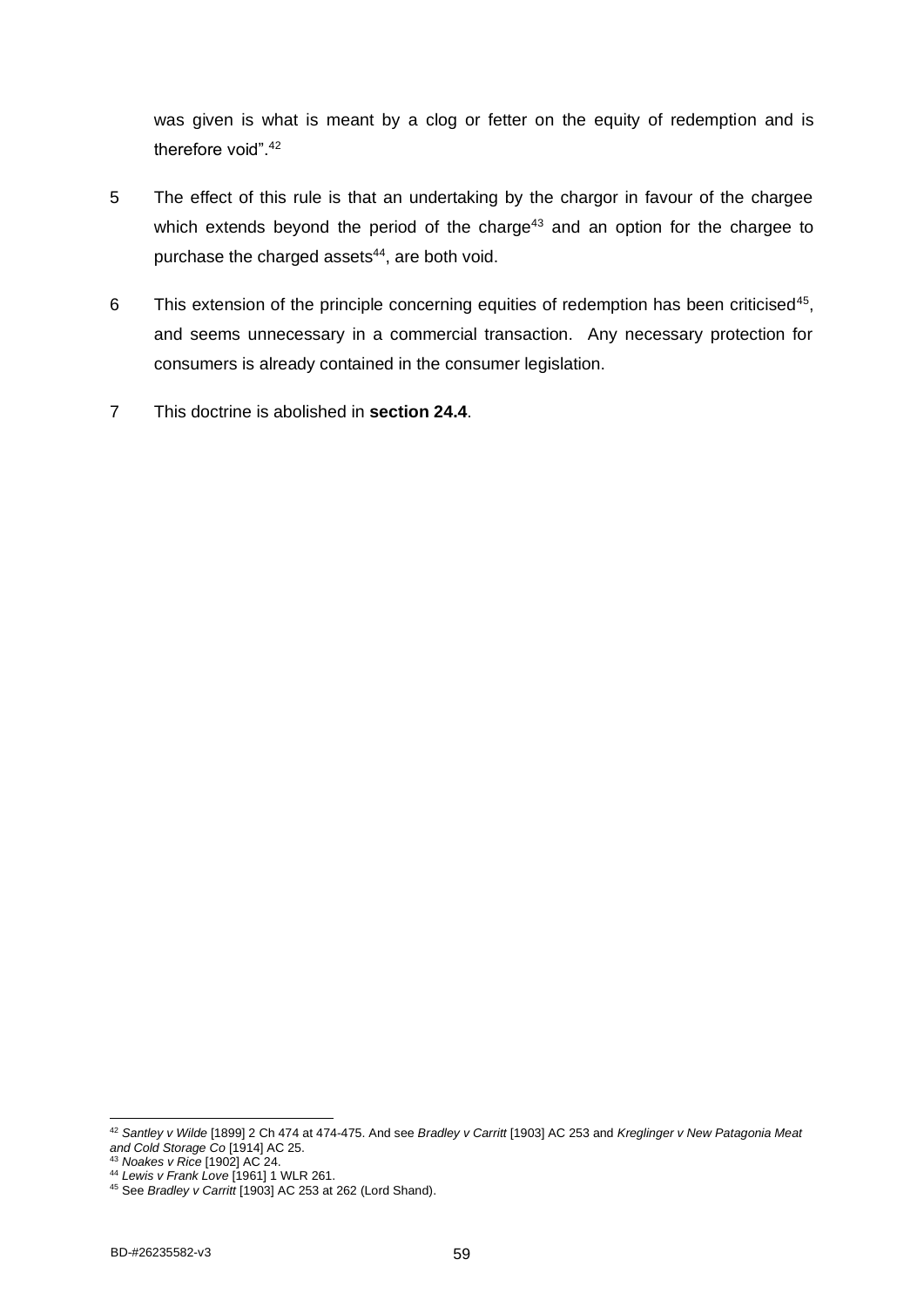was given is what is meant by a clog or fetter on the equity of redemption and is therefore void".[42]

5 The effect of this rule is that an undertaking by the chargor in favour of the chargee which extends beyond the period of the charge[43] and an option for the chargee to purchase the charged assets[44], are both void.

6 This extension of the principle concerning equities of redemption has been criticised[45], and seems unnecessary in a commercial transaction. Any necessary protection for consumers is already contained in the consumer legislation.

7 This doctrine is abolished in **section 24.4**.

---

[42] *Santley v Wilde* [1899] 2 Ch 474 at 474-475. And see *Bradley v Carritt* [1903] AC 253 and *Kreglinger v New Patagonia Meat and Cold Storage Co* [1914] AC 25.

[43] *Noakes v Rice* [1902] AC 24.

[44] *Lewis v Frank Love* [1961] 1 WLR 261.

[45] See *Bradley v Carritt* [1903] AC 253 at 262 (Lord Shand).

BD-#26235582-v3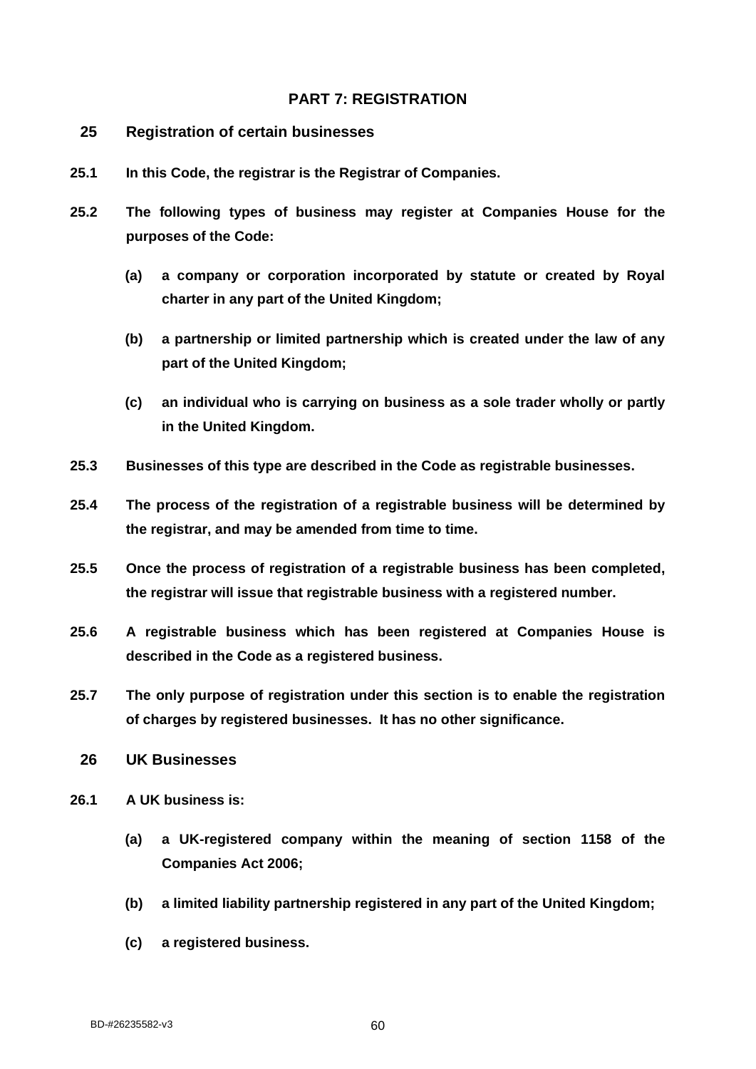## PART 7: REGISTRATION

### 25 Registration of certain businesses

**25.1 In this Code, the registrar is the Registrar of Companies.**

**25.2 The following types of business may register at Companies House for the purposes of the Code:**

**(a) a company or corporation incorporated by statute or created by Royal charter in any part of the United Kingdom;**

**(b) a partnership or limited partnership which is created under the law of any part of the United Kingdom;**

**(c) an individual who is carrying on business as a sole trader wholly or partly in the United Kingdom.**

**25.3 Businesses of this type are described in the Code as registrable businesses.**

**25.4 The process of the registration of a registrable business will be determined by the registrar, and may be amended from time to time.**

**25.5 Once the process of registration of a registrable business has been completed, the registrar will issue that registrable business with a registered number.**

**25.6 A registrable business which has been registered at Companies House is described in the Code as a registered business.**

**25.7 The only purpose of registration under this section is to enable the registration of charges by registered businesses. It has no other significance.**

### 26 UK Businesses

**26.1 A UK business is:**

**(a) a UK-registered company within the meaning of section 1158 of the Companies Act 2006;**

**(b) a limited liability partnership registered in any part of the United Kingdom;**

**(c) a registered business.**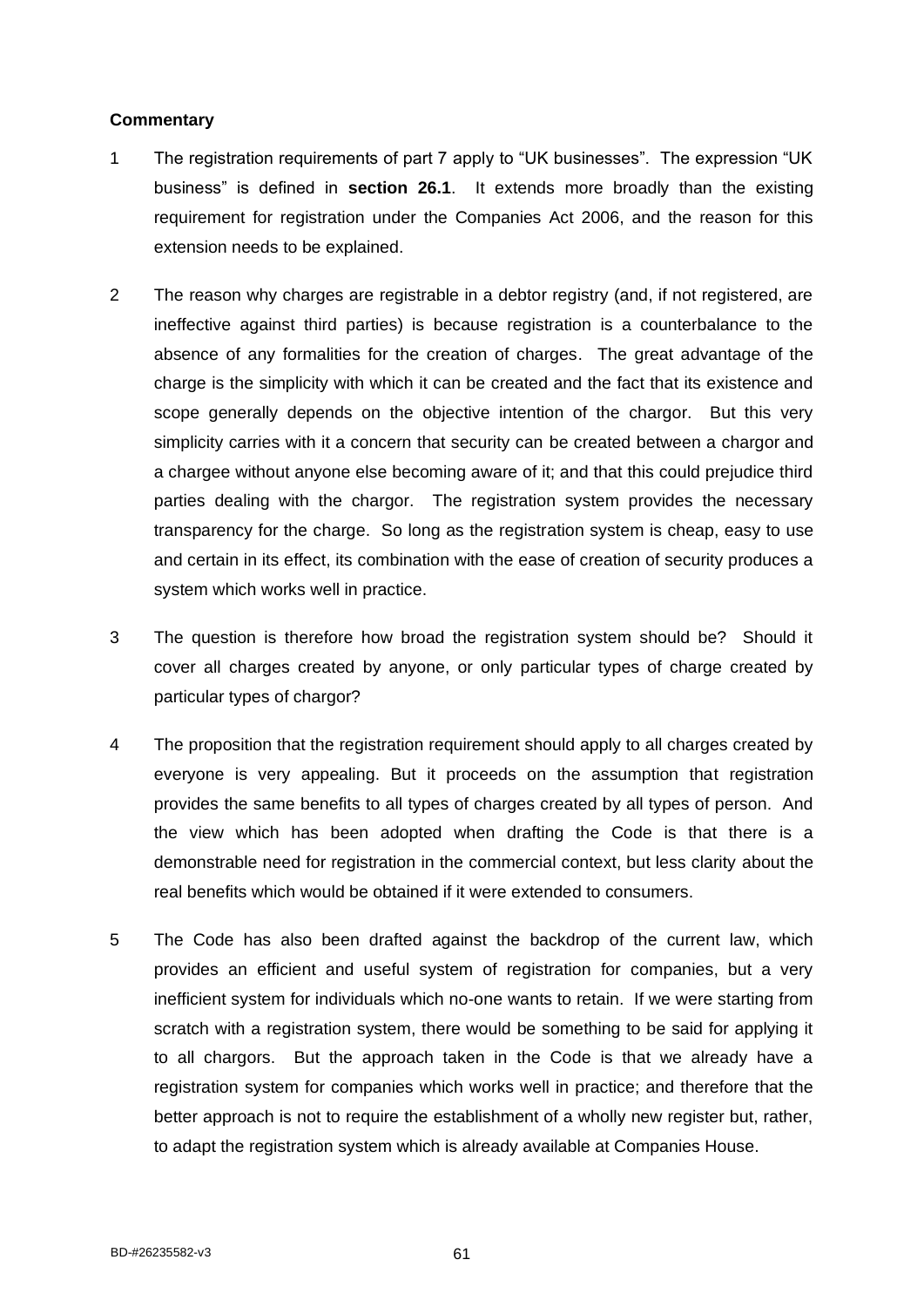**Commentary**

1 The registration requirements of part 7 apply to "UK businesses". The expression "UK business" is defined in **section 26.1**. It extends more broadly than the existing requirement for registration under the Companies Act 2006, and the reason for this extension needs to be explained.

2 The reason why charges are registrable in a debtor registry (and, if not registered, are ineffective against third parties) is because registration is a counterbalance to the absence of any formalities for the creation of charges. The great advantage of the charge is the simplicity with which it can be created and the fact that its existence and scope generally depends on the objective intention of the chargor. But this very simplicity carries with it a concern that security can be created between a chargor and a chargee without anyone else becoming aware of it; and that this could prejudice third parties dealing with the chargor. The registration system provides the necessary transparency for the charge. So long as the registration system is cheap, easy to use and certain in its effect, its combination with the ease of creation of security produces a system which works well in practice.

3 The question is therefore how broad the registration system should be? Should it cover all charges created by anyone, or only particular types of charge created by particular types of chargor?

4 The proposition that the registration requirement should apply to all charges created by everyone is very appealing. But it proceeds on the assumption that registration provides the same benefits to all types of charges created by all types of person. And the view which has been adopted when drafting the Code is that there is a demonstrable need for registration in the commercial context, but less clarity about the real benefits which would be obtained if it were extended to consumers.

5 The Code has also been drafted against the backdrop of the current law, which provides an efficient and useful system of registration for companies, but a very inefficient system for individuals which no-one wants to retain. If we were starting from scratch with a registration system, there would be something to be said for applying it to all chargors. But the approach taken in the Code is that we already have a registration system for companies which works well in practice; and therefore that the better approach is not to require the establishment of a wholly new register but, rather, to adapt the registration system which is already available at Companies House.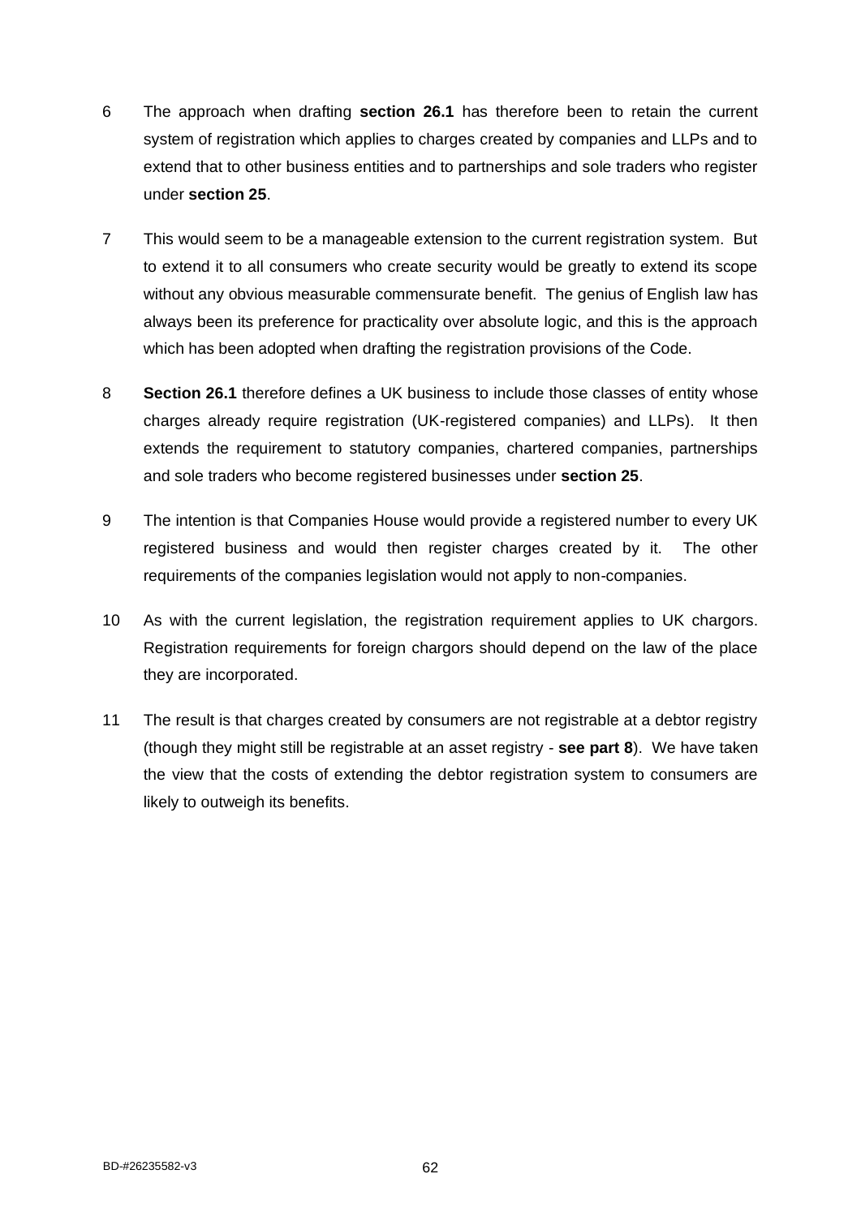6 The approach when drafting **section 26.1** has therefore been to retain the current system of registration which applies to charges created by companies and LLPs and to extend that to other business entities and to partnerships and sole traders who register under **section 25**.

7 This would seem to be a manageable extension to the current registration system. But to extend it to all consumers who create security would be greatly to extend its scope without any obvious measurable commensurate benefit. The genius of English law has always been its preference for practicality over absolute logic, and this is the approach which has been adopted when drafting the registration provisions of the Code.

8 **Section 26.1** therefore defines a UK business to include those classes of entity whose charges already require registration (UK-registered companies) and LLPs). It then extends the requirement to statutory companies, chartered companies, partnerships and sole traders who become registered businesses under **section 25**.

9 The intention is that Companies House would provide a registered number to every UK registered business and would then register charges created by it. The other requirements of the companies legislation would not apply to non-companies.

10 As with the current legislation, the registration requirement applies to UK chargors. Registration requirements for foreign chargors should depend on the law of the place they are incorporated.

11 The result is that charges created by consumers are not registrable at a debtor registry (though they might still be registrable at an asset registry - **see part 8**). We have taken the view that the costs of extending the debtor registration system to consumers are likely to outweigh its benefits.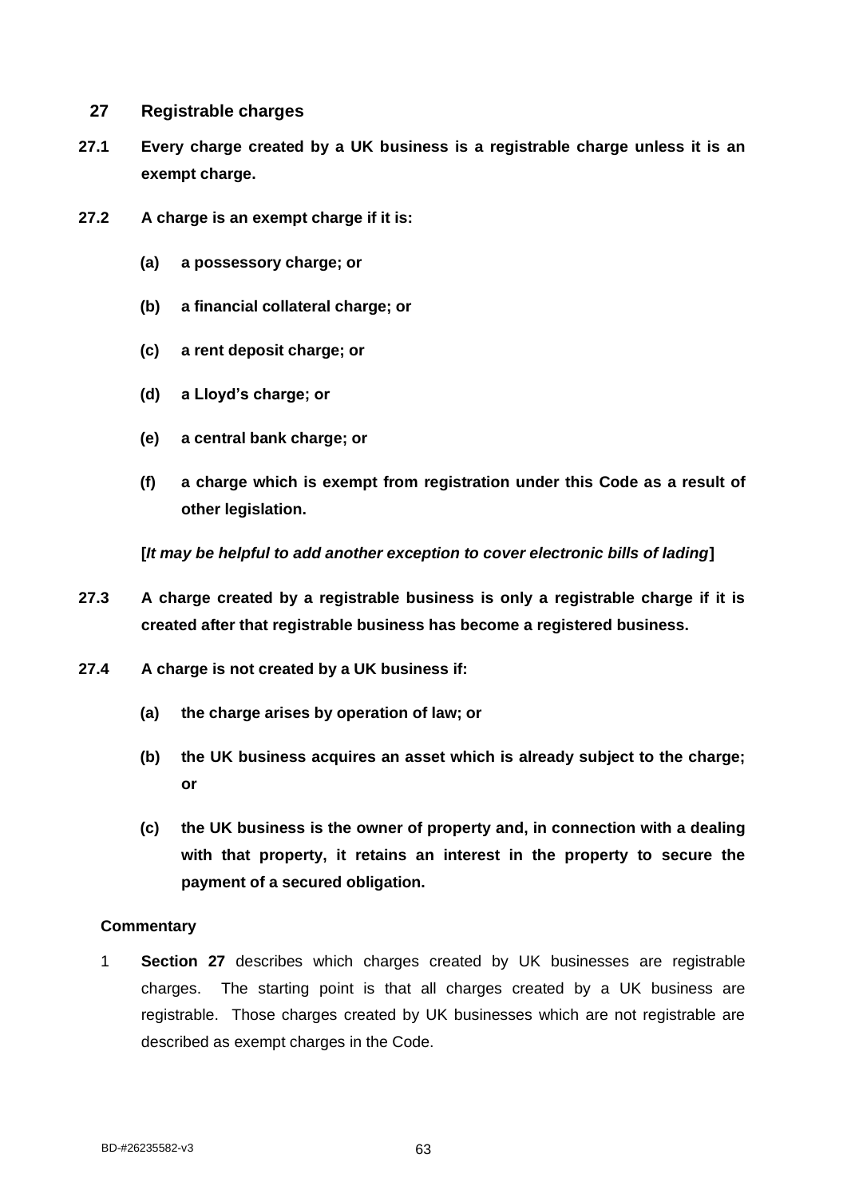## 27 Registrable charges

**27.1 Every charge created by a UK business is a registrable charge unless it is an exempt charge.**

**27.2 A charge is an exempt charge if it is:**

**(a) a possessory charge; or**

**(b) a financial collateral charge; or**

**(c) a rent deposit charge; or**

**(d) a Lloyd's charge; or**

**(e) a central bank charge; or**

**(f) a charge which is exempt from registration under this Code as a result of other legislation.**

**[*It may be helpful to add another exception to cover electronic bills of lading*]**

**27.3 A charge created by a registrable business is only a registrable charge if it is created after that registrable business has become a registered business.**

**27.4 A charge is not created by a UK business if:**

**(a) the charge arises by operation of law; or**

**(b) the UK business acquires an asset which is already subject to the charge; or**

**(c) the UK business is the owner of property and, in connection with a dealing with that property, it retains an interest in the property to secure the payment of a secured obligation.**

**Commentary**

1 **Section 27** describes which charges created by UK businesses are registrable charges. The starting point is that all charges created by a UK business are registrable. Those charges created by UK businesses which are not registrable are described as exempt charges in the Code.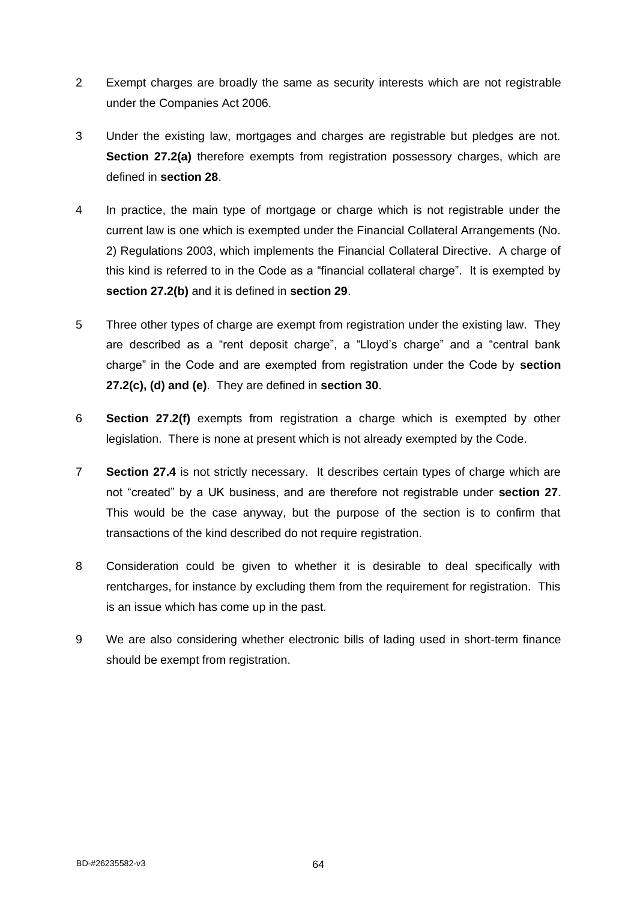2 Exempt charges are broadly the same as security interests which are not registrable under the Companies Act 2006.

3 Under the existing law, mortgages and charges are registrable but pledges are not. **Section 27.2(a)** therefore exempts from registration possessory charges, which are defined in **section 28**.

4 In practice, the main type of mortgage or charge which is not registrable under the current law is one which is exempted under the Financial Collateral Arrangements (No. 2) Regulations 2003, which implements the Financial Collateral Directive. A charge of this kind is referred to in the Code as a "financial collateral charge". It is exempted by **section 27.2(b)** and it is defined in **section 29**.

5 Three other types of charge are exempt from registration under the existing law. They are described as a "rent deposit charge", a "Lloyd's charge" and a "central bank charge" in the Code and are exempted from registration under the Code by **section 27.2(c), (d) and (e)**. They are defined in **section 30**.

6 **Section 27.2(f)** exempts from registration a charge which is exempted by other legislation. There is none at present which is not already exempted by the Code.

7 **Section 27.4** is not strictly necessary. It describes certain types of charge which are not "created" by a UK business, and are therefore not registrable under **section 27**. This would be the case anyway, but the purpose of the section is to confirm that transactions of the kind described do not require registration.

8 Consideration could be given to whether it is desirable to deal specifically with rentcharges, for instance by excluding them from the requirement for registration. This is an issue which has come up in the past.

9 We are also considering whether electronic bills of lading used in short-term finance should be exempt from registration.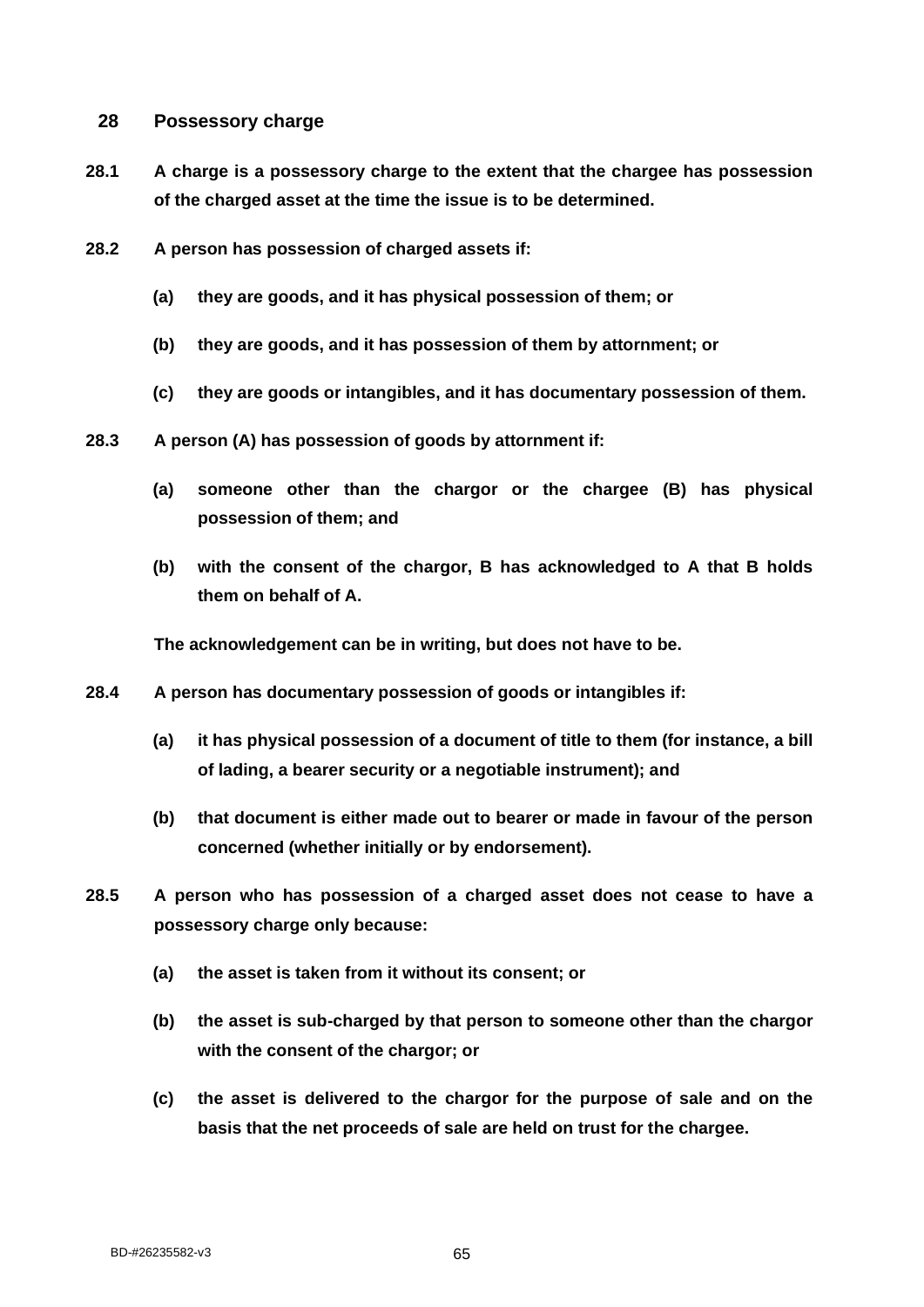## 28 Possessory charge

**28.1 A charge is a possessory charge to the extent that the chargee has possession of the charged asset at the time the issue is to be determined.**

**28.2 A person has possession of charged assets if:**

**(a) they are goods, and it has physical possession of them; or**

**(b) they are goods, and it has possession of them by attornment; or**

**(c) they are goods or intangibles, and it has documentary possession of them.**

**28.3 A person (A) has possession of goods by attornment if:**

**(a) someone other than the chargor or the chargee (B) has physical possession of them; and**

**(b) with the consent of the chargor, B has acknowledged to A that B holds them on behalf of A.**

**The acknowledgement can be in writing, but does not have to be.**

**28.4 A person has documentary possession of goods or intangibles if:**

**(a) it has physical possession of a document of title to them (for instance, a bill of lading, a bearer security or a negotiable instrument); and**

**(b) that document is either made out to bearer or made in favour of the person concerned (whether initially or by endorsement).**

**28.5 A person who has possession of a charged asset does not cease to have a possessory charge only because:**

**(a) the asset is taken from it without its consent; or**

**(b) the asset is sub-charged by that person to someone other than the chargor with the consent of the chargor; or**

**(c) the asset is delivered to the chargor for the purpose of sale and on the basis that the net proceeds of sale are held on trust for the chargee.**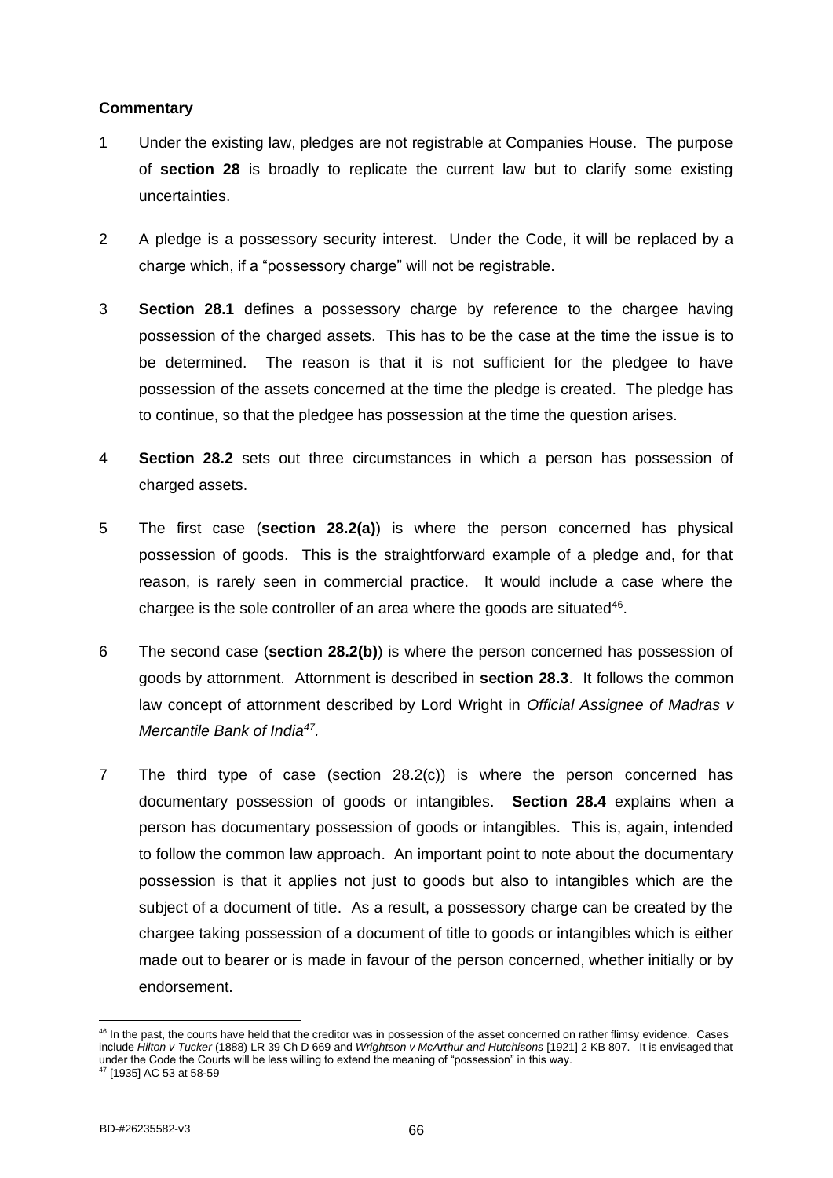**Commentary**

1 Under the existing law, pledges are not registrable at Companies House. The purpose of **section 28** is broadly to replicate the current law but to clarify some existing uncertainties.

2 A pledge is a possessory security interest. Under the Code, it will be replaced by a charge which, if a "possessory charge" will not be registrable.

3 **Section 28.1** defines a possessory charge by reference to the chargee having possession of the charged assets. This has to be the case at the time the issue is to be determined. The reason is that it is not sufficient for the pledgee to have possession of the assets concerned at the time the pledge is created. The pledge has to continue, so that the pledgee has possession at the time the question arises.

4 **Section 28.2** sets out three circumstances in which a person has possession of charged assets.

5 The first case (**section 28.2(a)**) is where the person concerned has physical possession of goods. This is the straightforward example of a pledge and, for that reason, is rarely seen in commercial practice. It would include a case where the chargee is the sole controller of an area where the goods are situated[46].

6 The second case (**section 28.2(b)**) is where the person concerned has possession of goods by attornment. Attornment is described in **section 28.3**. It follows the common law concept of attornment described by Lord Wright in *Official Assignee of Madras v Mercantile Bank of India*[47].

7 The third type of case (section 28.2(c)) is where the person concerned has documentary possession of goods or intangibles. **Section 28.4** explains when a person has documentary possession of goods or intangibles. This is, again, intended to follow the common law approach. An important point to note about the documentary possession is that it applies not just to goods but also to intangibles which are the subject of a document of title. As a result, a possessory charge can be created by the chargee taking possession of a document of title to goods or intangibles which is either made out to bearer or is made in favour of the person concerned, whether initially or by endorsement.

---

[46] In the past, the courts have held that the creditor was in possession of the asset concerned on rather flimsy evidence. Cases include *Hilton v Tucker* (1888) LR 39 Ch D 669 and *Wrightson v McArthur and Hutchisons* [1921] 2 KB 807. It is envisaged that under the Code the Courts will be less willing to extend the meaning of "possession" in this way.

[47] [1935] AC 53 at 58-59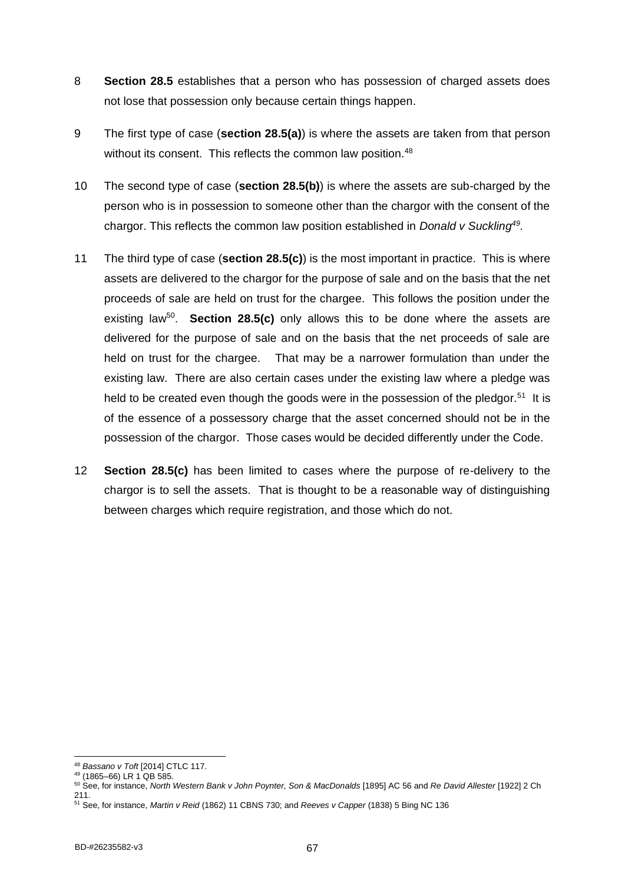8 **Section 28.5** establishes that a person who has possession of charged assets does not lose that possession only because certain things happen.

9 The first type of case (**section 28.5(a)**) is where the assets are taken from that person without its consent. This reflects the common law position.[48]

10 The second type of case (**section 28.5(b)**) is where the assets are sub-charged by the person who is in possession to someone other than the chargor with the consent of the chargor. This reflects the common law position established in *Donald v Suckling*[49].

11 The third type of case (**section 28.5(c)**) is the most important in practice. This is where assets are delivered to the chargor for the purpose of sale and on the basis that the net proceeds of sale are held on trust for the chargee. This follows the position under the existing law[50]. **Section 28.5(c)** only allows this to be done where the assets are delivered for the purpose of sale and on the basis that the net proceeds of sale are held on trust for the chargee. That may be a narrower formulation than under the existing law. There are also certain cases under the existing law where a pledge was held to be created even though the goods were in the possession of the pledgor.[51] It is of the essence of a possessory charge that the asset concerned should not be in the possession of the chargor. Those cases would be decided differently under the Code.

12 **Section 28.5(c)** has been limited to cases where the purpose of re-delivery to the chargor is to sell the assets. That is thought to be a reasonable way of distinguishing between charges which require registration, and those which do not.

---

[48] *Bassano v Toft* [2014] CTLC 117.

[49] (1865–66) LR 1 QB 585.

[50] See, for instance, *North Western Bank v John Poynter, Son & MacDonalds* [1895] AC 56 and *Re David Allester* [1922] 2 Ch 211.

[51] See, for instance, *Martin v Reid* (1862) 11 CBNS 730; and *Reeves v Capper* (1838) 5 Bing NC 136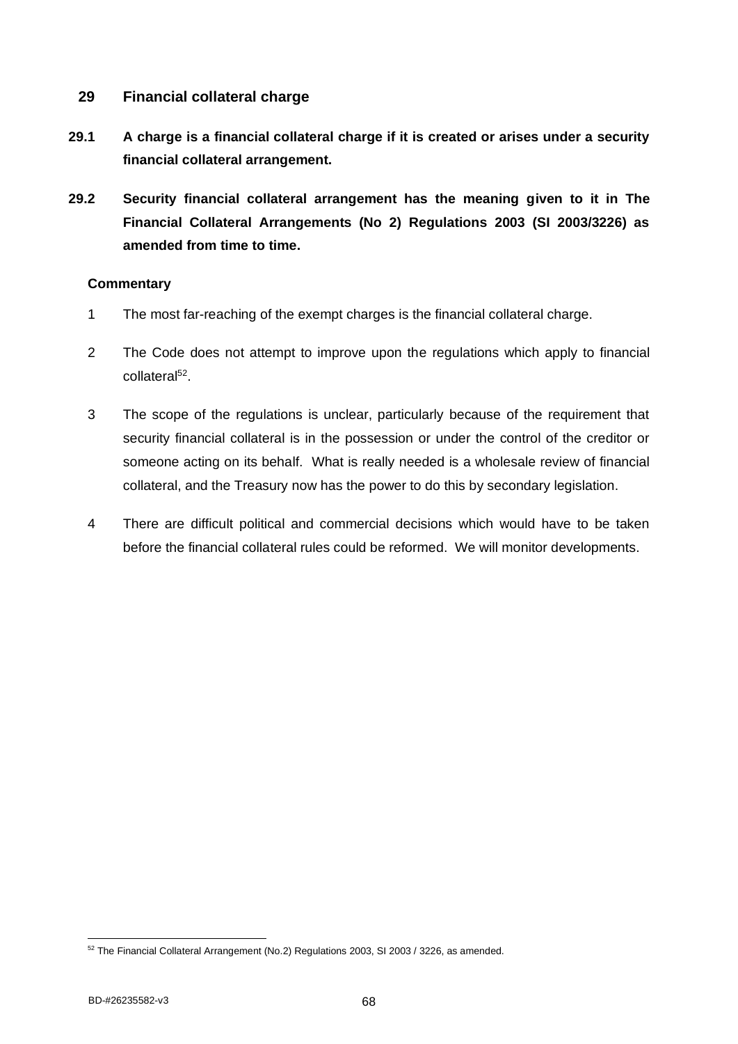## 29 Financial collateral charge

**29.1 A charge is a financial collateral charge if it is created or arises under a security financial collateral arrangement.**

**29.2 Security financial collateral arrangement has the meaning given to it in The Financial Collateral Arrangements (No 2) Regulations 2003 (SI 2003/3226) as amended from time to time.**

### Commentary

1 The most far-reaching of the exempt charges is the financial collateral charge.

2 The Code does not attempt to improve upon the regulations which apply to financial collateral[52].

3 The scope of the regulations is unclear, particularly because of the requirement that security financial collateral is in the possession or under the control of the creditor or someone acting on its behalf. What is really needed is a wholesale review of financial collateral, and the Treasury now has the power to do this by secondary legislation.

4 There are difficult political and commercial decisions which would have to be taken before the financial collateral rules could be reformed. We will monitor developments.

---

[52] The Financial Collateral Arrangement (No.2) Regulations 2003, SI 2003 / 3226, as amended.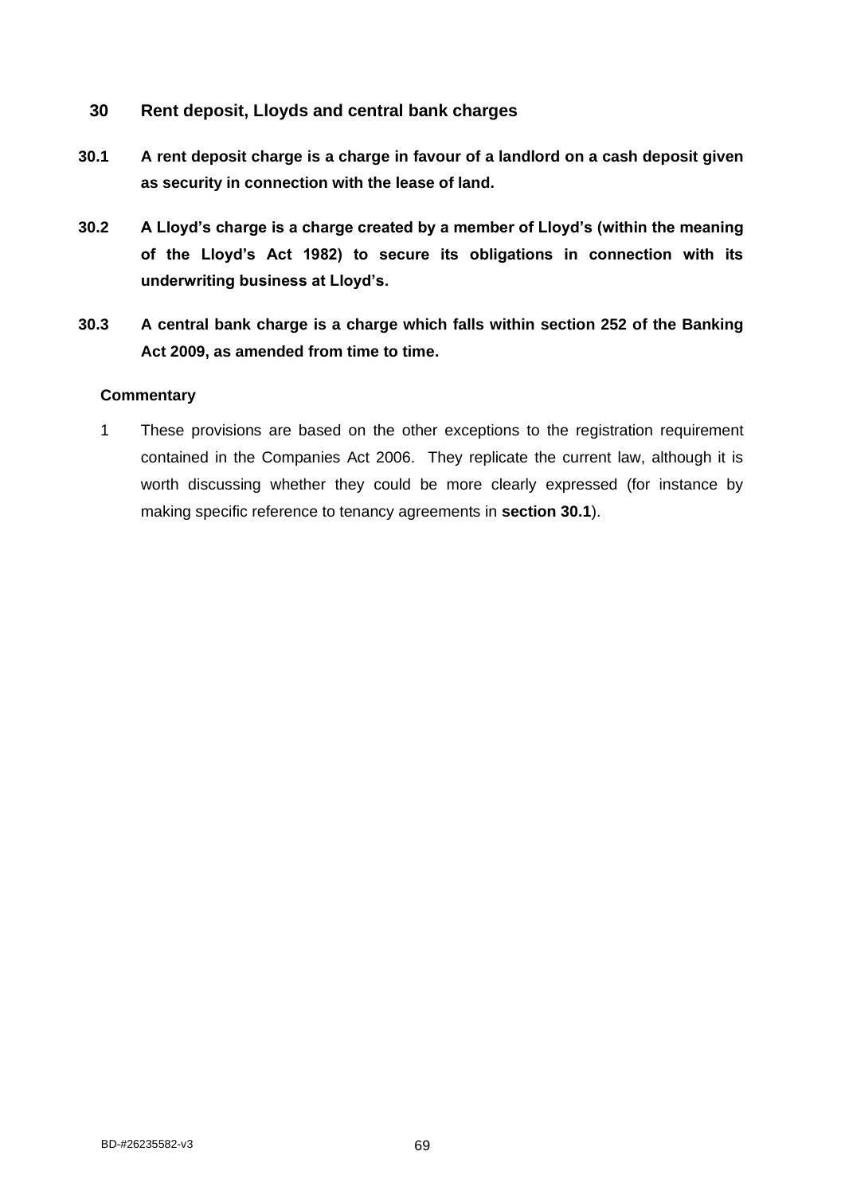## 30 Rent deposit, Lloyds and central bank charges

**30.1 A rent deposit charge is a charge in favour of a landlord on a cash deposit given as security in connection with the lease of land.**

**30.2 A Lloyd's charge is a charge created by a member of Lloyd's (within the meaning of the Lloyd's Act 1982) to secure its obligations in connection with its underwriting business at Lloyd's.**

**30.3 A central bank charge is a charge which falls within section 252 of the Banking Act 2009, as amended from time to time.**

### Commentary

1 These provisions are based on the other exceptions to the registration requirement contained in the Companies Act 2006. They replicate the current law, although it is worth discussing whether they could be more clearly expressed (for instance by making specific reference to tenancy agreements in **section 30.1**).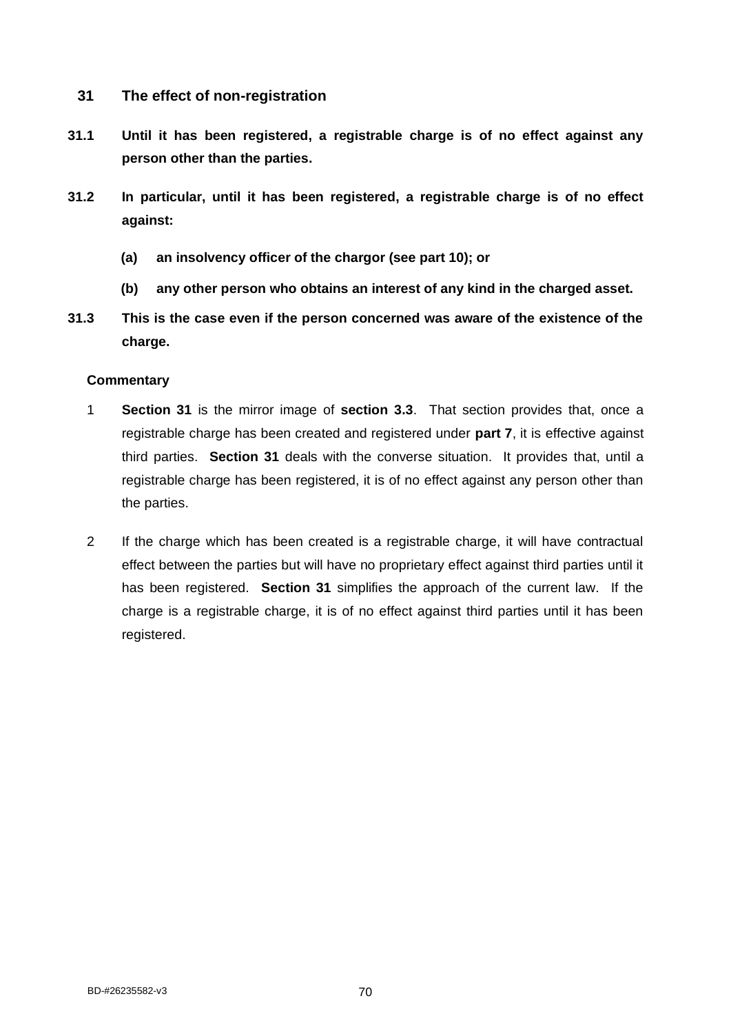## 31 The effect of non-registration

**31.1 Until it has been registered, a registrable charge is of no effect against any person other than the parties.**

**31.2 In particular, until it has been registered, a registrable charge is of no effect against:**

**(a) an insolvency officer of the chargor (see part 10); or**

**(b) any other person who obtains an interest of any kind in the charged asset.**

**31.3 This is the case even if the person concerned was aware of the existence of the charge.**

**Commentary**

1 **Section 31** is the mirror image of **section 3.3**. That section provides that, once a registrable charge has been created and registered under **part 7**, it is effective against third parties. **Section 31** deals with the converse situation. It provides that, until a registrable charge has been registered, it is of no effect against any person other than the parties.

2 If the charge which has been created is a registrable charge, it will have contractual effect between the parties but will have no proprietary effect against third parties until it has been registered. **Section 31** simplifies the approach of the current law. If the charge is a registrable charge, it is of no effect against third parties until it has been registered.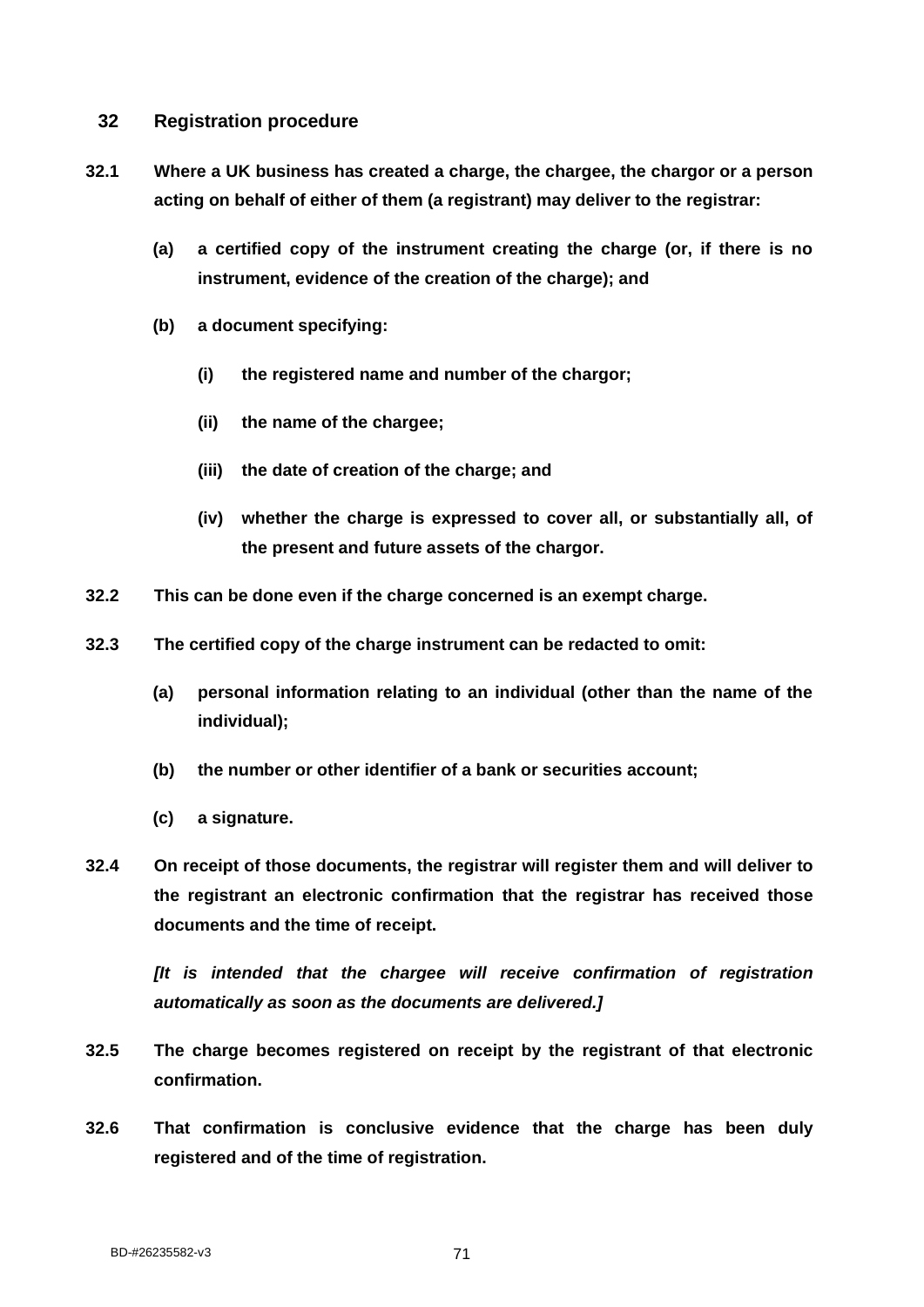## 32 Registration procedure

**32.1 Where a UK business has created a charge, the chargee, the chargor or a person acting on behalf of either of them (a registrant) may deliver to the registrar:**

**(a) a certified copy of the instrument creating the charge (or, if there is no instrument, evidence of the creation of the charge); and**

**(b) a document specifying:**

**(i) the registered name and number of the chargor;**

**(ii) the name of the chargee;**

**(iii) the date of creation of the charge; and**

**(iv) whether the charge is expressed to cover all, or substantially all, of the present and future assets of the chargor.**

**32.2 This can be done even if the charge concerned is an exempt charge.**

**32.3 The certified copy of the charge instrument can be redacted to omit:**

**(a) personal information relating to an individual (other than the name of the individual);**

**(b) the number or other identifier of a bank or securities account;**

**(c) a signature.**

**32.4 On receipt of those documents, the registrar will register them and will deliver to the registrant an electronic confirmation that the registrar has received those documents and the time of receipt.**

***[It is intended that the chargee will receive confirmation of registration automatically as soon as the documents are delivered.]***

**32.5 The charge becomes registered on receipt by the registrant of that electronic confirmation.**

**32.6 That confirmation is conclusive evidence that the charge has been duly registered and of the time of registration.**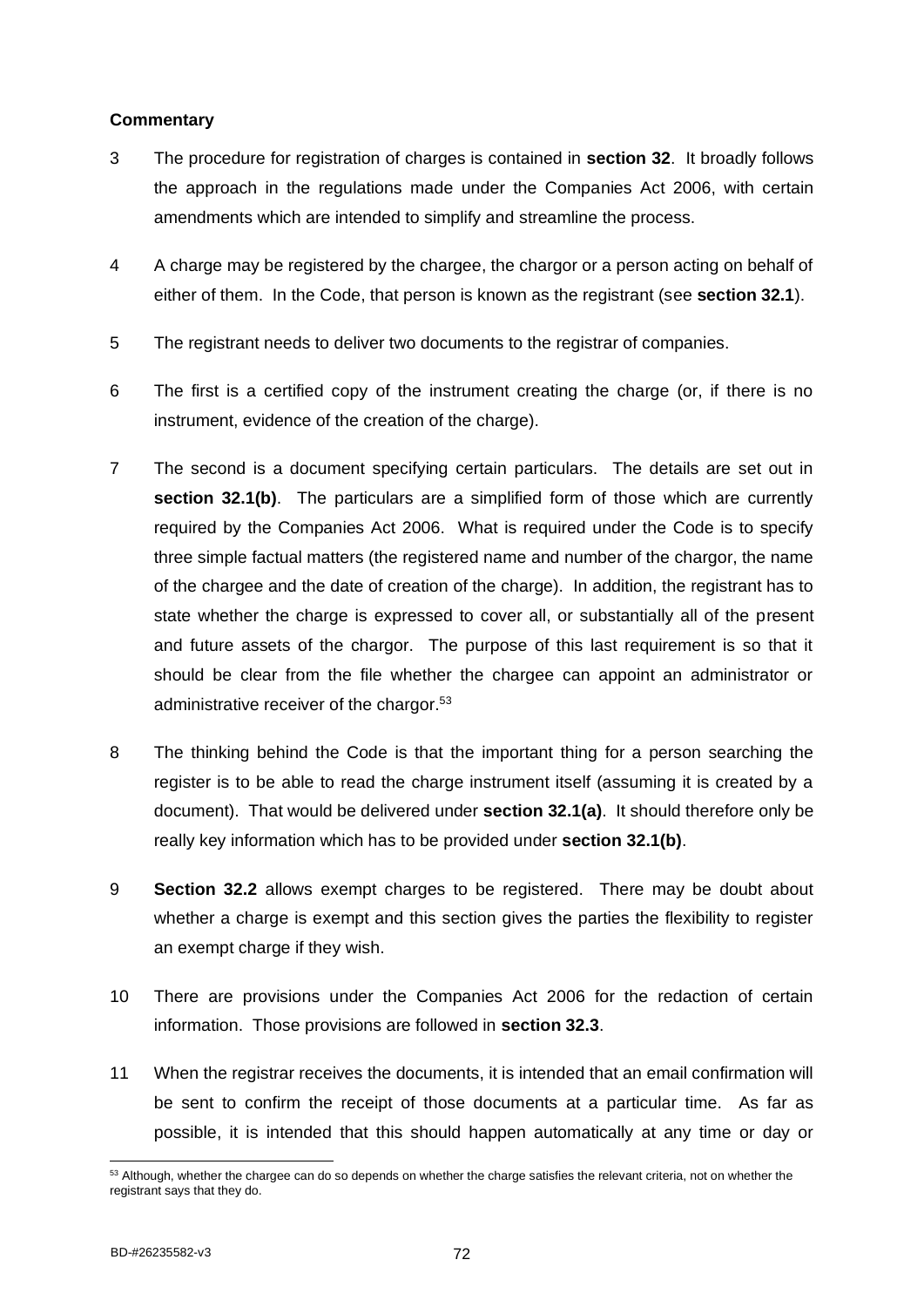**Commentary**

3 The procedure for registration of charges is contained in **section 32**. It broadly follows the approach in the regulations made under the Companies Act 2006, with certain amendments which are intended to simplify and streamline the process.

4 A charge may be registered by the chargee, the chargor or a person acting on behalf of either of them. In the Code, that person is known as the registrant (see **section 32.1**).

5 The registrant needs to deliver two documents to the registrar of companies.

6 The first is a certified copy of the instrument creating the charge (or, if there is no instrument, evidence of the creation of the charge).

7 The second is a document specifying certain particulars. The details are set out in **section 32.1(b)**. The particulars are a simplified form of those which are currently required by the Companies Act 2006. What is required under the Code is to specify three simple factual matters (the registered name and number of the chargor, the name of the chargee and the date of creation of the charge). In addition, the registrant has to state whether the charge is expressed to cover all, or substantially all of the present and future assets of the chargor. The purpose of this last requirement is so that it should be clear from the file whether the chargee can appoint an administrator or administrative receiver of the chargor.[53]

8 The thinking behind the Code is that the important thing for a person searching the register is to be able to read the charge instrument itself (assuming it is created by a document). That would be delivered under **section 32.1(a)**. It should therefore only be really key information which has to be provided under **section 32.1(b)**.

9 **Section 32.2** allows exempt charges to be registered. There may be doubt about whether a charge is exempt and this section gives the parties the flexibility to register an exempt charge if they wish.

10 There are provisions under the Companies Act 2006 for the redaction of certain information. Those provisions are followed in **section 32.3**.

11 When the registrar receives the documents, it is intended that an email confirmation will be sent to confirm the receipt of those documents at a particular time. As far as possible, it is intended that this should happen automatically at any time or day or

---

[53] Although, whether the chargee can do so depends on whether the charge satisfies the relevant criteria, not on whether the registrant says that they do.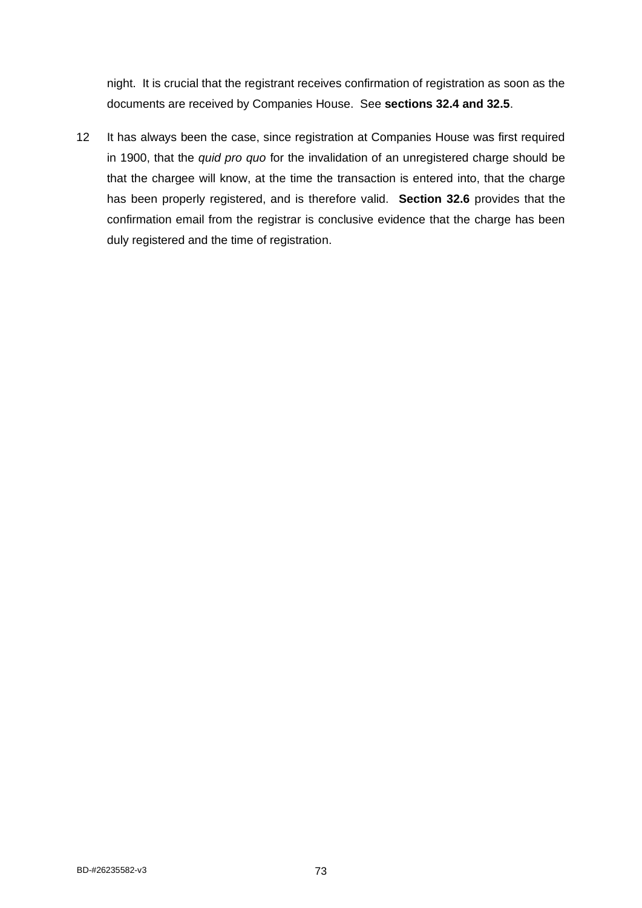night. It is crucial that the registrant receives confirmation of registration as soon as the documents are received by Companies House. See **sections 32.4 and 32.5**.

12 It has always been the case, since registration at Companies House was first required in 1900, that the *quid pro quo* for the invalidation of an unregistered charge should be that the chargee will know, at the time the transaction is entered into, that the charge has been properly registered, and is therefore valid. **Section 32.6** provides that the confirmation email from the registrar is conclusive evidence that the charge has been duly registered and the time of registration.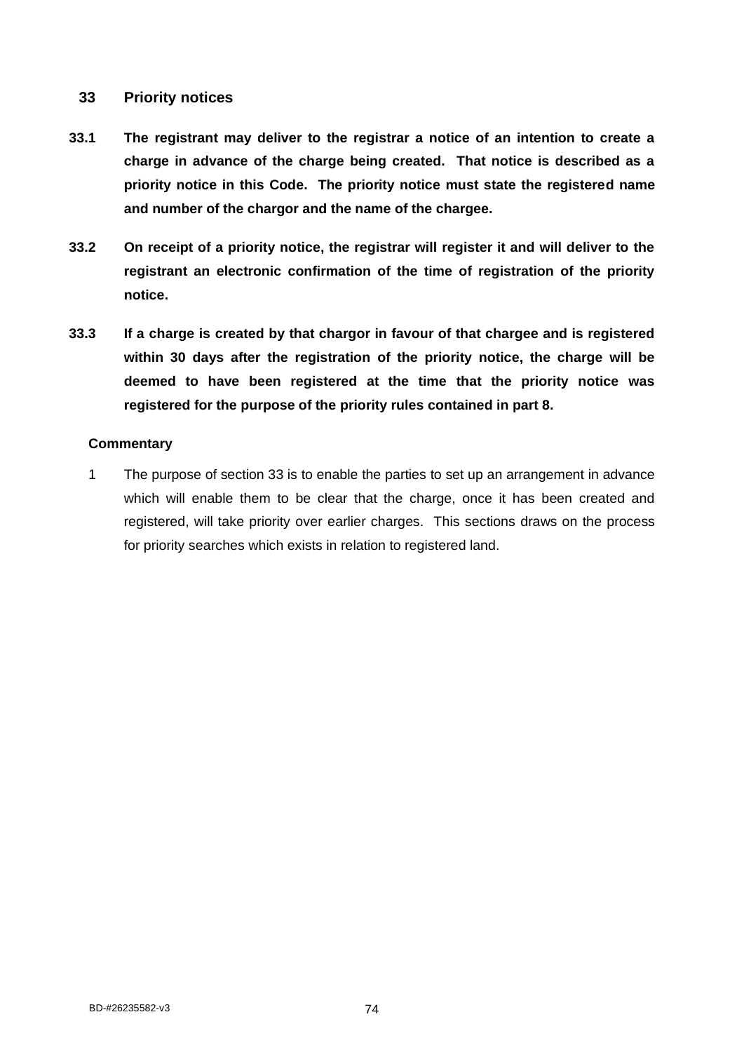## 33 Priority notices

**33.1 The registrant may deliver to the registrar a notice of an intention to create a charge in advance of the charge being created. That notice is described as a priority notice in this Code. The priority notice must state the registered name and number of the chargor and the name of the chargee.**

**33.2 On receipt of a priority notice, the registrar will register it and will deliver to the registrant an electronic confirmation of the time of registration of the priority notice.**

**33.3 If a charge is created by that chargor in favour of that chargee and is registered within 30 days after the registration of the priority notice, the charge will be deemed to have been registered at the time that the priority notice was registered for the purpose of the priority rules contained in part 8.**

**Commentary**

1 The purpose of section 33 is to enable the parties to set up an arrangement in advance which will enable them to be clear that the charge, once it has been created and registered, will take priority over earlier charges. This sections draws on the process for priority searches which exists in relation to registered land.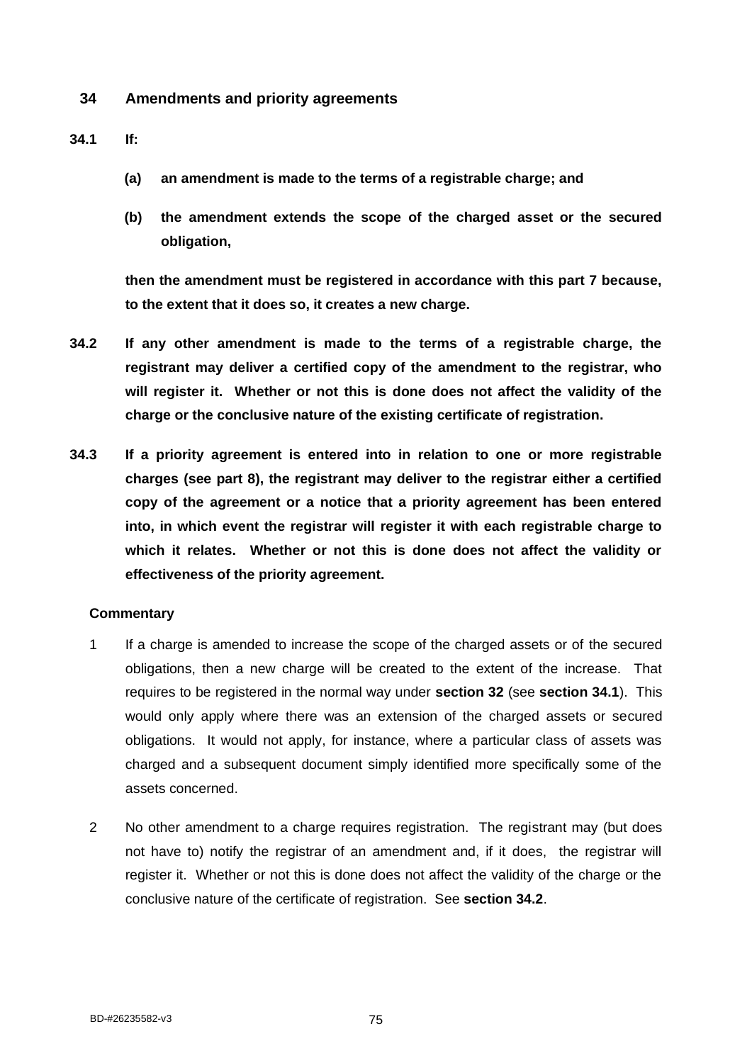## 34 Amendments and priority agreements

**34.1 If:**

**(a) an amendment is made to the terms of a registrable charge; and**

**(b) the amendment extends the scope of the charged asset or the secured obligation,**

**then the amendment must be registered in accordance with this part 7 because, to the extent that it does so, it creates a new charge.**

**34.2 If any other amendment is made to the terms of a registrable charge, the registrant may deliver a certified copy of the amendment to the registrar, who will register it. Whether or not this is done does not affect the validity of the charge or the conclusive nature of the existing certificate of registration.**

**34.3 If a priority agreement is entered into in relation to one or more registrable charges (see part 8), the registrant may deliver to the registrar either a certified copy of the agreement or a notice that a priority agreement has been entered into, in which event the registrar will register it with each registrable charge to which it relates. Whether or not this is done does not affect the validity or effectiveness of the priority agreement.**

**Commentary**

1 If a charge is amended to increase the scope of the charged assets or of the secured obligations, then a new charge will be created to the extent of the increase. That requires to be registered in the normal way under **section 32** (see **section 34.1**). This would only apply where there was an extension of the charged assets or secured obligations. It would not apply, for instance, where a particular class of assets was charged and a subsequent document simply identified more specifically some of the assets concerned.

2 No other amendment to a charge requires registration. The registrant may (but does not have to) notify the registrar of an amendment and, if it does, the registrar will register it. Whether or not this is done does not affect the validity of the charge or the conclusive nature of the certificate of registration. See **section 34.2**.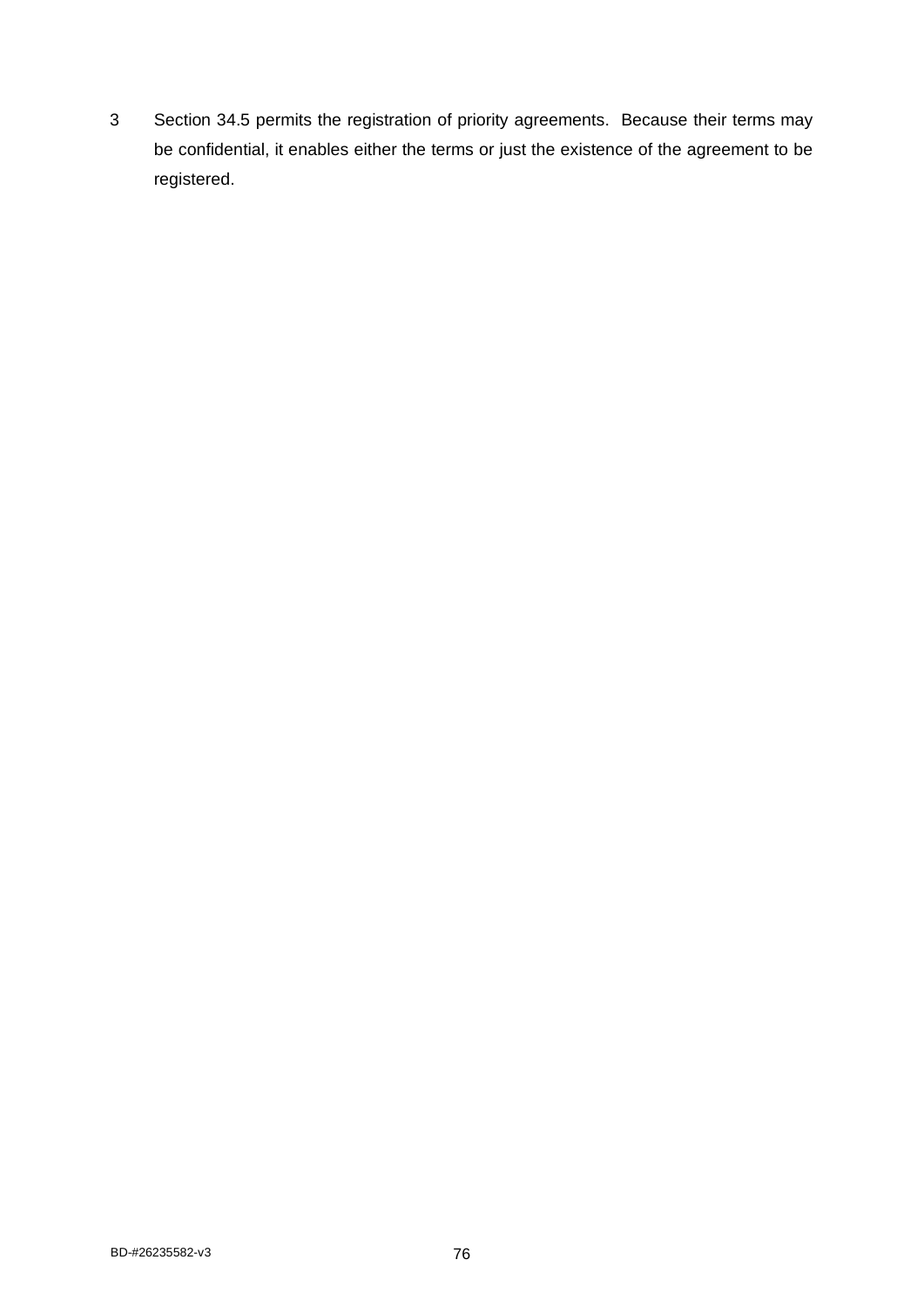3 Section 34.5 permits the registration of priority agreements. Because their terms may be confidential, it enables either the terms or just the existence of the agreement to be registered.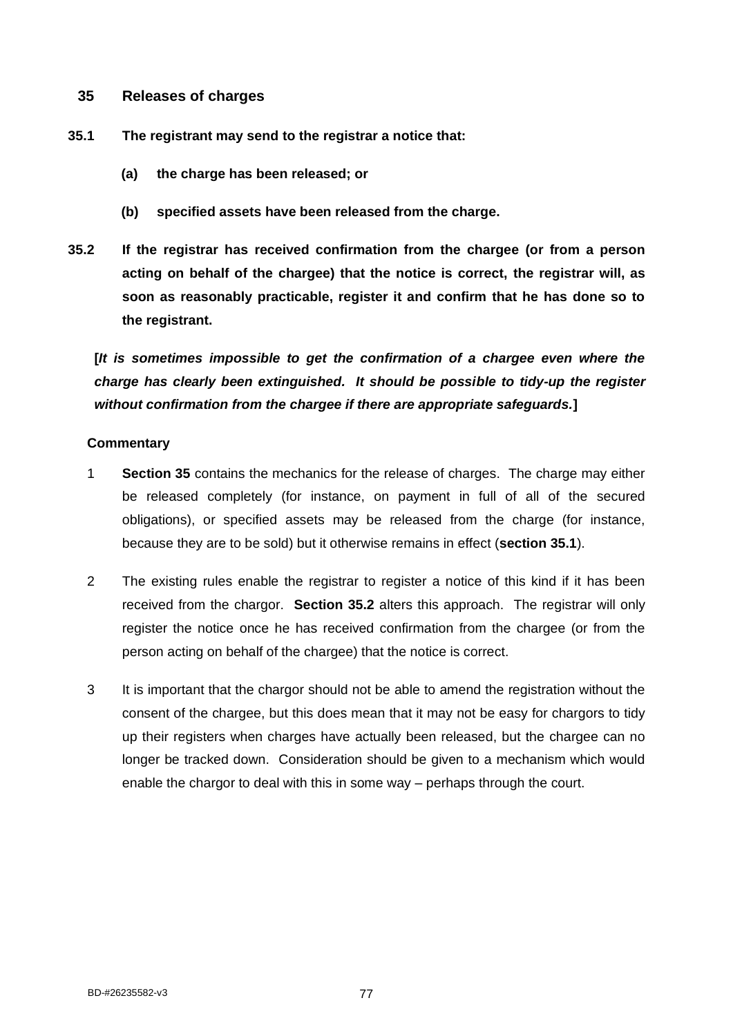## 35 Releases of charges

**35.1 The registrant may send to the registrar a notice that:**

**(a) the charge has been released; or**

**(b) specified assets have been released from the charge.**

**35.2 If the registrar has received confirmation from the chargee (or from a person acting on behalf of the chargee) that the notice is correct, the registrar will, as soon as reasonably practicable, register it and confirm that he has done so to the registrant.**

**[*It is sometimes impossible to get the confirmation of a chargee even where the charge has clearly been extinguished. It should be possible to tidy-up the register without confirmation from the chargee if there are appropriate safeguards.*]**

**Commentary**

1 **Section 35** contains the mechanics for the release of charges. The charge may either be released completely (for instance, on payment in full of all of the secured obligations), or specified assets may be released from the charge (for instance, because they are to be sold) but it otherwise remains in effect (**section 35.1**).

2 The existing rules enable the registrar to register a notice of this kind if it has been received from the chargor. **Section 35.2** alters this approach. The registrar will only register the notice once he has received confirmation from the chargee (or from the person acting on behalf of the chargee) that the notice is correct.

3 It is important that the chargor should not be able to amend the registration without the consent of the chargee, but this does mean that it may not be easy for chargors to tidy up their registers when charges have actually been released, but the chargee can no longer be tracked down. Consideration should be given to a mechanism which would enable the chargor to deal with this in some way – perhaps through the court.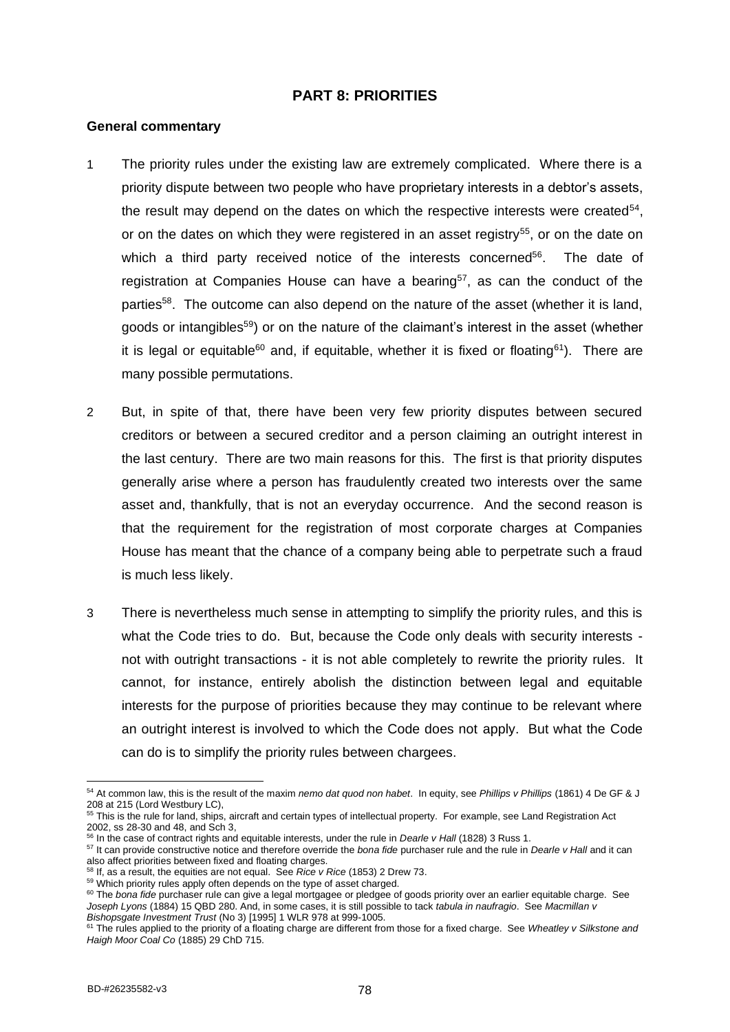## PART 8: PRIORITIES

### General commentary

1 The priority rules under the existing law are extremely complicated. Where there is a priority dispute between two people who have proprietary interests in a debtor's assets, the result may depend on the dates on which the respective interests were created[54], or on the dates on which they were registered in an asset registry[55], or on the date on which a third party received notice of the interests concerned[56]. The date of registration at Companies House can have a bearing[57], as can the conduct of the parties[58]. The outcome can also depend on the nature of the asset (whether it is land, goods or intangibles[59]) or on the nature of the claimant's interest in the asset (whether it is legal or equitable[60] and, if equitable, whether it is fixed or floating[61]). There are many possible permutations.

2 But, in spite of that, there have been very few priority disputes between secured creditors or between a secured creditor and a person claiming an outright interest in the last century. There are two main reasons for this. The first is that priority disputes generally arise where a person has fraudulently created two interests over the same asset and, thankfully, that is not an everyday occurrence. And the second reason is that the requirement for the registration of most corporate charges at Companies House has meant that the chance of a company being able to perpetrate such a fraud is much less likely.

3 There is nevertheless much sense in attempting to simplify the priority rules, and this is what the Code tries to do. But, because the Code only deals with security interests - not with outright transactions - it is not able completely to rewrite the priority rules. It cannot, for instance, entirely abolish the distinction between legal and equitable interests for the purpose of priorities because they may continue to be relevant where an outright interest is involved to which the Code does not apply. But what the Code can do is to simplify the priority rules between chargees.

---

[54] At common law, this is the result of the maxim *nemo dat quod non habet*. In equity, see *Phillips v Phillips* (1861) 4 De GF & J 208 at 215 (Lord Westbury LC),

[55] This is the rule for land, ships, aircraft and certain types of intellectual property. For example, see Land Registration Act 2002, ss 28-30 and 48, and Sch 3,

[56] In the case of contract rights and equitable interests, under the rule in *Dearle v Hall* (1828) 3 Russ 1.

[57] It can provide constructive notice and therefore override the *bona fide* purchaser rule and the rule in *Dearle v Hall* and it can also affect priorities between fixed and floating charges.

[58] If, as a result, the equities are not equal. See *Rice v Rice* (1853) 2 Drew 73.

[59] Which priority rules apply often depends on the type of asset charged.

[60] The *bona fide* purchaser rule can give a legal mortgagee or pledgee of goods priority over an earlier equitable charge. See *Joseph Lyons* (1884) 15 QBD 280. And, in some cases, it is still possible to tack *tabula in naufragio*. See *Macmillan v Bishopsgate Investment Trust* (No 3) [1995] 1 WLR 978 at 999-1005.

[61] The rules applied to the priority of a floating charge are different from those for a fixed charge. See *Wheatley v Silkstone and Haigh Moor Coal Co* (1885) 29 ChD 715.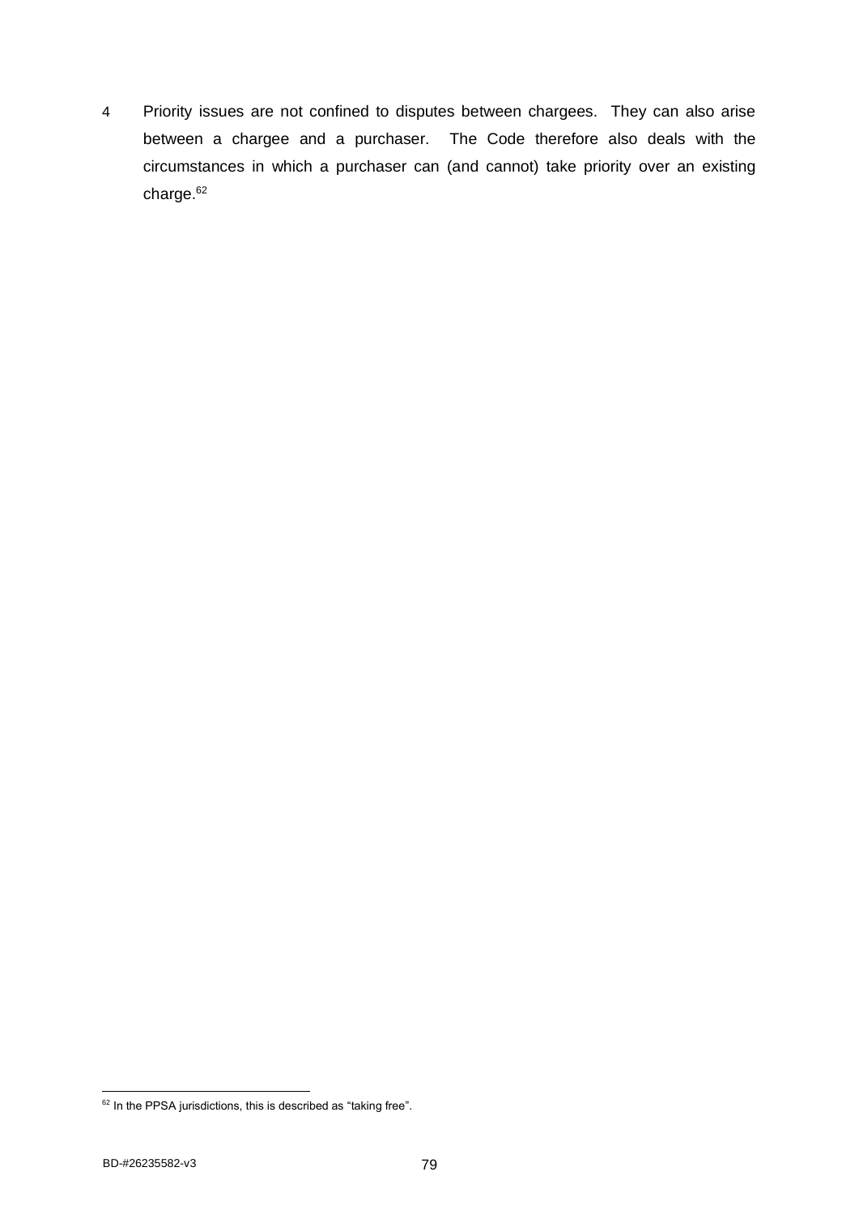4 Priority issues are not confined to disputes between chargees. They can also arise between a chargee and a purchaser. The Code therefore also deals with the circumstances in which a purchaser can (and cannot) take priority over an existing charge.[62]

[62] In the PPSA jurisdictions, this is described as "taking free".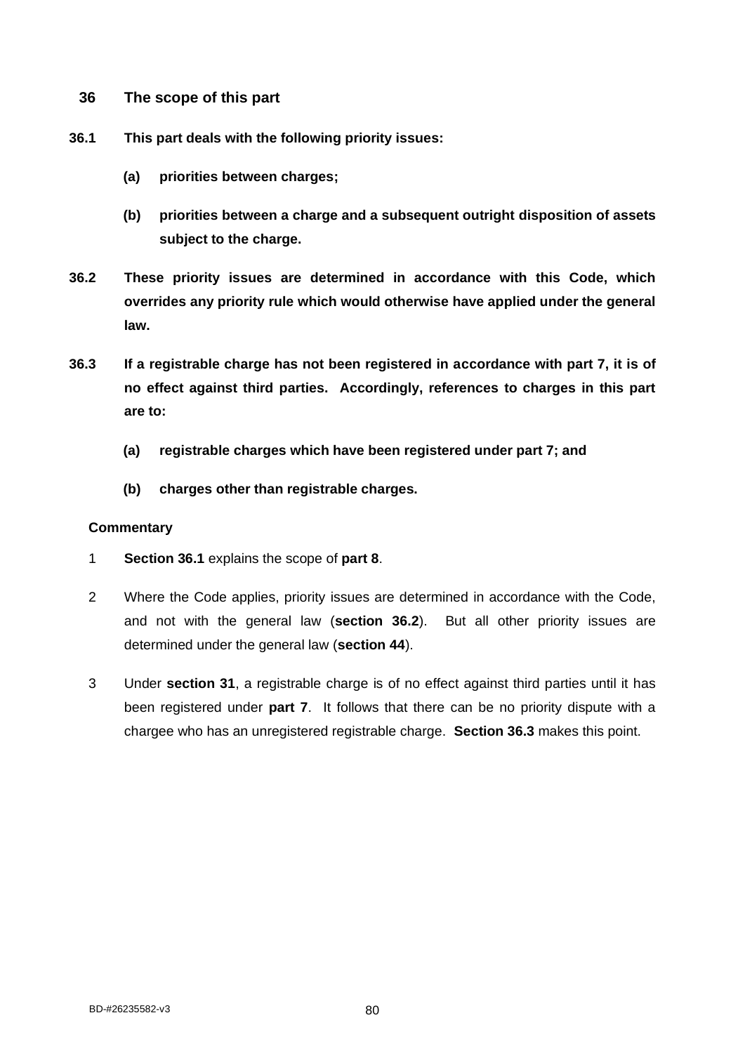## 36 The scope of this part

**36.1 This part deals with the following priority issues:**

**(a) priorities between charges;**

**(b) priorities between a charge and a subsequent outright disposition of assets subject to the charge.**

**36.2 These priority issues are determined in accordance with this Code, which overrides any priority rule which would otherwise have applied under the general law.**

**36.3 If a registrable charge has not been registered in accordance with part 7, it is of no effect against third parties. Accordingly, references to charges in this part are to:**

**(a) registrable charges which have been registered under part 7; and**

**(b) charges other than registrable charges.**

**Commentary**

1 **Section 36.1** explains the scope of **part 8**.

2 Where the Code applies, priority issues are determined in accordance with the Code, and not with the general law (**section 36.2**). But all other priority issues are determined under the general law (**section 44**).

3 Under **section 31**, a registrable charge is of no effect against third parties until it has been registered under **part 7**. It follows that there can be no priority dispute with a chargee who has an unregistered registrable charge. **Section 36.3** makes this point.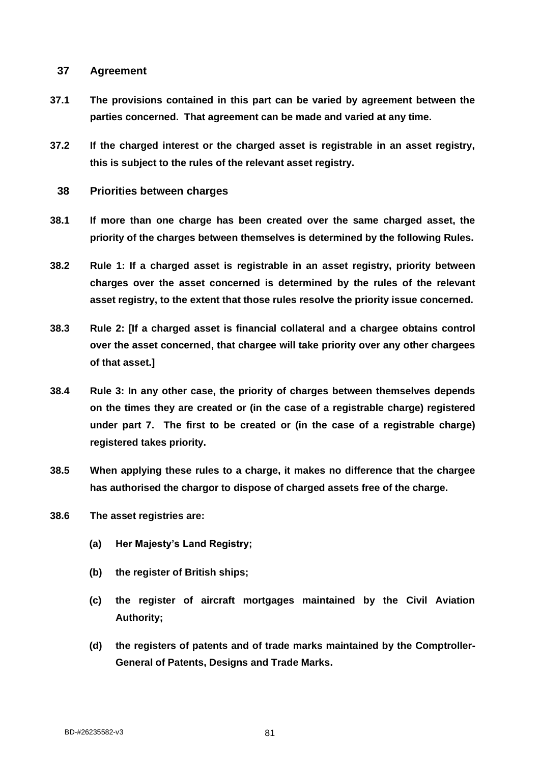## 37 Agreement

**37.1** **The provisions contained in this part can be varied by agreement between the parties concerned. That agreement can be made and varied at any time.**

**37.2** **If the charged interest or the charged asset is registrable in an asset registry, this is subject to the rules of the relevant asset registry.**

## 38 Priorities between charges

**38.1** **If more than one charge has been created over the same charged asset, the priority of the charges between themselves is determined by the following Rules.**

**38.2** **Rule 1: If a charged asset is registrable in an asset registry, priority between charges over the asset concerned is determined by the rules of the relevant asset registry, to the extent that those rules resolve the priority issue concerned.**

**38.3** **Rule 2: [If a charged asset is financial collateral and a chargee obtains control over the asset concerned, that chargee will take priority over any other chargees of that asset.]**

**38.4** **Rule 3: In any other case, the priority of charges between themselves depends on the times they are created or (in the case of a registrable charge) registered under part 7. The first to be created or (in the case of a registrable charge) registered takes priority.**

**38.5** **When applying these rules to a charge, it makes no difference that the chargee has authorised the chargor to dispose of charged assets free of the charge.**

**38.6** **The asset registries are:**

- **(a)** **Her Majesty's Land Registry;**
- **(b)** **the register of British ships;**
- **(c)** **the register of aircraft mortgages maintained by the Civil Aviation Authority;**
- **(d)** **the registers of patents and of trade marks maintained by the Comptroller-General of Patents, Designs and Trade Marks.**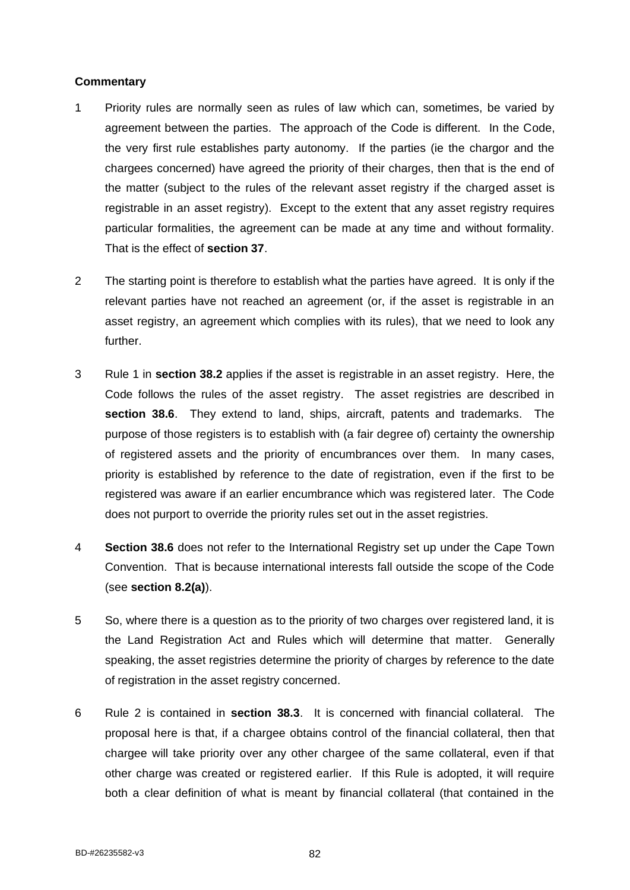**Commentary**

1 Priority rules are normally seen as rules of law which can, sometimes, be varied by agreement between the parties. The approach of the Code is different. In the Code, the very first rule establishes party autonomy. If the parties (ie the chargor and the chargees concerned) have agreed the priority of their charges, then that is the end of the matter (subject to the rules of the relevant asset registry if the charged asset is registrable in an asset registry). Except to the extent that any asset registry requires particular formalities, the agreement can be made at any time and without formality. That is the effect of **section 37**.

2 The starting point is therefore to establish what the parties have agreed. It is only if the relevant parties have not reached an agreement (or, if the asset is registrable in an asset registry, an agreement which complies with its rules), that we need to look any further.

3 Rule 1 in **section 38.2** applies if the asset is registrable in an asset registry. Here, the Code follows the rules of the asset registry. The asset registries are described in **section 38.6**. They extend to land, ships, aircraft, patents and trademarks. The purpose of those registers is to establish with (a fair degree of) certainty the ownership of registered assets and the priority of encumbrances over them. In many cases, priority is established by reference to the date of registration, even if the first to be registered was aware if an earlier encumbrance which was registered later. The Code does not purport to override the priority rules set out in the asset registries.

4 **Section 38.6** does not refer to the International Registry set up under the Cape Town Convention. That is because international interests fall outside the scope of the Code (see **section 8.2(a)**).

5 So, where there is a question as to the priority of two charges over registered land, it is the Land Registration Act and Rules which will determine that matter. Generally speaking, the asset registries determine the priority of charges by reference to the date of registration in the asset registry concerned.

6 Rule 2 is contained in **section 38.3**. It is concerned with financial collateral. The proposal here is that, if a chargee obtains control of the financial collateral, then that chargee will take priority over any other chargee of the same collateral, even if that other charge was created or registered earlier. If this Rule is adopted, it will require both a clear definition of what is meant by financial collateral (that contained in the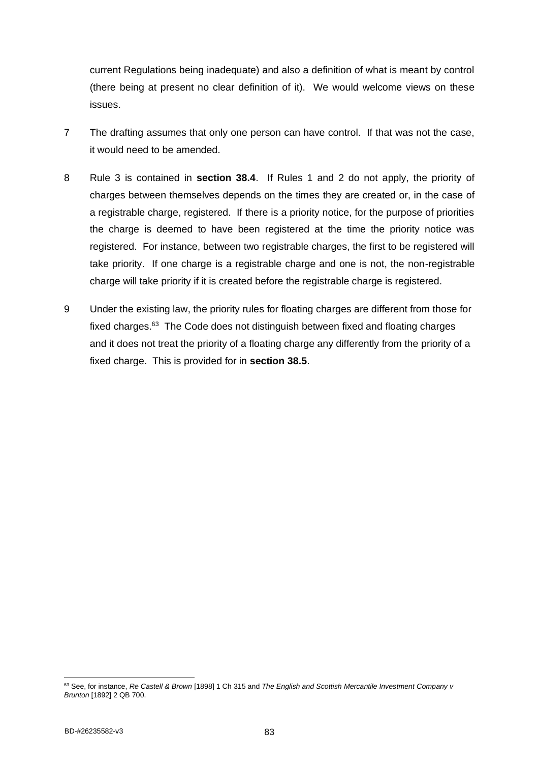current Regulations being inadequate) and also a definition of what is meant by control (there being at present no clear definition of it). We would welcome views on these issues.

7 The drafting assumes that only one person can have control. If that was not the case, it would need to be amended.

8 Rule 3 is contained in **section 38.4**. If Rules 1 and 2 do not apply, the priority of charges between themselves depends on the times they are created or, in the case of a registrable charge, registered. If there is a priority notice, for the purpose of priorities the charge is deemed to have been registered at the time the priority notice was registered. For instance, between two registrable charges, the first to be registered will take priority. If one charge is a registrable charge and one is not, the non-registrable charge will take priority if it is created before the registrable charge is registered.

9 Under the existing law, the priority rules for floating charges are different from those for fixed charges.[63] The Code does not distinguish between fixed and floating charges and it does not treat the priority of a floating charge any differently from the priority of a fixed charge. This is provided for in **section 38.5**.

---

[63] See, for instance, *Re Castell & Brown* [1898] 1 Ch 315 and *The English and Scottish Mercantile Investment Company v Brunton* [1892] 2 QB 700.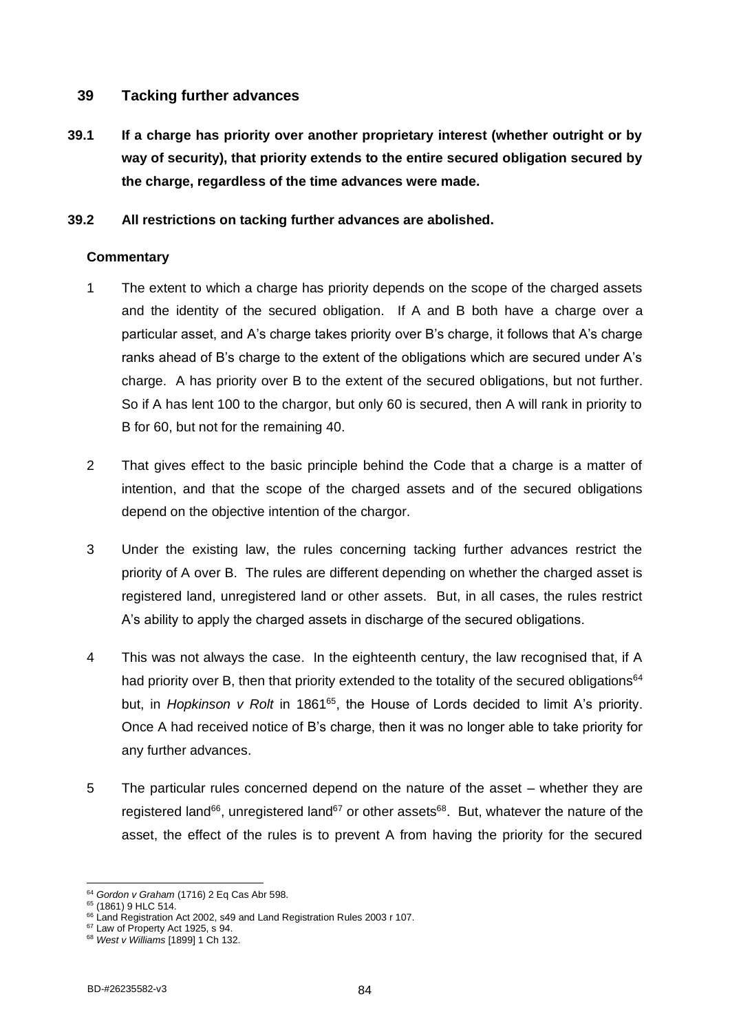## 39 Tacking further advances

**39.1 If a charge has priority over another proprietary interest (whether outright or by way of security), that priority extends to the entire secured obligation secured by the charge, regardless of the time advances were made.**

**39.2 All restrictions on tacking further advances are abolished.**

### Commentary

1. The extent to which a charge has priority depends on the scope of the charged assets and the identity of the secured obligation. If A and B both have a charge over a particular asset, and A's charge takes priority over B's charge, it follows that A's charge ranks ahead of B's charge to the extent of the obligations which are secured under A's charge. A has priority over B to the extent of the secured obligations, but not further. So if A has lent 100 to the chargor, but only 60 is secured, then A will rank in priority to B for 60, but not for the remaining 40.

2. That gives effect to the basic principle behind the Code that a charge is a matter of intention, and that the scope of the charged assets and of the secured obligations depend on the objective intention of the chargor.

3. Under the existing law, the rules concerning tacking further advances restrict the priority of A over B. The rules are different depending on whether the charged asset is registered land, unregistered land or other assets. But, in all cases, the rules restrict A's ability to apply the charged assets in discharge of the secured obligations.

4. This was not always the case. In the eighteenth century, the law recognised that, if A had priority over B, then that priority extended to the totality of the secured obligations[64] but, in *Hopkinson v Rolt* in 1861[65], the House of Lords decided to limit A's priority. Once A had received notice of B's charge, then it was no longer able to take priority for any further advances.

5. The particular rules concerned depend on the nature of the asset – whether they are registered land[66], unregistered land[67] or other assets[68]. But, whatever the nature of the asset, the effect of the rules is to prevent A from having the priority for the secured

---

[64] *Gordon v Graham* (1716) 2 Eq Cas Abr 598.

[65] (1861) 9 HLC 514.

[66] Land Registration Act 2002, s49 and Land Registration Rules 2003 r 107.

[67] Law of Property Act 1925, s 94.

[68] *West v Williams* [1899] 1 Ch 132.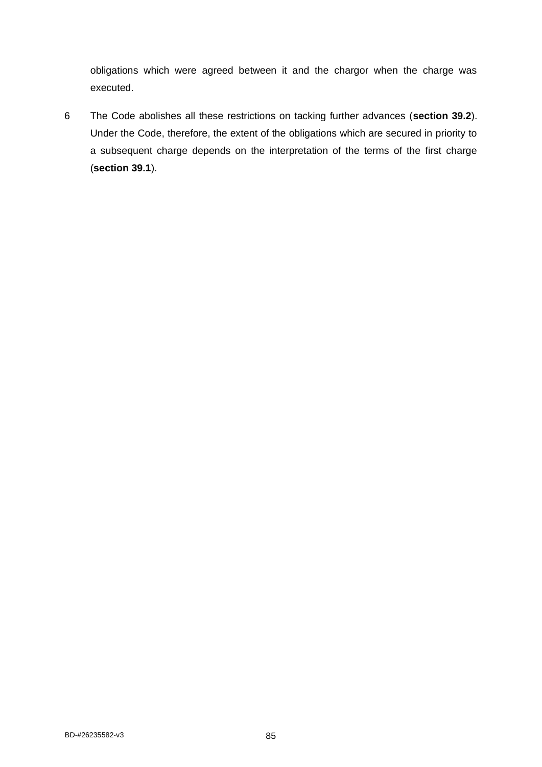obligations which were agreed between it and the chargor when the charge was executed.

6 The Code abolishes all these restrictions on tacking further advances (**section 39.2**). Under the Code, therefore, the extent of the obligations which are secured in priority to a subsequent charge depends on the interpretation of the terms of the first charge (**section 39.1**).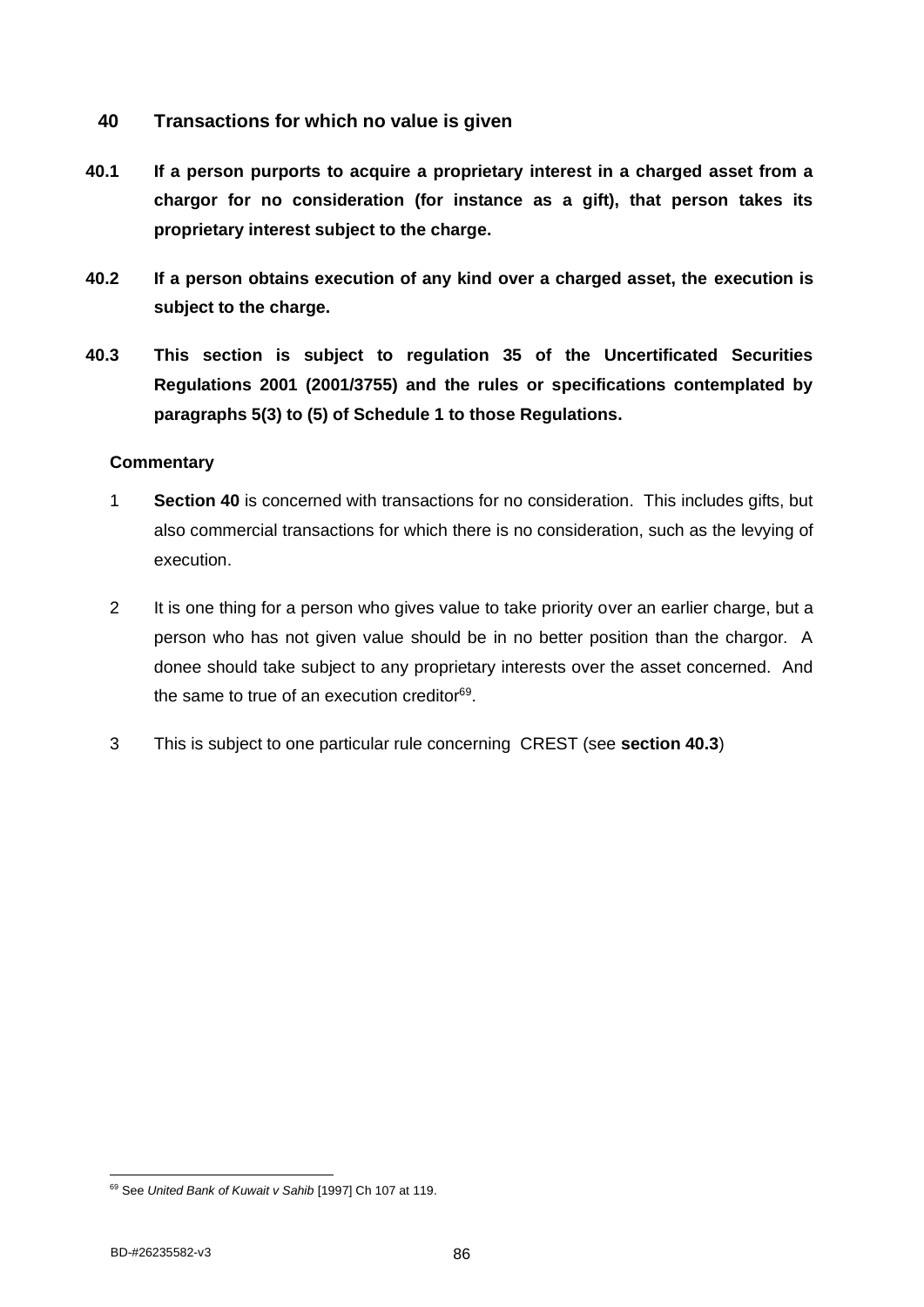## 40 Transactions for which no value is given

**40.1 If a person purports to acquire a proprietary interest in a charged asset from a chargor for no consideration (for instance as a gift), that person takes its proprietary interest subject to the charge.**

**40.2 If a person obtains execution of any kind over a charged asset, the execution is subject to the charge.**

**40.3 This section is subject to regulation 35 of the Uncertificated Securities Regulations 2001 (2001/3755) and the rules or specifications contemplated by paragraphs 5(3) to (5) of Schedule 1 to those Regulations.**

**Commentary**

1 **Section 40** is concerned with transactions for no consideration. This includes gifts, but also commercial transactions for which there is no consideration, such as the levying of execution.

2 It is one thing for a person who gives value to take priority over an earlier charge, but a person who has not given value should be in no better position than the chargor. A donee should take subject to any proprietary interests over the asset concerned. And the same to true of an execution creditor[69].

3 This is subject to one particular rule concerning CREST (see **section 40.3**)

---

[69] See *United Bank of Kuwait v Sahib* [1997] Ch 107 at 119.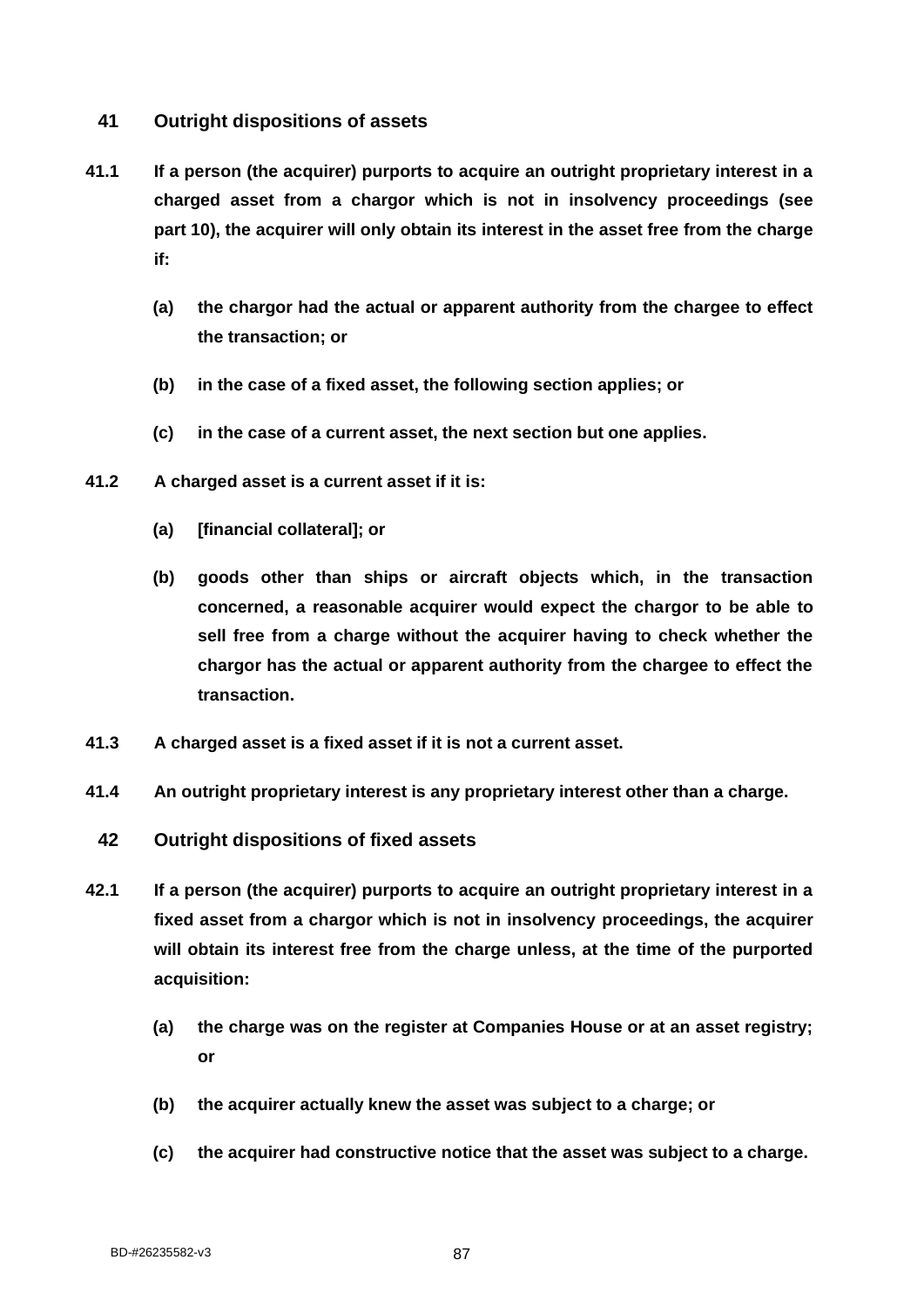## 41 Outright dispositions of assets

**41.1 If a person (the acquirer) purports to acquire an outright proprietary interest in a charged asset from a chargor which is not in insolvency proceedings (see part 10), the acquirer will only obtain its interest in the asset free from the charge if:**

**(a) the chargor had the actual or apparent authority from the chargee to effect the transaction; or**

**(b) in the case of a fixed asset, the following section applies; or**

**(c) in the case of a current asset, the next section but one applies.**

**41.2 A charged asset is a current asset if it is:**

**(a) [financial collateral]; or**

**(b) goods other than ships or aircraft objects which, in the transaction concerned, a reasonable acquirer would expect the chargor to be able to sell free from a charge without the acquirer having to check whether the chargor has the actual or apparent authority from the chargee to effect the transaction.**

**41.3 A charged asset is a fixed asset if it is not a current asset.**

**41.4 An outright proprietary interest is any proprietary interest other than a charge.**

## 42 Outright dispositions of fixed assets

**42.1 If a person (the acquirer) purports to acquire an outright proprietary interest in a fixed asset from a chargor which is not in insolvency proceedings, the acquirer will obtain its interest free from the charge unless, at the time of the purported acquisition:**

**(a) the charge was on the register at Companies House or at an asset registry; or**

**(b) the acquirer actually knew the asset was subject to a charge; or**

**(c) the acquirer had constructive notice that the asset was subject to a charge.**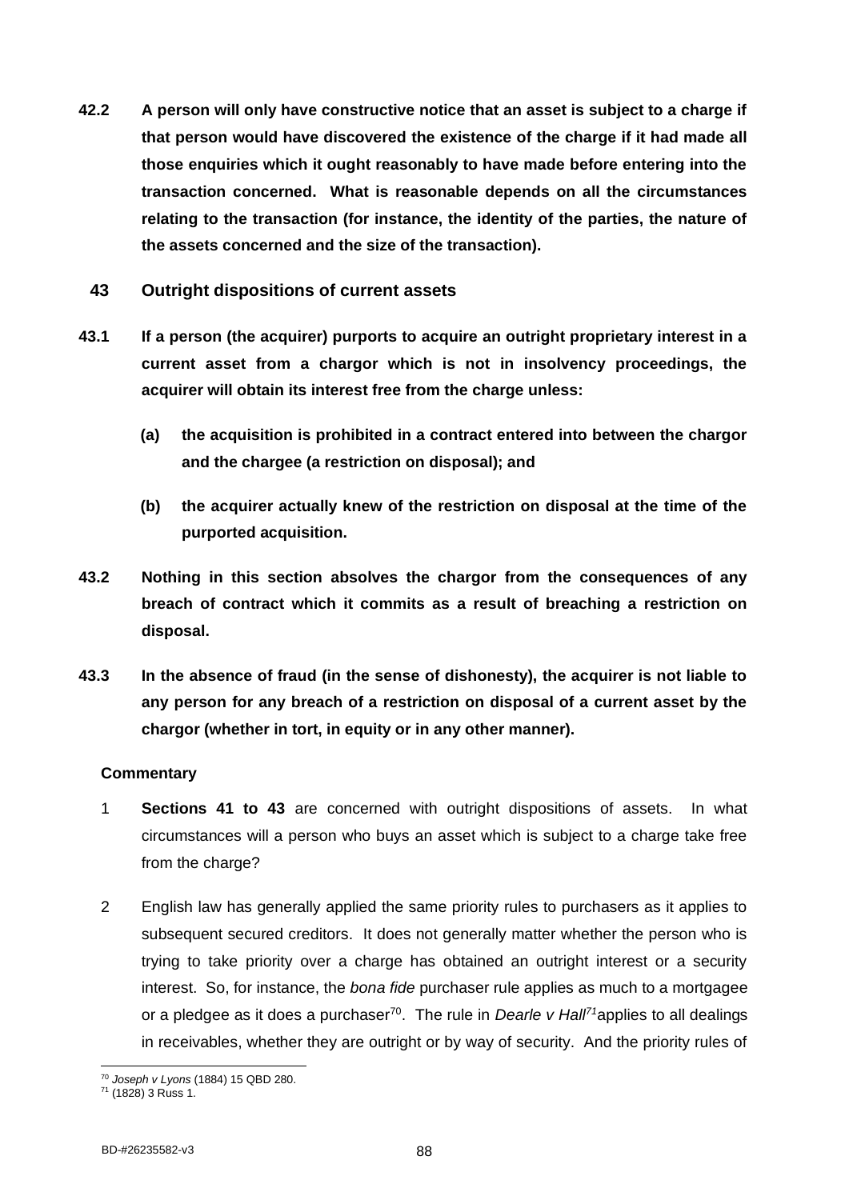**42.2 A person will only have constructive notice that an asset is subject to a charge if that person would have discovered the existence of the charge if it had made all those enquiries which it ought reasonably to have made before entering into the transaction concerned. What is reasonable depends on all the circumstances relating to the transaction (for instance, the identity of the parties, the nature of the assets concerned and the size of the transaction).**

## 43 Outright dispositions of current assets

**43.1 If a person (the acquirer) purports to acquire an outright proprietary interest in a current asset from a chargor which is not in insolvency proceedings, the acquirer will obtain its interest free from the charge unless:**

**(a) the acquisition is prohibited in a contract entered into between the chargor and the chargee (a restriction on disposal); and**

**(b) the acquirer actually knew of the restriction on disposal at the time of the purported acquisition.**

**43.2 Nothing in this section absolves the chargor from the consequences of any breach of contract which it commits as a result of breaching a restriction on disposal.**

**43.3 In the absence of fraud (in the sense of dishonesty), the acquirer is not liable to any person for any breach of a restriction on disposal of a current asset by the chargor (whether in tort, in equity or in any other manner).**

**Commentary**

1 **Sections 41 to 43** are concerned with outright dispositions of assets. In what circumstances will a person who buys an asset which is subject to a charge take free from the charge?

2 English law has generally applied the same priority rules to purchasers as it applies to subsequent secured creditors. It does not generally matter whether the person who is trying to take priority over a charge has obtained an outright interest or a security interest. So, for instance, the *bona fide* purchaser rule applies as much to a mortgagee or a pledgee as it does a purchaser[70]. The rule in *Dearle v Hall*[71] applies to all dealings in receivables, whether they are outright or by way of security. And the priority rules of

[70] *Joseph v Lyons* (1884) 15 QBD 280.

[71] (1828) 3 Russ 1.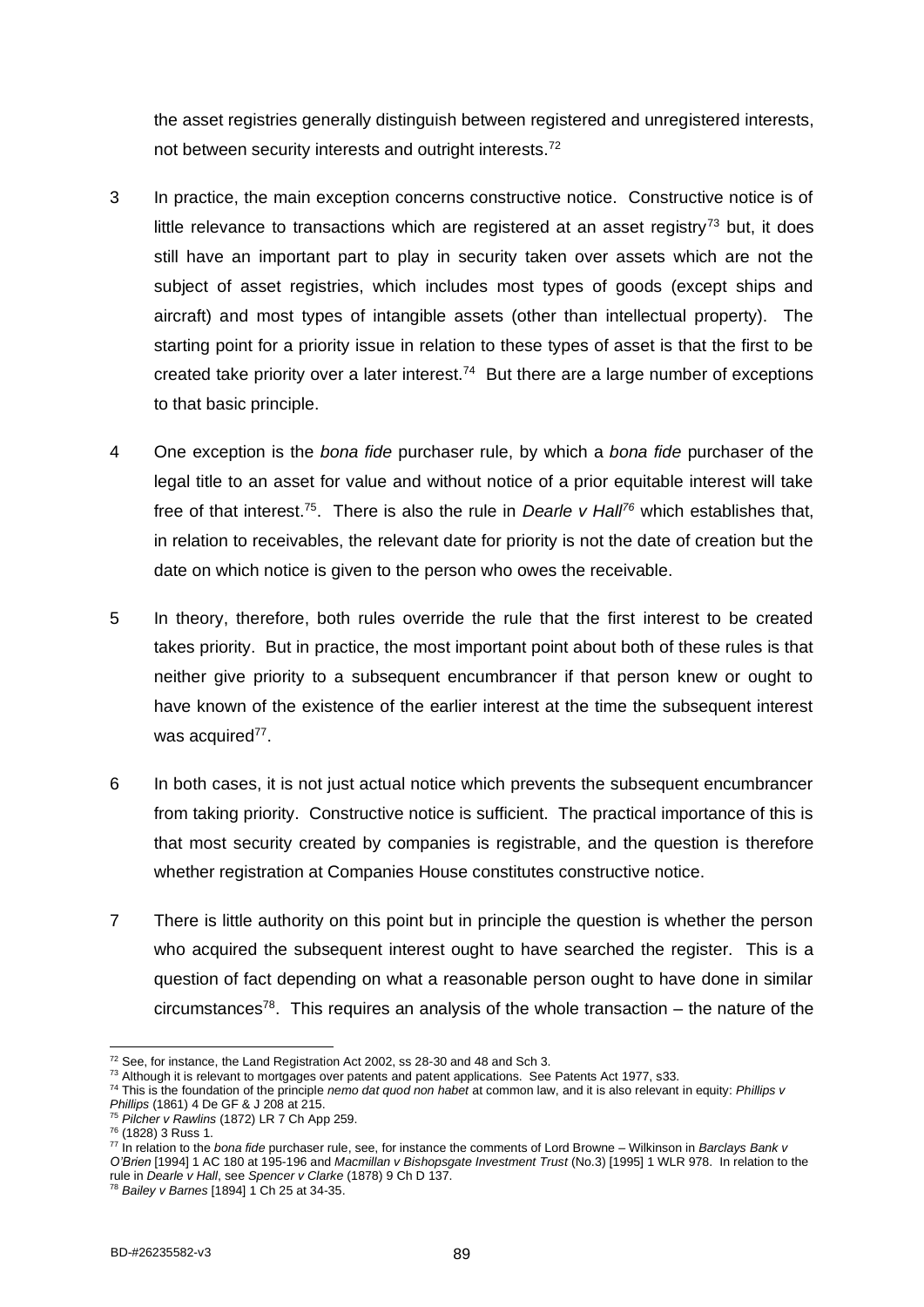the asset registries generally distinguish between registered and unregistered interests, not between security interests and outright interests.[72]

3 In practice, the main exception concerns constructive notice. Constructive notice is of little relevance to transactions which are registered at an asset registry[73] but, it does still have an important part to play in security taken over assets which are not the subject of asset registries, which includes most types of goods (except ships and aircraft) and most types of intangible assets (other than intellectual property). The starting point for a priority issue in relation to these types of asset is that the first to be created take priority over a later interest.[74] But there are a large number of exceptions to that basic principle.

4 One exception is the *bona fide* purchaser rule, by which a *bona fide* purchaser of the legal title to an asset for value and without notice of a prior equitable interest will take free of that interest.[75]. There is also the rule in *Dearle v Hall*[76] which establishes that, in relation to receivables, the relevant date for priority is not the date of creation but the date on which notice is given to the person who owes the receivable.

5 In theory, therefore, both rules override the rule that the first interest to be created takes priority. But in practice, the most important point about both of these rules is that neither give priority to a subsequent encumbrancer if that person knew or ought to have known of the existence of the earlier interest at the time the subsequent interest was acquired[77].

6 In both cases, it is not just actual notice which prevents the subsequent encumbrancer from taking priority. Constructive notice is sufficient. The practical importance of this is that most security created by companies is registrable, and the question is therefore whether registration at Companies House constitutes constructive notice.

7 There is little authority on this point but in principle the question is whether the person who acquired the subsequent interest ought to have searched the register. This is a question of fact depending on what a reasonable person ought to have done in similar circumstances[78]. This requires an analysis of the whole transaction – the nature of the

---

[72] See, for instance, the Land Registration Act 2002, ss 28-30 and 48 and Sch 3.

[73] Although it is relevant to mortgages over patents and patent applications. See Patents Act 1977, s33.

[74] This is the foundation of the principle *nemo dat quod non habet* at common law, and it is also relevant in equity: *Phillips v Phillips* (1861) 4 De GF & J 208 at 215.

[75] *Pilcher v Rawlins* (1872) LR 7 Ch App 259.

[76] (1828) 3 Russ 1.

[77] In relation to the *bona fide* purchaser rule, see, for instance the comments of Lord Browne – Wilkinson in *Barclays Bank v O'Brien* [1994] 1 AC 180 at 195-196 and *Macmillan v Bishopsgate Investment Trust* (No.3) [1995] 1 WLR 978. In relation to the rule in *Dearle v Hall*, see *Spencer v Clarke* (1878) 9 Ch D 137.

[78] *Bailey v Barnes* [1894] 1 Ch 25 at 34-35.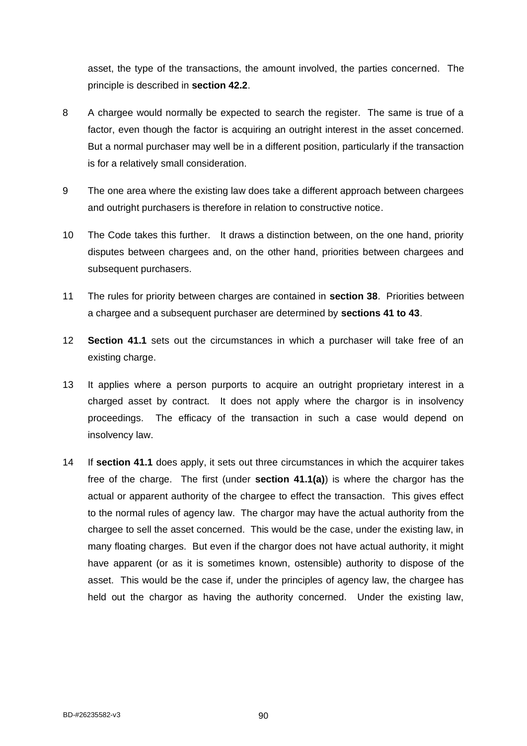asset, the type of the transactions, the amount involved, the parties concerned. The principle is described in **section 42.2**.

8 A chargee would normally be expected to search the register. The same is true of a factor, even though the factor is acquiring an outright interest in the asset concerned. But a normal purchaser may well be in a different position, particularly if the transaction is for a relatively small consideration.

9 The one area where the existing law does take a different approach between chargees and outright purchasers is therefore in relation to constructive notice.

10 The Code takes this further. It draws a distinction between, on the one hand, priority disputes between chargees and, on the other hand, priorities between chargees and subsequent purchasers.

11 The rules for priority between charges are contained in **section 38**. Priorities between a chargee and a subsequent purchaser are determined by **sections 41 to 43**.

12 **Section 41.1** sets out the circumstances in which a purchaser will take free of an existing charge.

13 It applies where a person purports to acquire an outright proprietary interest in a charged asset by contract. It does not apply where the chargor is in insolvency proceedings. The efficacy of the transaction in such a case would depend on insolvency law.

14 If **section 41.1** does apply, it sets out three circumstances in which the acquirer takes free of the charge. The first (under **section 41.1(a)**) is where the chargor has the actual or apparent authority of the chargee to effect the transaction. This gives effect to the normal rules of agency law. The chargor may have the actual authority from the chargee to sell the asset concerned. This would be the case, under the existing law, in many floating charges. But even if the chargor does not have actual authority, it might have apparent (or as it is sometimes known, ostensible) authority to dispose of the asset. This would be the case if, under the principles of agency law, the chargee has held out the chargor as having the authority concerned. Under the existing law,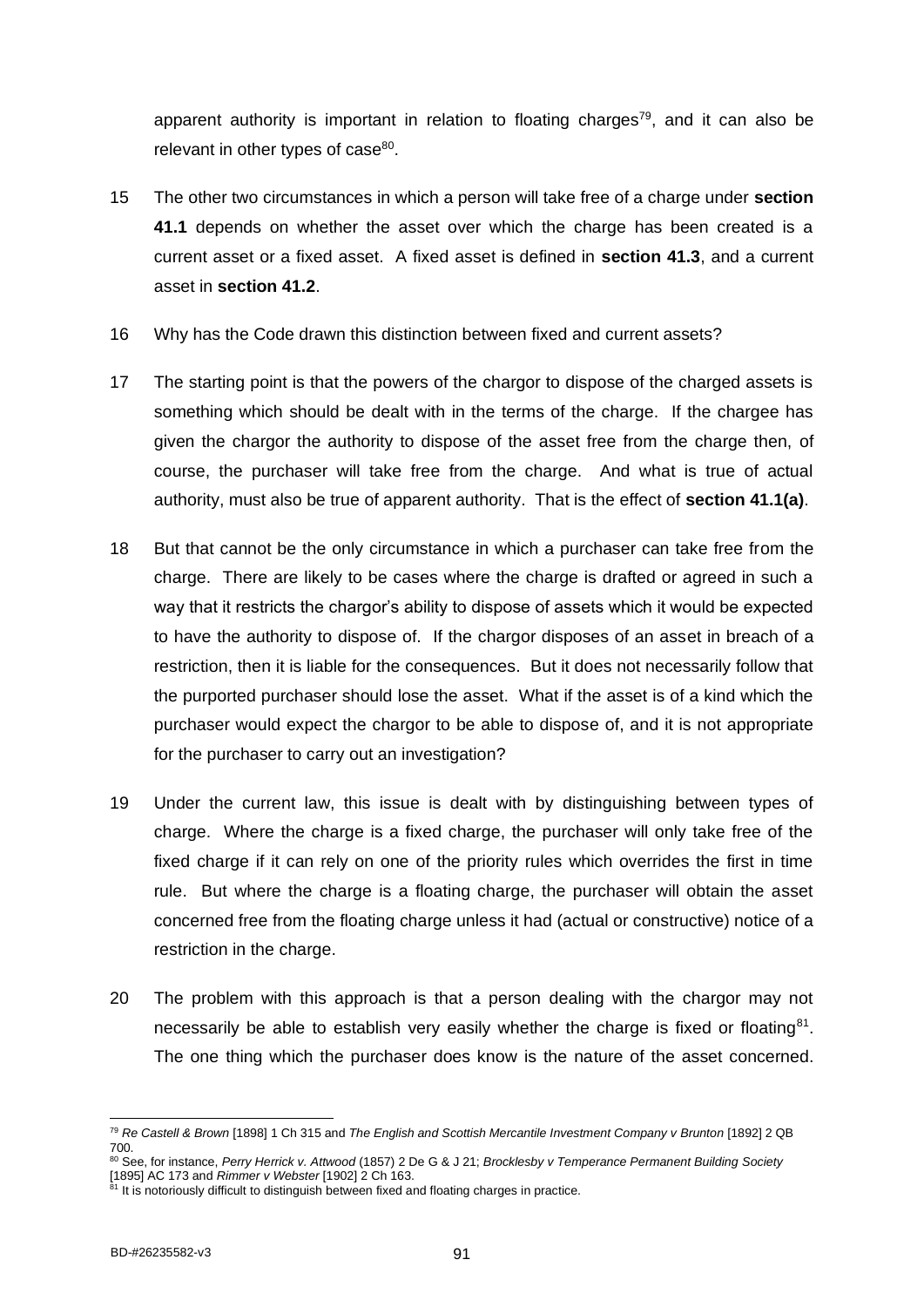apparent authority is important in relation to floating charges[79], and it can also be relevant in other types of case[80].

15 The other two circumstances in which a person will take free of a charge under **section 41.1** depends on whether the asset over which the charge has been created is a current asset or a fixed asset. A fixed asset is defined in **section 41.3**, and a current asset in **section 41.2**.

16 Why has the Code drawn this distinction between fixed and current assets?

17 The starting point is that the powers of the chargor to dispose of the charged assets is something which should be dealt with in the terms of the charge. If the chargee has given the chargor the authority to dispose of the asset free from the charge then, of course, the purchaser will take free from the charge. And what is true of actual authority, must also be true of apparent authority. That is the effect of **section 41.1(a)**.

18 But that cannot be the only circumstance in which a purchaser can take free from the charge. There are likely to be cases where the charge is drafted or agreed in such a way that it restricts the chargor's ability to dispose of assets which it would be expected to have the authority to dispose of. If the chargor disposes of an asset in breach of a restriction, then it is liable for the consequences. But it does not necessarily follow that the purported purchaser should lose the asset. What if the asset is of a kind which the purchaser would expect the chargor to be able to dispose of, and it is not appropriate for the purchaser to carry out an investigation?

19 Under the current law, this issue is dealt with by distinguishing between types of charge. Where the charge is a fixed charge, the purchaser will only take free of the fixed charge if it can rely on one of the priority rules which overrides the first in time rule. But where the charge is a floating charge, the purchaser will obtain the asset concerned free from the floating charge unless it had (actual or constructive) notice of a restriction in the charge.

20 The problem with this approach is that a person dealing with the chargor may not necessarily be able to establish very easily whether the charge is fixed or floating[81]. The one thing which the purchaser does know is the nature of the asset concerned.

---

[79] *Re Castell & Brown* [1898] 1 Ch 315 and *The English and Scottish Mercantile Investment Company v Brunton* [1892] 2 QB 700.

[80] See, for instance, *Perry Herrick v. Attwood* (1857) 2 De G & J 21; *Brocklesby v Temperance Permanent Building Society* [1895] AC 173 and *Rimmer v Webster* [1902] 2 Ch 163.

[81] It is notoriously difficult to distinguish between fixed and floating charges in practice.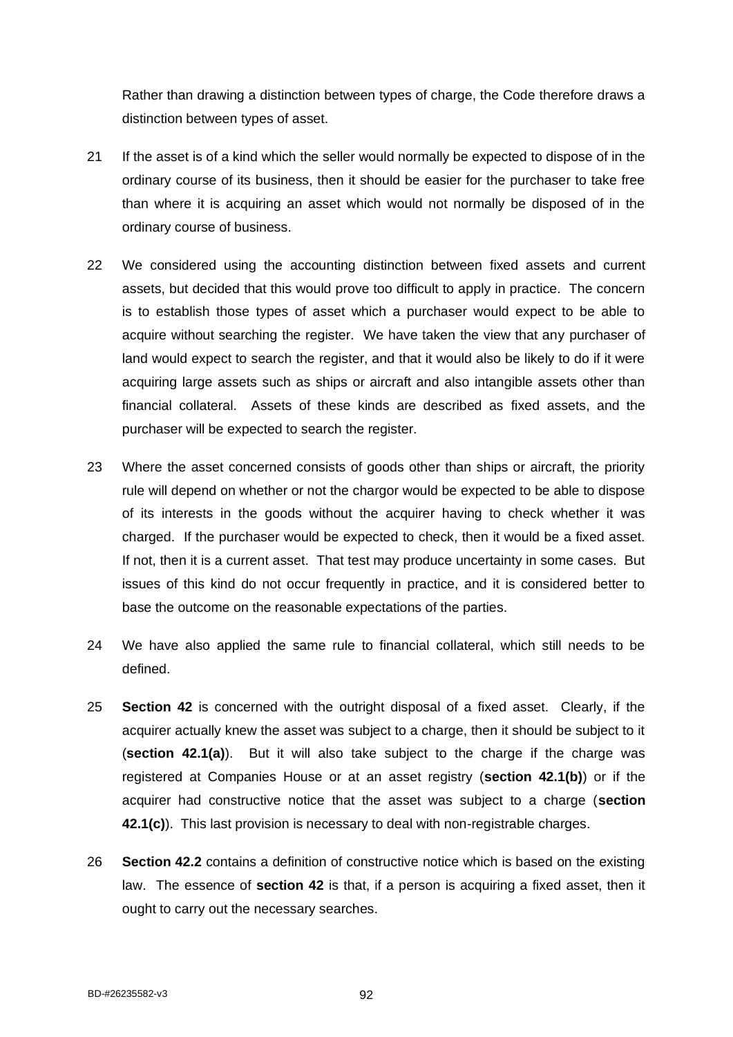Rather than drawing a distinction between types of charge, the Code therefore draws a distinction between types of asset.

21 If the asset is of a kind which the seller would normally be expected to dispose of in the ordinary course of its business, then it should be easier for the purchaser to take free than where it is acquiring an asset which would not normally be disposed of in the ordinary course of business.

22 We considered using the accounting distinction between fixed assets and current assets, but decided that this would prove too difficult to apply in practice. The concern is to establish those types of asset which a purchaser would expect to be able to acquire without searching the register. We have taken the view that any purchaser of land would expect to search the register, and that it would also be likely to do if it were acquiring large assets such as ships or aircraft and also intangible assets other than financial collateral. Assets of these kinds are described as fixed assets, and the purchaser will be expected to search the register.

23 Where the asset concerned consists of goods other than ships or aircraft, the priority rule will depend on whether or not the chargor would be expected to be able to dispose of its interests in the goods without the acquirer having to check whether it was charged. If the purchaser would be expected to check, then it would be a fixed asset. If not, then it is a current asset. That test may produce uncertainty in some cases. But issues of this kind do not occur frequently in practice, and it is considered better to base the outcome on the reasonable expectations of the parties.

24 We have also applied the same rule to financial collateral, which still needs to be defined.

25 **Section 42** is concerned with the outright disposal of a fixed asset. Clearly, if the acquirer actually knew the asset was subject to a charge, then it should be subject to it (**section 42.1(a)**). But it will also take subject to the charge if the charge was registered at Companies House or at an asset registry (**section 42.1(b)**) or if the acquirer had constructive notice that the asset was subject to a charge (**section 42.1(c)**). This last provision is necessary to deal with non-registrable charges.

26 **Section 42.2** contains a definition of constructive notice which is based on the existing law. The essence of **section 42** is that, if a person is acquiring a fixed asset, then it ought to carry out the necessary searches.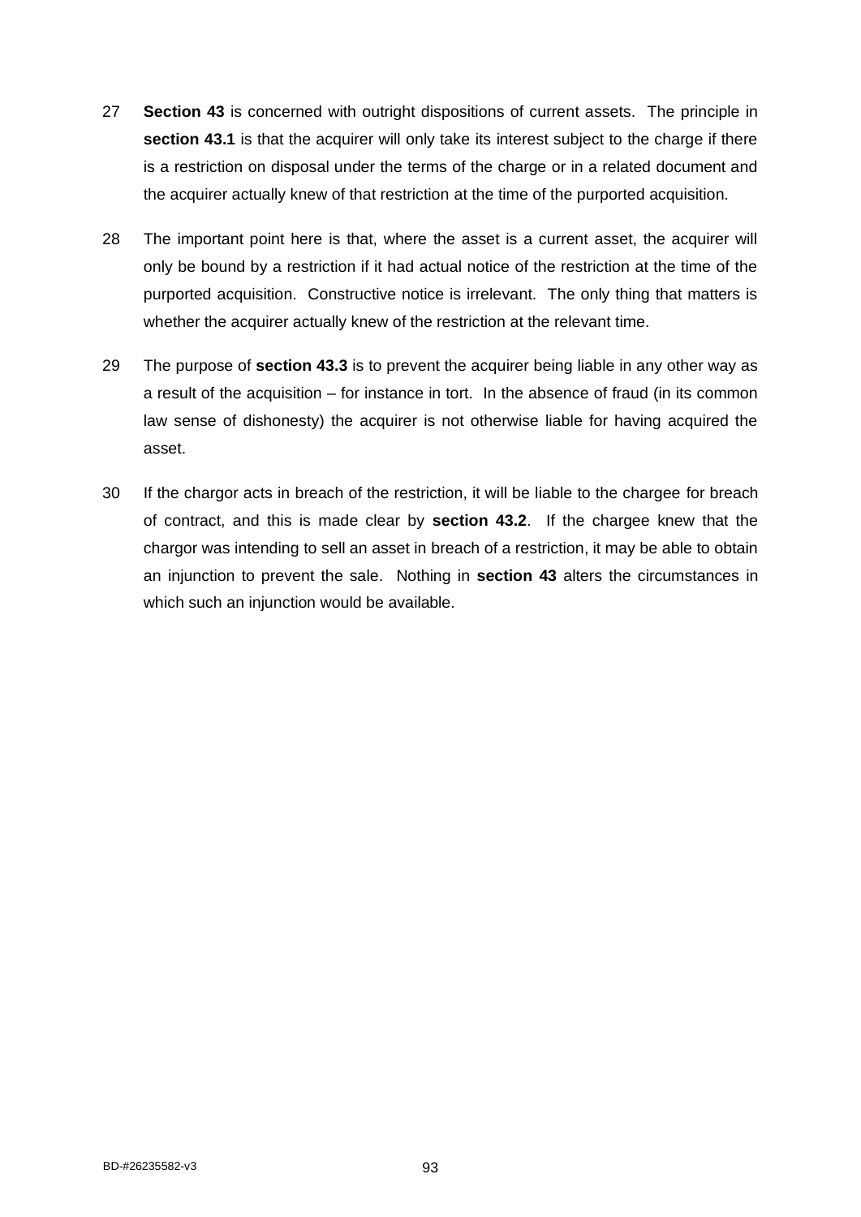27 **Section 43** is concerned with outright dispositions of current assets. The principle in **section 43.1** is that the acquirer will only take its interest subject to the charge if there is a restriction on disposal under the terms of the charge or in a related document and the acquirer actually knew of that restriction at the time of the purported acquisition.

28 The important point here is that, where the asset is a current asset, the acquirer will only be bound by a restriction if it had actual notice of the restriction at the time of the purported acquisition. Constructive notice is irrelevant. The only thing that matters is whether the acquirer actually knew of the restriction at the relevant time.

29 The purpose of **section 43.3** is to prevent the acquirer being liable in any other way as a result of the acquisition – for instance in tort. In the absence of fraud (in its common law sense of dishonesty) the acquirer is not otherwise liable for having acquired the asset.

30 If the chargor acts in breach of the restriction, it will be liable to the chargee for breach of contract, and this is made clear by **section 43.2**. If the chargee knew that the chargor was intending to sell an asset in breach of a restriction, it may be able to obtain an injunction to prevent the sale. Nothing in **section 43** alters the circumstances in which such an injunction would be available.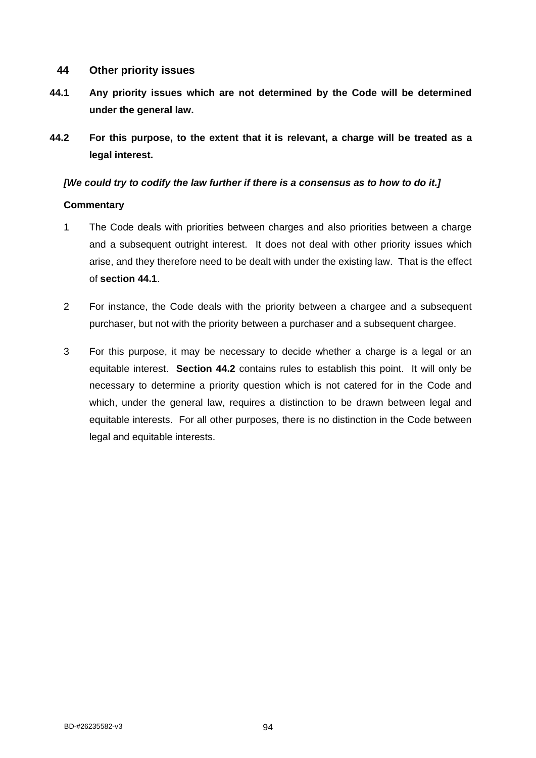## 44 Other priority issues

**44.1 Any priority issues which are not determined by the Code will be determined under the general law.**

**44.2 For this purpose, to the extent that it is relevant, a charge will be treated as a legal interest.**

***[We could try to codify the law further if there is a consensus as to how to do it.]***

**Commentary**

1. The Code deals with priorities between charges and also priorities between a charge and a subsequent outright interest. It does not deal with other priority issues which arise, and they therefore need to be dealt with under the existing law. That is the effect of **section 44.1**.

2. For instance, the Code deals with the priority between a chargee and a subsequent purchaser, but not with the priority between a purchaser and a subsequent chargee.

3. For this purpose, it may be necessary to decide whether a charge is a legal or an equitable interest. **Section 44.2** contains rules to establish this point. It will only be necessary to determine a priority question which is not catered for in the Code and which, under the general law, requires a distinction to be drawn between legal and equitable interests. For all other purposes, there is no distinction in the Code between legal and equitable interests.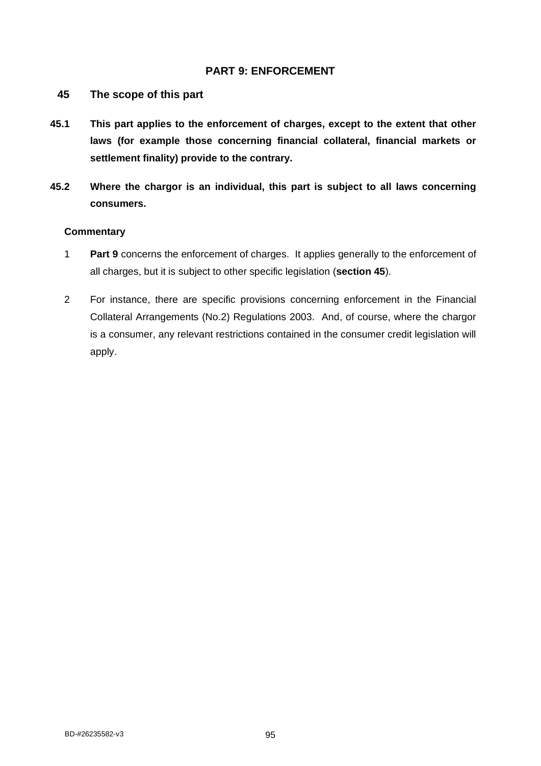## PART 9: ENFORCEMENT

### 45 The scope of this part

**45.1 This part applies to the enforcement of charges, except to the extent that other laws (for example those concerning financial collateral, financial markets or settlement finality) provide to the contrary.**

**45.2 Where the chargor is an individual, this part is subject to all laws concerning consumers.**

**Commentary**

1. **Part 9** concerns the enforcement of charges. It applies generally to the enforcement of all charges, but it is subject to other specific legislation (**section 45**).

2. For instance, there are specific provisions concerning enforcement in the Financial Collateral Arrangements (No.2) Regulations 2003. And, of course, where the chargor is a consumer, any relevant restrictions contained in the consumer credit legislation will apply.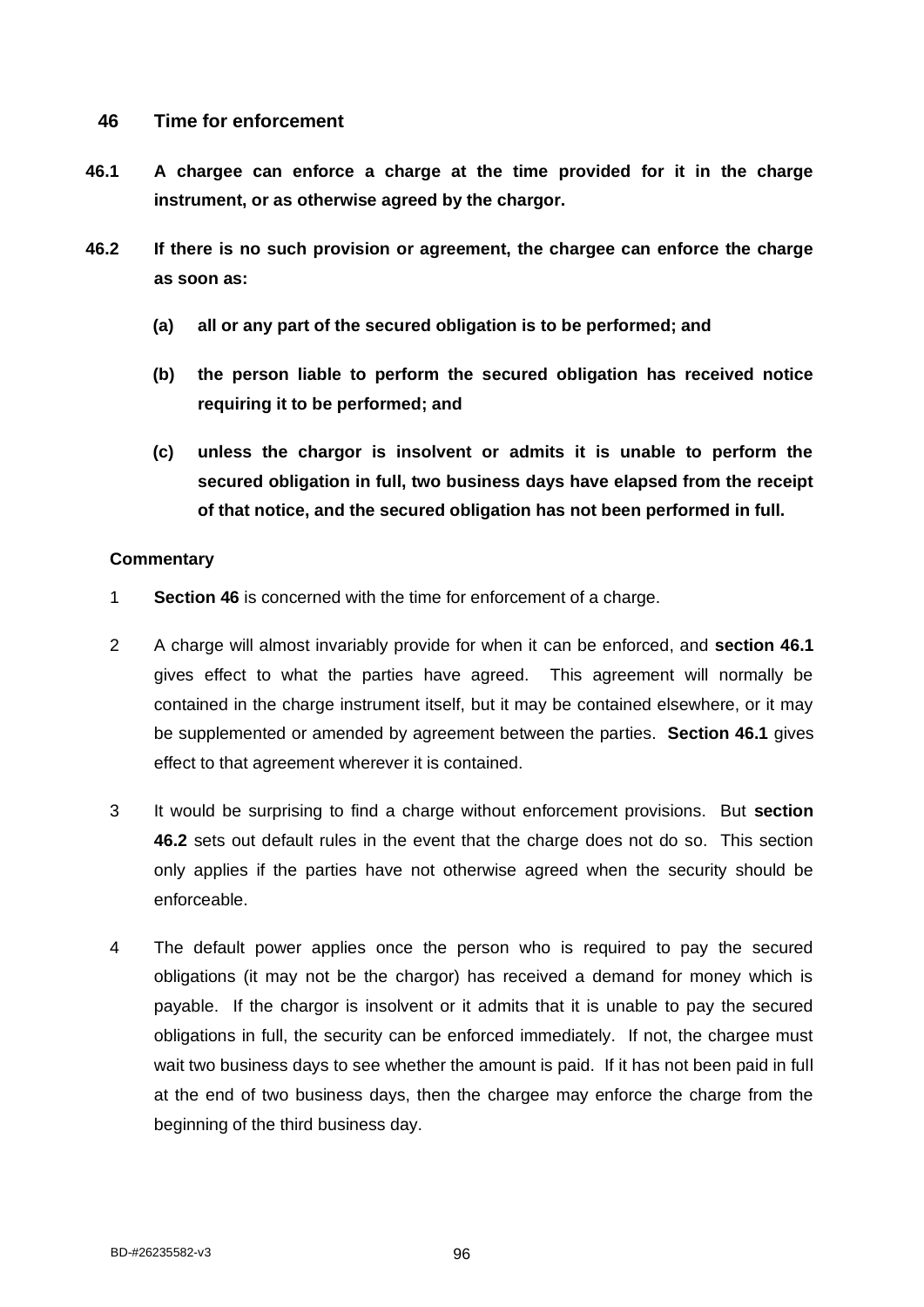## 46 Time for enforcement

**46.1 A chargee can enforce a charge at the time provided for it in the charge instrument, or as otherwise agreed by the chargor.**

**46.2 If there is no such provision or agreement, the chargee can enforce the charge as soon as:**

**(a) all or any part of the secured obligation is to be performed; and**

**(b) the person liable to perform the secured obligation has received notice requiring it to be performed; and**

**(c) unless the chargor is insolvent or admits it is unable to perform the secured obligation in full, two business days have elapsed from the receipt of that notice, and the secured obligation has not been performed in full.**

### Commentary

1. **Section 46** is concerned with the time for enforcement of a charge.

2. A charge will almost invariably provide for when it can be enforced, and **section 46.1** gives effect to what the parties have agreed. This agreement will normally be contained in the charge instrument itself, but it may be contained elsewhere, or it may be supplemented or amended by agreement between the parties. **Section 46.1** gives effect to that agreement wherever it is contained.

3. It would be surprising to find a charge without enforcement provisions. But **section 46.2** sets out default rules in the event that the charge does not do so. This section only applies if the parties have not otherwise agreed when the security should be enforceable.

4. The default power applies once the person who is required to pay the secured obligations (it may not be the chargor) has received a demand for money which is payable. If the chargor is insolvent or it admits that it is unable to pay the secured obligations in full, the security can be enforced immediately. If not, the chargee must wait two business days to see whether the amount is paid. If it has not been paid in full at the end of two business days, then the chargee may enforce the charge from the beginning of the third business day.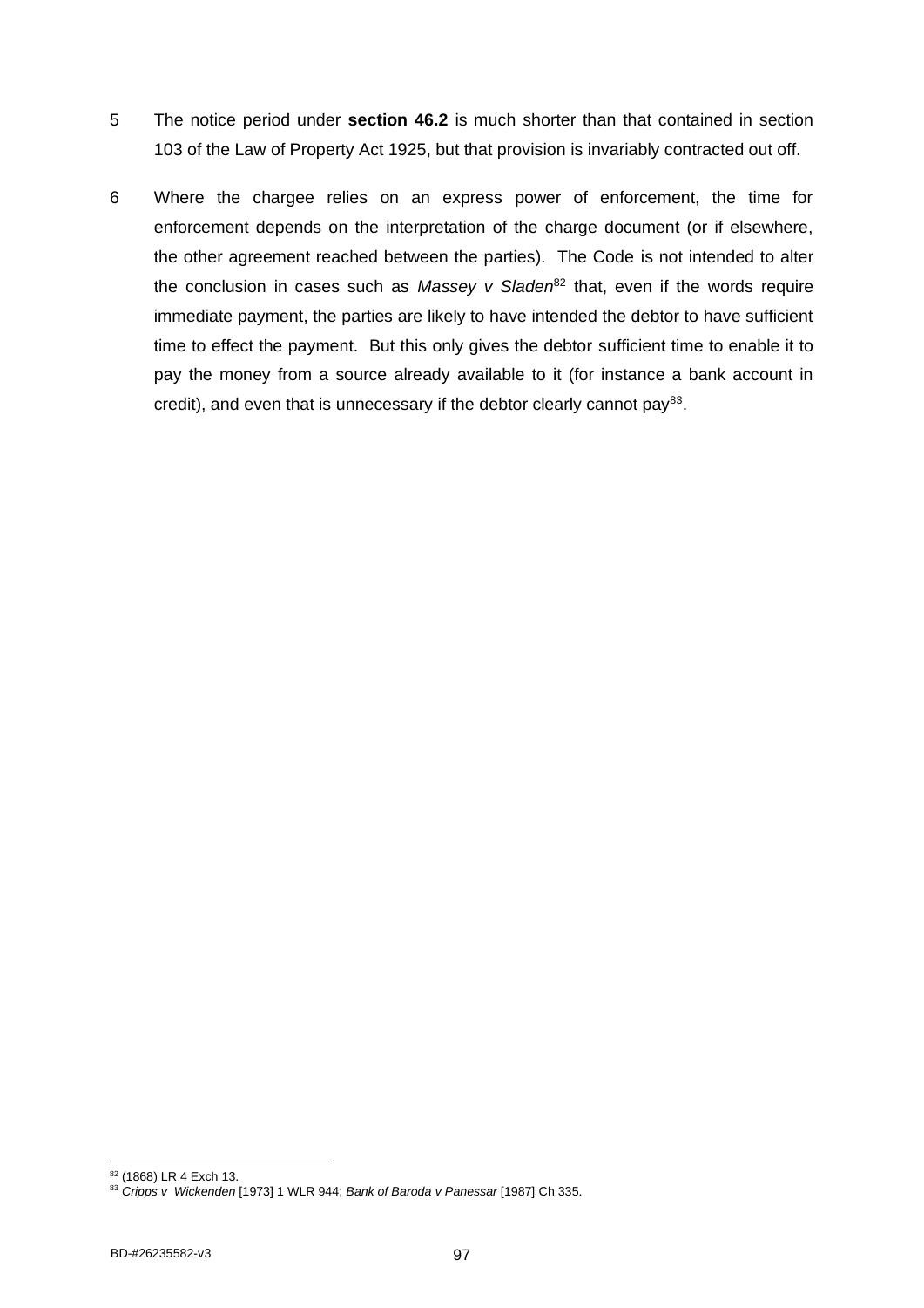5 The notice period under **section 46.2** is much shorter than that contained in section 103 of the Law of Property Act 1925, but that provision is invariably contracted out off.

6 Where the chargee relies on an express power of enforcement, the time for enforcement depends on the interpretation of the charge document (or if elsewhere, the other agreement reached between the parties). The Code is not intended to alter the conclusion in cases such as *Massey v Sladen*[82] that, even if the words require immediate payment, the parties are likely to have intended the debtor to have sufficient time to effect the payment. But this only gives the debtor sufficient time to enable it to pay the money from a source already available to it (for instance a bank account in credit), and even that is unnecessary if the debtor clearly cannot pay[83].

---

[82] (1868) LR 4 Exch 13.

[83] *Cripps v Wickenden* [1973] 1 WLR 944; *Bank of Baroda v Panessar* [1987] Ch 335.

BD-#26235582-v3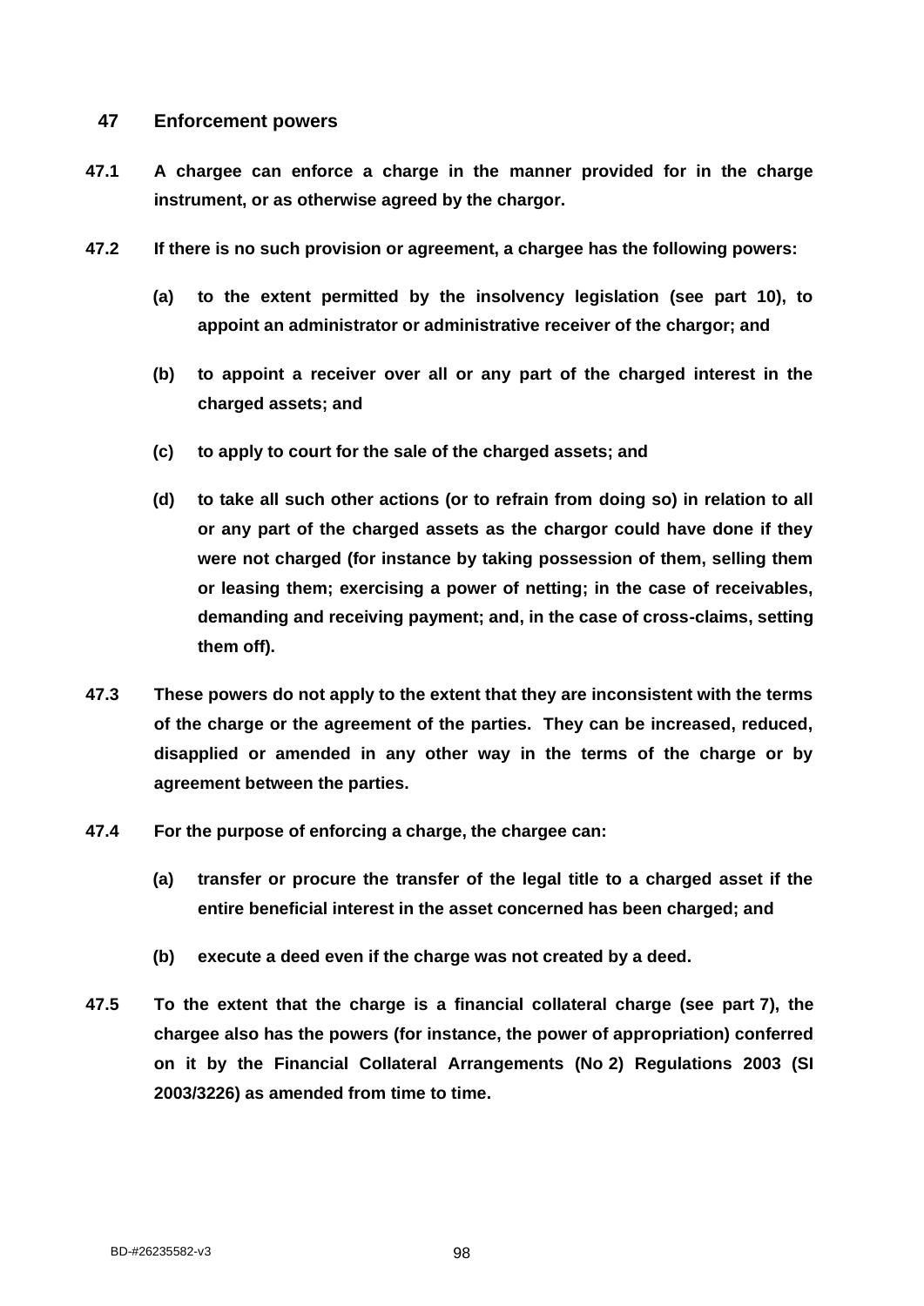## 47 Enforcement powers

**47.1 A chargee can enforce a charge in the manner provided for in the charge instrument, or as otherwise agreed by the chargor.**

**47.2 If there is no such provision or agreement, a chargee has the following powers:**

**(a) to the extent permitted by the insolvency legislation (see part 10), to appoint an administrator or administrative receiver of the chargor; and**

**(b) to appoint a receiver over all or any part of the charged interest in the charged assets; and**

**(c) to apply to court for the sale of the charged assets; and**

**(d) to take all such other actions (or to refrain from doing so) in relation to all or any part of the charged assets as the chargor could have done if they were not charged (for instance by taking possession of them, selling them or leasing them; exercising a power of netting; in the case of receivables, demanding and receiving payment; and, in the case of cross-claims, setting them off).**

**47.3 These powers do not apply to the extent that they are inconsistent with the terms of the charge or the agreement of the parties. They can be increased, reduced, disapplied or amended in any other way in the terms of the charge or by agreement between the parties.**

**47.4 For the purpose of enforcing a charge, the chargee can:**

**(a) transfer or procure the transfer of the legal title to a charged asset if the entire beneficial interest in the asset concerned has been charged; and**

**(b) execute a deed even if the charge was not created by a deed.**

**47.5 To the extent that the charge is a financial collateral charge (see part 7), the chargee also has the powers (for instance, the power of appropriation) conferred on it by the Financial Collateral Arrangements (No 2) Regulations 2003 (SI 2003/3226) as amended from time to time.**

BD-#26235582-v3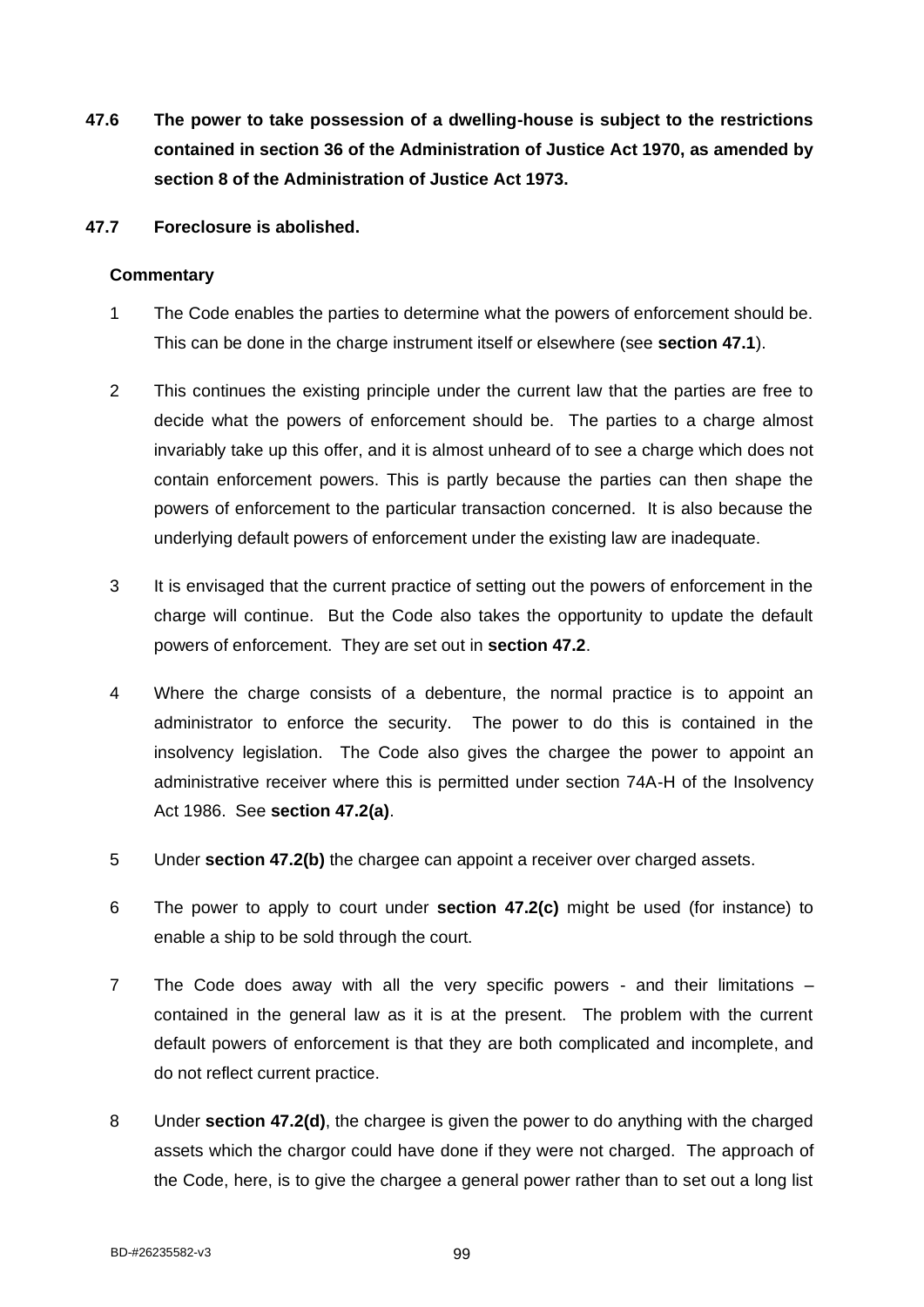**47.6 The power to take possession of a dwelling-house is subject to the restrictions contained in section 36 of the Administration of Justice Act 1970, as amended by section 8 of the Administration of Justice Act 1973.**

**47.7 Foreclosure is abolished.**

**Commentary**

1 The Code enables the parties to determine what the powers of enforcement should be. This can be done in the charge instrument itself or elsewhere (see **section 47.1**).

2 This continues the existing principle under the current law that the parties are free to decide what the powers of enforcement should be. The parties to a charge almost invariably take up this offer, and it is almost unheard of to see a charge which does not contain enforcement powers. This is partly because the parties can then shape the powers of enforcement to the particular transaction concerned. It is also because the underlying default powers of enforcement under the existing law are inadequate.

3 It is envisaged that the current practice of setting out the powers of enforcement in the charge will continue. But the Code also takes the opportunity to update the default powers of enforcement. They are set out in **section 47.2**.

4 Where the charge consists of a debenture, the normal practice is to appoint an administrator to enforce the security. The power to do this is contained in the insolvency legislation. The Code also gives the chargee the power to appoint an administrative receiver where this is permitted under section 74A-H of the Insolvency Act 1986. See **section 47.2(a)**.

5 Under **section 47.2(b)** the chargee can appoint a receiver over charged assets.

6 The power to apply to court under **section 47.2(c)** might be used (for instance) to enable a ship to be sold through the court.

7 The Code does away with all the very specific powers - and their limitations – contained in the general law as it is at the present. The problem with the current default powers of enforcement is that they are both complicated and incomplete, and do not reflect current practice.

8 Under **section 47.2(d)**, the chargee is given the power to do anything with the charged assets which the chargor could have done if they were not charged. The approach of the Code, here, is to give the chargee a general power rather than to set out a long list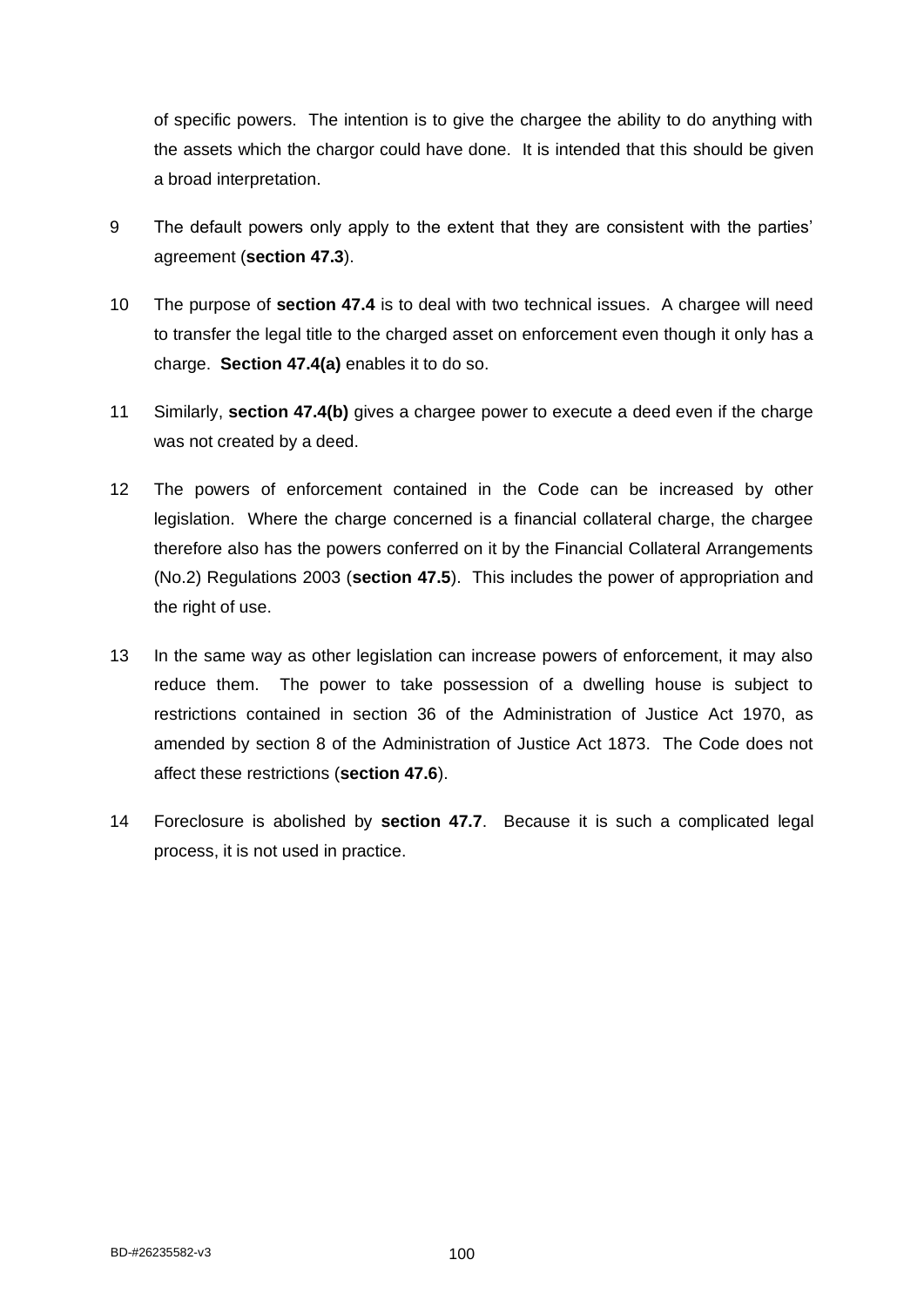of specific powers. The intention is to give the chargee the ability to do anything with the assets which the chargor could have done. It is intended that this should be given a broad interpretation.

9 The default powers only apply to the extent that they are consistent with the parties' agreement (**section 47.3**).

10 The purpose of **section 47.4** is to deal with two technical issues. A chargee will need to transfer the legal title to the charged asset on enforcement even though it only has a charge. **Section 47.4(a)** enables it to do so.

11 Similarly, **section 47.4(b)** gives a chargee power to execute a deed even if the charge was not created by a deed.

12 The powers of enforcement contained in the Code can be increased by other legislation. Where the charge concerned is a financial collateral charge, the chargee therefore also has the powers conferred on it by the Financial Collateral Arrangements (No.2) Regulations 2003 (**section 47.5**). This includes the power of appropriation and the right of use.

13 In the same way as other legislation can increase powers of enforcement, it may also reduce them. The power to take possession of a dwelling house is subject to restrictions contained in section 36 of the Administration of Justice Act 1970, as amended by section 8 of the Administration of Justice Act 1873. The Code does not affect these restrictions (**section 47.6**).

14 Foreclosure is abolished by **section 47.7**. Because it is such a complicated legal process, it is not used in practice.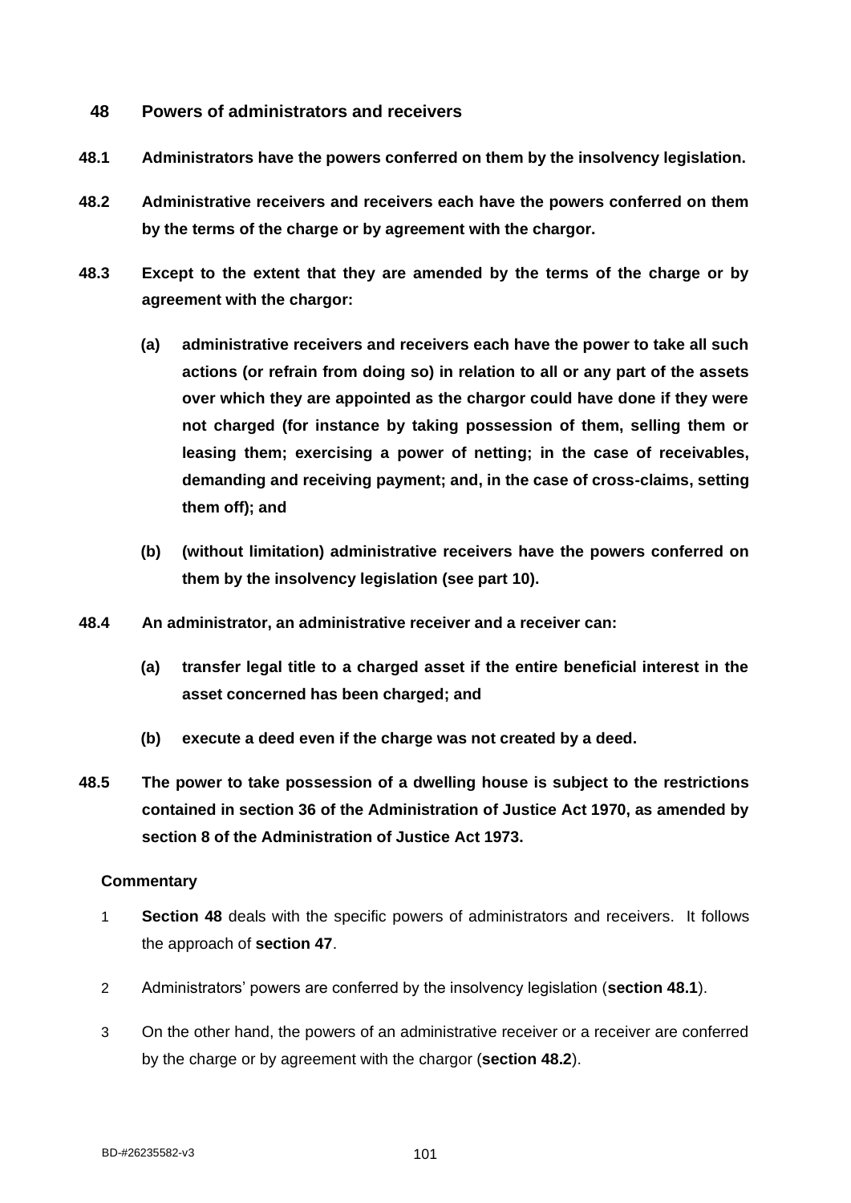## 48 Powers of administrators and receivers

**48.1 Administrators have the powers conferred on them by the insolvency legislation.**

**48.2 Administrative receivers and receivers each have the powers conferred on them by the terms of the charge or by agreement with the chargor.**

**48.3 Except to the extent that they are amended by the terms of the charge or by agreement with the chargor:**

- **(a) administrative receivers and receivers each have the power to take all such actions (or refrain from doing so) in relation to all or any part of the assets over which they are appointed as the chargor could have done if they were not charged (for instance by taking possession of them, selling them or leasing them; exercising a power of netting; in the case of receivables, demanding and receiving payment; and, in the case of cross-claims, setting them off); and**
- **(b) (without limitation) administrative receivers have the powers conferred on them by the insolvency legislation (see part 10).**

**48.4 An administrator, an administrative receiver and a receiver can:**

- **(a) transfer legal title to a charged asset if the entire beneficial interest in the asset concerned has been charged; and**
- **(b) execute a deed even if the charge was not created by a deed.**

**48.5 The power to take possession of a dwelling house is subject to the restrictions contained in section 36 of the Administration of Justice Act 1970, as amended by section 8 of the Administration of Justice Act 1973.**

**Commentary**

1. **Section 48** deals with the specific powers of administrators and receivers. It follows the approach of **section 47**.
2. Administrators' powers are conferred by the insolvency legislation (**section 48.1**).
3. On the other hand, the powers of an administrative receiver or a receiver are conferred by the charge or by agreement with the chargor (**section 48.2**).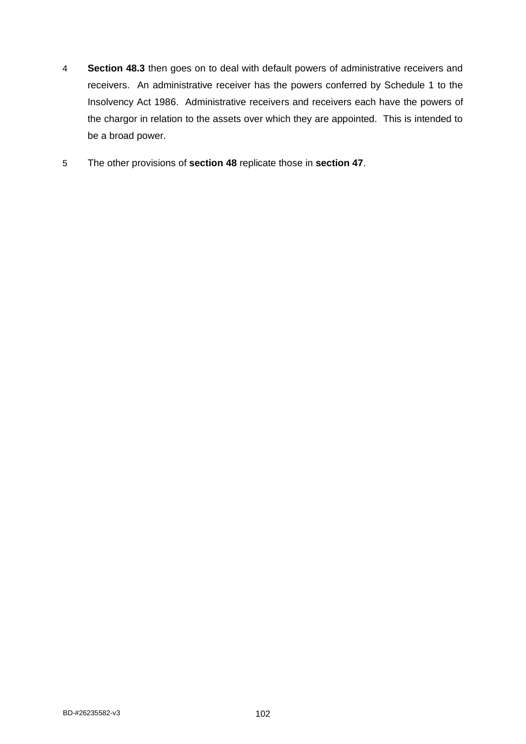4 **Section 48.3** then goes on to deal with default powers of administrative receivers and receivers. An administrative receiver has the powers conferred by Schedule 1 to the Insolvency Act 1986. Administrative receivers and receivers each have the powers of the chargor in relation to the assets over which they are appointed. This is intended to be a broad power.

5 The other provisions of **section 48** replicate those in **section 47**.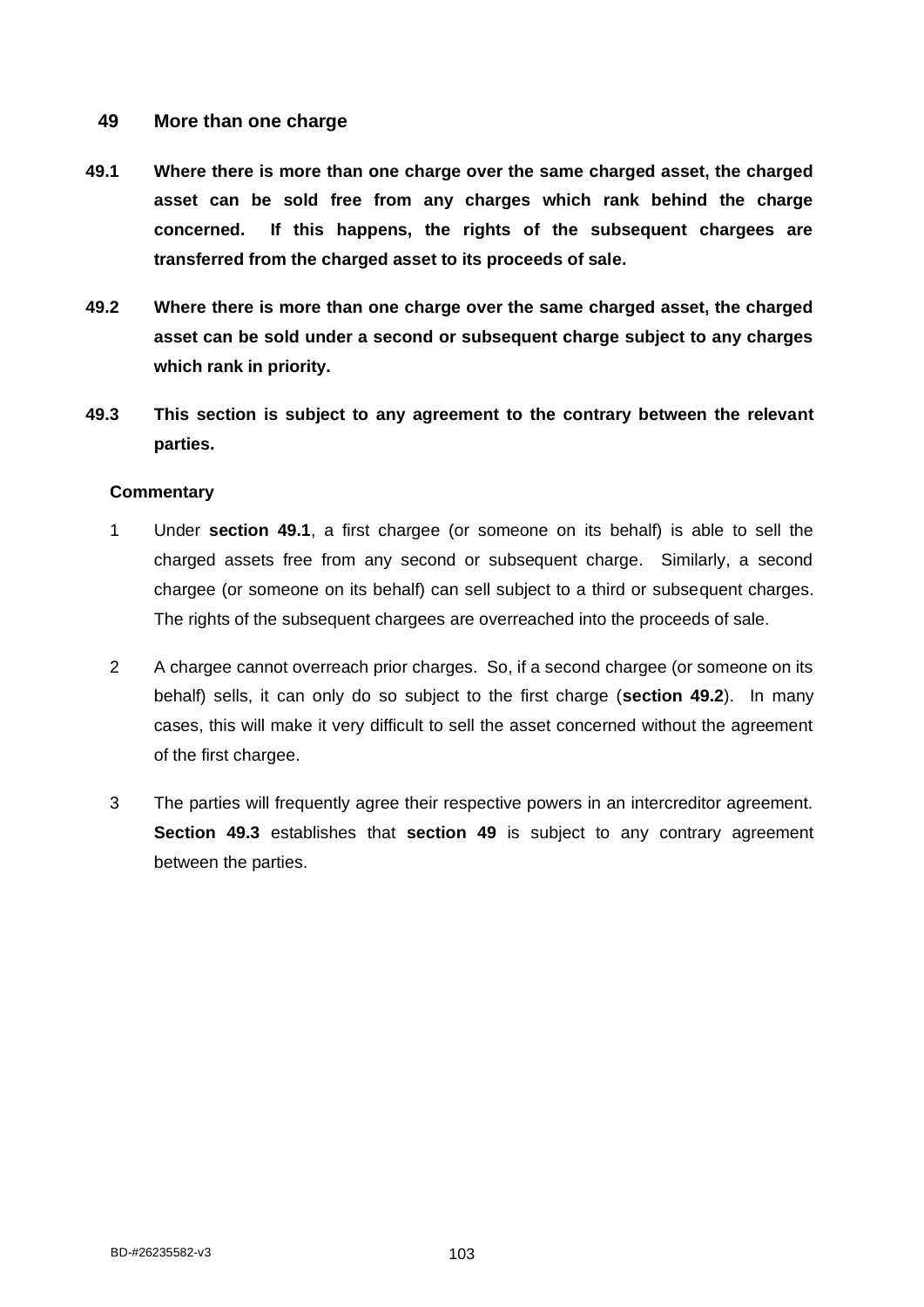## 49 More than one charge

**49.1 Where there is more than one charge over the same charged asset, the charged asset can be sold free from any charges which rank behind the charge concerned. If this happens, the rights of the subsequent chargees are transferred from the charged asset to its proceeds of sale.**

**49.2 Where there is more than one charge over the same charged asset, the charged asset can be sold under a second or subsequent charge subject to any charges which rank in priority.**

**49.3 This section is subject to any agreement to the contrary between the relevant parties.**

**Commentary**

1 Under **section 49.1**, a first chargee (or someone on its behalf) is able to sell the charged assets free from any second or subsequent charge. Similarly, a second chargee (or someone on its behalf) can sell subject to a third or subsequent charges. The rights of the subsequent chargees are overreached into the proceeds of sale.

2 A chargee cannot overreach prior charges. So, if a second chargee (or someone on its behalf) sells, it can only do so subject to the first charge (**section 49.2**). In many cases, this will make it very difficult to sell the asset concerned without the agreement of the first chargee.

3 The parties will frequently agree their respective powers in an intercreditor agreement. **Section 49.3** establishes that **section 49** is subject to any contrary agreement between the parties.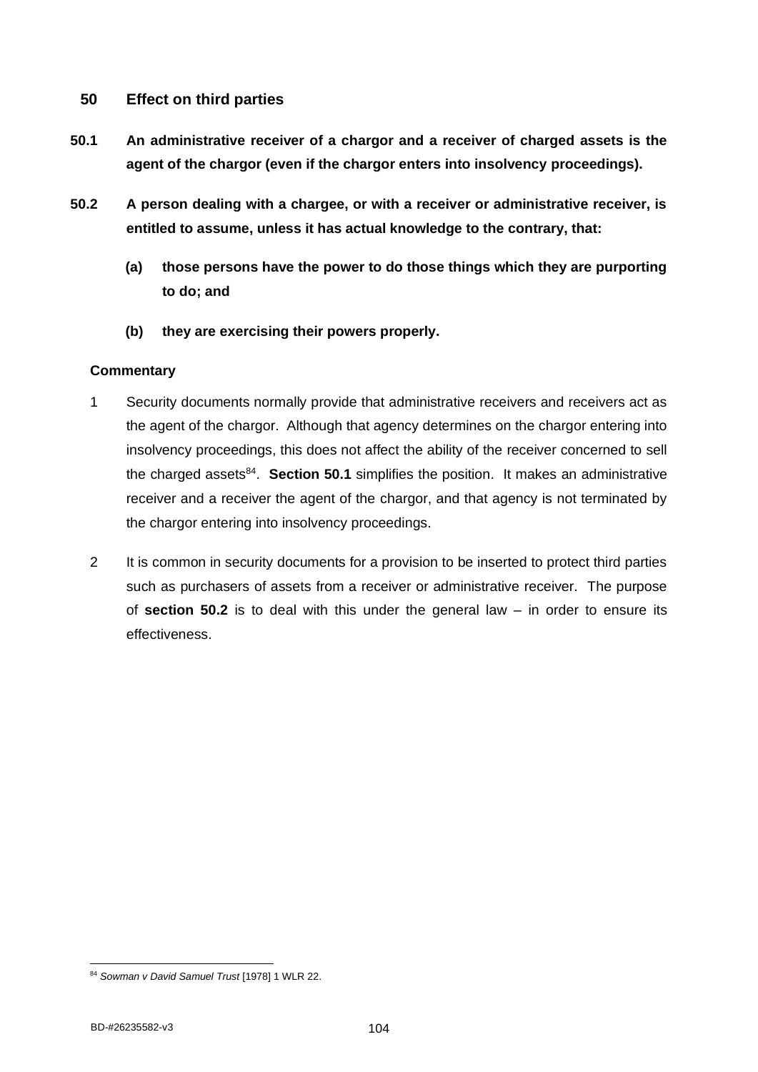## 50 Effect on third parties

**50.1 An administrative receiver of a chargor and a receiver of charged assets is the agent of the chargor (even if the chargor enters into insolvency proceedings).**

**50.2 A person dealing with a chargee, or with a receiver or administrative receiver, is entitled to assume, unless it has actual knowledge to the contrary, that:**

**(a) those persons have the power to do those things which they are purporting to do; and**

**(b) they are exercising their powers properly.**

### Commentary

1 Security documents normally provide that administrative receivers and receivers act as the agent of the chargor. Although that agency determines on the chargor entering into insolvency proceedings, this does not affect the ability of the receiver concerned to sell the charged assets[84]. **Section 50.1** simplifies the position. It makes an administrative receiver and a receiver the agent of the chargor, and that agency is not terminated by the chargor entering into insolvency proceedings.

2 It is common in security documents for a provision to be inserted to protect third parties such as purchasers of assets from a receiver or administrative receiver. The purpose of **section 50.2** is to deal with this under the general law – in order to ensure its effectiveness.

---

[84] *Sowman v David Samuel Trust* [1978] 1 WLR 22.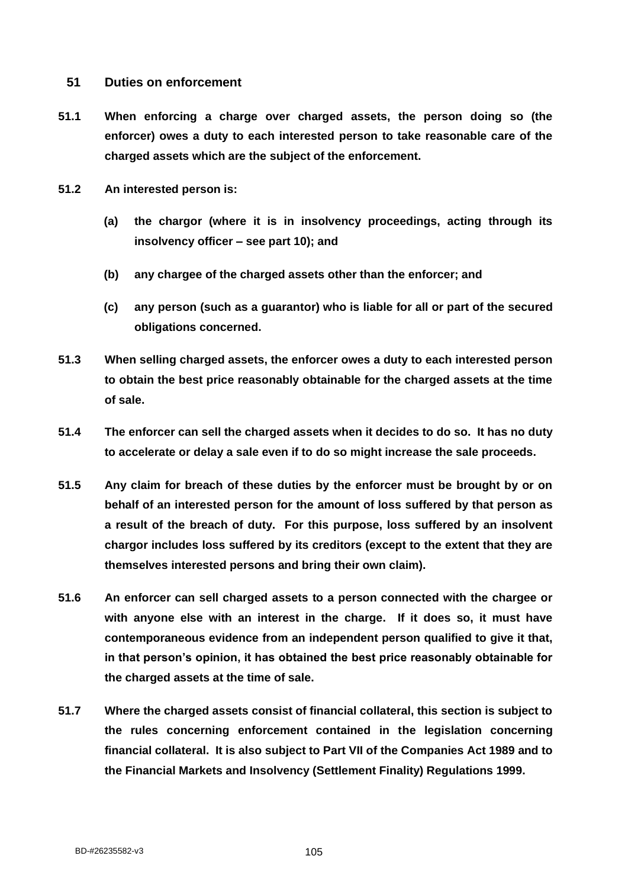## 51 Duties on enforcement

**51.1 When enforcing a charge over charged assets, the person doing so (the enforcer) owes a duty to each interested person to take reasonable care of the charged assets which are the subject of the enforcement.**

**51.2 An interested person is:**

**(a) the chargor (where it is in insolvency proceedings, acting through its insolvency officer – see part 10); and**

**(b) any chargee of the charged assets other than the enforcer; and**

**(c) any person (such as a guarantor) who is liable for all or part of the secured obligations concerned.**

**51.3 When selling charged assets, the enforcer owes a duty to each interested person to obtain the best price reasonably obtainable for the charged assets at the time of sale.**

**51.4 The enforcer can sell the charged assets when it decides to do so. It has no duty to accelerate or delay a sale even if to do so might increase the sale proceeds.**

**51.5 Any claim for breach of these duties by the enforcer must be brought by or on behalf of an interested person for the amount of loss suffered by that person as a result of the breach of duty. For this purpose, loss suffered by an insolvent chargor includes loss suffered by its creditors (except to the extent that they are themselves interested persons and bring their own claim).**

**51.6 An enforcer can sell charged assets to a person connected with the chargee or with anyone else with an interest in the charge. If it does so, it must have contemporaneous evidence from an independent person qualified to give it that, in that person's opinion, it has obtained the best price reasonably obtainable for the charged assets at the time of sale.**

**51.7 Where the charged assets consist of financial collateral, this section is subject to the rules concerning enforcement contained in the legislation concerning financial collateral. It is also subject to Part VII of the Companies Act 1989 and to the Financial Markets and Insolvency (Settlement Finality) Regulations 1999.**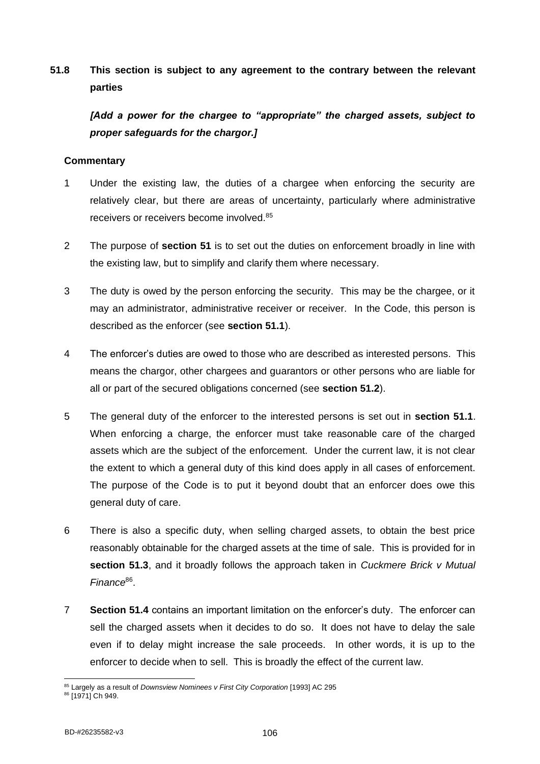**51.8 This section is subject to any agreement to the contrary between the relevant parties**

***[Add a power for the chargee to "appropriate" the charged assets, subject to proper safeguards for the chargor.]***

**Commentary**

1 Under the existing law, the duties of a chargee when enforcing the security are relatively clear, but there are areas of uncertainty, particularly where administrative receivers or receivers become involved.[85]

2 The purpose of **section 51** is to set out the duties on enforcement broadly in line with the existing law, but to simplify and clarify them where necessary.

3 The duty is owed by the person enforcing the security. This may be the chargee, or it may an administrator, administrative receiver or receiver. In the Code, this person is described as the enforcer (see **section 51.1**).

4 The enforcer's duties are owed to those who are described as interested persons. This means the chargor, other chargees and guarantors or other persons who are liable for all or part of the secured obligations concerned (see **section 51.2**).

5 The general duty of the enforcer to the interested persons is set out in **section 51.1**. When enforcing a charge, the enforcer must take reasonable care of the charged assets which are the subject of the enforcement. Under the current law, it is not clear the extent to which a general duty of this kind does apply in all cases of enforcement. The purpose of the Code is to put it beyond doubt that an enforcer does owe this general duty of care.

6 There is also a specific duty, when selling charged assets, to obtain the best price reasonably obtainable for the charged assets at the time of sale. This is provided for in **section 51.3**, and it broadly follows the approach taken in *Cuckmere Brick v Mutual Finance*[86].

7 **Section 51.4** contains an important limitation on the enforcer's duty. The enforcer can sell the charged assets when it decides to do so. It does not have to delay the sale even if to delay might increase the sale proceeds. In other words, it is up to the enforcer to decide when to sell. This is broadly the effect of the current law.

---

[85] Largely as a result of *Downsview Nominees v First City Corporation* [1993] AC 295

[86] [1971] Ch 949.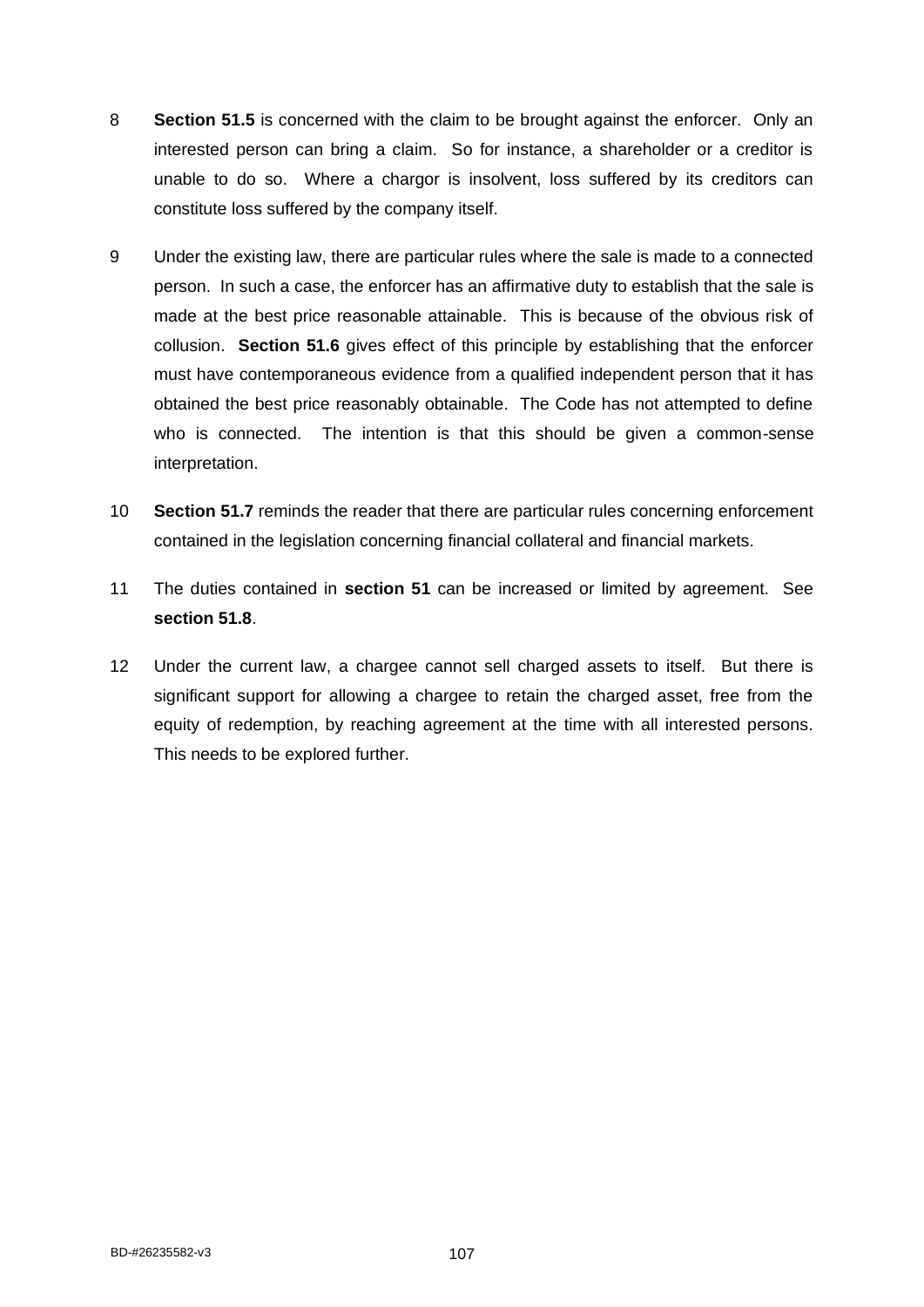8 **Section 51.5** is concerned with the claim to be brought against the enforcer. Only an interested person can bring a claim. So for instance, a shareholder or a creditor is unable to do so. Where a chargor is insolvent, loss suffered by its creditors can constitute loss suffered by the company itself.

9 Under the existing law, there are particular rules where the sale is made to a connected person. In such a case, the enforcer has an affirmative duty to establish that the sale is made at the best price reasonable attainable. This is because of the obvious risk of collusion. **Section 51.6** gives effect of this principle by establishing that the enforcer must have contemporaneous evidence from a qualified independent person that it has obtained the best price reasonably obtainable. The Code has not attempted to define who is connected. The intention is that this should be given a common-sense interpretation.

10 **Section 51.7** reminds the reader that there are particular rules concerning enforcement contained in the legislation concerning financial collateral and financial markets.

11 The duties contained in **section 51** can be increased or limited by agreement. See **section 51.8**.

12 Under the current law, a chargee cannot sell charged assets to itself. But there is significant support for allowing a chargee to retain the charged asset, free from the equity of redemption, by reaching agreement at the time with all interested persons. This needs to be explored further.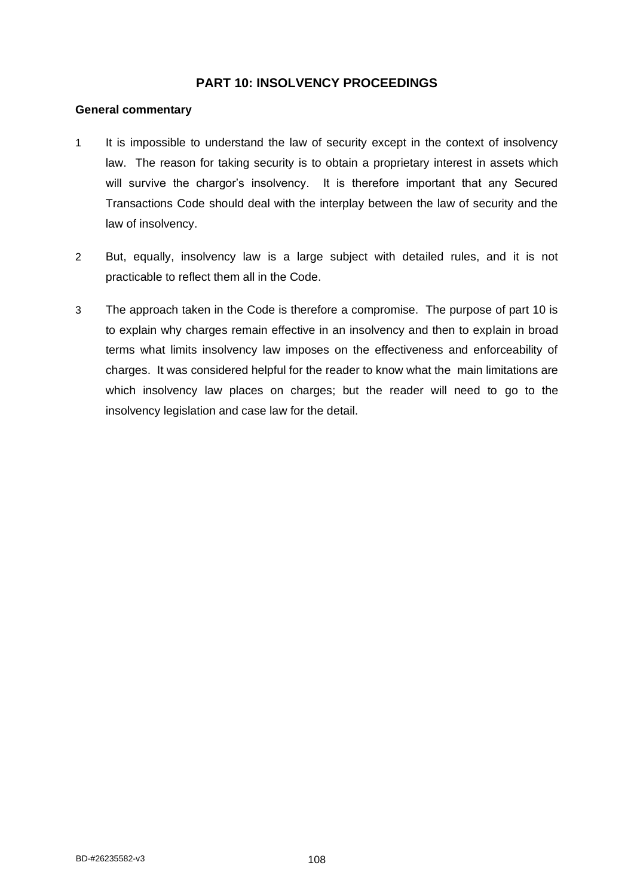# PART 10: INSOLVENCY PROCEEDINGS

**General commentary**

1 It is impossible to understand the law of security except in the context of insolvency law. The reason for taking security is to obtain a proprietary interest in assets which will survive the chargor's insolvency. It is therefore important that any Secured Transactions Code should deal with the interplay between the law of security and the law of insolvency.

2 But, equally, insolvency law is a large subject with detailed rules, and it is not practicable to reflect them all in the Code.

3 The approach taken in the Code is therefore a compromise. The purpose of part 10 is to explain why charges remain effective in an insolvency and then to explain in broad terms what limits insolvency law imposes on the effectiveness and enforceability of charges. It was considered helpful for the reader to know what the main limitations are which insolvency law places on charges; but the reader will need to go to the insolvency legislation and case law for the detail.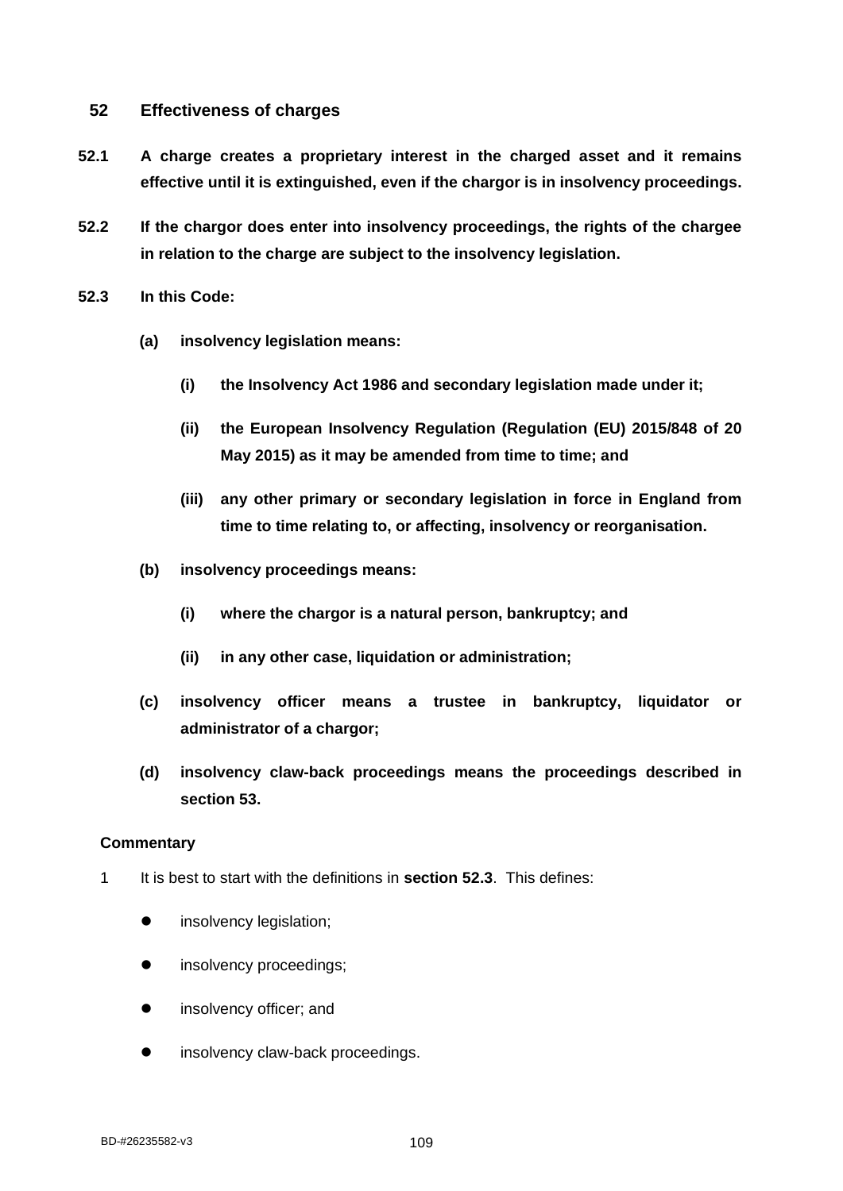## 52 Effectiveness of charges

**52.1 A charge creates a proprietary interest in the charged asset and it remains effective until it is extinguished, even if the chargor is in insolvency proceedings.**

**52.2 If the chargor does enter into insolvency proceedings, the rights of the chargee in relation to the charge are subject to the insolvency legislation.**

**52.3 In this Code:**

- **(a) insolvency legislation means:**
  - **(i) the Insolvency Act 1986 and secondary legislation made under it;**
  - **(ii) the European Insolvency Regulation (Regulation (EU) 2015/848 of 20 May 2015) as it may be amended from time to time; and**
  - **(iii) any other primary or secondary legislation in force in England from time to time relating to, or affecting, insolvency or reorganisation.**
- **(b) insolvency proceedings means:**
  - **(i) where the chargor is a natural person, bankruptcy; and**
  - **(ii) in any other case, liquidation or administration;**
- **(c) insolvency officer means a trustee in bankruptcy, liquidator or administrator of a chargor;**
- **(d) insolvency claw-back proceedings means the proceedings described in section 53.**

**Commentary**

1 It is best to start with the definitions in **section 52.3**. This defines:

- insolvency legislation;
- insolvency proceedings;
- insolvency officer; and
- insolvency claw-back proceedings.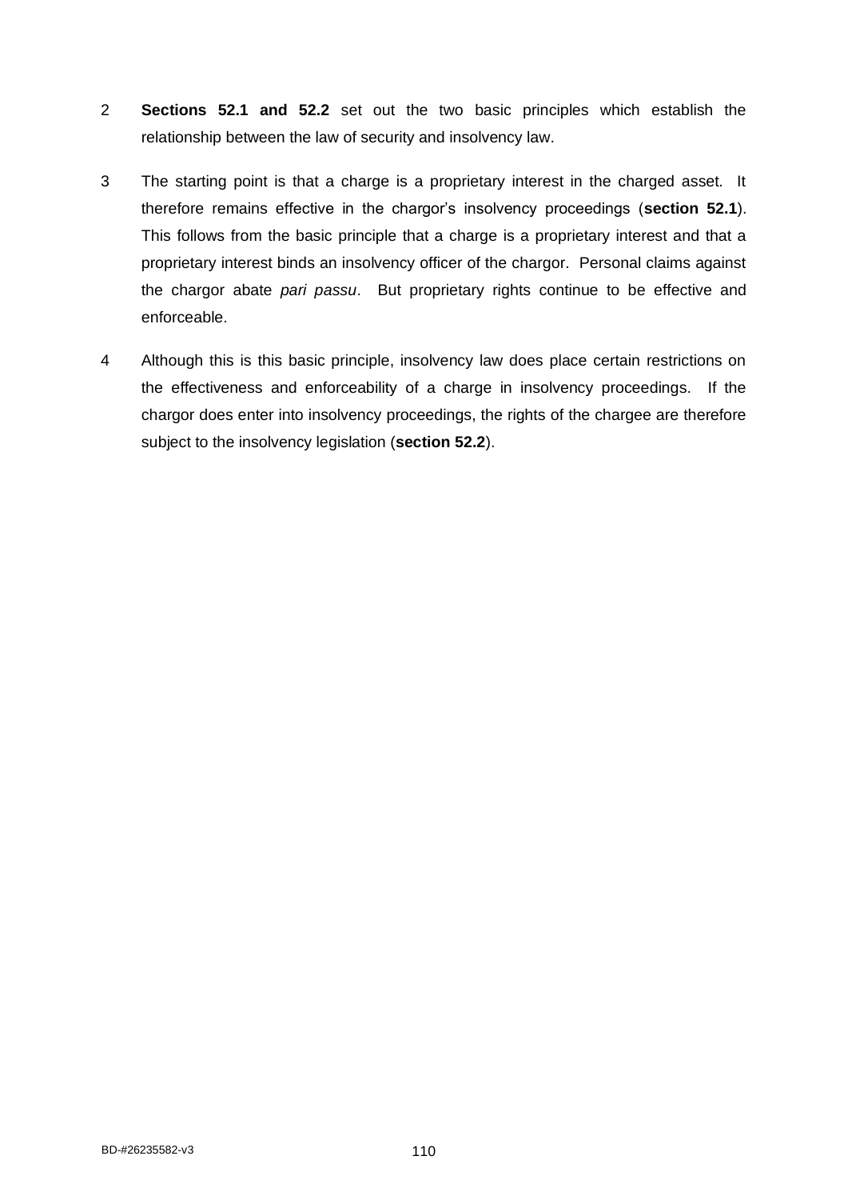2 **Sections 52.1 and 52.2** set out the two basic principles which establish the relationship between the law of security and insolvency law.

3 The starting point is that a charge is a proprietary interest in the charged asset. It therefore remains effective in the chargor's insolvency proceedings (**section 52.1**). This follows from the basic principle that a charge is a proprietary interest and that a proprietary interest binds an insolvency officer of the chargor. Personal claims against the chargor abate *pari passu*. But proprietary rights continue to be effective and enforceable.

4 Although this is this basic principle, insolvency law does place certain restrictions on the effectiveness and enforceability of a charge in insolvency proceedings. If the chargor does enter into insolvency proceedings, the rights of the chargee are therefore subject to the insolvency legislation (**section 52.2**).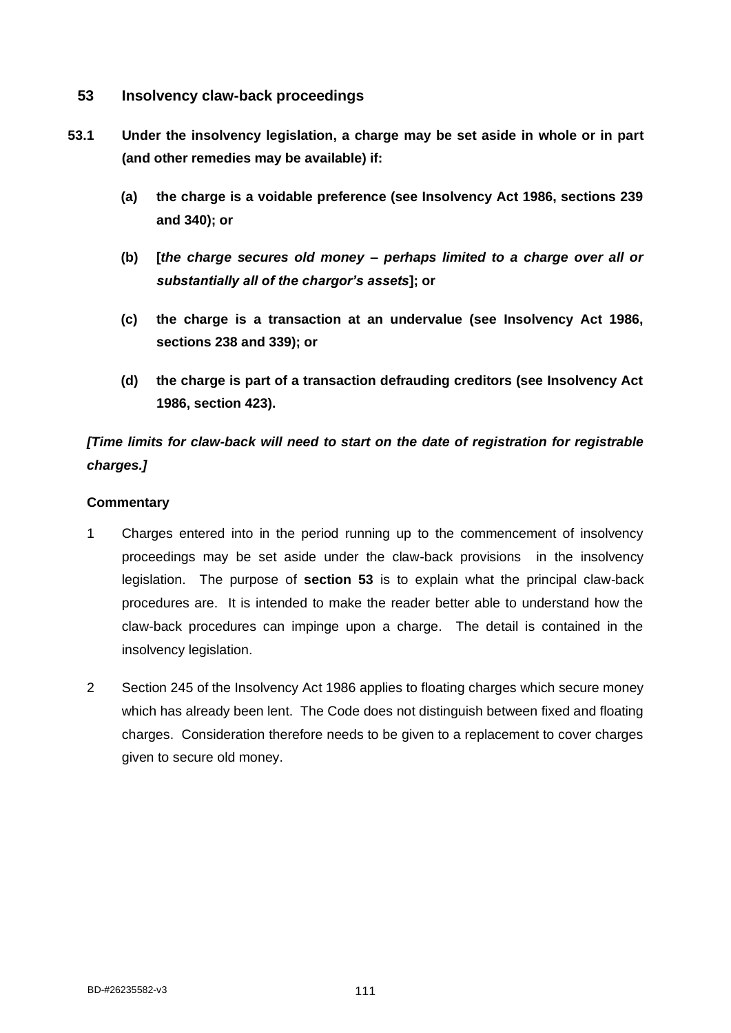## 53 Insolvency claw-back proceedings

**53.1 Under the insolvency legislation, a charge may be set aside in whole or in part (and other remedies may be available) if:**

**(a) the charge is a voidable preference (see Insolvency Act 1986, sections 239 and 340); or**

**(b) [*the charge secures old money – perhaps limited to a charge over all or substantially all of the chargor's assets*]; or**

**(c) the charge is a transaction at an undervalue (see Insolvency Act 1986, sections 238 and 339); or**

**(d) the charge is part of a transaction defrauding creditors (see Insolvency Act 1986, section 423).**

***[Time limits for claw-back will need to start on the date of registration for registrable charges.]***

**Commentary**

1 Charges entered into in the period running up to the commencement of insolvency proceedings may be set aside under the claw-back provisions in the insolvency legislation. The purpose of **section 53** is to explain what the principal claw-back procedures are. It is intended to make the reader better able to understand how the claw-back procedures can impinge upon a charge. The detail is contained in the insolvency legislation.

2 Section 245 of the Insolvency Act 1986 applies to floating charges which secure money which has already been lent. The Code does not distinguish between fixed and floating charges. Consideration therefore needs to be given to a replacement to cover charges given to secure old money.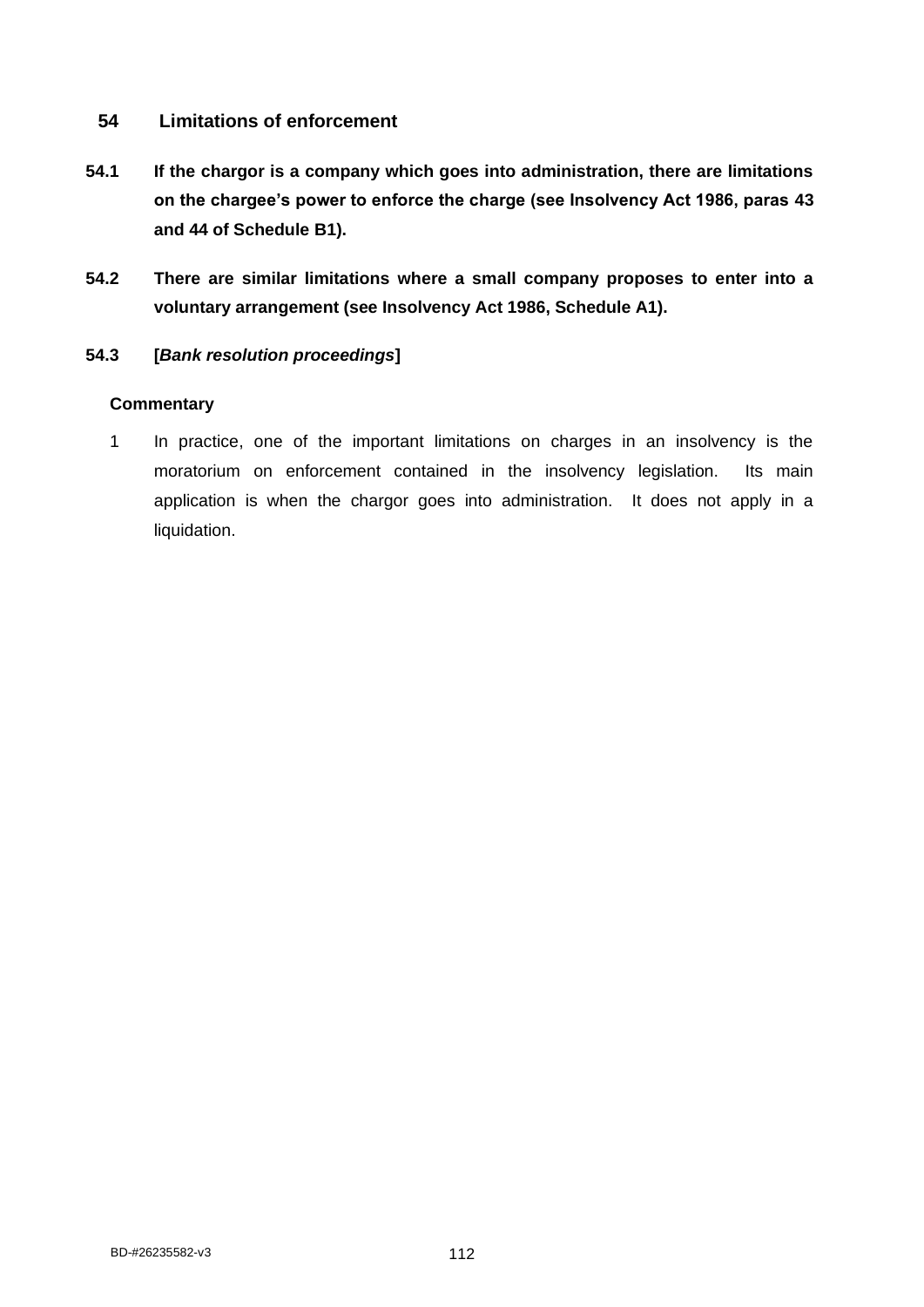## 54 Limitations of enforcement

**54.1 If the chargor is a company which goes into administration, there are limitations on the chargee's power to enforce the charge (see Insolvency Act 1986, paras 43 and 44 of Schedule B1).**

**54.2 There are similar limitations where a small company proposes to enter into a voluntary arrangement (see Insolvency Act 1986, Schedule A1).**

**54.3 [*Bank resolution proceedings*]**

**Commentary**

1 In practice, one of the important limitations on charges in an insolvency is the moratorium on enforcement contained in the insolvency legislation. Its main application is when the chargor goes into administration. It does not apply in a liquidation.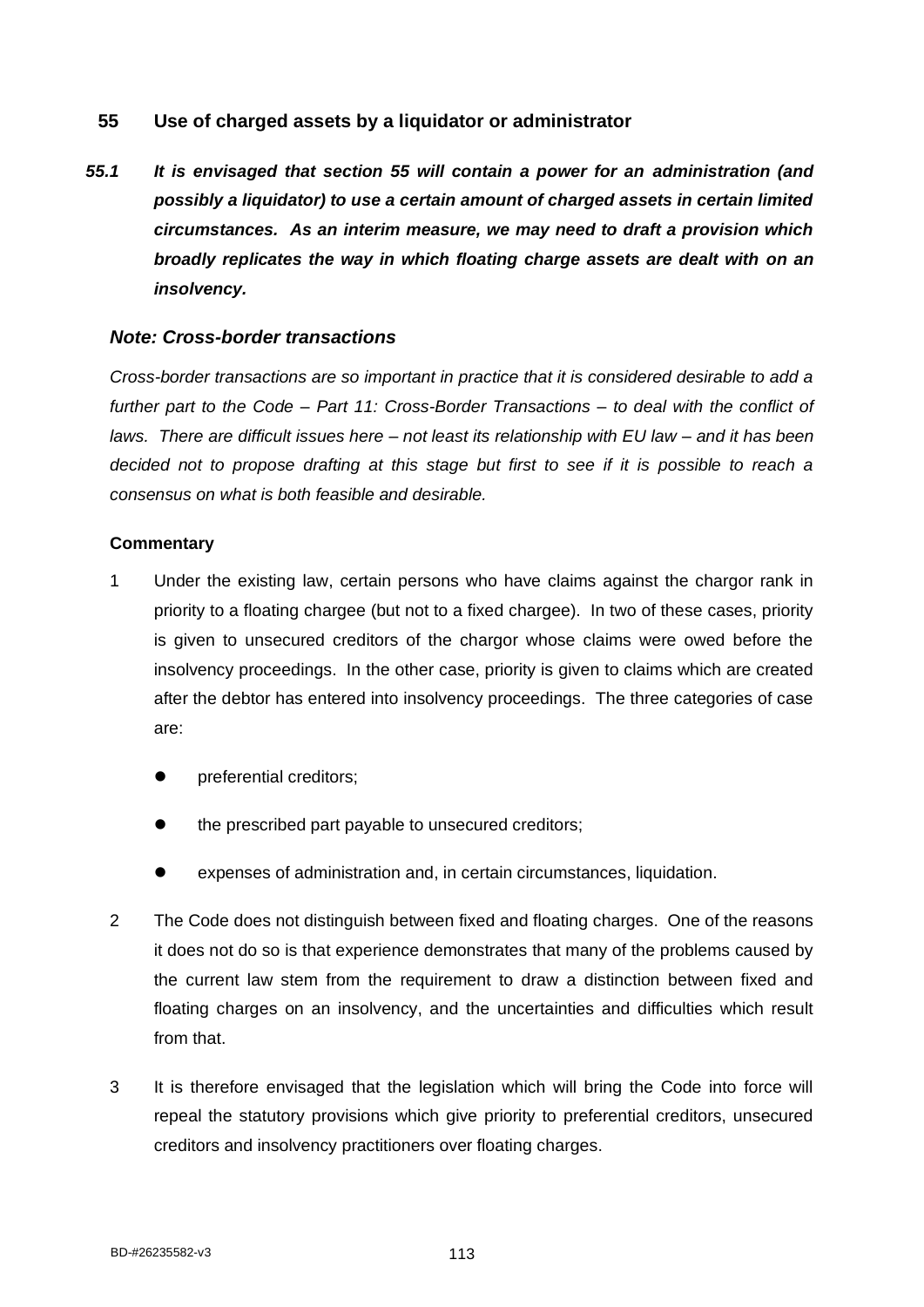## 55 Use of charged assets by a liquidator or administrator

***55.1 It is envisaged that section 55 will contain a power for an administration (and possibly a liquidator) to use a certain amount of charged assets in certain limited circumstances. As an interim measure, we may need to draft a provision which broadly replicates the way in which floating charge assets are dealt with on an insolvency.***

### *Note: Cross-border transactions*

*Cross-border transactions are so important in practice that it is considered desirable to add a further part to the Code – Part 11: Cross-Border Transactions – to deal with the conflict of laws. There are difficult issues here – not least its relationship with EU law – and it has been decided not to propose drafting at this stage but first to see if it is possible to reach a consensus on what is both feasible and desirable.*

**Commentary**

1 Under the existing law, certain persons who have claims against the chargor rank in priority to a floating chargee (but not to a fixed chargee). In two of these cases, priority is given to unsecured creditors of the chargor whose claims were owed before the insolvency proceedings. In the other case, priority is given to claims which are created after the debtor has entered into insolvency proceedings. The three categories of case are:

- preferential creditors;
- the prescribed part payable to unsecured creditors;
- expenses of administration and, in certain circumstances, liquidation.

2 The Code does not distinguish between fixed and floating charges. One of the reasons it does not do so is that experience demonstrates that many of the problems caused by the current law stem from the requirement to draw a distinction between fixed and floating charges on an insolvency, and the uncertainties and difficulties which result from that.

3 It is therefore envisaged that the legislation which will bring the Code into force will repeal the statutory provisions which give priority to preferential creditors, unsecured creditors and insolvency practitioners over floating charges.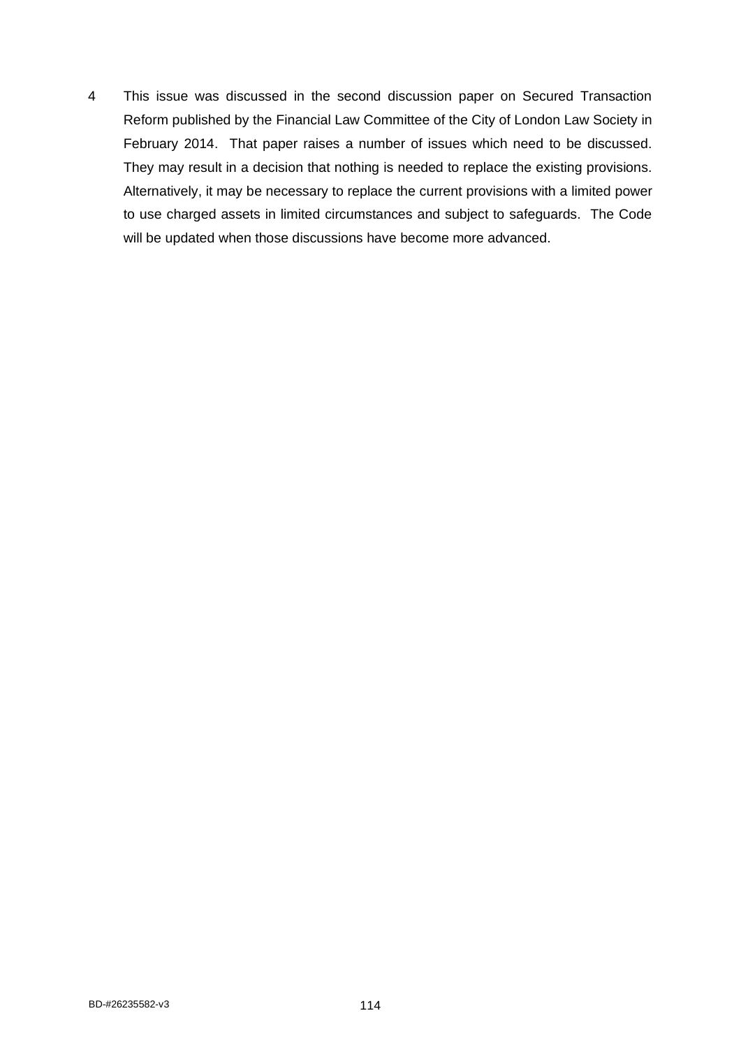4 This issue was discussed in the second discussion paper on Secured Transaction Reform published by the Financial Law Committee of the City of London Law Society in February 2014. That paper raises a number of issues which need to be discussed. They may result in a decision that nothing is needed to replace the existing provisions. Alternatively, it may be necessary to replace the current provisions with a limited power to use charged assets in limited circumstances and subject to safeguards. The Code will be updated when those discussions have become more advanced.